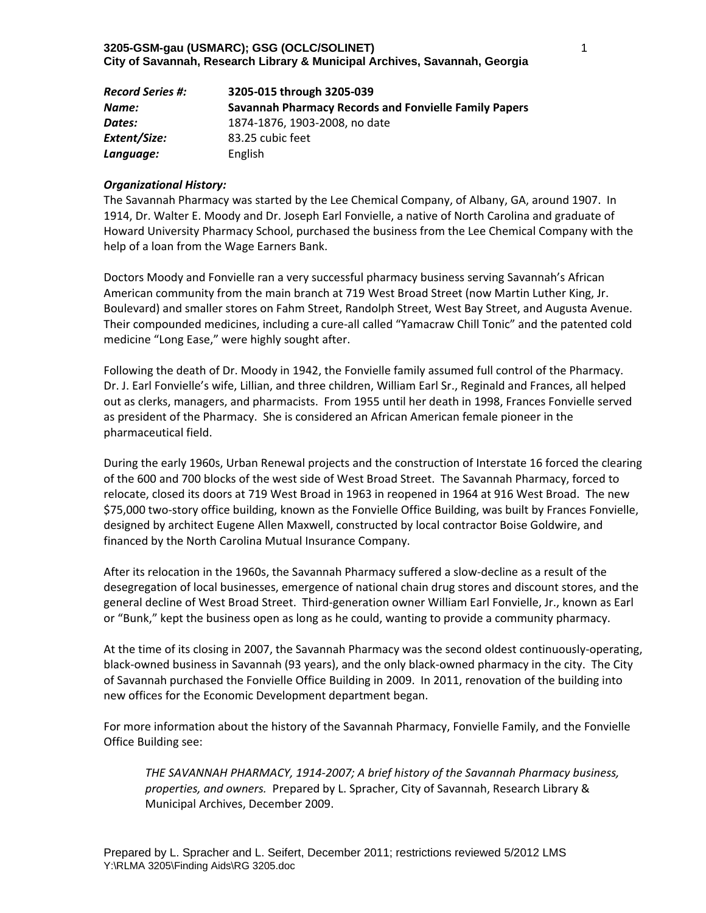**3205-GSM-gau (USMARC); GSG (OCLC/SOLINET)**
**City of Savannah, Research Library & Municipal Archives, Savannah, Georgia**

| | |
|---|---|
| ***Record Series #:*** | **3205-015 through 3205-039** |
| ***Name:*** | **Savannah Pharmacy Records and Fonvielle Family Papers** |
| ***Dates:*** | 1874-1876, 1903-2008, no date |
| ***Extent/Size:*** | 83.25 cubic feet |
| ***Language:*** | English |

***Organizational History:***

The Savannah Pharmacy was started by the Lee Chemical Company, of Albany, GA, around 1907. In 1914, Dr. Walter E. Moody and Dr. Joseph Earl Fonvielle, a native of North Carolina and graduate of Howard University Pharmacy School, purchased the business from the Lee Chemical Company with the help of a loan from the Wage Earners Bank.

Doctors Moody and Fonvielle ran a very successful pharmacy business serving Savannah's African American community from the main branch at 719 West Broad Street (now Martin Luther King, Jr. Boulevard) and smaller stores on Fahm Street, Randolph Street, West Bay Street, and Augusta Avenue. Their compounded medicines, including a cure-all called "Yamacraw Chill Tonic" and the patented cold medicine "Long Ease," were highly sought after.

Following the death of Dr. Moody in 1942, the Fonvielle family assumed full control of the Pharmacy. Dr. J. Earl Fonvielle's wife, Lillian, and three children, William Earl Sr., Reginald and Frances, all helped out as clerks, managers, and pharmacists. From 1955 until her death in 1998, Frances Fonvielle served as president of the Pharmacy. She is considered an African American female pioneer in the pharmaceutical field.

During the early 1960s, Urban Renewal projects and the construction of Interstate 16 forced the clearing of the 600 and 700 blocks of the west side of West Broad Street. The Savannah Pharmacy, forced to relocate, closed its doors at 719 West Broad in 1963 in reopened in 1964 at 916 West Broad. The new $75,000 two-story office building, known as the Fonvielle Office Building, was built by Frances Fonvielle, designed by architect Eugene Allen Maxwell, constructed by local contractor Boise Goldwire, and financed by the North Carolina Mutual Insurance Company.

After its relocation in the 1960s, the Savannah Pharmacy suffered a slow-decline as a result of the desegregation of local businesses, emergence of national chain drug stores and discount stores, and the general decline of West Broad Street. Third-generation owner William Earl Fonvielle, Jr., known as Earl or "Bunk," kept the business open as long as he could, wanting to provide a community pharmacy.

At the time of its closing in 2007, the Savannah Pharmacy was the second oldest continuously-operating, black-owned business in Savannah (93 years), and the only black-owned pharmacy in the city. The City of Savannah purchased the Fonvielle Office Building in 2009. In 2011, renovation of the building into new offices for the Economic Development department began.

For more information about the history of the Savannah Pharmacy, Fonvielle Family, and the Fonvielle Office Building see:

> *THE SAVANNAH PHARMACY, 1914-2007; A brief history of the Savannah Pharmacy business, properties, and owners.* Prepared by L. Spracher, City of Savannah, Research Library & Municipal Archives, December 2009.

Prepared by L. Spracher and L. Seifert, December 2011; restrictions reviewed 5/2012 LMS
Y:\RLMA 3205\Finding Aids\RG 3205.doc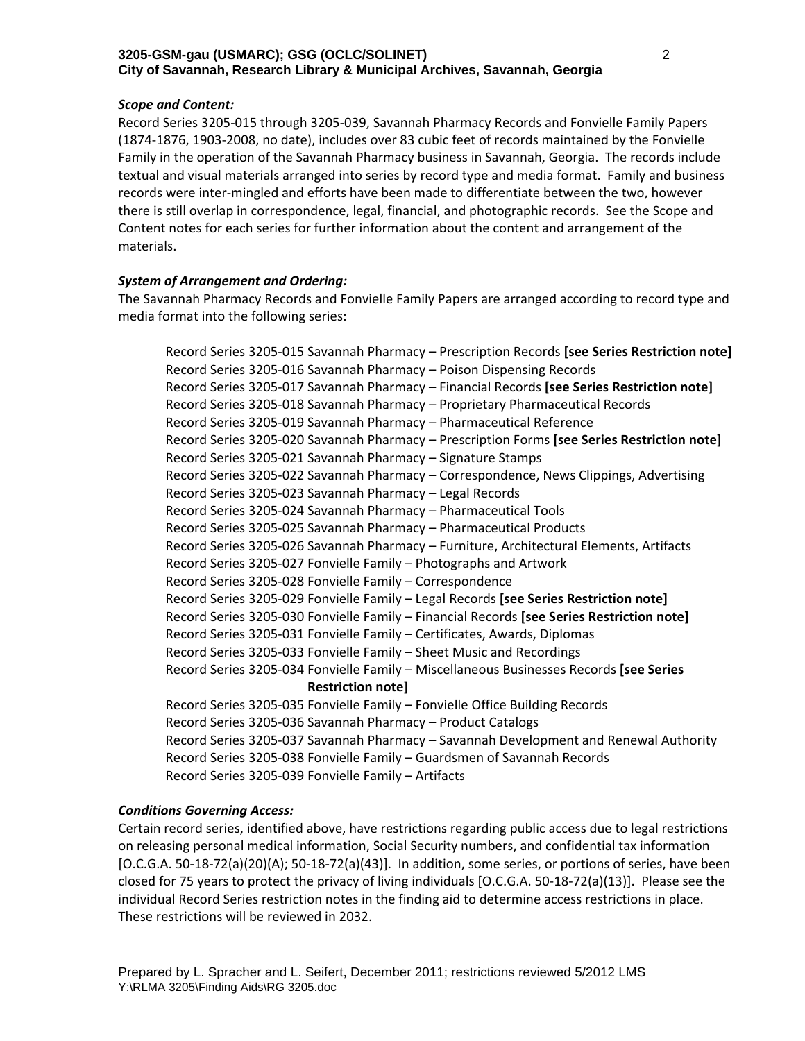***Scope and Content:***

Record Series 3205-015 through 3205-039, Savannah Pharmacy Records and Fonvielle Family Papers (1874-1876, 1903-2008, no date), includes over 83 cubic feet of records maintained by the Fonvielle Family in the operation of the Savannah Pharmacy business in Savannah, Georgia. The records include textual and visual materials arranged into series by record type and media format. Family and business records were inter-mingled and efforts have been made to differentiate between the two, however there is still overlap in correspondence, legal, financial, and photographic records. See the Scope and Content notes for each series for further information about the content and arrangement of the materials.

***System of Arrangement and Ordering:***

The Savannah Pharmacy Records and Fonvielle Family Papers are arranged according to record type and media format into the following series:

- Record Series 3205-015 Savannah Pharmacy – Prescription Records **[see Series Restriction note]**
- Record Series 3205-016 Savannah Pharmacy – Poison Dispensing Records
- Record Series 3205-017 Savannah Pharmacy – Financial Records **[see Series Restriction note]**
- Record Series 3205-018 Savannah Pharmacy – Proprietary Pharmaceutical Records
- Record Series 3205-019 Savannah Pharmacy – Pharmaceutical Reference
- Record Series 3205-020 Savannah Pharmacy – Prescription Forms **[see Series Restriction note]**
- Record Series 3205-021 Savannah Pharmacy – Signature Stamps
- Record Series 3205-022 Savannah Pharmacy – Correspondence, News Clippings, Advertising
- Record Series 3205-023 Savannah Pharmacy – Legal Records
- Record Series 3205-024 Savannah Pharmacy – Pharmaceutical Tools
- Record Series 3205-025 Savannah Pharmacy – Pharmaceutical Products
- Record Series 3205-026 Savannah Pharmacy – Furniture, Architectural Elements, Artifacts
- Record Series 3205-027 Fonvielle Family – Photographs and Artwork
- Record Series 3205-028 Fonvielle Family – Correspondence
- Record Series 3205-029 Fonvielle Family – Legal Records **[see Series Restriction note]**
- Record Series 3205-030 Fonvielle Family – Financial Records **[see Series Restriction note]**
- Record Series 3205-031 Fonvielle Family – Certificates, Awards, Diplomas
- Record Series 3205-033 Fonvielle Family – Sheet Music and Recordings
- Record Series 3205-034 Fonvielle Family – Miscellaneous Businesses Records **[see Series Restriction note]**
- Record Series 3205-035 Fonvielle Family – Fonvielle Office Building Records
- Record Series 3205-036 Savannah Pharmacy – Product Catalogs
- Record Series 3205-037 Savannah Pharmacy – Savannah Development and Renewal Authority
- Record Series 3205-038 Fonvielle Family – Guardsmen of Savannah Records
- Record Series 3205-039 Fonvielle Family – Artifacts

***Conditions Governing Access:***

Certain record series, identified above, have restrictions regarding public access due to legal restrictions on releasing personal medical information, Social Security numbers, and confidential tax information [O.C.G.A. 50-18-72(a)(20)(A); 50-18-72(a)(43)]. In addition, some series, or portions of series, have been closed for 75 years to protect the privacy of living individuals [O.C.G.A. 50-18-72(a)(13)]. Please see the individual Record Series restriction notes in the finding aid to determine access restrictions in place. These restrictions will be reviewed in 2032.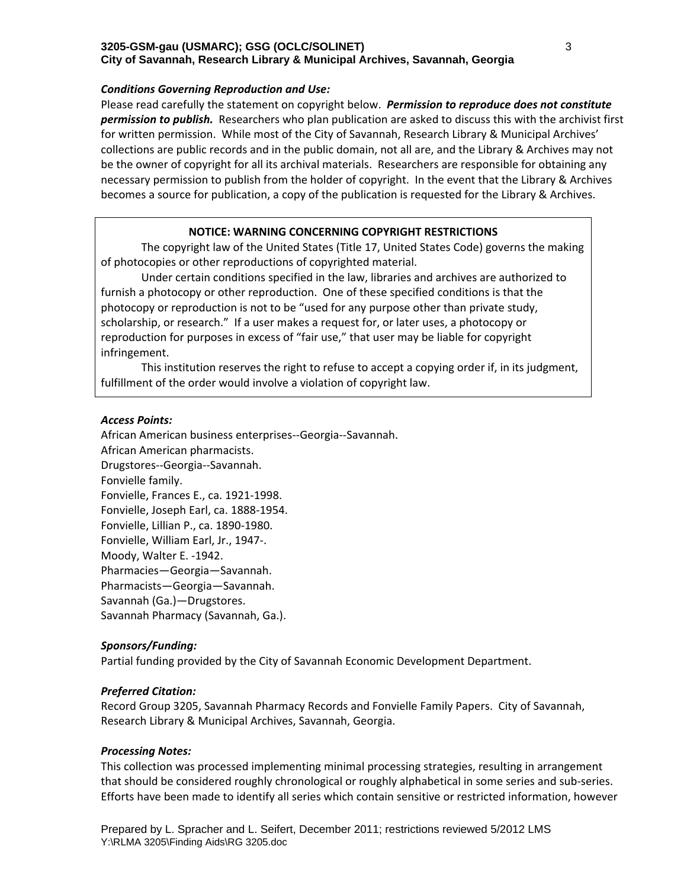***Conditions Governing Reproduction and Use:***

Please read carefully the statement on copyright below. ***Permission to reproduce does not constitute permission to publish.*** Researchers who plan publication are asked to discuss this with the archivist first for written permission. While most of the City of Savannah, Research Library & Municipal Archives' collections are public records and in the public domain, not all are, and the Library & Archives may not be the owner of copyright for all its archival materials. Researchers are responsible for obtaining any necessary permission to publish from the holder of copyright. In the event that the Library & Archives becomes a source for publication, a copy of the publication is requested for the Library & Archives.

**NOTICE: WARNING CONCERNING COPYRIGHT RESTRICTIONS**

The copyright law of the United States (Title 17, United States Code) governs the making of photocopies or other reproductions of copyrighted material.

Under certain conditions specified in the law, libraries and archives are authorized to furnish a photocopy or other reproduction. One of these specified conditions is that the photocopy or reproduction is not to be "used for any purpose other than private study, scholarship, or research." If a user makes a request for, or later uses, a photocopy or reproduction for purposes in excess of "fair use," that user may be liable for copyright infringement.

This institution reserves the right to refuse to accept a copying order if, in its judgment, fulfillment of the order would involve a violation of copyright law.

***Access Points:***

African American business enterprises--Georgia--Savannah.
African American pharmacists.
Drugstores--Georgia--Savannah.
Fonvielle family.
Fonvielle, Frances E., ca. 1921-1998.
Fonvielle, Joseph Earl, ca. 1888-1954.
Fonvielle, Lillian P., ca. 1890-1980.
Fonvielle, William Earl, Jr., 1947-.
Moody, Walter E. -1942.
Pharmacies—Georgia—Savannah.
Pharmacists—Georgia—Savannah.
Savannah (Ga.)—Drugstores.
Savannah Pharmacy (Savannah, Ga.).

***Sponsors/Funding:***

Partial funding provided by the City of Savannah Economic Development Department.

***Preferred Citation:***

Record Group 3205, Savannah Pharmacy Records and Fonvielle Family Papers. City of Savannah, Research Library & Municipal Archives, Savannah, Georgia.

***Processing Notes:***

This collection was processed implementing minimal processing strategies, resulting in arrangement that should be considered roughly chronological or roughly alphabetical in some series and sub-series. Efforts have been made to identify all series which contain sensitive or restricted information, however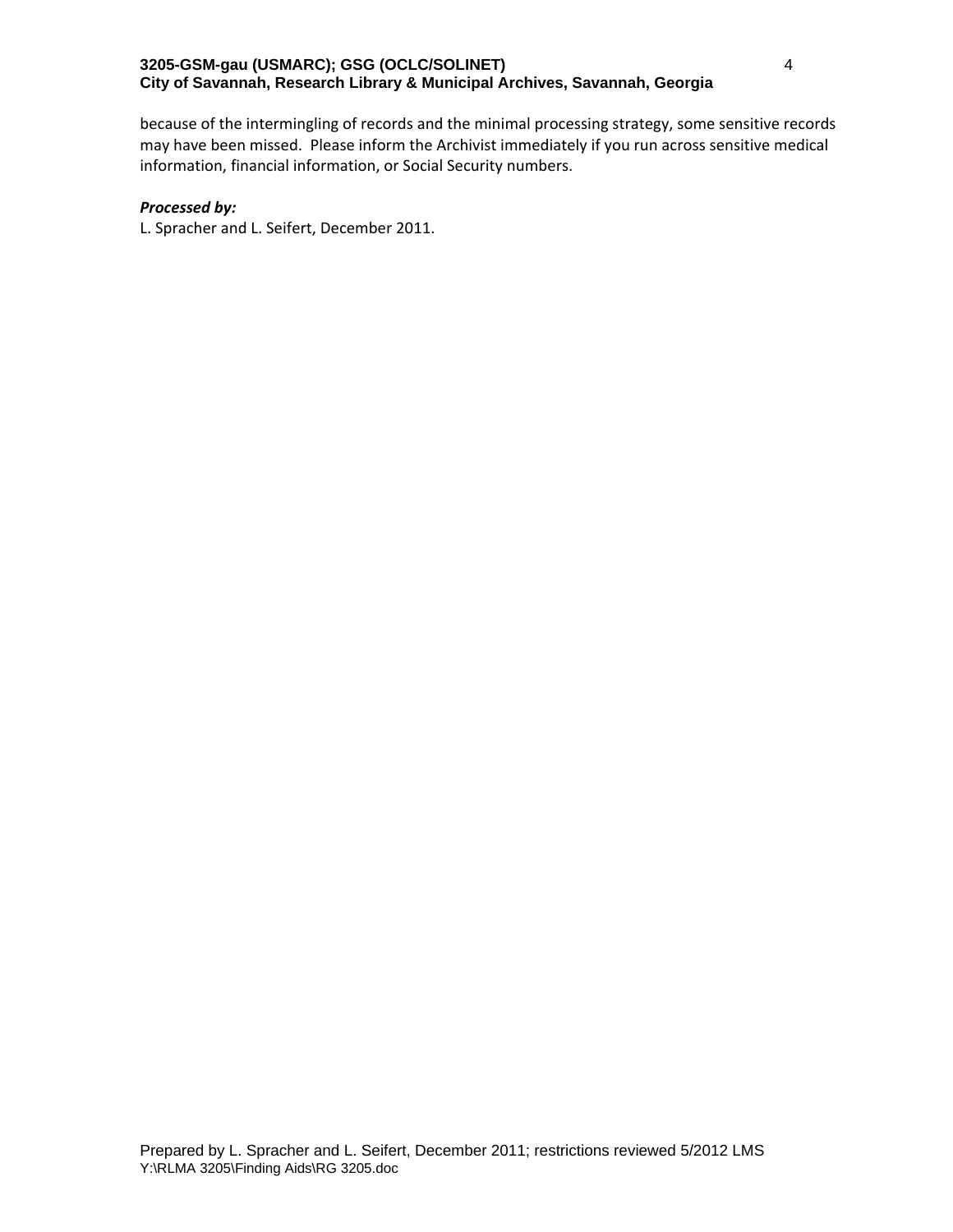because of the intermingling of records and the minimal processing strategy, some sensitive records may have been missed. Please inform the Archivist immediately if you run across sensitive medical information, financial information, or Social Security numbers.

***Processed by:***
L. Spracher and L. Seifert, December 2011.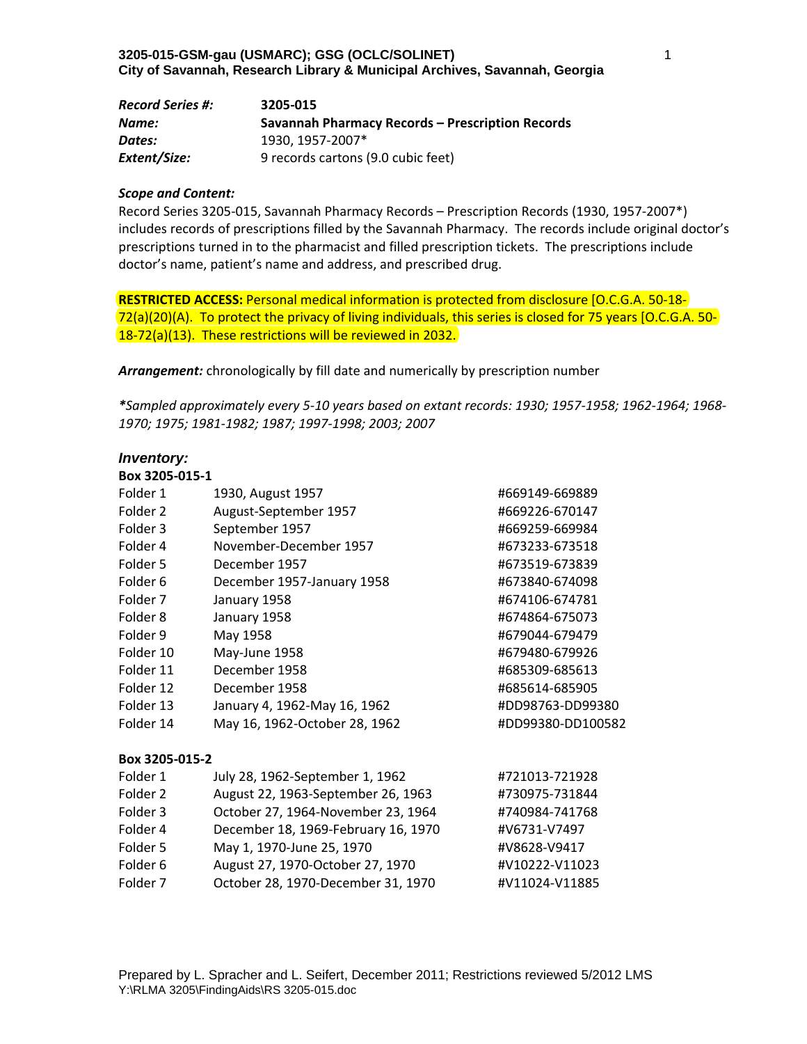**3205-015-GSM-gau (USMARC); GSG (OCLC/SOLINET)**
**City of Savannah, Research Library & Municipal Archives, Savannah, Georgia**

| | |
|---|---|
| ***Record Series #:*** | **3205-015** |
| ***Name:*** | **Savannah Pharmacy Records – Prescription Records** |
| ***Dates:*** | 1930, 1957-2007* |
| ***Extent/Size:*** | 9 records cartons (9.0 cubic feet) |

***Scope and Content:***

Record Series 3205-015, Savannah Pharmacy Records – Prescription Records (1930, 1957-2007*) includes records of prescriptions filled by the Savannah Pharmacy. The records include original doctor's prescriptions turned in to the pharmacist and filled prescription tickets. The prescriptions include doctor's name, patient's name and address, and prescribed drug.

**RESTRICTED ACCESS:** Personal medical information is protected from disclosure [O.C.G.A. 50-18-72(a)(20)(A). To protect the privacy of living individuals, this series is closed for 75 years [O.C.G.A. 50-18-72(a)(13). These restrictions will be reviewed in 2032.

***Arrangement:*** chronologically by fill date and numerically by prescription number

****Sampled approximately every 5-10 years based on extant records: 1930; 1957-1958; 1962-1964; 1968-1970; 1975; 1981-1982; 1987; 1997-1998; 2003; 2007***

## *Inventory:*

**Box 3205-015-1**

| | | |
|---|---|---|
| Folder 1 | 1930, August 1957 | #669149-669889 |
| Folder 2 | August-September 1957 | #669226-670147 |
| Folder 3 | September 1957 | #669259-669984 |
| Folder 4 | November-December 1957 | #673233-673518 |
| Folder 5 | December 1957 | #673519-673839 |
| Folder 6 | December 1957-January 1958 | #673840-674098 |
| Folder 7 | January 1958 | #674106-674781 |
| Folder 8 | January 1958 | #674864-675073 |
| Folder 9 | May 1958 | #679044-679479 |
| Folder 10 | May-June 1958 | #679480-679926 |
| Folder 11 | December 1958 | #685309-685613 |
| Folder 12 | December 1958 | #685614-685905 |
| Folder 13 | January 4, 1962-May 16, 1962 | #DD98763-DD99380 |
| Folder 14 | May 16, 1962-October 28, 1962 | #DD99380-DD100582 |

**Box 3205-015-2**

| | | |
|---|---|---|
| Folder 1 | July 28, 1962-September 1, 1962 | #721013-721928 |
| Folder 2 | August 22, 1963-September 26, 1963 | #730975-731844 |
| Folder 3 | October 27, 1964-November 23, 1964 | #740984-741768 |
| Folder 4 | December 18, 1969-February 16, 1970 | #V6731-V7497 |
| Folder 5 | May 1, 1970-June 25, 1970 | #V8628-V9417 |
| Folder 6 | August 27, 1970-October 27, 1970 | #V10222-V11023 |
| Folder 7 | October 28, 1970-December 31, 1970 | #V11024-V11885 |

Prepared by L. Spracher and L. Seifert, December 2011; Restrictions reviewed 5/2012 LMS
Y:\RLMA 3205\FindingAids\RS 3205-015.doc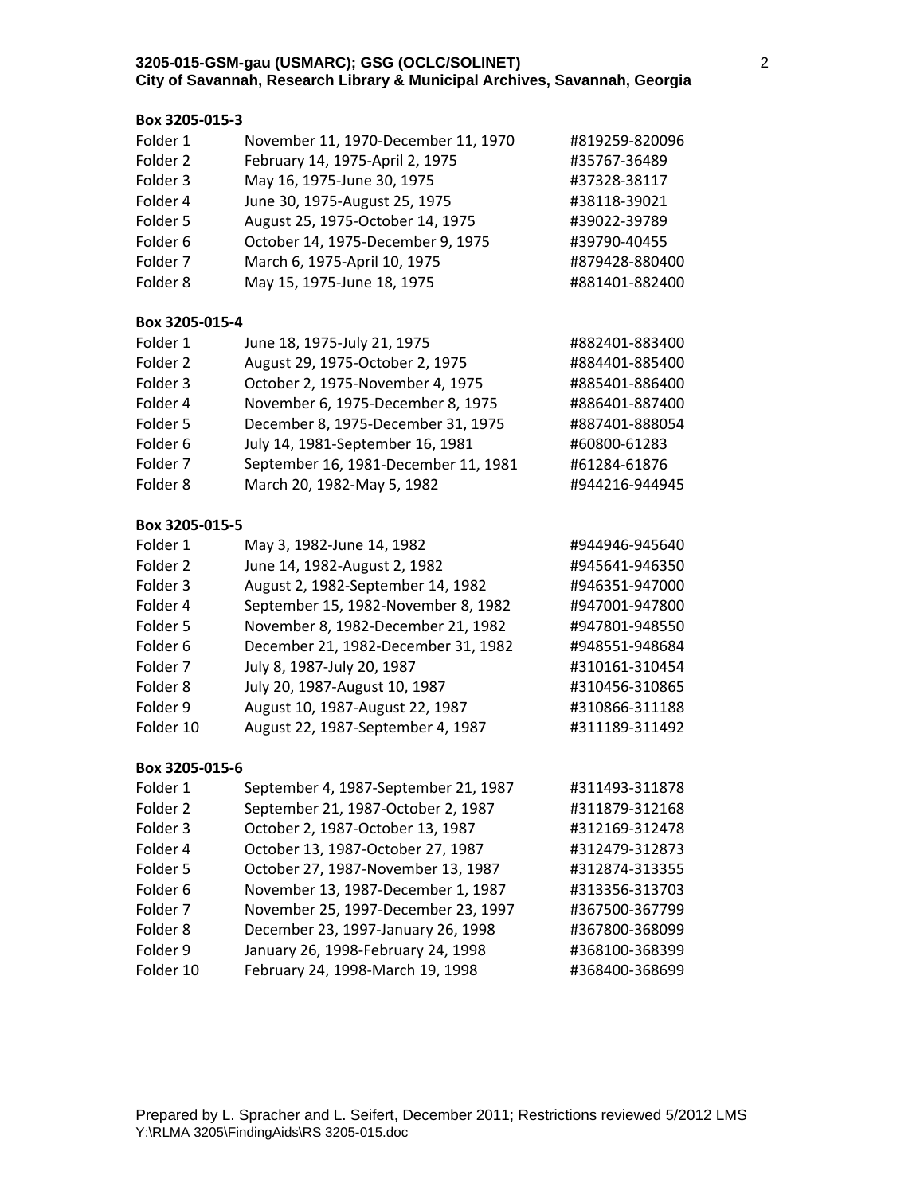**Box 3205-015-3**

| | | |
|---|---|---|
| Folder 1 | November 11, 1970-December 11, 1970 | #819259-820096 |
| Folder 2 | February 14, 1975-April 2, 1975 | #35767-36489 |
| Folder 3 | May 16, 1975-June 30, 1975 | #37328-38117 |
| Folder 4 | June 30, 1975-August 25, 1975 | #38118-39021 |
| Folder 5 | August 25, 1975-October 14, 1975 | #39022-39789 |
| Folder 6 | October 14, 1975-December 9, 1975 | #39790-40455 |
| Folder 7 | March 6, 1975-April 10, 1975 | #879428-880400 |
| Folder 8 | May 15, 1975-June 18, 1975 | #881401-882400 |

**Box 3205-015-4**

| | | |
|---|---|---|
| Folder 1 | June 18, 1975-July 21, 1975 | #882401-883400 |
| Folder 2 | August 29, 1975-October 2, 1975 | #884401-885400 |
| Folder 3 | October 2, 1975-November 4, 1975 | #885401-886400 |
| Folder 4 | November 6, 1975-December 8, 1975 | #886401-887400 |
| Folder 5 | December 8, 1975-December 31, 1975 | #887401-888054 |
| Folder 6 | July 14, 1981-September 16, 1981 | #60800-61283 |
| Folder 7 | September 16, 1981-December 11, 1981 | #61284-61876 |
| Folder 8 | March 20, 1982-May 5, 1982 | #944216-944945 |

**Box 3205-015-5**

| | | |
|---|---|---|
| Folder 1 | May 3, 1982-June 14, 1982 | #944946-945640 |
| Folder 2 | June 14, 1982-August 2, 1982 | #945641-946350 |
| Folder 3 | August 2, 1982-September 14, 1982 | #946351-947000 |
| Folder 4 | September 15, 1982-November 8, 1982 | #947001-947800 |
| Folder 5 | November 8, 1982-December 21, 1982 | #947801-948550 |
| Folder 6 | December 21, 1982-December 31, 1982 | #948551-948684 |
| Folder 7 | July 8, 1987-July 20, 1987 | #310161-310454 |
| Folder 8 | July 20, 1987-August 10, 1987 | #310456-310865 |
| Folder 9 | August 10, 1987-August 22, 1987 | #310866-311188 |
| Folder 10 | August 22, 1987-September 4, 1987 | #311189-311492 |

**Box 3205-015-6**

| | | |
|---|---|---|
| Folder 1 | September 4, 1987-September 21, 1987 | #311493-311878 |
| Folder 2 | September 21, 1987-October 2, 1987 | #311879-312168 |
| Folder 3 | October 2, 1987-October 13, 1987 | #312169-312478 |
| Folder 4 | October 13, 1987-October 27, 1987 | #312479-312873 |
| Folder 5 | October 27, 1987-November 13, 1987 | #312874-313355 |
| Folder 6 | November 13, 1987-December 1, 1987 | #313356-313703 |
| Folder 7 | November 25, 1997-December 23, 1997 | #367500-367799 |
| Folder 8 | December 23, 1997-January 26, 1998 | #367800-368099 |
| Folder 9 | January 26, 1998-February 24, 1998 | #368100-368399 |
| Folder 10 | February 24, 1998-March 19, 1998 | #368400-368699 |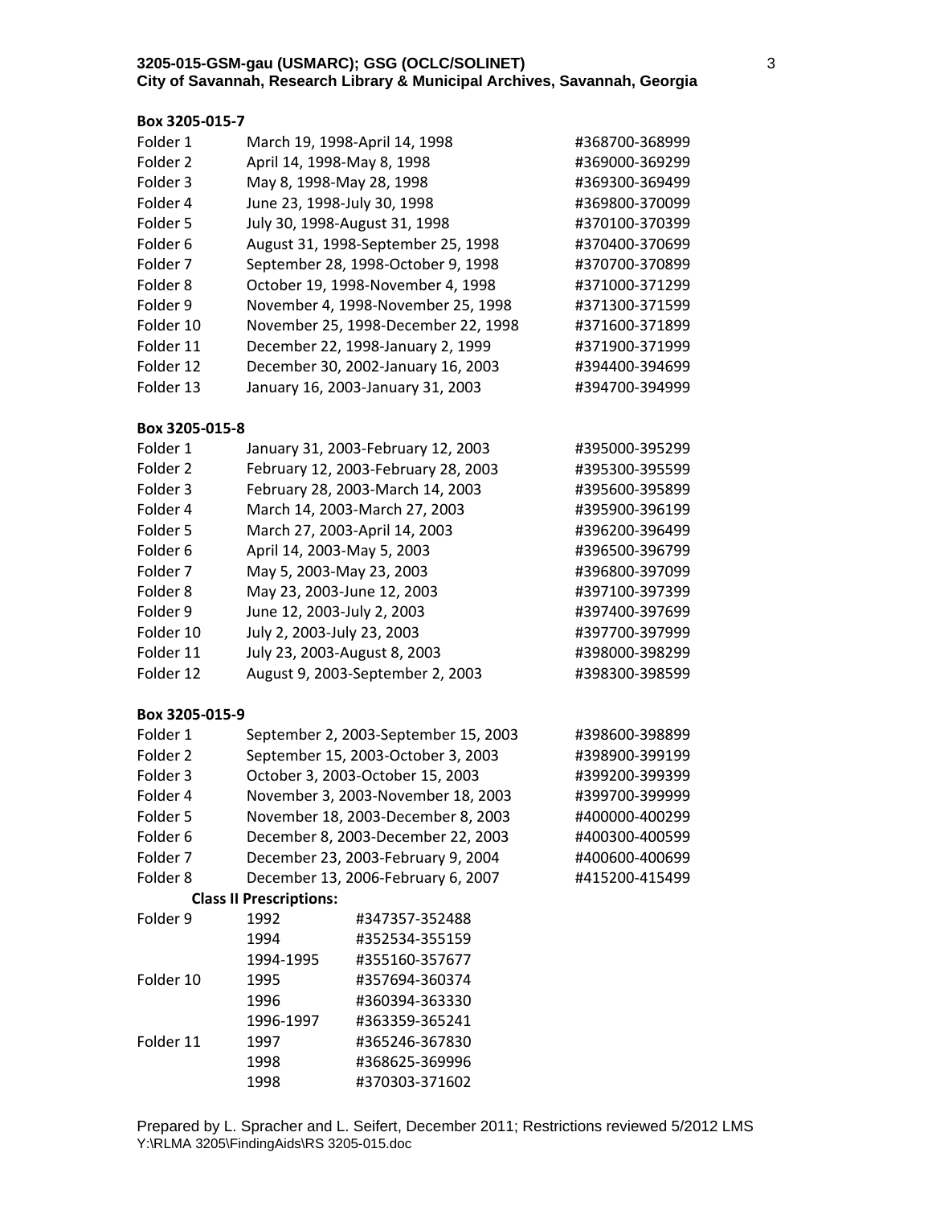**Box 3205-015-7**

| | | |
|---|---|---|
| Folder 1 | March 19, 1998-April 14, 1998 | #368700-368999 |
| Folder 2 | April 14, 1998-May 8, 1998 | #369000-369299 |
| Folder 3 | May 8, 1998-May 28, 1998 | #369300-369499 |
| Folder 4 | June 23, 1998-July 30, 1998 | #369800-370099 |
| Folder 5 | July 30, 1998-August 31, 1998 | #370100-370399 |
| Folder 6 | August 31, 1998-September 25, 1998 | #370400-370699 |
| Folder 7 | September 28, 1998-October 9, 1998 | #370700-370899 |
| Folder 8 | October 19, 1998-November 4, 1998 | #371000-371299 |
| Folder 9 | November 4, 1998-November 25, 1998 | #371300-371599 |
| Folder 10 | November 25, 1998-December 22, 1998 | #371600-371899 |
| Folder 11 | December 22, 1998-January 2, 1999 | #371900-371999 |
| Folder 12 | December 30, 2002-January 16, 2003 | #394400-394699 |
| Folder 13 | January 16, 2003-January 31, 2003 | #394700-394999 |

**Box 3205-015-8**

| | | |
|---|---|---|
| Folder 1 | January 31, 2003-February 12, 2003 | #395000-395299 |
| Folder 2 | February 12, 2003-February 28, 2003 | #395300-395599 |
| Folder 3 | February 28, 2003-March 14, 2003 | #395600-395899 |
| Folder 4 | March 14, 2003-March 27, 2003 | #395900-396199 |
| Folder 5 | March 27, 2003-April 14, 2003 | #396200-396499 |
| Folder 6 | April 14, 2003-May 5, 2003 | #396500-396799 |
| Folder 7 | May 5, 2003-May 23, 2003 | #396800-397099 |
| Folder 8 | May 23, 2003-June 12, 2003 | #397100-397399 |
| Folder 9 | June 12, 2003-July 2, 2003 | #397400-397699 |
| Folder 10 | July 2, 2003-July 23, 2003 | #397700-397999 |
| Folder 11 | July 23, 2003-August 8, 2003 | #398000-398299 |
| Folder 12 | August 9, 2003-September 2, 2003 | #398300-398599 |

**Box 3205-015-9**

| | | |
|---|---|---|
| Folder 1 | September 2, 2003-September 15, 2003 | #398600-398899 |
| Folder 2 | September 15, 2003-October 3, 2003 | #398900-399199 |
| Folder 3 | October 3, 2003-October 15, 2003 | #399200-399399 |
| Folder 4 | November 3, 2003-November 18, 2003 | #399700-399999 |
| Folder 5 | November 18, 2003-December 8, 2003 | #400000-400299 |
| Folder 6 | December 8, 2003-December 22, 2003 | #400300-400599 |
| Folder 7 | December 23, 2003-February 9, 2004 | #400600-400699 |
| Folder 8 | December 13, 2006-February 6, 2007 | #415200-415499 |

**Class II Prescriptions:**

| | | |
|---|---|---|
| Folder 9 | 1992 | #347357-352488 |
| | 1994 | #352534-355159 |
| | 1994-1995 | #355160-357677 |
| Folder 10 | 1995 | #357694-360374 |
| | 1996 | #360394-363330 |
| | 1996-1997 | #363359-365241 |
| Folder 11 | 1997 | #365246-367830 |
| | 1998 | #368625-369996 |
| | 1998 | #370303-371602 |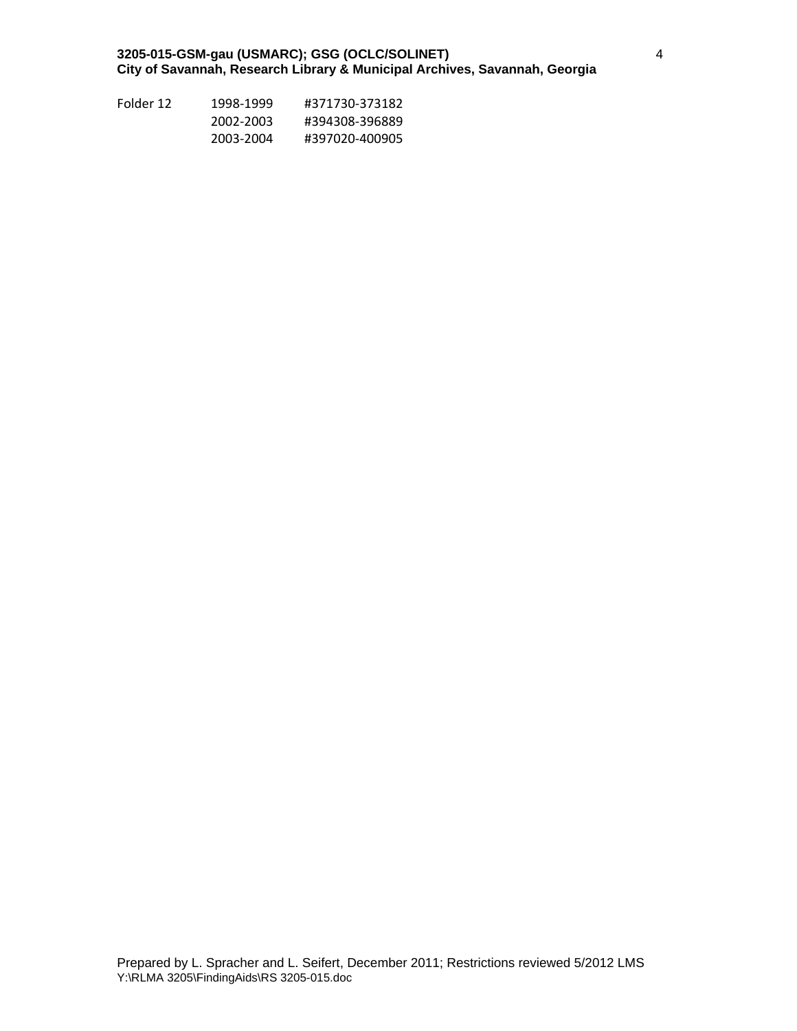| | | |
|---|---|---|
| Folder 12 | 1998-1999 | #371730-373182 |
| | 2002-2003 | #394308-396889 |
| | 2003-2004 | #397020-400905 |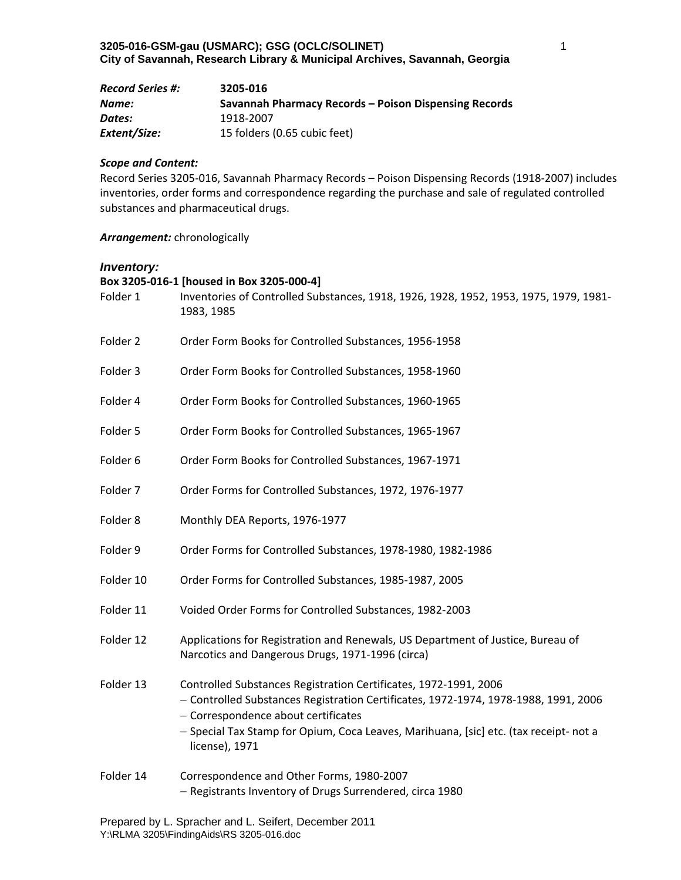**3205-016-GSM-gau (USMARC); GSG (OCLC/SOLINET)**
**City of Savannah, Research Library & Municipal Archives, Savannah, Georgia**

***Record Series #:*** **3205-016**
***Name:*** **Savannah Pharmacy Records – Poison Dispensing Records**
***Dates:*** 1918-2007
***Extent/Size:*** 15 folders (0.65 cubic feet)

***Scope and Content:***
Record Series 3205-016, Savannah Pharmacy Records – Poison Dispensing Records (1918-2007) includes inventories, order forms and correspondence regarding the purchase and sale of regulated controlled substances and pharmaceutical drugs.

***Arrangement:*** chronologically

### *Inventory:*

**Box 3205-016-1 [housed in Box 3205-000-4]**

Folder 1 Inventories of Controlled Substances, 1918, 1926, 1928, 1952, 1953, 1975, 1979, 1981-1983, 1985

Folder 2 Order Form Books for Controlled Substances, 1956-1958

Folder 3 Order Form Books for Controlled Substances, 1958-1960

Folder 4 Order Form Books for Controlled Substances, 1960-1965

Folder 5 Order Form Books for Controlled Substances, 1965-1967

Folder 6 Order Form Books for Controlled Substances, 1967-1971

Folder 7 Order Forms for Controlled Substances, 1972, 1976-1977

Folder 8 Monthly DEA Reports, 1976-1977

Folder 9 Order Forms for Controlled Substances, 1978-1980, 1982-1986

Folder 10 Order Forms for Controlled Substances, 1985-1987, 2005

Folder 11 Voided Order Forms for Controlled Substances, 1982-2003

Folder 12 Applications for Registration and Renewals, US Department of Justice, Bureau of Narcotics and Dangerous Drugs, 1971-1996 (circa)

Folder 13 Controlled Substances Registration Certificates, 1972-1991, 2006
- Controlled Substances Registration Certificates, 1972-1974, 1978-1988, 1991, 2006
- Correspondence about certificates
- Special Tax Stamp for Opium, Coca Leaves, Marihuana, [sic] etc. (tax receipt- not a license), 1971

Folder 14 Correspondence and Other Forms, 1980-2007
- Registrants Inventory of Drugs Surrendered, circa 1980

Prepared by L. Spracher and L. Seifert, December 2011
Y:\RLMA 3205\FindingAids\RS 3205-016.doc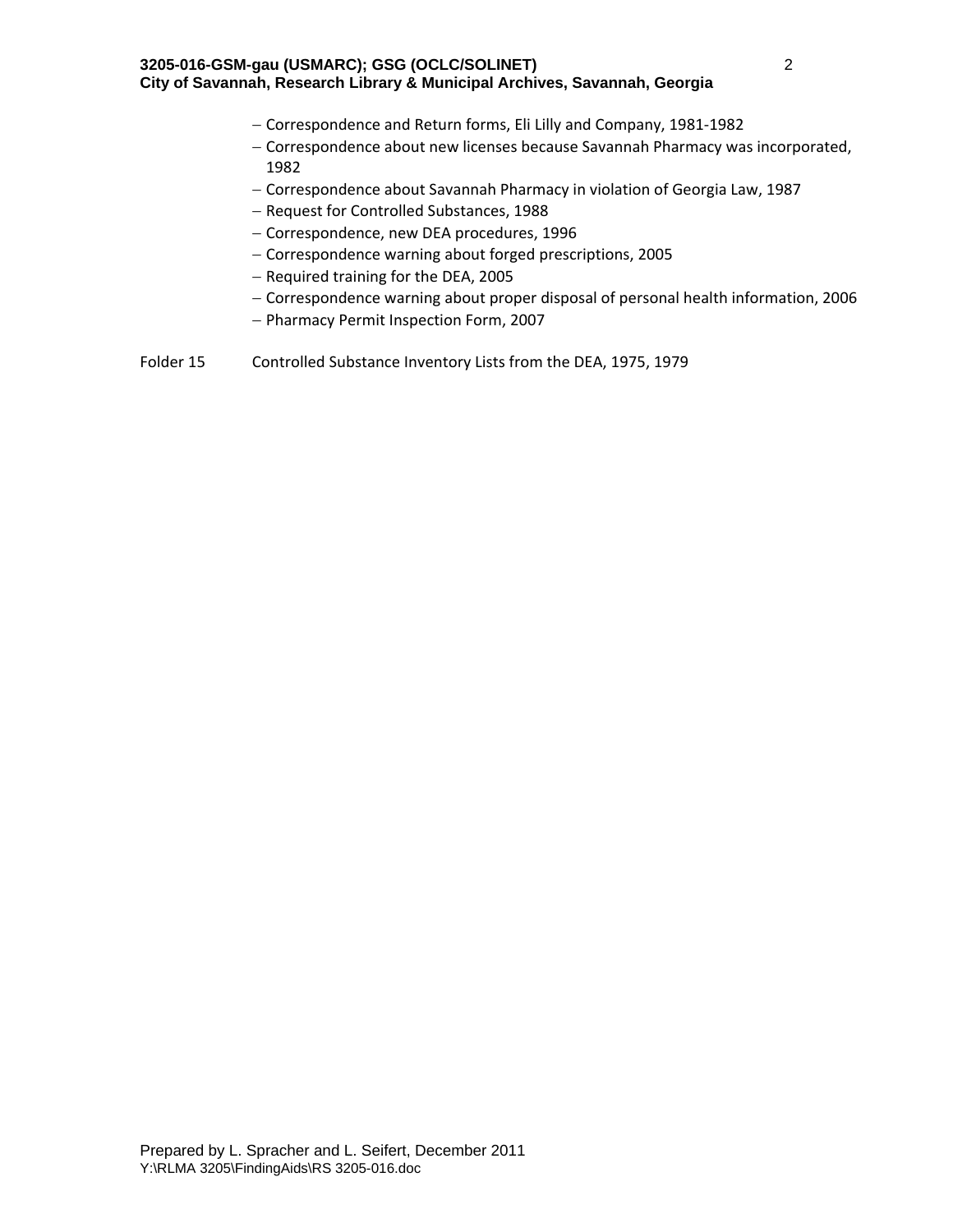- Correspondence and Return forms, Eli Lilly and Company, 1981-1982
- Correspondence about new licenses because Savannah Pharmacy was incorporated, 1982
- Correspondence about Savannah Pharmacy in violation of Georgia Law, 1987
- Request for Controlled Substances, 1988
- Correspondence, new DEA procedures, 1996
- Correspondence warning about forged prescriptions, 2005
- Required training for the DEA, 2005
- Correspondence warning about proper disposal of personal health information, 2006
- Pharmacy Permit Inspection Form, 2007

Folder 15 Controlled Substance Inventory Lists from the DEA, 1975, 1979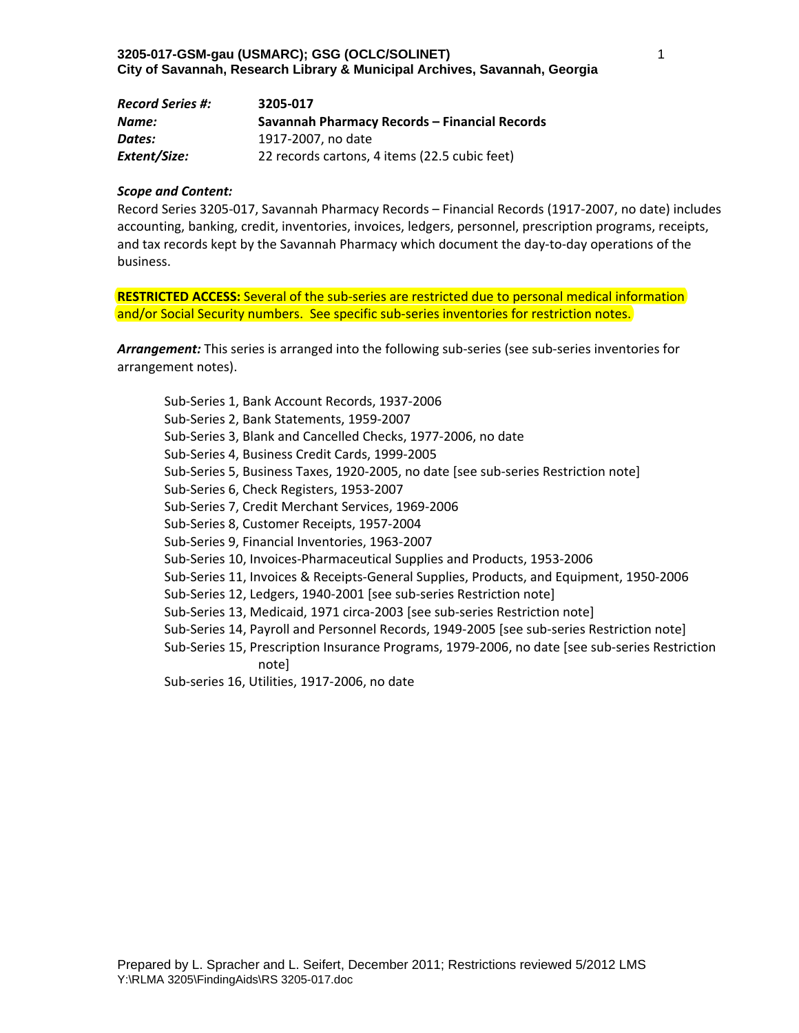| *Record Series #:* | **3205-017** |
| --- | --- |
| *Name:* | **Savannah Pharmacy Records – Financial Records** |
| *Dates:* | 1917-2007, no date |
| *Extent/Size:* | 22 records cartons, 4 items (22.5 cubic feet) |

***Scope and Content:***

Record Series 3205-017, Savannah Pharmacy Records – Financial Records (1917-2007, no date) includes accounting, banking, credit, inventories, invoices, ledgers, personnel, prescription programs, receipts, and tax records kept by the Savannah Pharmacy which document the day-to-day operations of the business.

**RESTRICTED ACCESS:** Several of the sub-series are restricted due to personal medical information and/or Social Security numbers. See specific sub-series inventories for restriction notes.

***Arrangement:*** This series is arranged into the following sub-series (see sub-series inventories for arrangement notes).

- Sub-Series 1, Bank Account Records, 1937-2006
- Sub-Series 2, Bank Statements, 1959-2007
- Sub-Series 3, Blank and Cancelled Checks, 1977-2006, no date
- Sub-Series 4, Business Credit Cards, 1999-2005
- Sub-Series 5, Business Taxes, 1920-2005, no date [see sub-series Restriction note]
- Sub-Series 6, Check Registers, 1953-2007
- Sub-Series 7, Credit Merchant Services, 1969-2006
- Sub-Series 8, Customer Receipts, 1957-2004
- Sub-Series 9, Financial Inventories, 1963-2007
- Sub-Series 10, Invoices-Pharmaceutical Supplies and Products, 1953-2006
- Sub-Series 11, Invoices & Receipts-General Supplies, Products, and Equipment, 1950-2006
- Sub-Series 12, Ledgers, 1940-2001 [see sub-series Restriction note]
- Sub-Series 13, Medicaid, 1971 circa-2003 [see sub-series Restriction note]
- Sub-Series 14, Payroll and Personnel Records, 1949-2005 [see sub-series Restriction note]
- Sub-Series 15, Prescription Insurance Programs, 1979-2006, no date [see sub-series Restriction note]
- Sub-series 16, Utilities, 1917-2006, no date

Prepared by L. Spracher and L. Seifert, December 2011; Restrictions reviewed 5/2012 LMS
Y:\RLMA 3205\FindingAids\RS 3205-017.doc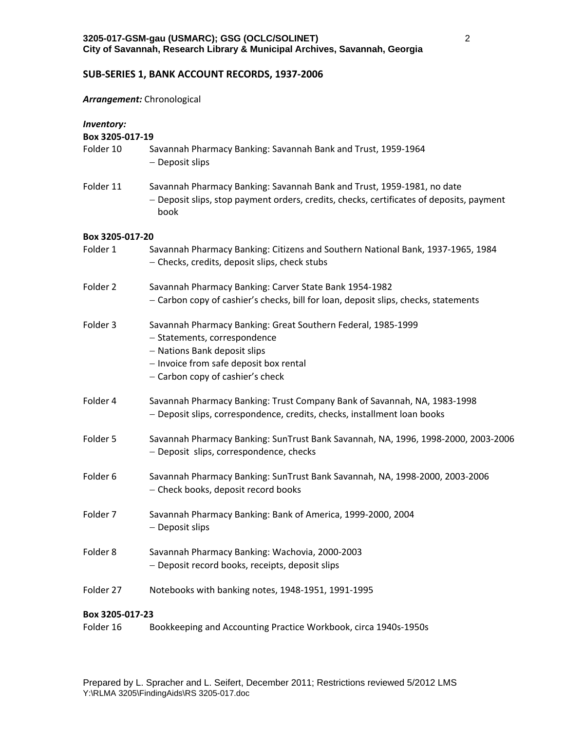## SUB-SERIES 1, BANK ACCOUNT RECORDS, 1937-2006

***Arrangement:*** Chronological

***Inventory:***

**Box 3205-017-19**

Folder 10 Savannah Pharmacy Banking: Savannah Bank and Trust, 1959-1964
- Deposit slips

Folder 11 Savannah Pharmacy Banking: Savannah Bank and Trust, 1959-1981, no date
- Deposit slips, stop payment orders, credits, checks, certificates of deposits, payment book

**Box 3205-017-20**

Folder 1 Savannah Pharmacy Banking: Citizens and Southern National Bank, 1937-1965, 1984
- Checks, credits, deposit slips, check stubs

Folder 2 Savannah Pharmacy Banking: Carver State Bank 1954-1982
- Carbon copy of cashier's checks, bill for loan, deposit slips, checks, statements

Folder 3 Savannah Pharmacy Banking: Great Southern Federal, 1985-1999
- Statements, correspondence
- Nations Bank deposit slips
- Invoice from safe deposit box rental
- Carbon copy of cashier's check

Folder 4 Savannah Pharmacy Banking: Trust Company Bank of Savannah, NA, 1983-1998
- Deposit slips, correspondence, credits, checks, installment loan books

Folder 5 Savannah Pharmacy Banking: SunTrust Bank Savannah, NA, 1996, 1998-2000, 2003-2006
- Deposit slips, correspondence, checks

Folder 6 Savannah Pharmacy Banking: SunTrust Bank Savannah, NA, 1998-2000, 2003-2006
- Check books, deposit record books

Folder 7 Savannah Pharmacy Banking: Bank of America, 1999-2000, 2004
- Deposit slips

Folder 8 Savannah Pharmacy Banking: Wachovia, 2000-2003
- Deposit record books, receipts, deposit slips

Folder 27 Notebooks with banking notes, 1948-1951, 1991-1995

**Box 3205-017-23**

Folder 16 Bookkeeping and Accounting Practice Workbook, circa 1940s-1950s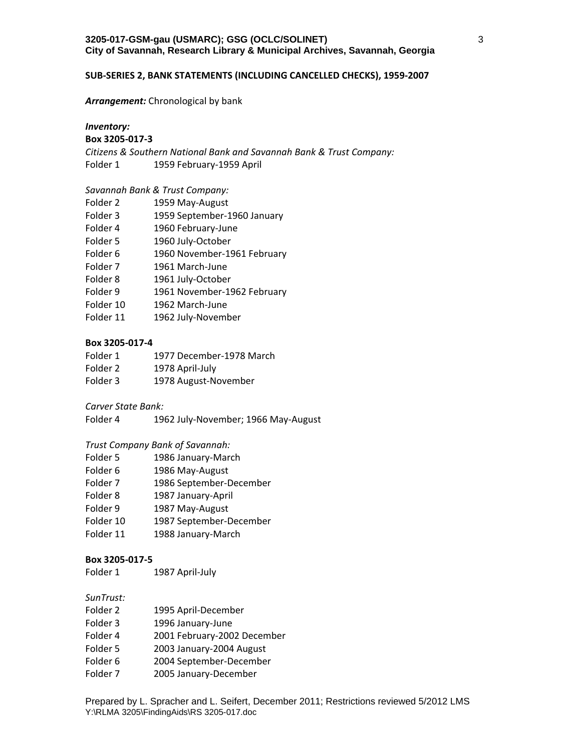## SUB-SERIES 2, BANK STATEMENTS (INCLUDING CANCELLED CHECKS), 1959-2007

***Arrangement:*** Chronological by bank

***Inventory:***

**Box 3205-017-3**

*Citizens & Southern National Bank and Savannah Bank & Trust Company:*

Folder 1 1959 February-1959 April

*Savannah Bank & Trust Company:*

Folder 2 1959 May-August
Folder 3 1959 September-1960 January
Folder 4 1960 February-June
Folder 5 1960 July-October
Folder 6 1960 November-1961 February
Folder 7 1961 March-June
Folder 8 1961 July-October
Folder 9 1961 November-1962 February
Folder 10 1962 March-June
Folder 11 1962 July-November

**Box 3205-017-4**

Folder 1 1977 December-1978 March
Folder 2 1978 April-July
Folder 3 1978 August-November

*Carver State Bank:*

Folder 4 1962 July-November; 1966 May-August

*Trust Company Bank of Savannah:*

Folder 5 1986 January-March
Folder 6 1986 May-August
Folder 7 1986 September-December
Folder 8 1987 January-April
Folder 9 1987 May-August
Folder 10 1987 September-December
Folder 11 1988 January-March

**Box 3205-017-5**

Folder 1 1987 April-July

*SunTrust:*

Folder 2 1995 April-December
Folder 3 1996 January-June
Folder 4 2001 February-2002 December
Folder 5 2003 January-2004 August
Folder 6 2004 September-December
Folder 7 2005 January-December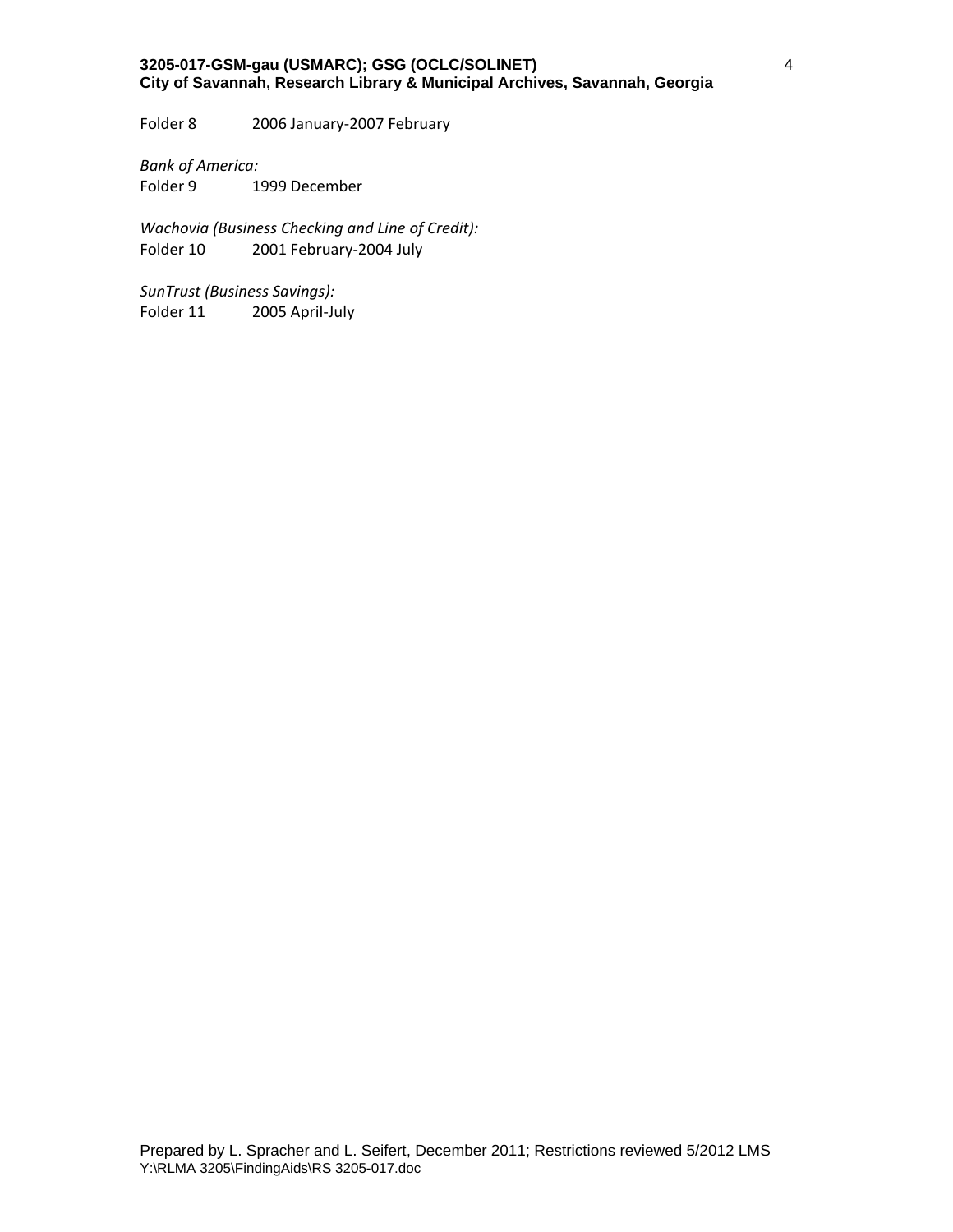Folder 8 2006 January-2007 February

*Bank of America:*
Folder 9 1999 December

*Wachovia (Business Checking and Line of Credit):*
Folder 10 2001 February-2004 July

*SunTrust (Business Savings):*
Folder 11 2005 April-July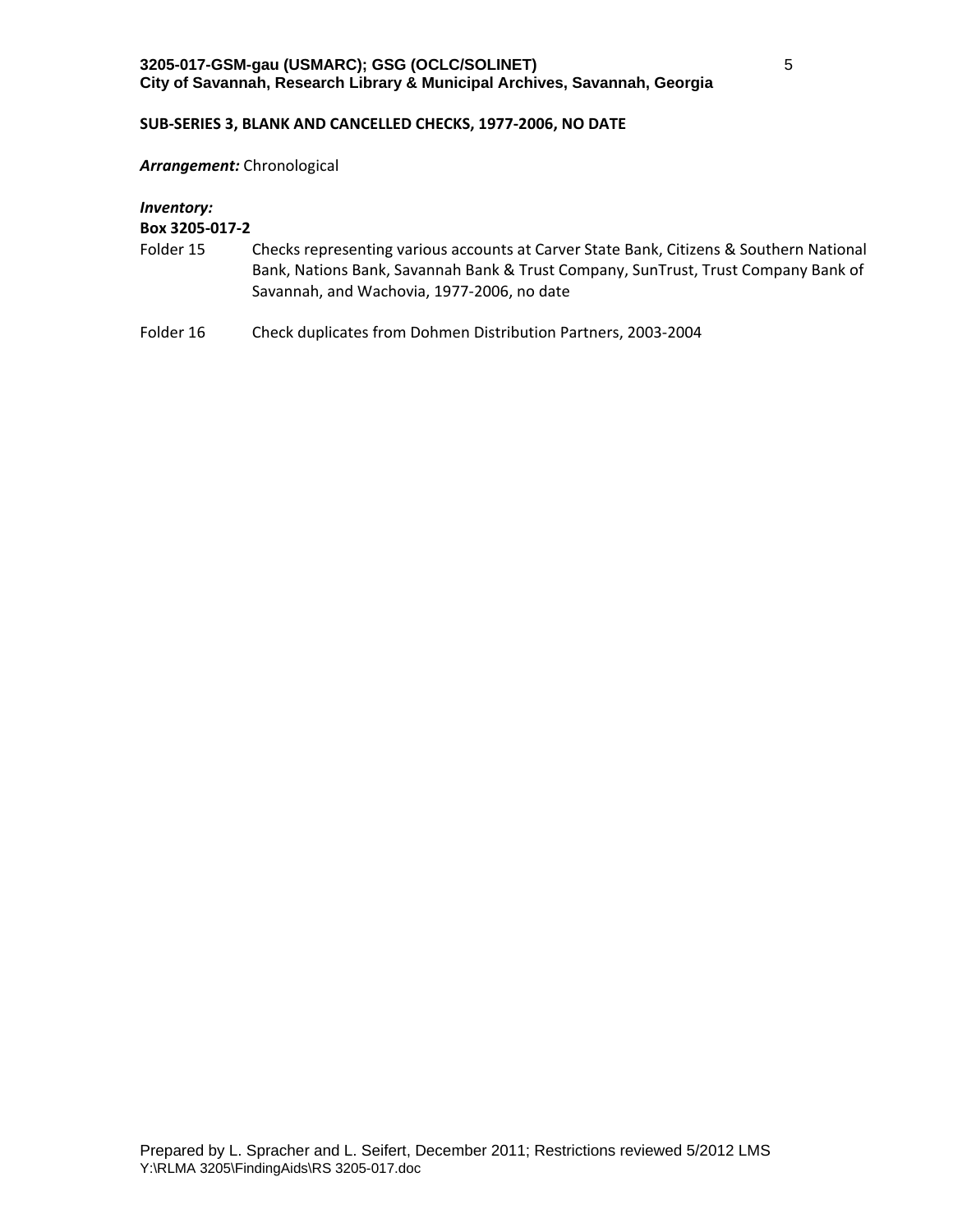**SUB-SERIES 3, BLANK AND CANCELLED CHECKS, 1977-2006, NO DATE**

***Arrangement:*** Chronological

***Inventory:***

**Box 3205-017-2**

| | |
|---|---|
| Folder 15 | Checks representing various accounts at Carver State Bank, Citizens & Southern National Bank, Nations Bank, Savannah Bank & Trust Company, SunTrust, Trust Company Bank of Savannah, and Wachovia, 1977-2006, no date |
| Folder 16 | Check duplicates from Dohmen Distribution Partners, 2003-2004 |

Prepared by L. Spracher and L. Seifert, December 2011; Restrictions reviewed 5/2012 LMS
Y:\RLMA 3205\FindingAids\RS 3205-017.doc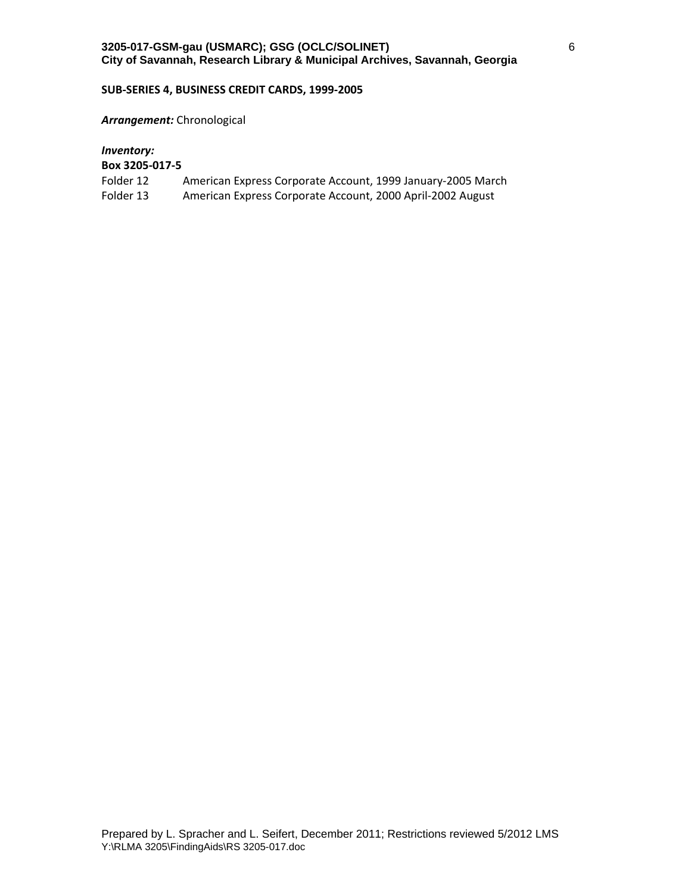**SUB-SERIES 4, BUSINESS CREDIT CARDS, 1999-2005**

***Arrangement:*** Chronological

***Inventory:***

**Box 3205-017-5**

Folder 12 American Express Corporate Account, 1999 January-2005 March
Folder 13 American Express Corporate Account, 2000 April-2002 August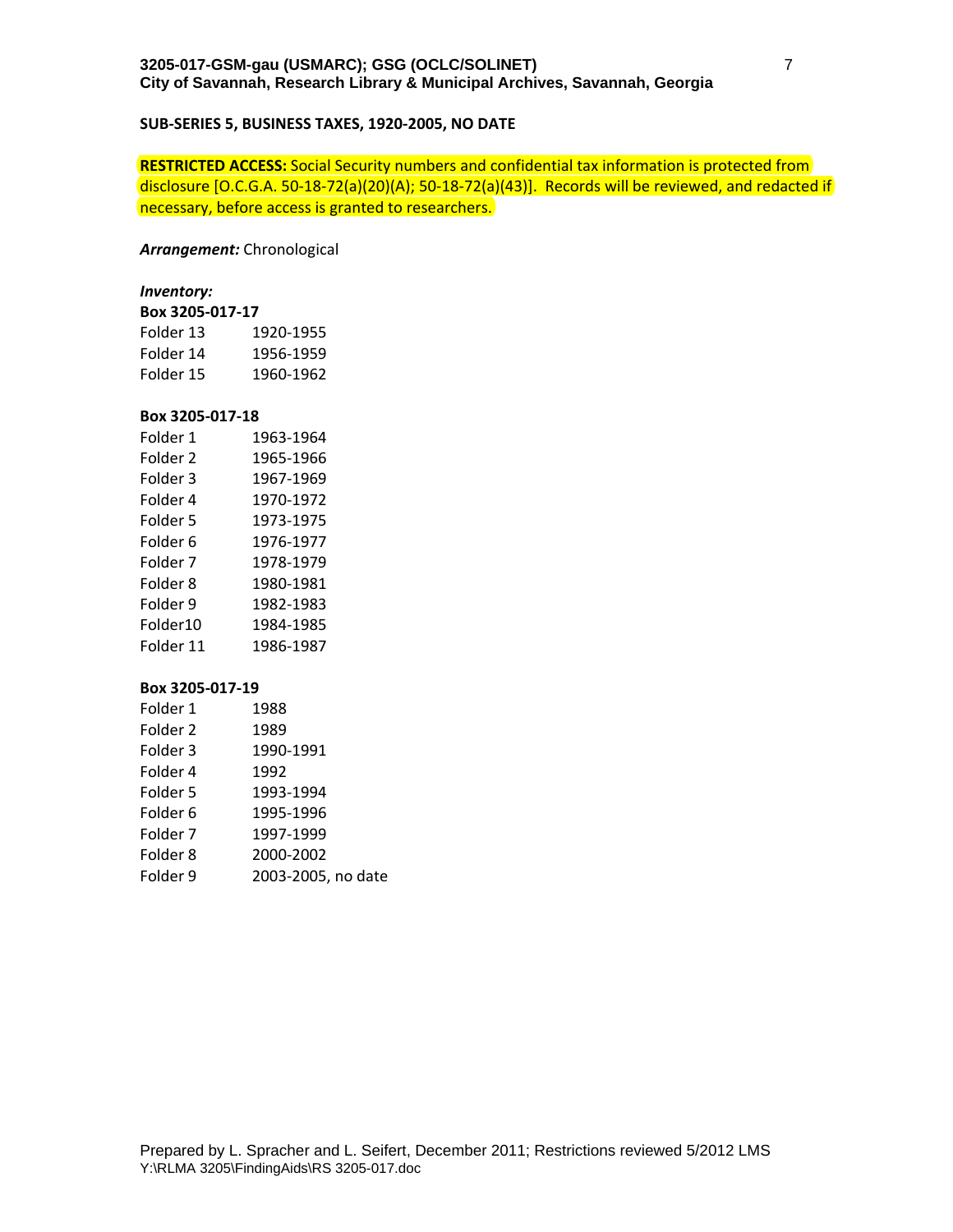## SUB-SERIES 5, BUSINESS TAXES, 1920-2005, NO DATE

**RESTRICTED ACCESS:** Social Security numbers and confidential tax information is protected from disclosure [O.C.G.A. 50-18-72(a)(20)(A); 50-18-72(a)(43)]. Records will be reviewed, and redacted if necessary, before access is granted to researchers.

***Arrangement:*** Chronological

***Inventory:***

**Box 3205-017-17**

| | |
|---|---|
| Folder 13 | 1920-1955 |
| Folder 14 | 1956-1959 |
| Folder 15 | 1960-1962 |

**Box 3205-017-18**

| | |
|---|---|
| Folder 1 | 1963-1964 |
| Folder 2 | 1965-1966 |
| Folder 3 | 1967-1969 |
| Folder 4 | 1970-1972 |
| Folder 5 | 1973-1975 |
| Folder 6 | 1976-1977 |
| Folder 7 | 1978-1979 |
| Folder 8 | 1980-1981 |
| Folder 9 | 1982-1983 |
| Folder10 | 1984-1985 |
| Folder 11 | 1986-1987 |

**Box 3205-017-19**

| | |
|---|---|
| Folder 1 | 1988 |
| Folder 2 | 1989 |
| Folder 3 | 1990-1991 |
| Folder 4 | 1992 |
| Folder 5 | 1993-1994 |
| Folder 6 | 1995-1996 |
| Folder 7 | 1997-1999 |
| Folder 8 | 2000-2002 |
| Folder 9 | 2003-2005, no date |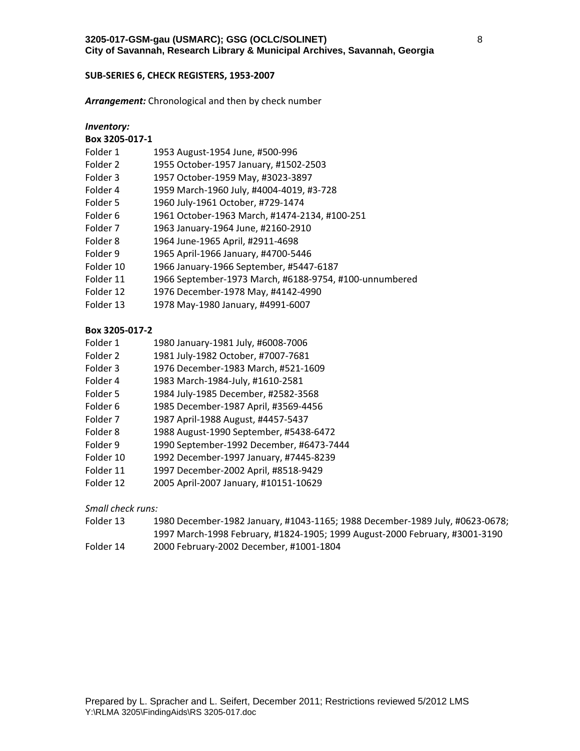## SUB-SERIES 6, CHECK REGISTERS, 1953-2007

***Arrangement:*** Chronological and then by check number

***Inventory:***

**Box 3205-017-1**

| | |
|---|---|
| Folder 1 | 1953 August-1954 June, #500-996 |
| Folder 2 | 1955 October-1957 January, #1502-2503 |
| Folder 3 | 1957 October-1959 May, #3023-3897 |
| Folder 4 | 1959 March-1960 July, #4004-4019, #3-728 |
| Folder 5 | 1960 July-1961 October, #729-1474 |
| Folder 6 | 1961 October-1963 March, #1474-2134, #100-251 |
| Folder 7 | 1963 January-1964 June, #2160-2910 |
| Folder 8 | 1964 June-1965 April, #2911-4698 |
| Folder 9 | 1965 April-1966 January, #4700-5446 |
| Folder 10 | 1966 January-1966 September, #5447-6187 |
| Folder 11 | 1966 September-1973 March, #6188-9754, #100-unnumbered |
| Folder 12 | 1976 December-1978 May, #4142-4990 |
| Folder 13 | 1978 May-1980 January, #4991-6007 |

**Box 3205-017-2**

| | |
|---|---|
| Folder 1 | 1980 January-1981 July, #6008-7006 |
| Folder 2 | 1981 July-1982 October, #7007-7681 |
| Folder 3 | 1976 December-1983 March, #521-1609 |
| Folder 4 | 1983 March-1984-July, #1610-2581 |
| Folder 5 | 1984 July-1985 December, #2582-3568 |
| Folder 6 | 1985 December-1987 April, #3569-4456 |
| Folder 7 | 1987 April-1988 August, #4457-5437 |
| Folder 8 | 1988 August-1990 September, #5438-6472 |
| Folder 9 | 1990 September-1992 December, #6473-7444 |
| Folder 10 | 1992 December-1997 January, #7445-8239 |
| Folder 11 | 1997 December-2002 April, #8518-9429 |
| Folder 12 | 2005 April-2007 January, #10151-10629 |

*Small check runs:*

| | |
|---|---|
| Folder 13 | 1980 December-1982 January, #1043-1165; 1988 December-1989 July, #0623-0678; 1997 March-1998 February, #1824-1905; 1999 August-2000 February, #3001-3190 |
| Folder 14 | 2000 February-2002 December, #1001-1804 |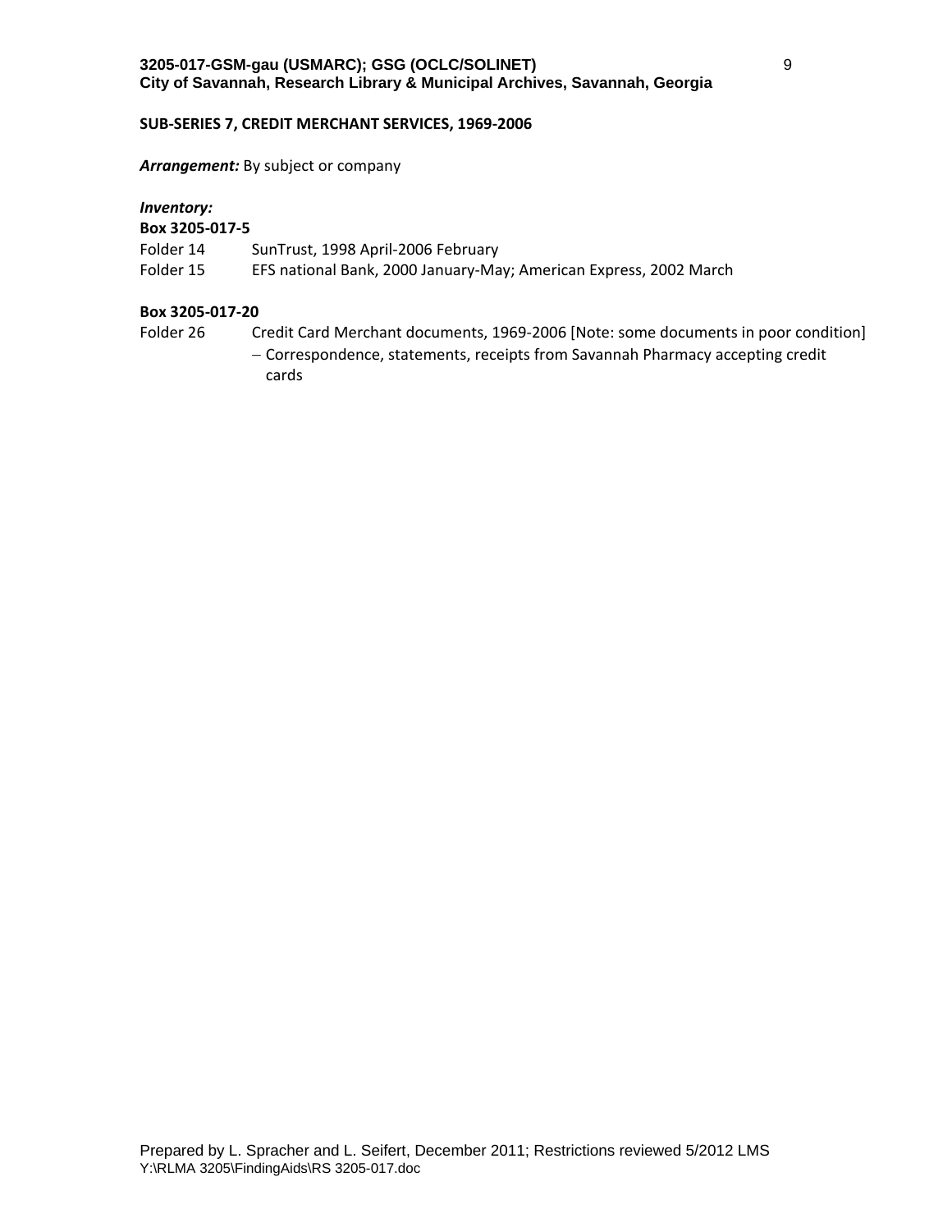## SUB-SERIES 7, CREDIT MERCHANT SERVICES, 1969-2006

***Arrangement:*** By subject or company

***Inventory:***

**Box 3205-017-5**

| | |
|---|---|
| Folder 14 | SunTrust, 1998 April-2006 February |
| Folder 15 | EFS national Bank, 2000 January-May; American Express, 2002 March |

**Box 3205-017-20**

| | |
|---|---|
| Folder 26 | Credit Card Merchant documents, 1969-2006 [Note: some documents in poor condition]<br>– Correspondence, statements, receipts from Savannah Pharmacy accepting credit cards |

Prepared by L. Spracher and L. Seifert, December 2011; Restrictions reviewed 5/2012 LMS
Y:\RLMA 3205\FindingAids\RS 3205-017.doc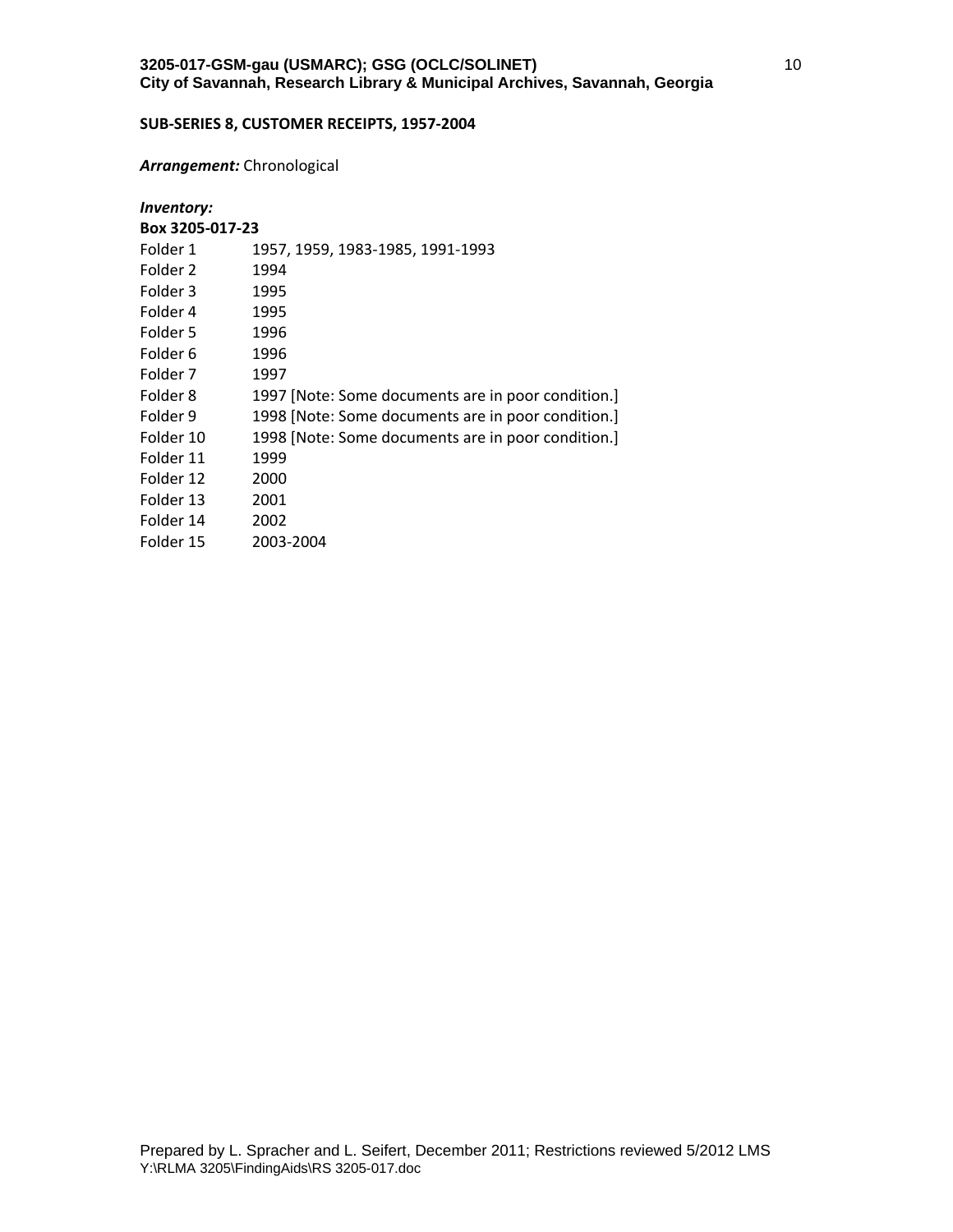**SUB-SERIES 8, CUSTOMER RECEIPTS, 1957-2004**

***Arrangement:*** Chronological

***Inventory:***

**Box 3205-017-23**

| | |
|---|---|
| Folder 1 | 1957, 1959, 1983-1985, 1991-1993 |
| Folder 2 | 1994 |
| Folder 3 | 1995 |
| Folder 4 | 1995 |
| Folder 5 | 1996 |
| Folder 6 | 1996 |
| Folder 7 | 1997 |
| Folder 8 | 1997 [Note: Some documents are in poor condition.] |
| Folder 9 | 1998 [Note: Some documents are in poor condition.] |
| Folder 10 | 1998 [Note: Some documents are in poor condition.] |
| Folder 11 | 1999 |
| Folder 12 | 2000 |
| Folder 13 | 2001 |
| Folder 14 | 2002 |
| Folder 15 | 2003-2004 |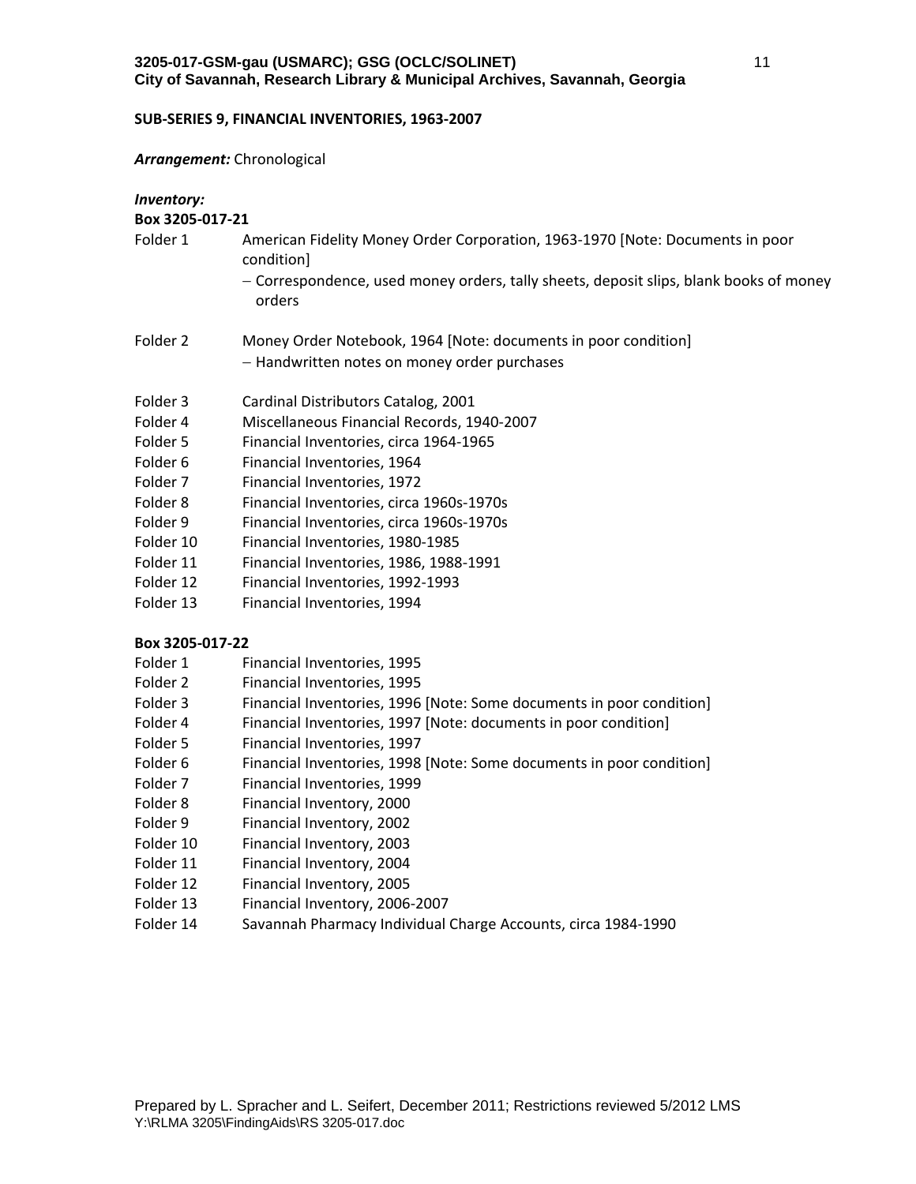## SUB-SERIES 9, FINANCIAL INVENTORIES, 1963-2007

***Arrangement:*** Chronological

***Inventory:***

**Box 3205-017-21**

| | |
|---|---|
| Folder 1 | American Fidelity Money Order Corporation, 1963-1970 [Note: Documents in poor condition]<br>– Correspondence, used money orders, tally sheets, deposit slips, blank books of money orders |
| Folder 2 | Money Order Notebook, 1964 [Note: documents in poor condition]<br>– Handwritten notes on money order purchases |
| Folder 3 | Cardinal Distributors Catalog, 2001 |
| Folder 4 | Miscellaneous Financial Records, 1940-2007 |
| Folder 5 | Financial Inventories, circa 1964-1965 |
| Folder 6 | Financial Inventories, 1964 |
| Folder 7 | Financial Inventories, 1972 |
| Folder 8 | Financial Inventories, circa 1960s-1970s |
| Folder 9 | Financial Inventories, circa 1960s-1970s |
| Folder 10 | Financial Inventories, 1980-1985 |
| Folder 11 | Financial Inventories, 1986, 1988-1991 |
| Folder 12 | Financial Inventories, 1992-1993 |
| Folder 13 | Financial Inventories, 1994 |

**Box 3205-017-22**

| | |
|---|---|
| Folder 1 | Financial Inventories, 1995 |
| Folder 2 | Financial Inventories, 1995 |
| Folder 3 | Financial Inventories, 1996 [Note: Some documents in poor condition] |
| Folder 4 | Financial Inventories, 1997 [Note: documents in poor condition] |
| Folder 5 | Financial Inventories, 1997 |
| Folder 6 | Financial Inventories, 1998 [Note: Some documents in poor condition] |
| Folder 7 | Financial Inventories, 1999 |
| Folder 8 | Financial Inventory, 2000 |
| Folder 9 | Financial Inventory, 2002 |
| Folder 10 | Financial Inventory, 2003 |
| Folder 11 | Financial Inventory, 2004 |
| Folder 12 | Financial Inventory, 2005 |
| Folder 13 | Financial Inventory, 2006-2007 |
| Folder 14 | Savannah Pharmacy Individual Charge Accounts, circa 1984-1990 |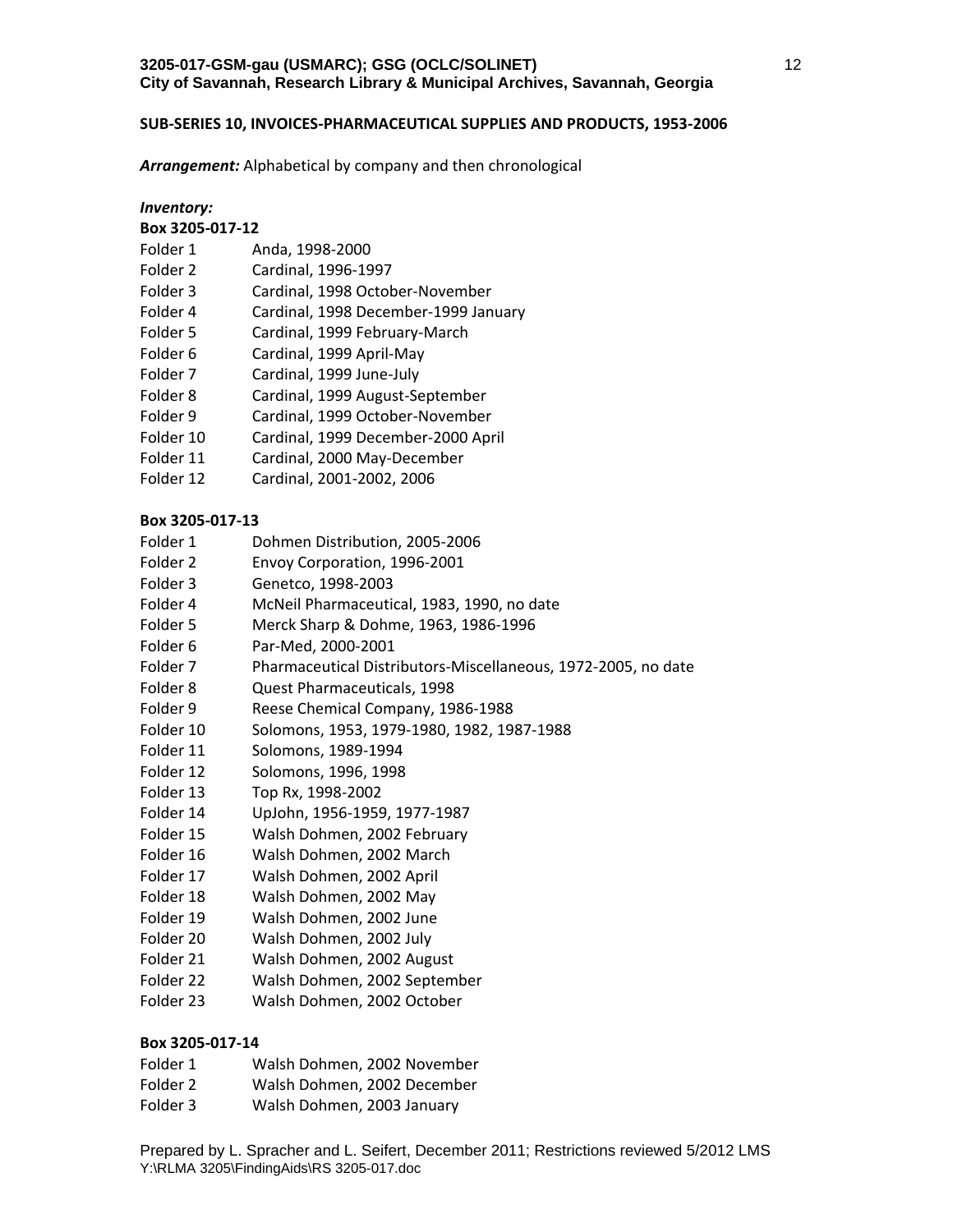**SUB-SERIES 10, INVOICES-PHARMACEUTICAL SUPPLIES AND PRODUCTS, 1953-2006**

***Arrangement:*** Alphabetical by company and then chronological

***Inventory:***

**Box 3205-017-12**

| | |
|---|---|
| Folder 1 | Anda, 1998-2000 |
| Folder 2 | Cardinal, 1996-1997 |
| Folder 3 | Cardinal, 1998 October-November |
| Folder 4 | Cardinal, 1998 December-1999 January |
| Folder 5 | Cardinal, 1999 February-March |
| Folder 6 | Cardinal, 1999 April-May |
| Folder 7 | Cardinal, 1999 June-July |
| Folder 8 | Cardinal, 1999 August-September |
| Folder 9 | Cardinal, 1999 October-November |
| Folder 10 | Cardinal, 1999 December-2000 April |
| Folder 11 | Cardinal, 2000 May-December |
| Folder 12 | Cardinal, 2001-2002, 2006 |

**Box 3205-017-13**

| | |
|---|---|
| Folder 1 | Dohmen Distribution, 2005-2006 |
| Folder 2 | Envoy Corporation, 1996-2001 |
| Folder 3 | Genetco, 1998-2003 |
| Folder 4 | McNeil Pharmaceutical, 1983, 1990, no date |
| Folder 5 | Merck Sharp & Dohme, 1963, 1986-1996 |
| Folder 6 | Par-Med, 2000-2001 |
| Folder 7 | Pharmaceutical Distributors-Miscellaneous, 1972-2005, no date |
| Folder 8 | Quest Pharmaceuticals, 1998 |
| Folder 9 | Reese Chemical Company, 1986-1988 |
| Folder 10 | Solomons, 1953, 1979-1980, 1982, 1987-1988 |
| Folder 11 | Solomons, 1989-1994 |
| Folder 12 | Solomons, 1996, 1998 |
| Folder 13 | Top Rx, 1998-2002 |
| Folder 14 | UpJohn, 1956-1959, 1977-1987 |
| Folder 15 | Walsh Dohmen, 2002 February |
| Folder 16 | Walsh Dohmen, 2002 March |
| Folder 17 | Walsh Dohmen, 2002 April |
| Folder 18 | Walsh Dohmen, 2002 May |
| Folder 19 | Walsh Dohmen, 2002 June |
| Folder 20 | Walsh Dohmen, 2002 July |
| Folder 21 | Walsh Dohmen, 2002 August |
| Folder 22 | Walsh Dohmen, 2002 September |
| Folder 23 | Walsh Dohmen, 2002 October |

**Box 3205-017-14**

| | |
|---|---|
| Folder 1 | Walsh Dohmen, 2002 November |
| Folder 2 | Walsh Dohmen, 2002 December |
| Folder 3 | Walsh Dohmen, 2003 January |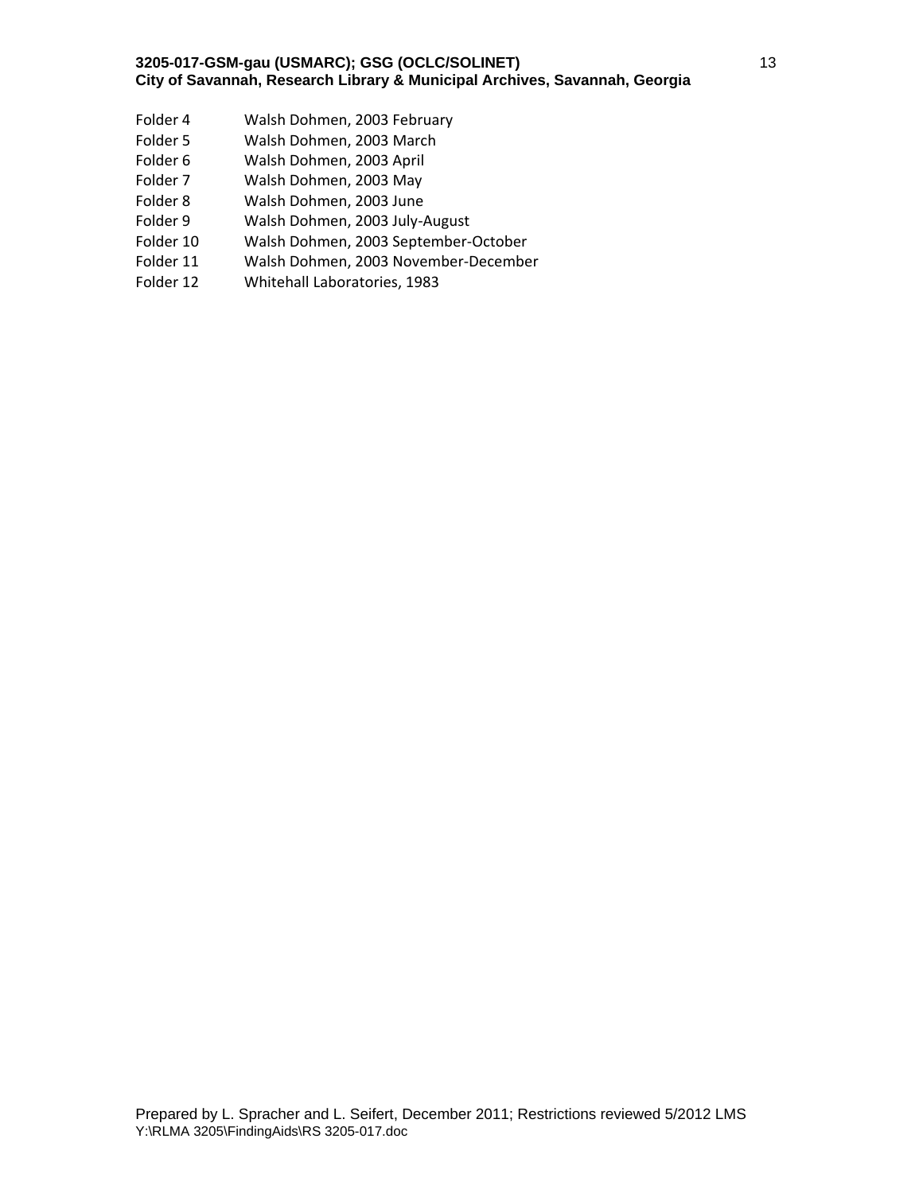Folder 4 Walsh Dohmen, 2003 February
Folder 5 Walsh Dohmen, 2003 March
Folder 6 Walsh Dohmen, 2003 April
Folder 7 Walsh Dohmen, 2003 May
Folder 8 Walsh Dohmen, 2003 June
Folder 9 Walsh Dohmen, 2003 July-August
Folder 10 Walsh Dohmen, 2003 September-October
Folder 11 Walsh Dohmen, 2003 November-December
Folder 12 Whitehall Laboratories, 1983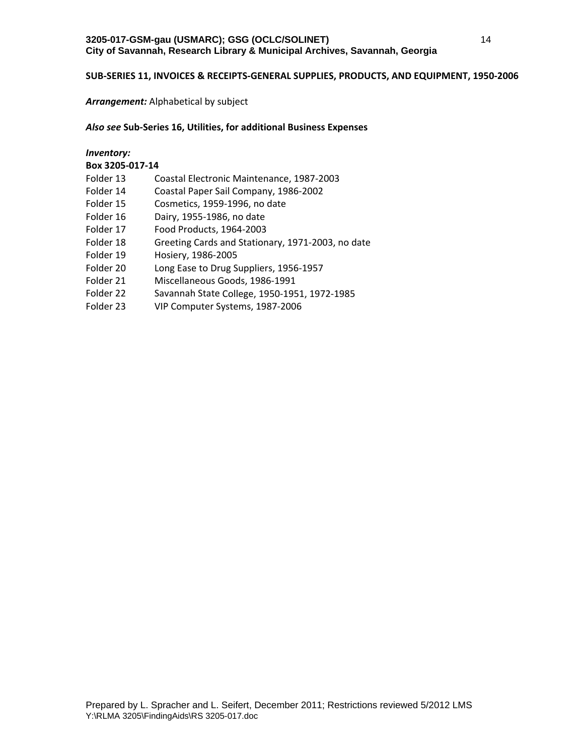**SUB-SERIES 11, INVOICES & RECEIPTS-GENERAL SUPPLIES, PRODUCTS, AND EQUIPMENT, 1950-2006**

***Arrangement:*** Alphabetical by subject

***Also see*** **Sub-Series 16, Utilities, for additional Business Expenses**

***Inventory:***

**Box 3205-017-14**

| | |
|---|---|
| Folder 13 | Coastal Electronic Maintenance, 1987-2003 |
| Folder 14 | Coastal Paper Sail Company, 1986-2002 |
| Folder 15 | Cosmetics, 1959-1996, no date |
| Folder 16 | Dairy, 1955-1986, no date |
| Folder 17 | Food Products, 1964-2003 |
| Folder 18 | Greeting Cards and Stationary, 1971-2003, no date |
| Folder 19 | Hosiery, 1986-2005 |
| Folder 20 | Long Ease to Drug Suppliers, 1956-1957 |
| Folder 21 | Miscellaneous Goods, 1986-1991 |
| Folder 22 | Savannah State College, 1950-1951, 1972-1985 |
| Folder 23 | VIP Computer Systems, 1987-2006 |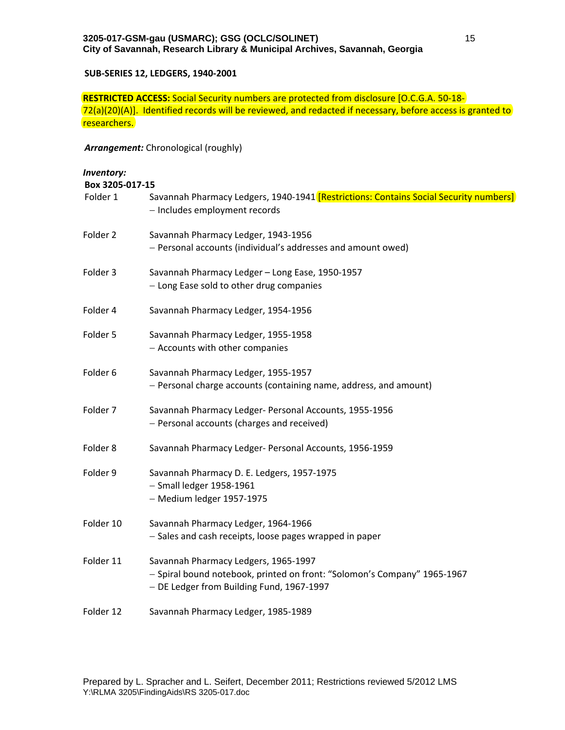## SUB-SERIES 12, LEDGERS, 1940-2001

**RESTRICTED ACCESS:** Social Security numbers are protected from disclosure [O.C.G.A. 50-18-72(a)(20)(A)]. Identified records will be reviewed, and redacted if necessary, before access is granted to researchers.

***Arrangement:*** Chronological (roughly)

***Inventory:***

**Box 3205-017-15**

| | |
|---|---|
| Folder 1 | Savannah Pharmacy Ledgers, 1940-1941 [Restrictions: Contains Social Security numbers]<br>– Includes employment records |
| Folder 2 | Savannah Pharmacy Ledger, 1943-1956<br>– Personal accounts (individual's addresses and amount owed) |
| Folder 3 | Savannah Pharmacy Ledger – Long Ease, 1950-1957<br>– Long Ease sold to other drug companies |
| Folder 4 | Savannah Pharmacy Ledger, 1954-1956 |
| Folder 5 | Savannah Pharmacy Ledger, 1955-1958<br>– Accounts with other companies |
| Folder 6 | Savannah Pharmacy Ledger, 1955-1957<br>– Personal charge accounts (containing name, address, and amount) |
| Folder 7 | Savannah Pharmacy Ledger- Personal Accounts, 1955-1956<br>– Personal accounts (charges and received) |
| Folder 8 | Savannah Pharmacy Ledger- Personal Accounts, 1956-1959 |
| Folder 9 | Savannah Pharmacy D. E. Ledgers, 1957-1975<br>– Small ledger 1958-1961<br>– Medium ledger 1957-1975 |
| Folder 10 | Savannah Pharmacy Ledger, 1964-1966<br>– Sales and cash receipts, loose pages wrapped in paper |
| Folder 11 | Savannah Pharmacy Ledgers, 1965-1997<br>– Spiral bound notebook, printed on front: "Solomon's Company" 1965-1967<br>– DE Ledger from Building Fund, 1967-1997 |
| Folder 12 | Savannah Pharmacy Ledger, 1985-1989 |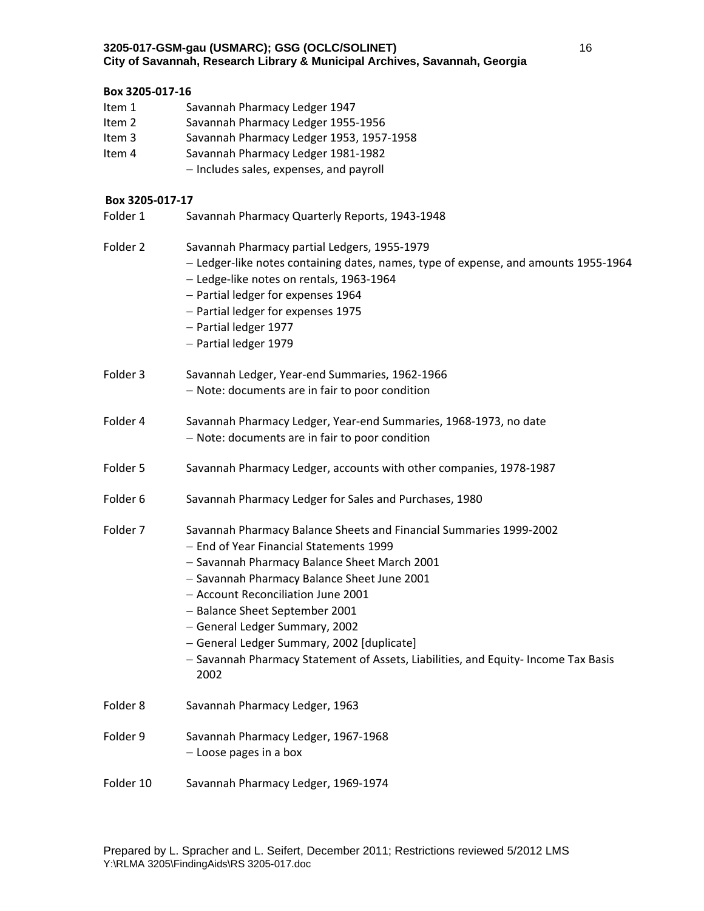**Box 3205-017-16**

Item 1 Savannah Pharmacy Ledger 1947

Item 2 Savannah Pharmacy Ledger 1955-1956

Item 3 Savannah Pharmacy Ledger 1953, 1957-1958

Item 4 Savannah Pharmacy Ledger 1981-1982

- Includes sales, expenses, and payroll

**Box 3205-017-17**

Folder 1 Savannah Pharmacy Quarterly Reports, 1943-1948

Folder 2 Savannah Pharmacy partial Ledgers, 1955-1979

- Ledger-like notes containing dates, names, type of expense, and amounts 1955-1964
- Ledge-like notes on rentals, 1963-1964
- Partial ledger for expenses 1964
- Partial ledger for expenses 1975
- Partial ledger 1977
- Partial ledger 1979

Folder 3 Savannah Ledger, Year-end Summaries, 1962-1966

- Note: documents are in fair to poor condition

Folder 4 Savannah Pharmacy Ledger, Year-end Summaries, 1968-1973, no date

- Note: documents are in fair to poor condition

Folder 5 Savannah Pharmacy Ledger, accounts with other companies, 1978-1987

Folder 6 Savannah Pharmacy Ledger for Sales and Purchases, 1980

Folder 7 Savannah Pharmacy Balance Sheets and Financial Summaries 1999-2002

- End of Year Financial Statements 1999
- Savannah Pharmacy Balance Sheet March 2001
- Savannah Pharmacy Balance Sheet June 2001
- Account Reconciliation June 2001
- Balance Sheet September 2001
- General Ledger Summary, 2002
- General Ledger Summary, 2002 [duplicate]
- Savannah Pharmacy Statement of Assets, Liabilities, and Equity- Income Tax Basis 2002

Folder 8 Savannah Pharmacy Ledger, 1963

Folder 9 Savannah Pharmacy Ledger, 1967-1968

- Loose pages in a box

Folder 10 Savannah Pharmacy Ledger, 1969-1974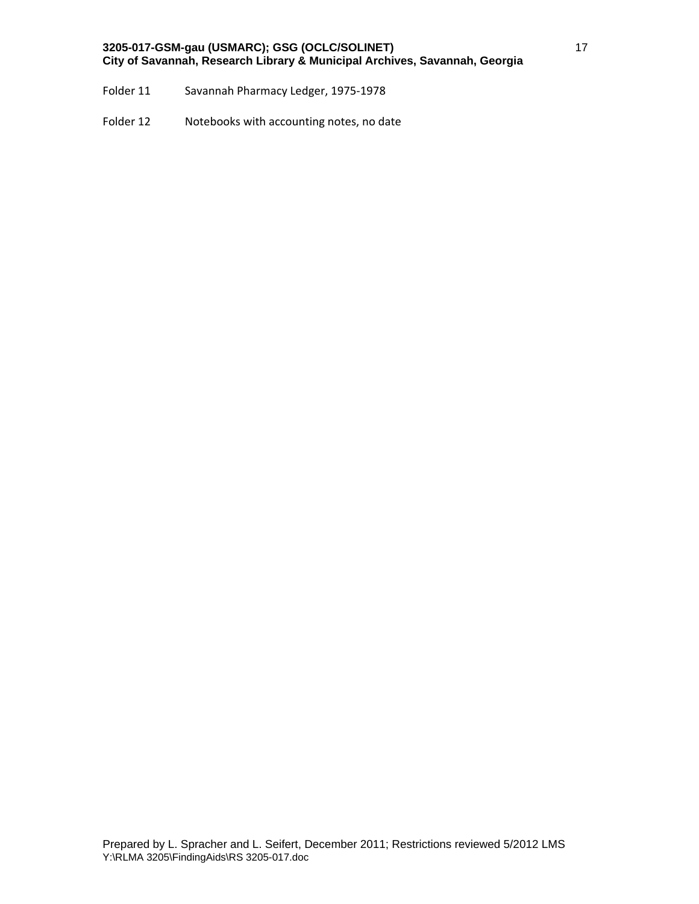Folder 11	Savannah Pharmacy Ledger, 1975-1978

Folder 12	Notebooks with accounting notes, no date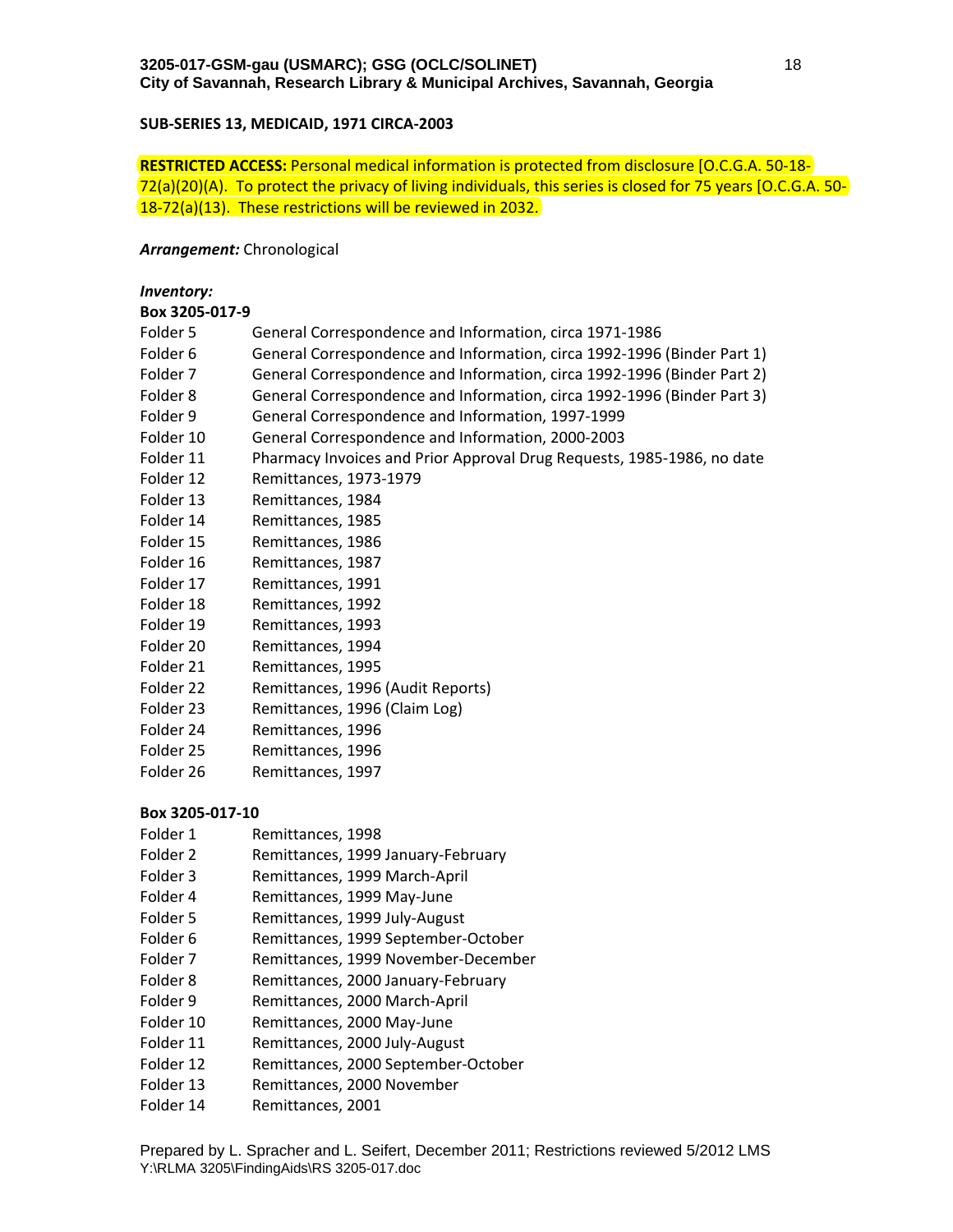**SUB-SERIES 13, MEDICAID, 1971 CIRCA-2003**

**RESTRICTED ACCESS:** Personal medical information is protected from disclosure [O.C.G.A. 50-18-72(a)(20)(A). To protect the privacy of living individuals, this series is closed for 75 years [O.C.G.A. 50-18-72(a)(13). These restrictions will be reviewed in 2032.

***Arrangement:*** Chronological

***Inventory:***

**Box 3205-017-9**

| | |
|---|---|
| Folder 5 | General Correspondence and Information, circa 1971-1986 |
| Folder 6 | General Correspondence and Information, circa 1992-1996 (Binder Part 1) |
| Folder 7 | General Correspondence and Information, circa 1992-1996 (Binder Part 2) |
| Folder 8 | General Correspondence and Information, circa 1992-1996 (Binder Part 3) |
| Folder 9 | General Correspondence and Information, 1997-1999 |
| Folder 10 | General Correspondence and Information, 2000-2003 |
| Folder 11 | Pharmacy Invoices and Prior Approval Drug Requests, 1985-1986, no date |
| Folder 12 | Remittances, 1973-1979 |
| Folder 13 | Remittances, 1984 |
| Folder 14 | Remittances, 1985 |
| Folder 15 | Remittances, 1986 |
| Folder 16 | Remittances, 1987 |
| Folder 17 | Remittances, 1991 |
| Folder 18 | Remittances, 1992 |
| Folder 19 | Remittances, 1993 |
| Folder 20 | Remittances, 1994 |
| Folder 21 | Remittances, 1995 |
| Folder 22 | Remittances, 1996 (Audit Reports) |
| Folder 23 | Remittances, 1996 (Claim Log) |
| Folder 24 | Remittances, 1996 |
| Folder 25 | Remittances, 1996 |
| Folder 26 | Remittances, 1997 |

**Box 3205-017-10**

| | |
|---|---|
| Folder 1 | Remittances, 1998 |
| Folder 2 | Remittances, 1999 January-February |
| Folder 3 | Remittances, 1999 March-April |
| Folder 4 | Remittances, 1999 May-June |
| Folder 5 | Remittances, 1999 July-August |
| Folder 6 | Remittances, 1999 September-October |
| Folder 7 | Remittances, 1999 November-December |
| Folder 8 | Remittances, 2000 January-February |
| Folder 9 | Remittances, 2000 March-April |
| Folder 10 | Remittances, 2000 May-June |
| Folder 11 | Remittances, 2000 July-August |
| Folder 12 | Remittances, 2000 September-October |
| Folder 13 | Remittances, 2000 November |
| Folder 14 | Remittances, 2001 |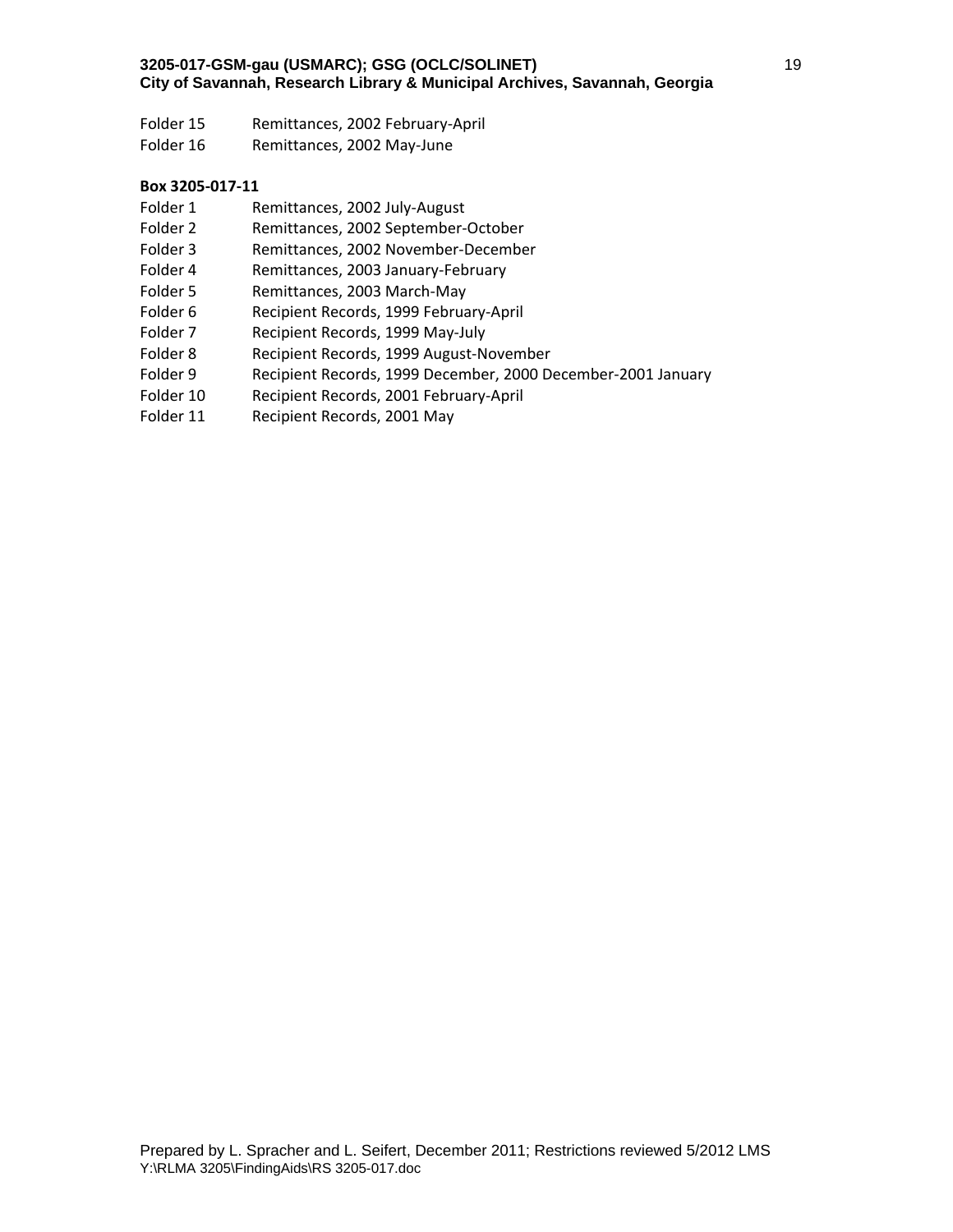Folder 15 Remittances, 2002 February-April
Folder 16 Remittances, 2002 May-June

**Box 3205-017-11**

Folder 1 Remittances, 2002 July-August
Folder 2 Remittances, 2002 September-October
Folder 3 Remittances, 2002 November-December
Folder 4 Remittances, 2003 January-February
Folder 5 Remittances, 2003 March-May
Folder 6 Recipient Records, 1999 February-April
Folder 7 Recipient Records, 1999 May-July
Folder 8 Recipient Records, 1999 August-November
Folder 9 Recipient Records, 1999 December, 2000 December-2001 January
Folder 10 Recipient Records, 2001 February-April
Folder 11 Recipient Records, 2001 May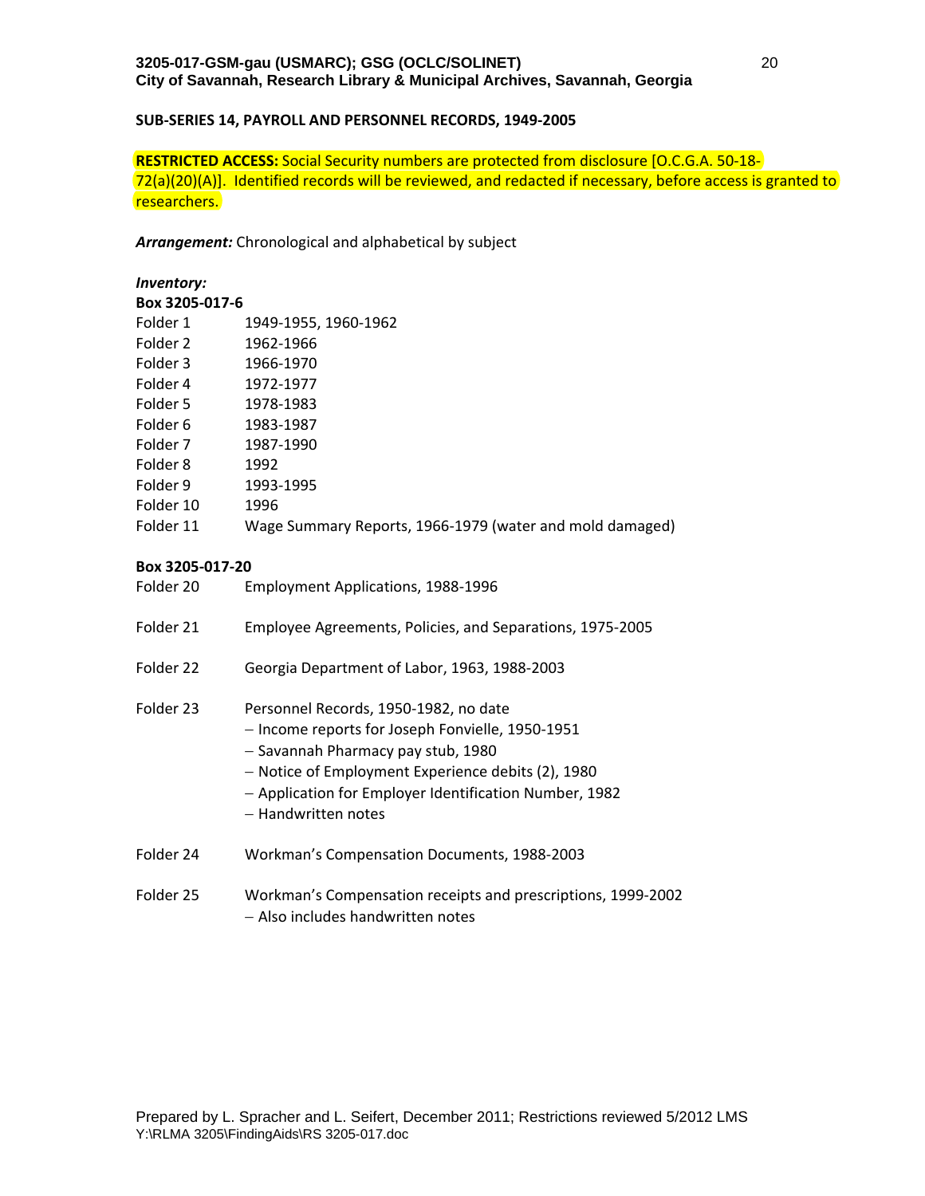**SUB-SERIES 14, PAYROLL AND PERSONNEL RECORDS, 1949-2005**

**RESTRICTED ACCESS:** Social Security numbers are protected from disclosure [O.C.G.A. 50-18-72(a)(20)(A)]. Identified records will be reviewed, and redacted if necessary, before access is granted to researchers.

***Arrangement:*** Chronological and alphabetical by subject

***Inventory:***

**Box 3205-017-6**

| | |
|---|---|
| Folder 1 | 1949-1955, 1960-1962 |
| Folder 2 | 1962-1966 |
| Folder 3 | 1966-1970 |
| Folder 4 | 1972-1977 |
| Folder 5 | 1978-1983 |
| Folder 6 | 1983-1987 |
| Folder 7 | 1987-1990 |
| Folder 8 | 1992 |
| Folder 9 | 1993-1995 |
| Folder 10 | 1996 |
| Folder 11 | Wage Summary Reports, 1966-1979 (water and mold damaged) |

**Box 3205-017-20**

Folder 20 Employment Applications, 1988-1996

Folder 21 Employee Agreements, Policies, and Separations, 1975-2005

Folder 22 Georgia Department of Labor, 1963, 1988-2003

Folder 23 Personnel Records, 1950-1982, no date
- Income reports for Joseph Fonvielle, 1950-1951
- Savannah Pharmacy pay stub, 1980
- Notice of Employment Experience debits (2), 1980
- Application for Employer Identification Number, 1982
- Handwritten notes

Folder 24 Workman's Compensation Documents, 1988-2003

Folder 25 Workman's Compensation receipts and prescriptions, 1999-2002
- Also includes handwritten notes

Prepared by L. Spracher and L. Seifert, December 2011; Restrictions reviewed 5/2012 LMS
Y:\RLMA 3205\FindingAids\RS 3205-017.doc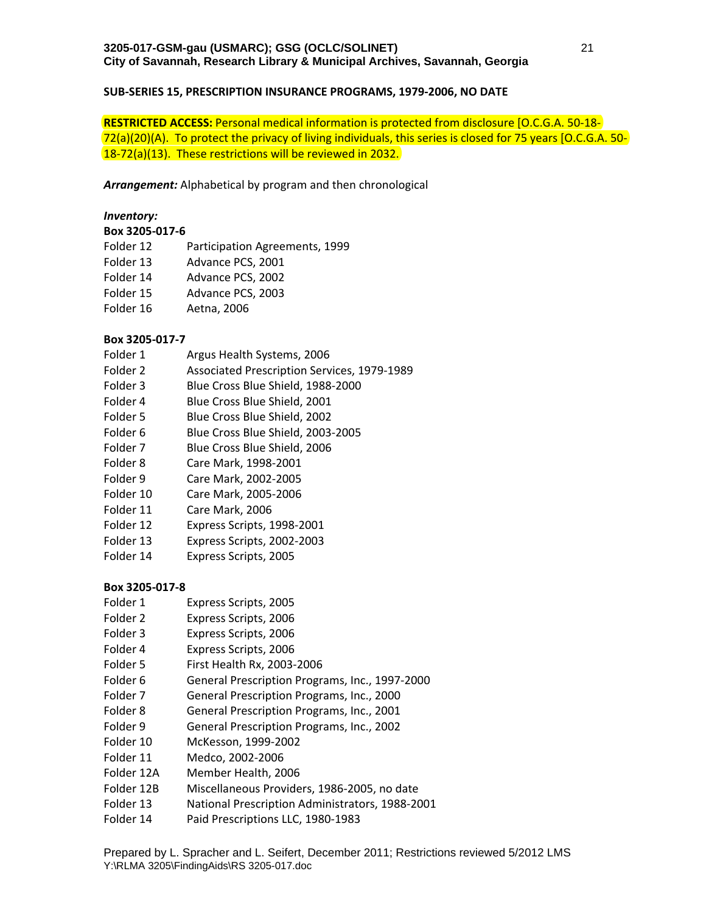## SUB-SERIES 15, PRESCRIPTION INSURANCE PROGRAMS, 1979-2006, NO DATE

**RESTRICTED ACCESS:** Personal medical information is protected from disclosure [O.C.G.A. 50-18-72(a)(20)(A). To protect the privacy of living individuals, this series is closed for 75 years [O.C.G.A. 50-18-72(a)(13). These restrictions will be reviewed in 2032.

***Arrangement:*** Alphabetical by program and then chronological

***Inventory:***

**Box 3205-017-6**

| | |
|---|---|
| Folder 12 | Participation Agreements, 1999 |
| Folder 13 | Advance PCS, 2001 |
| Folder 14 | Advance PCS, 2002 |
| Folder 15 | Advance PCS, 2003 |
| Folder 16 | Aetna, 2006 |

**Box 3205-017-7**

| | |
|---|---|
| Folder 1 | Argus Health Systems, 2006 |
| Folder 2 | Associated Prescription Services, 1979-1989 |
| Folder 3 | Blue Cross Blue Shield, 1988-2000 |
| Folder 4 | Blue Cross Blue Shield, 2001 |
| Folder 5 | Blue Cross Blue Shield, 2002 |
| Folder 6 | Blue Cross Blue Shield, 2003-2005 |
| Folder 7 | Blue Cross Blue Shield, 2006 |
| Folder 8 | Care Mark, 1998-2001 |
| Folder 9 | Care Mark, 2002-2005 |
| Folder 10 | Care Mark, 2005-2006 |
| Folder 11 | Care Mark, 2006 |
| Folder 12 | Express Scripts, 1998-2001 |
| Folder 13 | Express Scripts, 2002-2003 |
| Folder 14 | Express Scripts, 2005 |

**Box 3205-017-8**

| | |
|---|---|
| Folder 1 | Express Scripts, 2005 |
| Folder 2 | Express Scripts, 2006 |
| Folder 3 | Express Scripts, 2006 |
| Folder 4 | Express Scripts, 2006 |
| Folder 5 | First Health Rx, 2003-2006 |
| Folder 6 | General Prescription Programs, Inc., 1997-2000 |
| Folder 7 | General Prescription Programs, Inc., 2000 |
| Folder 8 | General Prescription Programs, Inc., 2001 |
| Folder 9 | General Prescription Programs, Inc., 2002 |
| Folder 10 | McKesson, 1999-2002 |
| Folder 11 | Medco, 2002-2006 |
| Folder 12A | Member Health, 2006 |
| Folder 12B | Miscellaneous Providers, 1986-2005, no date |
| Folder 13 | National Prescription Administrators, 1988-2001 |
| Folder 14 | Paid Prescriptions LLC, 1980-1983 |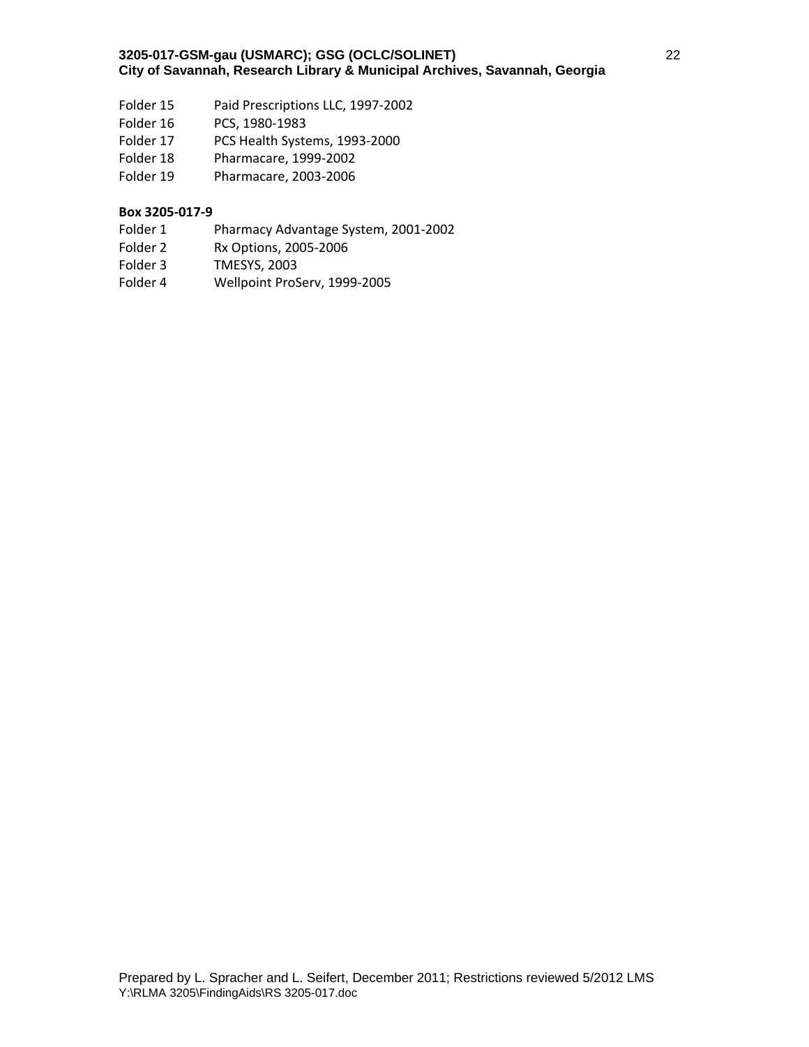Folder 15	Paid Prescriptions LLC, 1997-2002
Folder 16	PCS, 1980-1983
Folder 17	PCS Health Systems, 1993-2000
Folder 18	Pharmacare, 1999-2002
Folder 19	Pharmacare, 2003-2006

**Box 3205-017-9**

Folder 1	Pharmacy Advantage System, 2001-2002
Folder 2	Rx Options, 2005-2006
Folder 3	TMESYS, 2003
Folder 4	Wellpoint ProServ, 1999-2005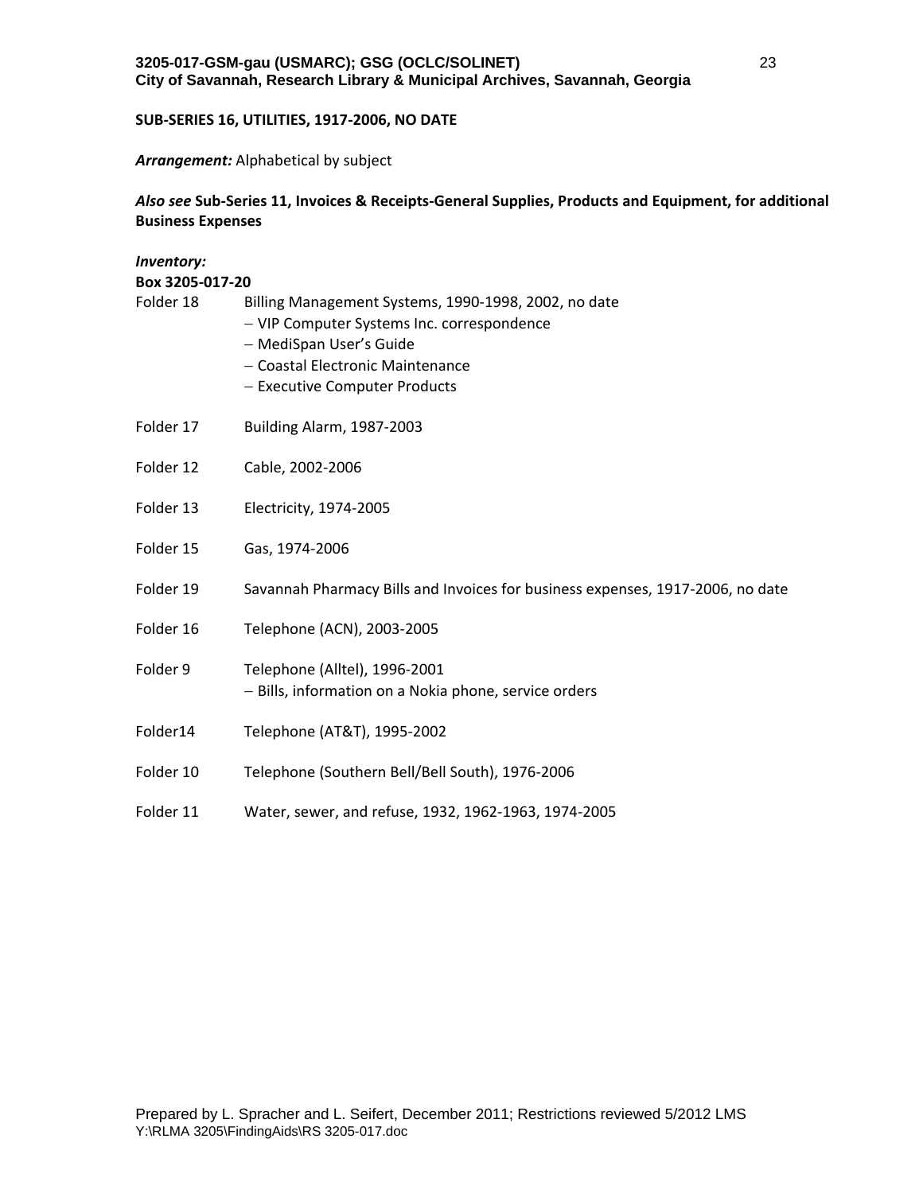**SUB-SERIES 16, UTILITIES, 1917-2006, NO DATE**

***Arrangement:*** Alphabetical by subject

***Also see*** **Sub-Series 11, Invoices & Receipts-General Supplies, Products and Equipment, for additional Business Expenses**

***Inventory:***

**Box 3205-017-20**

Folder 18 Billing Management Systems, 1990-1998, 2002, no date
- VIP Computer Systems Inc. correspondence
- MediSpan User's Guide
- Coastal Electronic Maintenance
- Executive Computer Products

Folder 17 Building Alarm, 1987-2003

Folder 12 Cable, 2002-2006

Folder 13 Electricity, 1974-2005

Folder 15 Gas, 1974-2006

Folder 19 Savannah Pharmacy Bills and Invoices for business expenses, 1917-2006, no date

Folder 16 Telephone (ACN), 2003-2005

Folder 9 Telephone (Alltel), 1996-2001
- Bills, information on a Nokia phone, service orders

Folder14 Telephone (AT&T), 1995-2002

Folder 10 Telephone (Southern Bell/Bell South), 1976-2006

Folder 11 Water, sewer, and refuse, 1932, 1962-1963, 1974-2005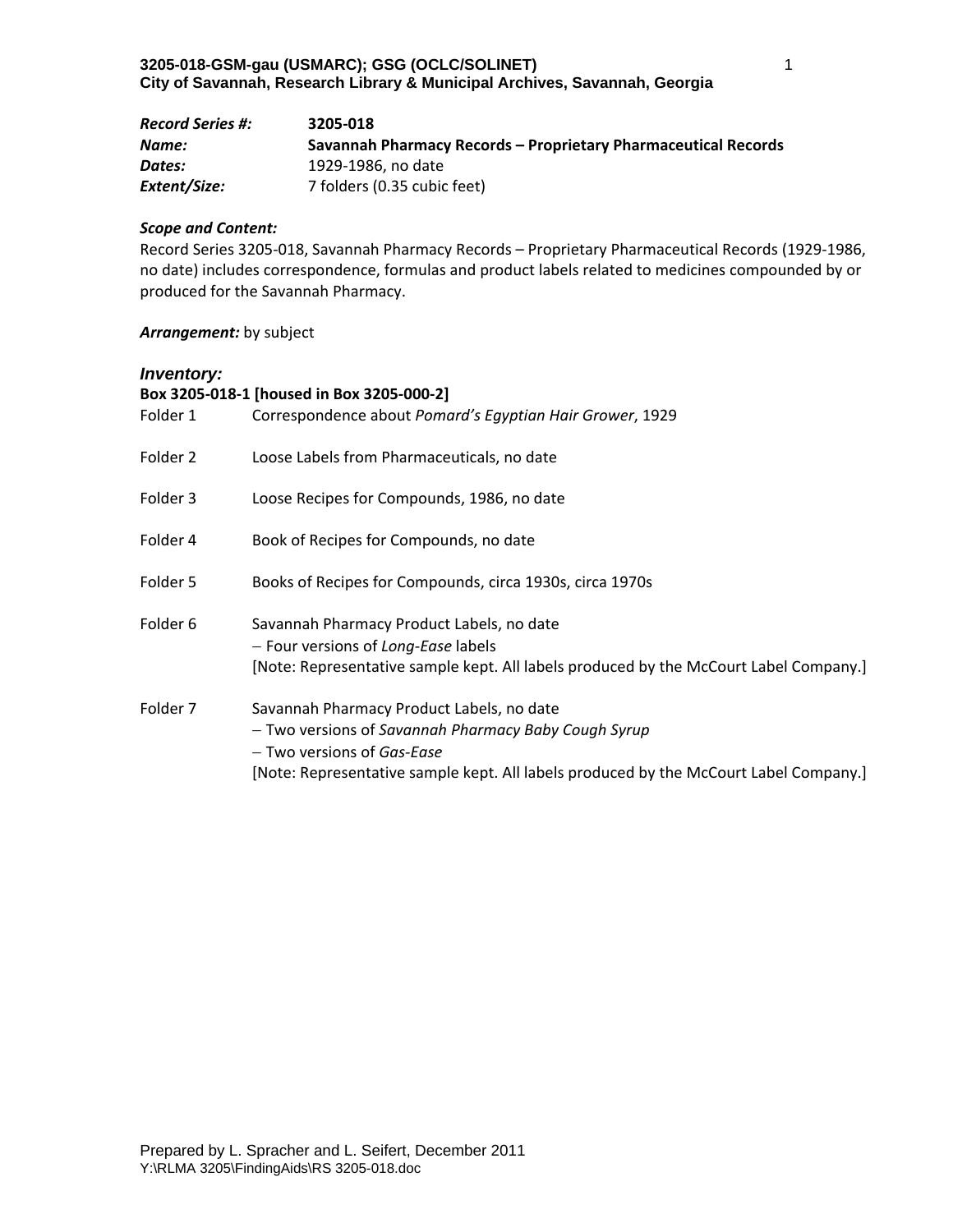**3205-018-GSM-gau (USMARC); GSG (OCLC/SOLINET)**
**City of Savannah, Research Library & Municipal Archives, Savannah, Georgia**

|  |  |
|---|---|
| ***Record Series #:*** | **3205-018** |
| ***Name:*** | **Savannah Pharmacy Records – Proprietary Pharmaceutical Records** |
| ***Dates:*** | 1929-1986, no date |
| ***Extent/Size:*** | 7 folders (0.35 cubic feet) |

***Scope and Content:***
Record Series 3205-018, Savannah Pharmacy Records – Proprietary Pharmaceutical Records (1929-1986, no date) includes correspondence, formulas and product labels related to medicines compounded by or produced for the Savannah Pharmacy.

***Arrangement:*** by subject

***Inventory:***

**Box 3205-018-1 [housed in Box 3205-000-2]**

Folder 1 Correspondence about *Pomard's Egyptian Hair Grower*, 1929

Folder 2 Loose Labels from Pharmaceuticals, no date

Folder 3 Loose Recipes for Compounds, 1986, no date

Folder 4 Book of Recipes for Compounds, no date

Folder 5 Books of Recipes for Compounds, circa 1930s, circa 1970s

Folder 6 Savannah Pharmacy Product Labels, no date
- Four versions of *Long-Ease* labels

[Note: Representative sample kept. All labels produced by the McCourt Label Company.]

Folder 7 Savannah Pharmacy Product Labels, no date
- Two versions of *Savannah Pharmacy Baby Cough Syrup*
- Two versions of *Gas-Ease*

[Note: Representative sample kept. All labels produced by the McCourt Label Company.]

Prepared by L. Spracher and L. Seifert, December 2011
Y:\RLMA 3205\FindingAids\RS 3205-018.doc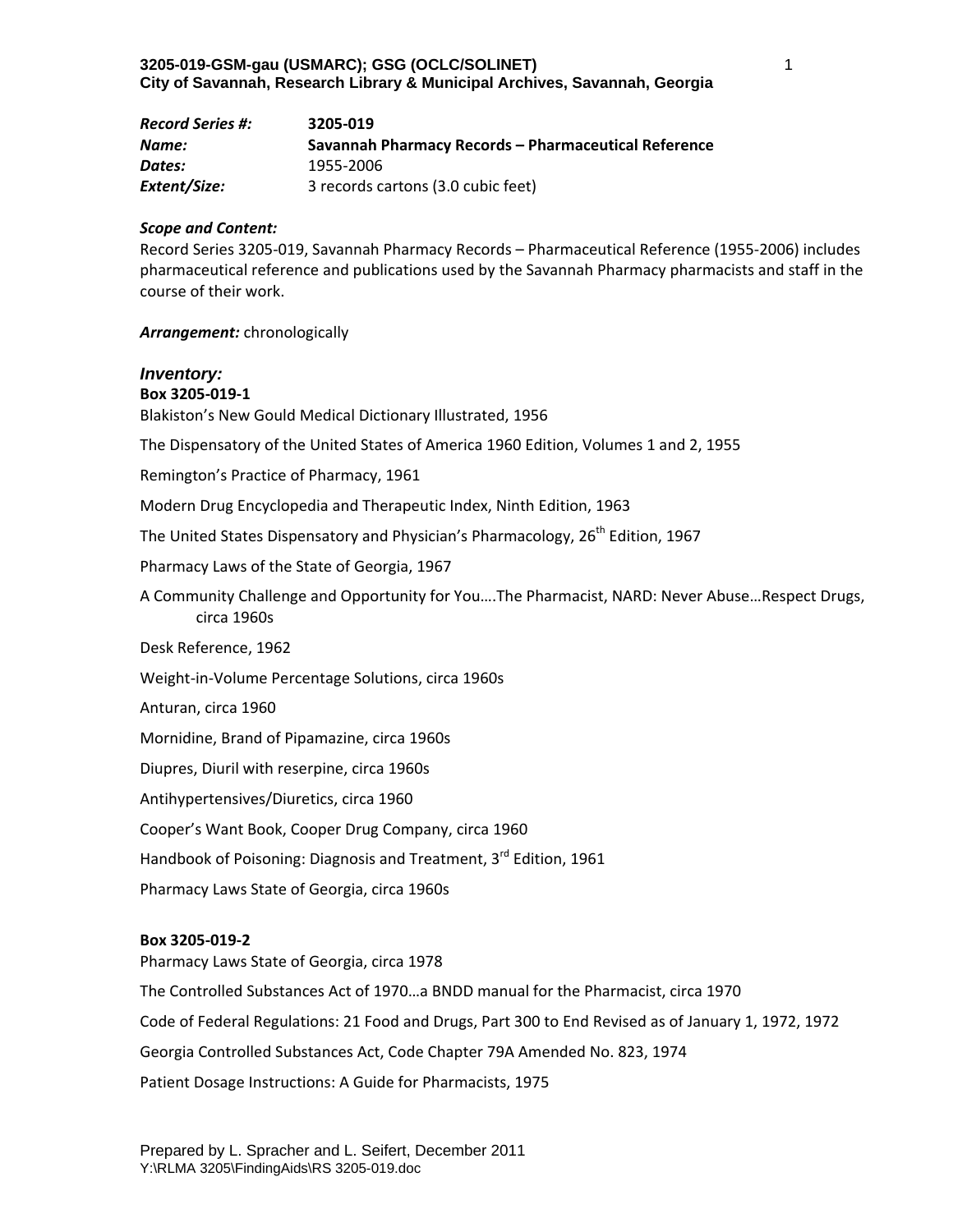**3205-019-GSM-gau (USMARC); GSG (OCLC/SOLINET)**
**City of Savannah, Research Library & Municipal Archives, Savannah, Georgia**

***Record Series #:*** **3205-019**
***Name:*** **Savannah Pharmacy Records – Pharmaceutical Reference**
***Dates:*** 1955-2006
***Extent/Size:*** 3 records cartons (3.0 cubic feet)

***Scope and Content:***
Record Series 3205-019, Savannah Pharmacy Records – Pharmaceutical Reference (1955-2006) includes pharmaceutical reference and publications used by the Savannah Pharmacy pharmacists and staff in the course of their work.

***Arrangement:*** chronologically

## *Inventory:*

**Box 3205-019-1**

Blakiston's New Gould Medical Dictionary Illustrated, 1956

The Dispensatory of the United States of America 1960 Edition, Volumes 1 and 2, 1955

Remington's Practice of Pharmacy, 1961

Modern Drug Encyclopedia and Therapeutic Index, Ninth Edition, 1963

The United States Dispensatory and Physician's Pharmacology, 26th Edition, 1967

Pharmacy Laws of the State of Georgia, 1967

A Community Challenge and Opportunity for You….The Pharmacist, NARD: Never Abuse…Respect Drugs, circa 1960s

Desk Reference, 1962

Weight-in-Volume Percentage Solutions, circa 1960s

Anturan, circa 1960

Mornidine, Brand of Pipamazine, circa 1960s

Diupres, Diuril with reserpine, circa 1960s

Antihypertensives/Diuretics, circa 1960

Cooper's Want Book, Cooper Drug Company, circa 1960

Handbook of Poisoning: Diagnosis and Treatment, 3rd Edition, 1961

Pharmacy Laws State of Georgia, circa 1960s

**Box 3205-019-2**

Pharmacy Laws State of Georgia, circa 1978

The Controlled Substances Act of 1970…a BNDD manual for the Pharmacist, circa 1970

Code of Federal Regulations: 21 Food and Drugs, Part 300 to End Revised as of January 1, 1972, 1972

Georgia Controlled Substances Act, Code Chapter 79A Amended No. 823, 1974

Patient Dosage Instructions: A Guide for Pharmacists, 1975

Prepared by L. Spracher and L. Seifert, December 2011
Y:\RLMA 3205\FindingAids\RS 3205-019.doc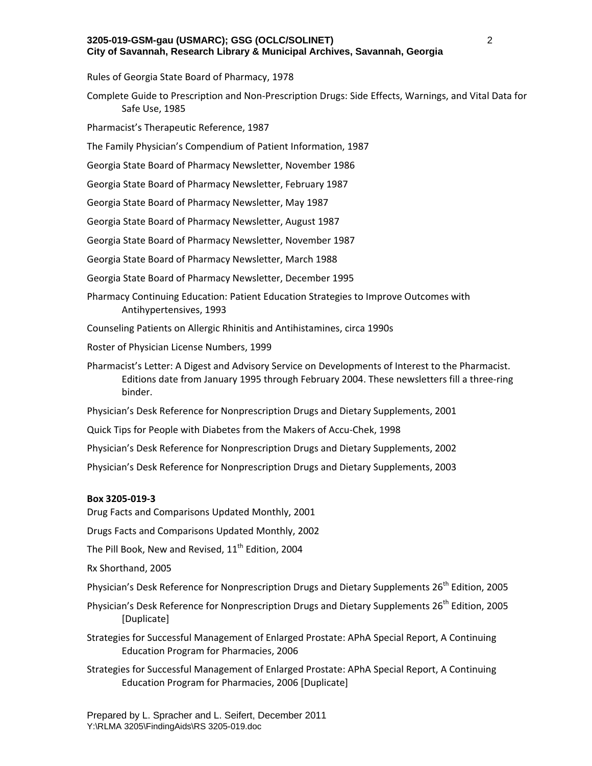Rules of Georgia State Board of Pharmacy, 1978

Complete Guide to Prescription and Non-Prescription Drugs: Side Effects, Warnings, and Vital Data for Safe Use, 1985

Pharmacist's Therapeutic Reference, 1987

The Family Physician's Compendium of Patient Information, 1987

Georgia State Board of Pharmacy Newsletter, November 1986

Georgia State Board of Pharmacy Newsletter, February 1987

Georgia State Board of Pharmacy Newsletter, May 1987

Georgia State Board of Pharmacy Newsletter, August 1987

Georgia State Board of Pharmacy Newsletter, November 1987

Georgia State Board of Pharmacy Newsletter, March 1988

Georgia State Board of Pharmacy Newsletter, December 1995

Pharmacy Continuing Education: Patient Education Strategies to Improve Outcomes with Antihypertensives, 1993

Counseling Patients on Allergic Rhinitis and Antihistamines, circa 1990s

Roster of Physician License Numbers, 1999

Pharmacist's Letter: A Digest and Advisory Service on Developments of Interest to the Pharmacist. Editions date from January 1995 through February 2004. These newsletters fill a three-ring binder.

Physician's Desk Reference for Nonprescription Drugs and Dietary Supplements, 2001

Quick Tips for People with Diabetes from the Makers of Accu-Chek, 1998

Physician's Desk Reference for Nonprescription Drugs and Dietary Supplements, 2002

Physician's Desk Reference for Nonprescription Drugs and Dietary Supplements, 2003

**Box 3205-019-3**

Drug Facts and Comparisons Updated Monthly, 2001

Drugs Facts and Comparisons Updated Monthly, 2002

The Pill Book, New and Revised, 11th Edition, 2004

Rx Shorthand, 2005

Physician's Desk Reference for Nonprescription Drugs and Dietary Supplements 26th Edition, 2005

Physician's Desk Reference for Nonprescription Drugs and Dietary Supplements 26th Edition, 2005 [Duplicate]

Strategies for Successful Management of Enlarged Prostate: APhA Special Report, A Continuing Education Program for Pharmacies, 2006

Strategies for Successful Management of Enlarged Prostate: APhA Special Report, A Continuing Education Program for Pharmacies, 2006 [Duplicate]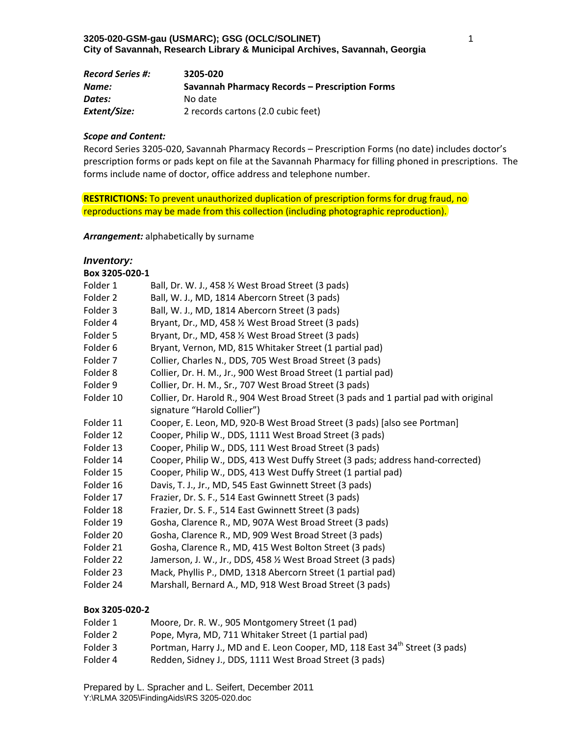**3205-020-GSM-gau (USMARC); GSG (OCLC/SOLINET)**
**City of Savannah, Research Library & Municipal Archives, Savannah, Georgia**

| | |
|---|---|
| ***Record Series #:*** | **3205-020** |
| ***Name:*** | **Savannah Pharmacy Records – Prescription Forms** |
| ***Dates:*** | No date |
| ***Extent/Size:*** | 2 records cartons (2.0 cubic feet) |

***Scope and Content:***

Record Series 3205-020, Savannah Pharmacy Records – Prescription Forms (no date) includes doctor's prescription forms or pads kept on file at the Savannah Pharmacy for filling phoned in prescriptions. The forms include name of doctor, office address and telephone number.

**RESTRICTIONS:** To prevent unauthorized duplication of prescription forms for drug fraud, no reproductions may be made from this collection (including photographic reproduction).

***Arrangement:*** alphabetically by surname

***Inventory:***

**Box 3205-020-1**

| | |
|---|---|
| Folder 1 | Ball, Dr. W. J., 458 ½ West Broad Street (3 pads) |
| Folder 2 | Ball, W. J., MD, 1814 Abercorn Street (3 pads) |
| Folder 3 | Ball, W. J., MD, 1814 Abercorn Street (3 pads) |
| Folder 4 | Bryant, Dr., MD, 458 ½ West Broad Street (3 pads) |
| Folder 5 | Bryant, Dr., MD, 458 ½ West Broad Street (3 pads) |
| Folder 6 | Bryant, Vernon, MD, 815 Whitaker Street (1 partial pad) |
| Folder 7 | Collier, Charles N., DDS, 705 West Broad Street (3 pads) |
| Folder 8 | Collier, Dr. H. M., Jr., 900 West Broad Street (1 partial pad) |
| Folder 9 | Collier, Dr. H. M., Sr., 707 West Broad Street (3 pads) |
| Folder 10 | Collier, Dr. Harold R., 904 West Broad Street (3 pads and 1 partial pad with original signature "Harold Collier") |
| Folder 11 | Cooper, E. Leon, MD, 920-B West Broad Street (3 pads) [also see Portman] |
| Folder 12 | Cooper, Philip W., DDS, 1111 West Broad Street (3 pads) |
| Folder 13 | Cooper, Philip W., DDS, 111 West Broad Street (3 pads) |
| Folder 14 | Cooper, Philip W., DDS, 413 West Duffy Street (3 pads; address hand-corrected) |
| Folder 15 | Cooper, Philip W., DDS, 413 West Duffy Street (1 partial pad) |
| Folder 16 | Davis, T. J., Jr., MD, 545 East Gwinnett Street (3 pads) |
| Folder 17 | Frazier, Dr. S. F., 514 East Gwinnett Street (3 pads) |
| Folder 18 | Frazier, Dr. S. F., 514 East Gwinnett Street (3 pads) |
| Folder 19 | Gosha, Clarence R., MD, 907A West Broad Street (3 pads) |
| Folder 20 | Gosha, Clarence R., MD, 909 West Broad Street (3 pads) |
| Folder 21 | Gosha, Clarence R., MD, 415 West Bolton Street (3 pads) |
| Folder 22 | Jamerson, J. W., Jr., DDS, 458 ½ West Broad Street (3 pads) |
| Folder 23 | Mack, Phyllis P., DMD, 1318 Abercorn Street (1 partial pad) |
| Folder 24 | Marshall, Bernard A., MD, 918 West Broad Street (3 pads) |

**Box 3205-020-2**

| | |
|---|---|
| Folder 1 | Moore, Dr. R. W., 905 Montgomery Street (1 pad) |
| Folder 2 | Pope, Myra, MD, 711 Whitaker Street (1 partial pad) |
| Folder 3 | Portman, Harry J., MD and E. Leon Cooper, MD, 118 East 34th Street (3 pads) |
| Folder 4 | Redden, Sidney J., DDS, 1111 West Broad Street (3 pads) |

Prepared by L. Spracher and L. Seifert, December 2011
Y:\RLMA 3205\FindingAids\RS 3205-020.doc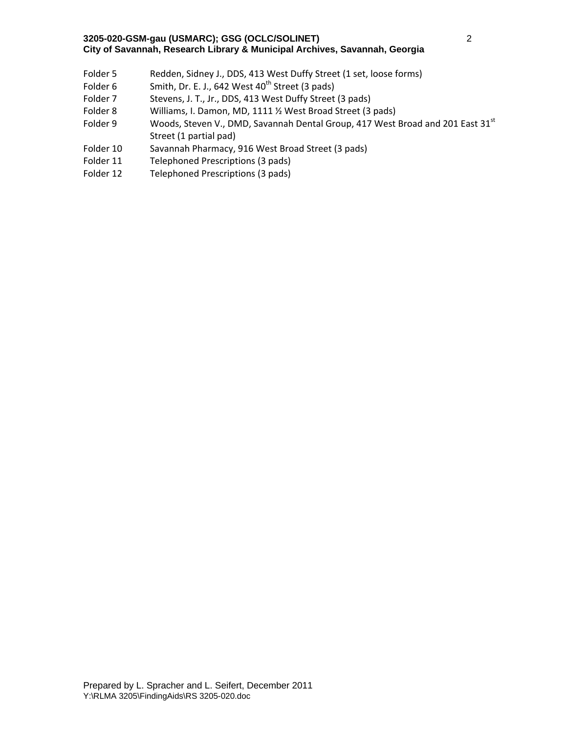Folder 5 Redden, Sidney J., DDS, 413 West Duffy Street (1 set, loose forms)

Folder 6 Smith, Dr. E. J., 642 West 40th Street (3 pads)

Folder 7 Stevens, J. T., Jr., DDS, 413 West Duffy Street (3 pads)

Folder 8 Williams, I. Damon, MD, 1111 ½ West Broad Street (3 pads)

Folder 9 Woods, Steven V., DMD, Savannah Dental Group, 417 West Broad and 201 East 31st Street (1 partial pad)

Folder 10 Savannah Pharmacy, 916 West Broad Street (3 pads)

Folder 11 Telephoned Prescriptions (3 pads)

Folder 12 Telephoned Prescriptions (3 pads)

Prepared by L. Spracher and L. Seifert, December 2011

Y:\RLMA 3205\FindingAids\RS 3205-020.doc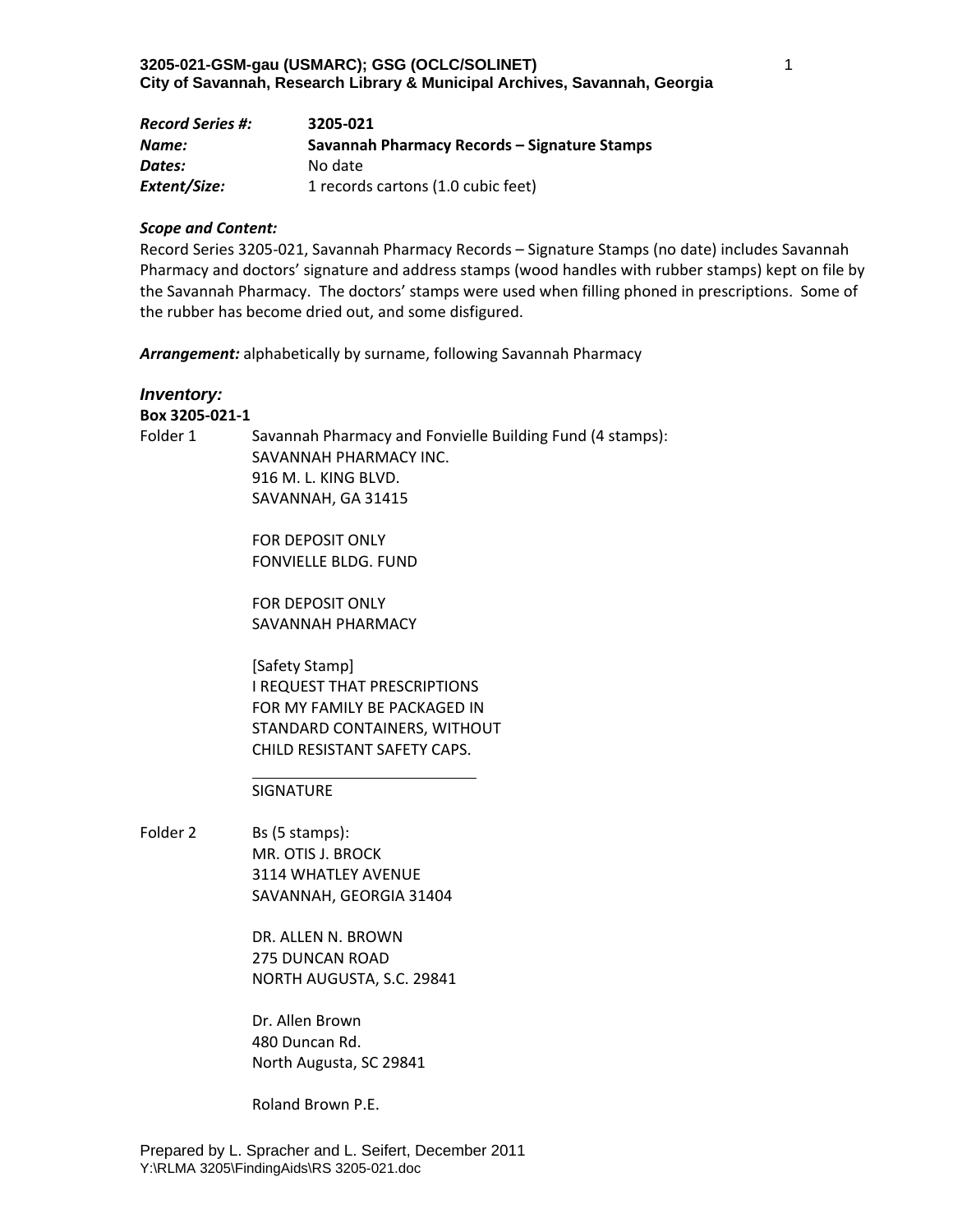| | |
|---|---|
| ***Record Series #:*** | **3205-021** |
| ***Name:*** | **Savannah Pharmacy Records – Signature Stamps** |
| ***Dates:*** | No date |
| ***Extent/Size:*** | 1 records cartons (1.0 cubic feet) |

***Scope and Content:***

Record Series 3205-021, Savannah Pharmacy Records – Signature Stamps (no date) includes Savannah Pharmacy and doctors' signature and address stamps (wood handles with rubber stamps) kept on file by the Savannah Pharmacy. The doctors' stamps were used when filling phoned in prescriptions. Some of the rubber has become dried out, and some disfigured.

***Arrangement:*** alphabetically by surname, following Savannah Pharmacy

## *Inventory:*

**Box 3205-021-1**

Folder 1 Savannah Pharmacy and Fonvielle Building Fund (4 stamps):

SAVANNAH PHARMACY INC.
916 M. L. KING BLVD.
SAVANNAH, GA 31415

FOR DEPOSIT ONLY
FONVIELLE BLDG. FUND

FOR DEPOSIT ONLY
SAVANNAH PHARMACY

[Safety Stamp]
I REQUEST THAT PRESCRIPTIONS
FOR MY FAMILY BE PACKAGED IN
STANDARD CONTAINERS, WITHOUT
CHILD RESISTANT SAFETY CAPS.

\_\_\_\_\_\_\_\_\_\_\_\_\_\_\_\_\_\_\_\_\_\_\_\_\_\_\_\_

SIGNATURE

Folder 2 Bs (5 stamps):

MR. OTIS J. BROCK
3114 WHATLEY AVENUE
SAVANNAH, GEORGIA 31404

DR. ALLEN N. BROWN
275 DUNCAN ROAD
NORTH AUGUSTA, S.C. 29841

Dr. Allen Brown
480 Duncan Rd.
North Augusta, SC 29841

Roland Brown P.E.

Prepared by L. Spracher and L. Seifert, December 2011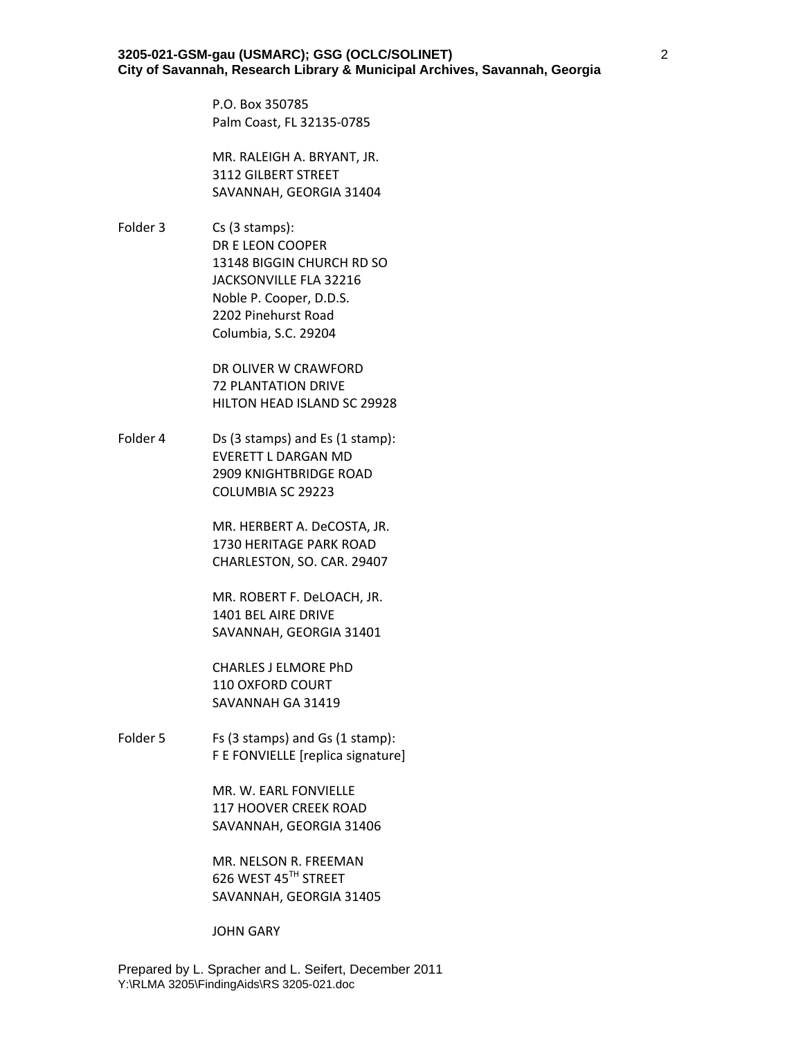P.O. Box 350785
Palm Coast, FL 32135-0785

MR. RALEIGH A. BRYANT, JR.
3112 GILBERT STREET
SAVANNAH, GEORGIA 31404

Folder 3 Cs (3 stamps):
DR E LEON COOPER
13148 BIGGIN CHURCH RD SO
JACKSONVILLE FLA 32216
Noble P. Cooper, D.D.S.
2202 Pinehurst Road
Columbia, S.C. 29204

DR OLIVER W CRAWFORD
72 PLANTATION DRIVE
HILTON HEAD ISLAND SC 29928

Folder 4 Ds (3 stamps) and Es (1 stamp):
EVERETT L DARGAN MD
2909 KNIGHTBRIDGE ROAD
COLUMBIA SC 29223

MR. HERBERT A. DeCOSTA, JR.
1730 HERITAGE PARK ROAD
CHARLESTON, SO. CAR. 29407

MR. ROBERT F. DeLOACH, JR.
1401 BEL AIRE DRIVE
SAVANNAH, GEORGIA 31401

CHARLES J ELMORE PhD
110 OXFORD COURT
SAVANNAH GA 31419

Folder 5 Fs (3 stamps) and Gs (1 stamp):
F E FONVIELLE [replica signature]

MR. W. EARL FONVIELLE
117 HOOVER CREEK ROAD
SAVANNAH, GEORGIA 31406

MR. NELSON R. FREEMAN
626 WEST 45TH STREET
SAVANNAH, GEORGIA 31405

JOHN GARY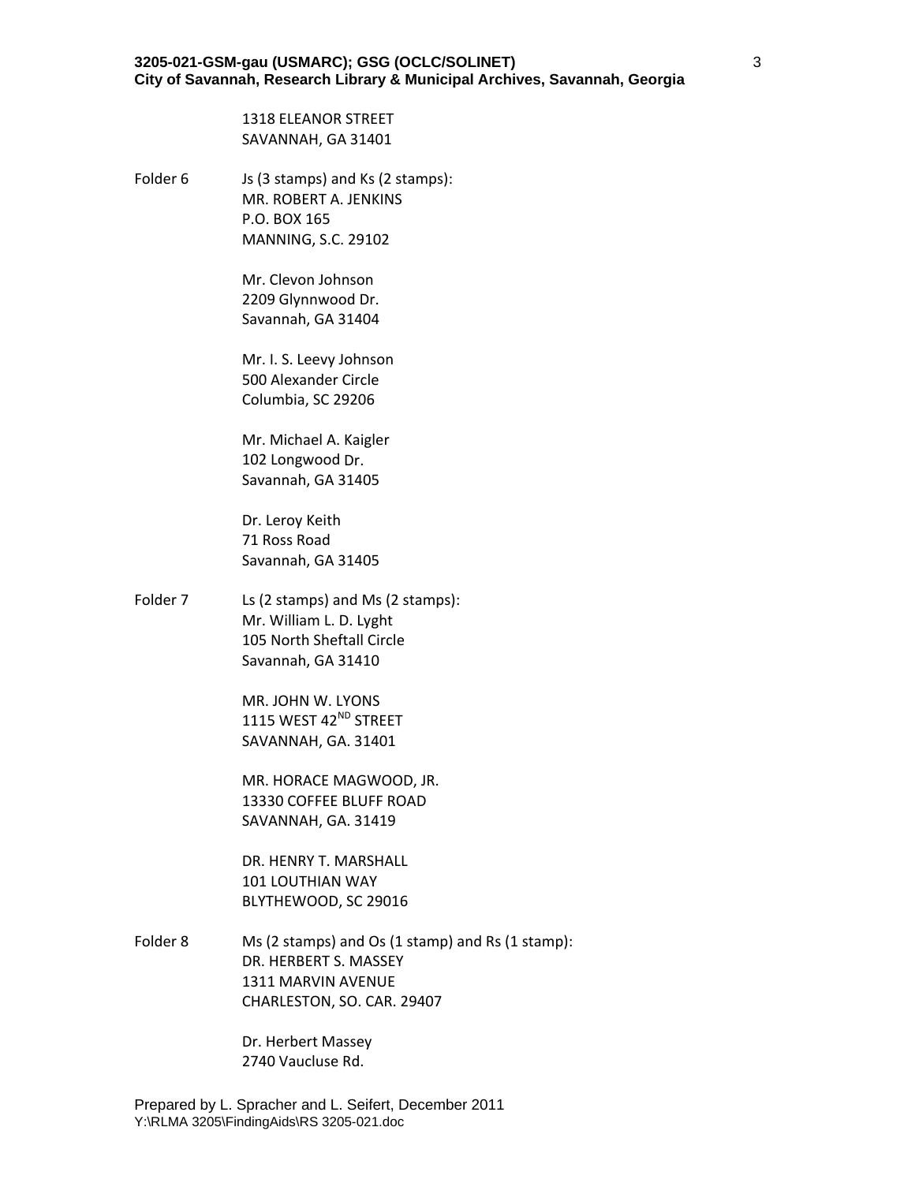1318 ELEANOR STREET
SAVANNAH, GA 31401

Folder 6 Js (3 stamps) and Ks (2 stamps):
MR. ROBERT A. JENKINS
P.O. BOX 165
MANNING, S.C. 29102

Mr. Clevon Johnson
2209 Glynnwood Dr.
Savannah, GA 31404

Mr. I. S. Leevy Johnson
500 Alexander Circle
Columbia, SC 29206

Mr. Michael A. Kaigler
102 Longwood Dr.
Savannah, GA 31405

Dr. Leroy Keith
71 Ross Road
Savannah, GA 31405

Folder 7 Ls (2 stamps) and Ms (2 stamps):
Mr. William L. D. Lyght
105 North Sheftall Circle
Savannah, GA 31410

MR. JOHN W. LYONS
1115 WEST 42ND STREET
SAVANNAH, GA. 31401

MR. HORACE MAGWOOD, JR.
13330 COFFEE BLUFF ROAD
SAVANNAH, GA. 31419

DR. HENRY T. MARSHALL
101 LOUTHIAN WAY
BLYTHEWOOD, SC 29016

Folder 8 Ms (2 stamps) and Os (1 stamp) and Rs (1 stamp):
DR. HERBERT S. MASSEY
1311 MARVIN AVENUE
CHARLESTON, SO. CAR. 29407

Dr. Herbert Massey
2740 Vaucluse Rd.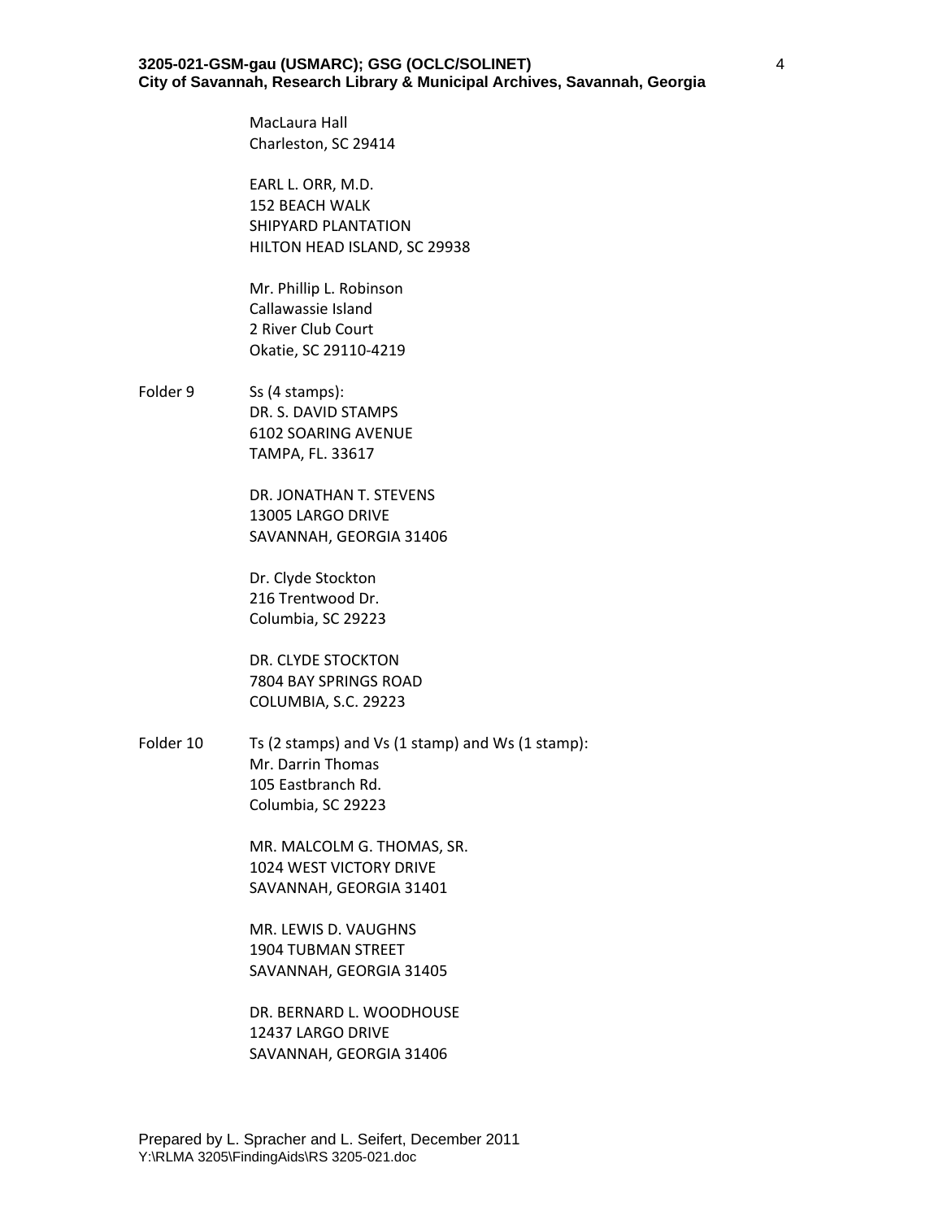MacLaura Hall  
Charleston, SC 29414

EARL L. ORR, M.D.  
152 BEACH WALK  
SHIPYARD PLANTATION  
HILTON HEAD ISLAND, SC 29938

Mr. Phillip L. Robinson  
Callawassie Island  
2 River Club Court  
Okatie, SC 29110-4219

Folder 9 Ss (4 stamps):

DR. S. DAVID STAMPS  
6102 SOARING AVENUE  
TAMPA, FL. 33617

DR. JONATHAN T. STEVENS  
13005 LARGO DRIVE  
SAVANNAH, GEORGIA 31406

Dr. Clyde Stockton  
216 Trentwood Dr.  
Columbia, SC 29223

DR. CLYDE STOCKTON  
7804 BAY SPRINGS ROAD  
COLUMBIA, S.C. 29223

Folder 10 Ts (2 stamps) and Vs (1 stamp) and Ws (1 stamp):

Mr. Darrin Thomas  
105 Eastbranch Rd.  
Columbia, SC 29223

MR. MALCOLM G. THOMAS, SR.  
1024 WEST VICTORY DRIVE  
SAVANNAH, GEORGIA 31401

MR. LEWIS D. VAUGHNS  
1904 TUBMAN STREET  
SAVANNAH, GEORGIA 31405

DR. BERNARD L. WOODHOUSE  
12437 LARGO DRIVE  
SAVANNAH, GEORGIA 31406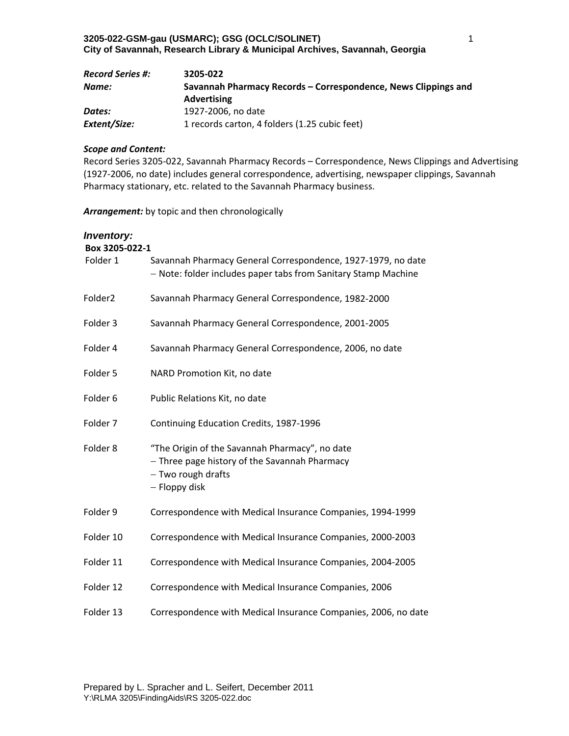**3205-022-GSM-gau (USMARC); GSG (OCLC/SOLINET)**
**City of Savannah, Research Library & Municipal Archives, Savannah, Georgia**

| | |
|---|---|
| ***Record Series #:*** | **3205-022** |
| ***Name:*** | **Savannah Pharmacy Records – Correspondence, News Clippings and Advertising** |
| ***Dates:*** | 1927-2006, no date |
| ***Extent/Size:*** | 1 records carton, 4 folders (1.25 cubic feet) |

***Scope and Content:***
Record Series 3205-022, Savannah Pharmacy Records – Correspondence, News Clippings and Advertising (1927-2006, no date) includes general correspondence, advertising, newspaper clippings, Savannah Pharmacy stationary, etc. related to the Savannah Pharmacy business.

***Arrangement:*** by topic and then chronologically

***Inventory:***

**Box 3205-022-1**

| | |
|---|---|
| Folder 1 | Savannah Pharmacy General Correspondence, 1927-1979, no date<br>– Note: folder includes paper tabs from Sanitary Stamp Machine |
| Folder2 | Savannah Pharmacy General Correspondence, 1982-2000 |
| Folder 3 | Savannah Pharmacy General Correspondence, 2001-2005 |
| Folder 4 | Savannah Pharmacy General Correspondence, 2006, no date |
| Folder 5 | NARD Promotion Kit, no date |
| Folder 6 | Public Relations Kit, no date |
| Folder 7 | Continuing Education Credits, 1987-1996 |
| Folder 8 | "The Origin of the Savannah Pharmacy", no date<br>– Three page history of the Savannah Pharmacy<br>– Two rough drafts<br>– Floppy disk |
| Folder 9 | Correspondence with Medical Insurance Companies, 1994-1999 |
| Folder 10 | Correspondence with Medical Insurance Companies, 2000-2003 |
| Folder 11 | Correspondence with Medical Insurance Companies, 2004-2005 |
| Folder 12 | Correspondence with Medical Insurance Companies, 2006 |
| Folder 13 | Correspondence with Medical Insurance Companies, 2006, no date |

Prepared by L. Spracher and L. Seifert, December 2011
Y:\RLMA 3205\FindingAids\RS 3205-022.doc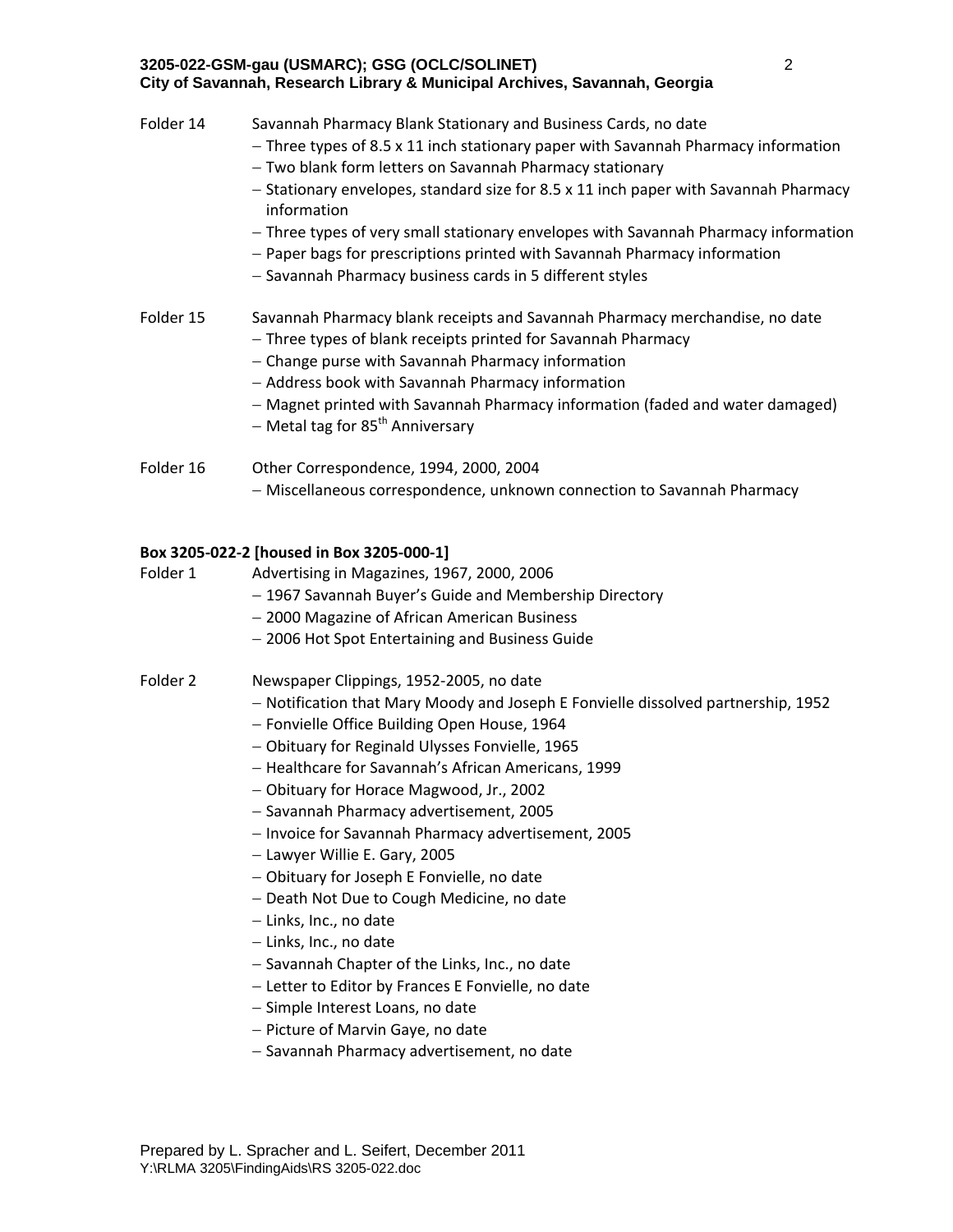Folder 14 Savannah Pharmacy Blank Stationary and Business Cards, no date

- Three types of 8.5 x 11 inch stationary paper with Savannah Pharmacy information
- Two blank form letters on Savannah Pharmacy stationary
- Stationary envelopes, standard size for 8.5 x 11 inch paper with Savannah Pharmacy information
- Three types of very small stationary envelopes with Savannah Pharmacy information
- Paper bags for prescriptions printed with Savannah Pharmacy information
- Savannah Pharmacy business cards in 5 different styles

Folder 15 Savannah Pharmacy blank receipts and Savannah Pharmacy merchandise, no date

- Three types of blank receipts printed for Savannah Pharmacy
- Change purse with Savannah Pharmacy information
- Address book with Savannah Pharmacy information
- Magnet printed with Savannah Pharmacy information (faded and water damaged)
- Metal tag for 85th Anniversary

Folder 16 Other Correspondence, 1994, 2000, 2004

- Miscellaneous correspondence, unknown connection to Savannah Pharmacy

**Box 3205-022-2 [housed in Box 3205-000-1]**

Folder 1 Advertising in Magazines, 1967, 2000, 2006

- 1967 Savannah Buyer's Guide and Membership Directory
- 2000 Magazine of African American Business
- 2006 Hot Spot Entertaining and Business Guide

Folder 2 Newspaper Clippings, 1952-2005, no date

- Notification that Mary Moody and Joseph E Fonvielle dissolved partnership, 1952
- Fonvielle Office Building Open House, 1964
- Obituary for Reginald Ulysses Fonvielle, 1965
- Healthcare for Savannah's African Americans, 1999
- Obituary for Horace Magwood, Jr., 2002
- Savannah Pharmacy advertisement, 2005
- Invoice for Savannah Pharmacy advertisement, 2005
- Lawyer Willie E. Gary, 2005
- Obituary for Joseph E Fonvielle, no date
- Death Not Due to Cough Medicine, no date
- Links, Inc., no date
- Links, Inc., no date
- Savannah Chapter of the Links, Inc., no date
- Letter to Editor by Frances E Fonvielle, no date
- Simple Interest Loans, no date
- Picture of Marvin Gaye, no date
- Savannah Pharmacy advertisement, no date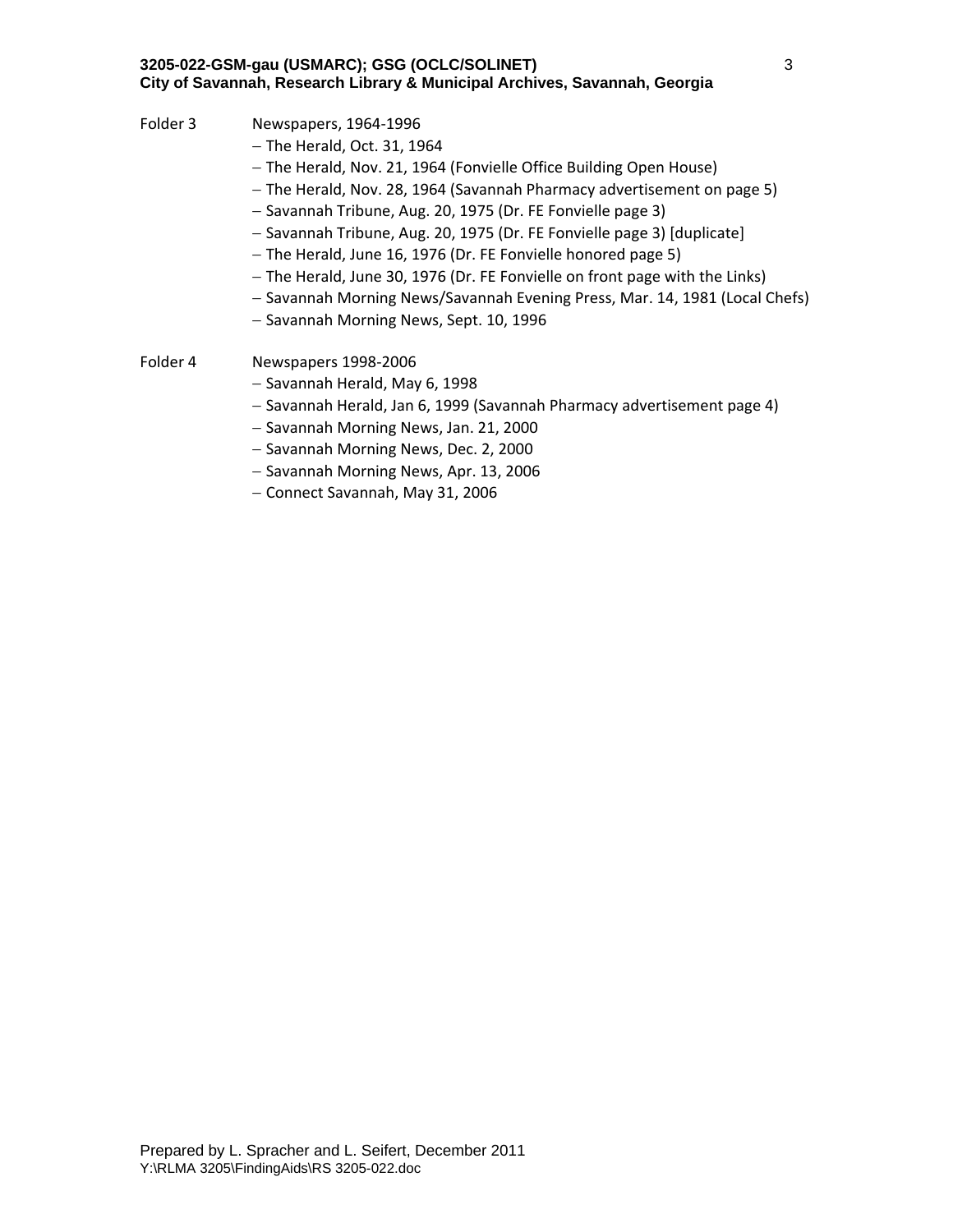Folder 3 Newspapers, 1964-1996

- The Herald, Oct. 31, 1964
- The Herald, Nov. 21, 1964 (Fonvielle Office Building Open House)
- The Herald, Nov. 28, 1964 (Savannah Pharmacy advertisement on page 5)
- Savannah Tribune, Aug. 20, 1975 (Dr. FE Fonvielle page 3)
- Savannah Tribune, Aug. 20, 1975 (Dr. FE Fonvielle page 3) [duplicate]
- The Herald, June 16, 1976 (Dr. FE Fonvielle honored page 5)
- The Herald, June 30, 1976 (Dr. FE Fonvielle on front page with the Links)
- Savannah Morning News/Savannah Evening Press, Mar. 14, 1981 (Local Chefs)
- Savannah Morning News, Sept. 10, 1996

Folder 4 Newspapers 1998-2006

- Savannah Herald, May 6, 1998
- Savannah Herald, Jan 6, 1999 (Savannah Pharmacy advertisement page 4)
- Savannah Morning News, Jan. 21, 2000
- Savannah Morning News, Dec. 2, 2000
- Savannah Morning News, Apr. 13, 2006
- Connect Savannah, May 31, 2006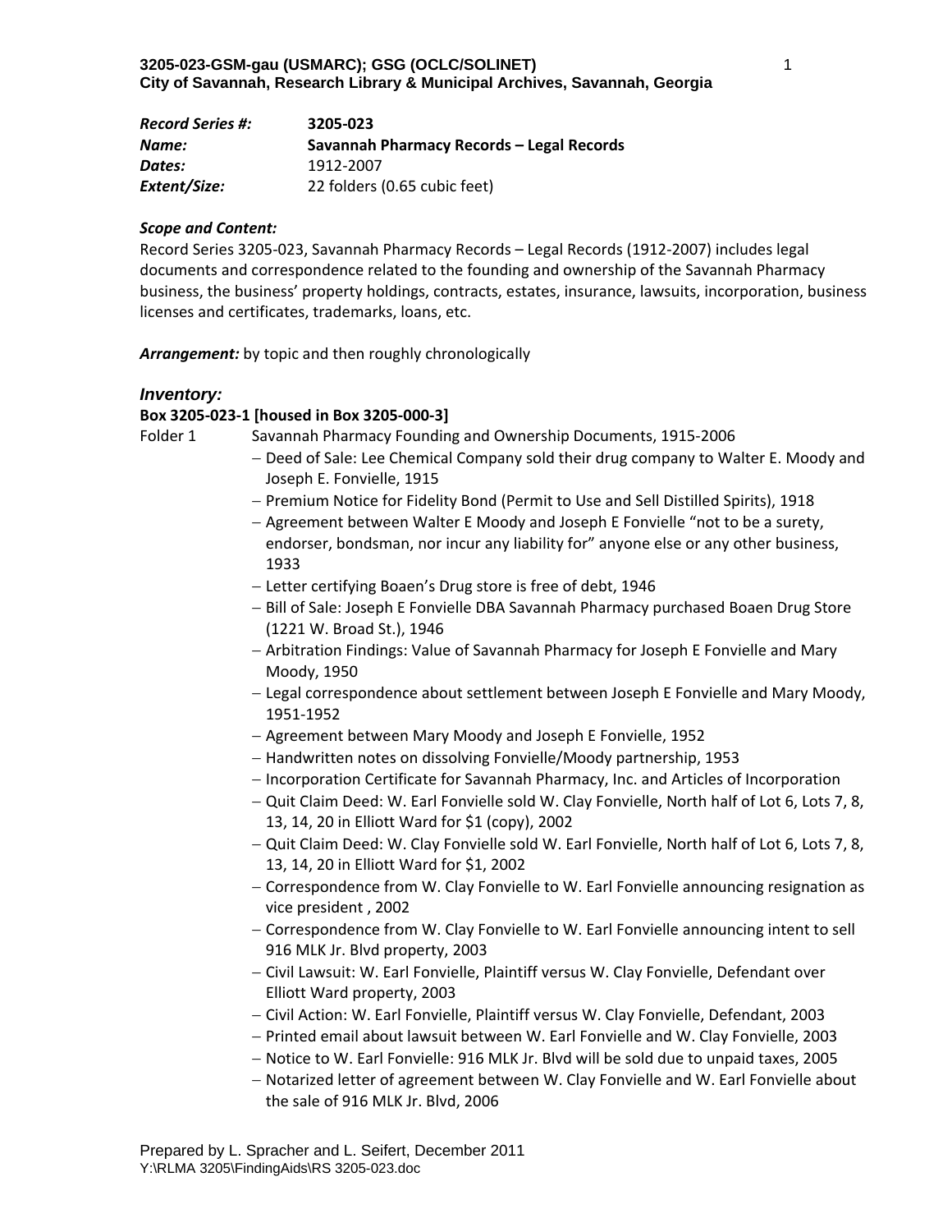**3205-023-GSM-gau (USMARC); GSG (OCLC/SOLINET)**
**City of Savannah, Research Library & Municipal Archives, Savannah, Georgia**

| | |
|---|---|
| ***Record Series #:*** | **3205-023** |
| ***Name:*** | **Savannah Pharmacy Records – Legal Records** |
| ***Dates:*** | 1912-2007 |
| ***Extent/Size:*** | 22 folders (0.65 cubic feet) |

***Scope and Content:***

Record Series 3205-023, Savannah Pharmacy Records – Legal Records (1912-2007) includes legal documents and correspondence related to the founding and ownership of the Savannah Pharmacy business, the business' property holdings, contracts, estates, insurance, lawsuits, incorporation, business licenses and certificates, trademarks, loans, etc.

***Arrangement:*** by topic and then roughly chronologically

### *Inventory:*

**Box 3205-023-1 [housed in Box 3205-000-3]**

Folder 1 Savannah Pharmacy Founding and Ownership Documents, 1915-2006

- Deed of Sale: Lee Chemical Company sold their drug company to Walter E. Moody and Joseph E. Fonvielle, 1915
- Premium Notice for Fidelity Bond (Permit to Use and Sell Distilled Spirits), 1918
- Agreement between Walter E Moody and Joseph E Fonvielle "not to be a surety, endorser, bondsman, nor incur any liability for" anyone else or any other business, 1933
- Letter certifying Boaen's Drug store is free of debt, 1946
- Bill of Sale: Joseph E Fonvielle DBA Savannah Pharmacy purchased Boaen Drug Store (1221 W. Broad St.), 1946
- Arbitration Findings: Value of Savannah Pharmacy for Joseph E Fonvielle and Mary Moody, 1950
- Legal correspondence about settlement between Joseph E Fonvielle and Mary Moody, 1951-1952
- Agreement between Mary Moody and Joseph E Fonvielle, 1952
- Handwritten notes on dissolving Fonvielle/Moody partnership, 1953
- Incorporation Certificate for Savannah Pharmacy, Inc. and Articles of Incorporation
- Quit Claim Deed: W. Earl Fonvielle sold W. Clay Fonvielle, North half of Lot 6, Lots 7, 8, 13, 14, 20 in Elliott Ward for $1 (copy), 2002
- Quit Claim Deed: W. Clay Fonvielle sold W. Earl Fonvielle, North half of Lot 6, Lots 7, 8, 13, 14, 20 in Elliott Ward for $1, 2002
- Correspondence from W. Clay Fonvielle to W. Earl Fonvielle announcing resignation as vice president , 2002
- Correspondence from W. Clay Fonvielle to W. Earl Fonvielle announcing intent to sell 916 MLK Jr. Blvd property, 2003
- Civil Lawsuit: W. Earl Fonvielle, Plaintiff versus W. Clay Fonvielle, Defendant over Elliott Ward property, 2003
- Civil Action: W. Earl Fonvielle, Plaintiff versus W. Clay Fonvielle, Defendant, 2003
- Printed email about lawsuit between W. Earl Fonvielle and W. Clay Fonvielle, 2003
- Notice to W. Earl Fonvielle: 916 MLK Jr. Blvd will be sold due to unpaid taxes, 2005
- Notarized letter of agreement between W. Clay Fonvielle and W. Earl Fonvielle about the sale of 916 MLK Jr. Blvd, 2006

Prepared by L. Spracher and L. Seifert, December 2011
Y:\RLMA 3205\FindingAids\RS 3205-023.doc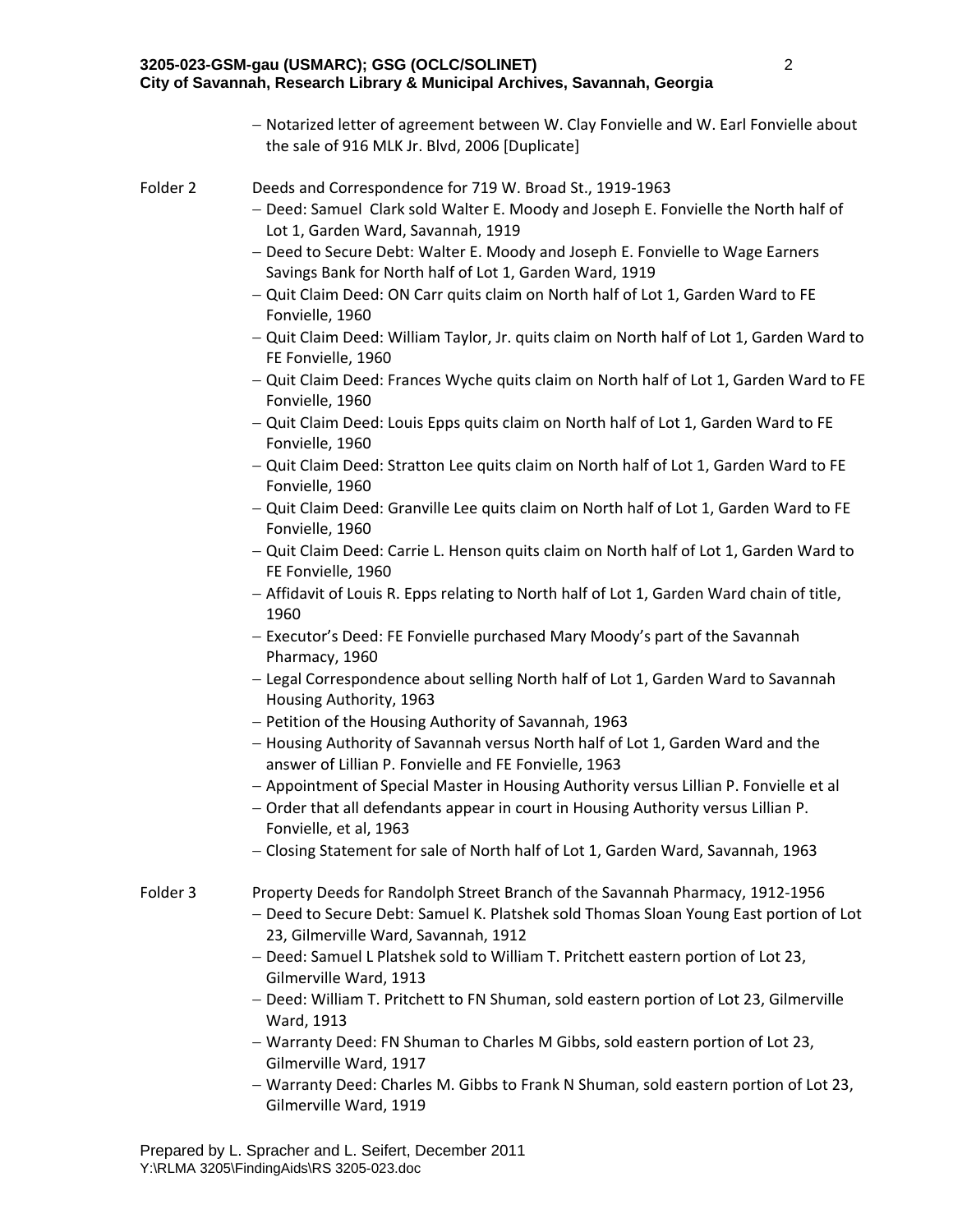- Notarized letter of agreement between W. Clay Fonvielle and W. Earl Fonvielle about the sale of 916 MLK Jr. Blvd, 2006 [Duplicate]

Folder 2 Deeds and Correspondence for 719 W. Broad St., 1919-1963

- Deed: Samuel Clark sold Walter E. Moody and Joseph E. Fonvielle the North half of Lot 1, Garden Ward, Savannah, 1919
- Deed to Secure Debt: Walter E. Moody and Joseph E. Fonvielle to Wage Earners Savings Bank for North half of Lot 1, Garden Ward, 1919
- Quit Claim Deed: ON Carr quits claim on North half of Lot 1, Garden Ward to FE Fonvielle, 1960
- Quit Claim Deed: William Taylor, Jr. quits claim on North half of Lot 1, Garden Ward to FE Fonvielle, 1960
- Quit Claim Deed: Frances Wyche quits claim on North half of Lot 1, Garden Ward to FE Fonvielle, 1960
- Quit Claim Deed: Louis Epps quits claim on North half of Lot 1, Garden Ward to FE Fonvielle, 1960
- Quit Claim Deed: Stratton Lee quits claim on North half of Lot 1, Garden Ward to FE Fonvielle, 1960
- Quit Claim Deed: Granville Lee quits claim on North half of Lot 1, Garden Ward to FE Fonvielle, 1960
- Quit Claim Deed: Carrie L. Henson quits claim on North half of Lot 1, Garden Ward to FE Fonvielle, 1960
- Affidavit of Louis R. Epps relating to North half of Lot 1, Garden Ward chain of title, 1960
- Executor's Deed: FE Fonvielle purchased Mary Moody's part of the Savannah Pharmacy, 1960
- Legal Correspondence about selling North half of Lot 1, Garden Ward to Savannah Housing Authority, 1963
- Petition of the Housing Authority of Savannah, 1963
- Housing Authority of Savannah versus North half of Lot 1, Garden Ward and the answer of Lillian P. Fonvielle and FE Fonvielle, 1963
- Appointment of Special Master in Housing Authority versus Lillian P. Fonvielle et al
- Order that all defendants appear in court in Housing Authority versus Lillian P. Fonvielle, et al, 1963
- Closing Statement for sale of North half of Lot 1, Garden Ward, Savannah, 1963

Folder 3 Property Deeds for Randolph Street Branch of the Savannah Pharmacy, 1912-1956

- Deed to Secure Debt: Samuel K. Platshek sold Thomas Sloan Young East portion of Lot 23, Gilmerville Ward, Savannah, 1912
- Deed: Samuel L Platshek sold to William T. Pritchett eastern portion of Lot 23, Gilmerville Ward, 1913
- Deed: William T. Pritchett to FN Shuman, sold eastern portion of Lot 23, Gilmerville Ward, 1913
- Warranty Deed: FN Shuman to Charles M Gibbs, sold eastern portion of Lot 23, Gilmerville Ward, 1917
- Warranty Deed: Charles M. Gibbs to Frank N Shuman, sold eastern portion of Lot 23, Gilmerville Ward, 1919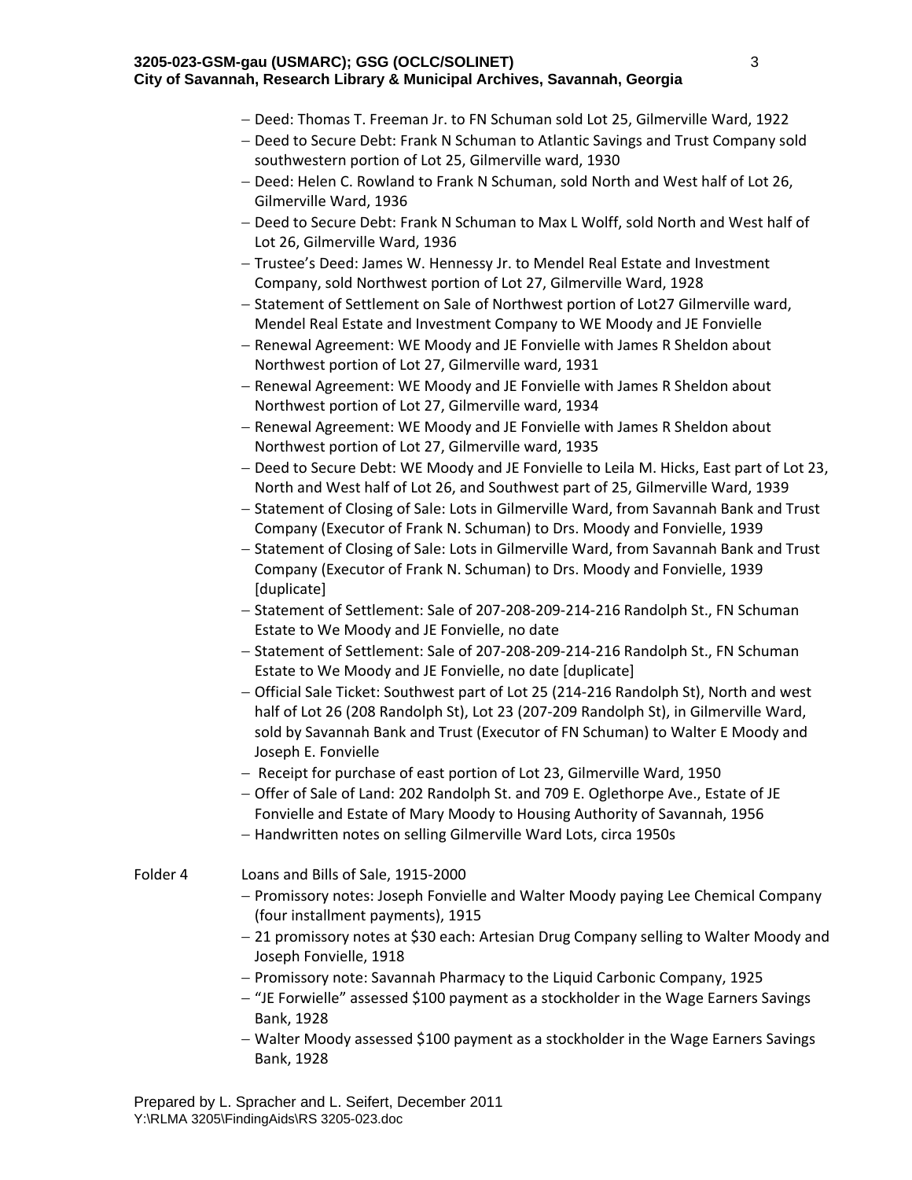- Deed: Thomas T. Freeman Jr. to FN Schuman sold Lot 25, Gilmerville Ward, 1922
- Deed to Secure Debt: Frank N Schuman to Atlantic Savings and Trust Company sold southwestern portion of Lot 25, Gilmerville ward, 1930
- Deed: Helen C. Rowland to Frank N Schuman, sold North and West half of Lot 26, Gilmerville Ward, 1936
- Deed to Secure Debt: Frank N Schuman to Max L Wolff, sold North and West half of Lot 26, Gilmerville Ward, 1936
- Trustee's Deed: James W. Hennessy Jr. to Mendel Real Estate and Investment Company, sold Northwest portion of Lot 27, Gilmerville Ward, 1928
- Statement of Settlement on Sale of Northwest portion of Lot27 Gilmerville ward, Mendel Real Estate and Investment Company to WE Moody and JE Fonvielle
- Renewal Agreement: WE Moody and JE Fonvielle with James R Sheldon about Northwest portion of Lot 27, Gilmerville ward, 1931
- Renewal Agreement: WE Moody and JE Fonvielle with James R Sheldon about Northwest portion of Lot 27, Gilmerville ward, 1934
- Renewal Agreement: WE Moody and JE Fonvielle with James R Sheldon about Northwest portion of Lot 27, Gilmerville ward, 1935
- Deed to Secure Debt: WE Moody and JE Fonvielle to Leila M. Hicks, East part of Lot 23, North and West half of Lot 26, and Southwest part of 25, Gilmerville Ward, 1939
- Statement of Closing of Sale: Lots in Gilmerville Ward, from Savannah Bank and Trust Company (Executor of Frank N. Schuman) to Drs. Moody and Fonvielle, 1939
- Statement of Closing of Sale: Lots in Gilmerville Ward, from Savannah Bank and Trust Company (Executor of Frank N. Schuman) to Drs. Moody and Fonvielle, 1939 [duplicate]
- Statement of Settlement: Sale of 207-208-209-214-216 Randolph St., FN Schuman Estate to We Moody and JE Fonvielle, no date
- Statement of Settlement: Sale of 207-208-209-214-216 Randolph St., FN Schuman Estate to We Moody and JE Fonvielle, no date [duplicate]
- Official Sale Ticket: Southwest part of Lot 25 (214-216 Randolph St), North and west half of Lot 26 (208 Randolph St), Lot 23 (207-209 Randolph St), in Gilmerville Ward, sold by Savannah Bank and Trust (Executor of FN Schuman) to Walter E Moody and Joseph E. Fonvielle
- Receipt for purchase of east portion of Lot 23, Gilmerville Ward, 1950
- Offer of Sale of Land: 202 Randolph St. and 709 E. Oglethorpe Ave., Estate of JE Fonvielle and Estate of Mary Moody to Housing Authority of Savannah, 1956
- Handwritten notes on selling Gilmerville Ward Lots, circa 1950s

Folder 4 Loans and Bills of Sale, 1915-2000

- Promissory notes: Joseph Fonvielle and Walter Moody paying Lee Chemical Company (four installment payments), 1915
- 21 promissory notes at $30 each: Artesian Drug Company selling to Walter Moody and Joseph Fonvielle, 1918
- Promissory note: Savannah Pharmacy to the Liquid Carbonic Company, 1925
- "JE Forwielle" assessed $100 payment as a stockholder in the Wage Earners Savings Bank, 1928
- Walter Moody assessed $100 payment as a stockholder in the Wage Earners Savings Bank, 1928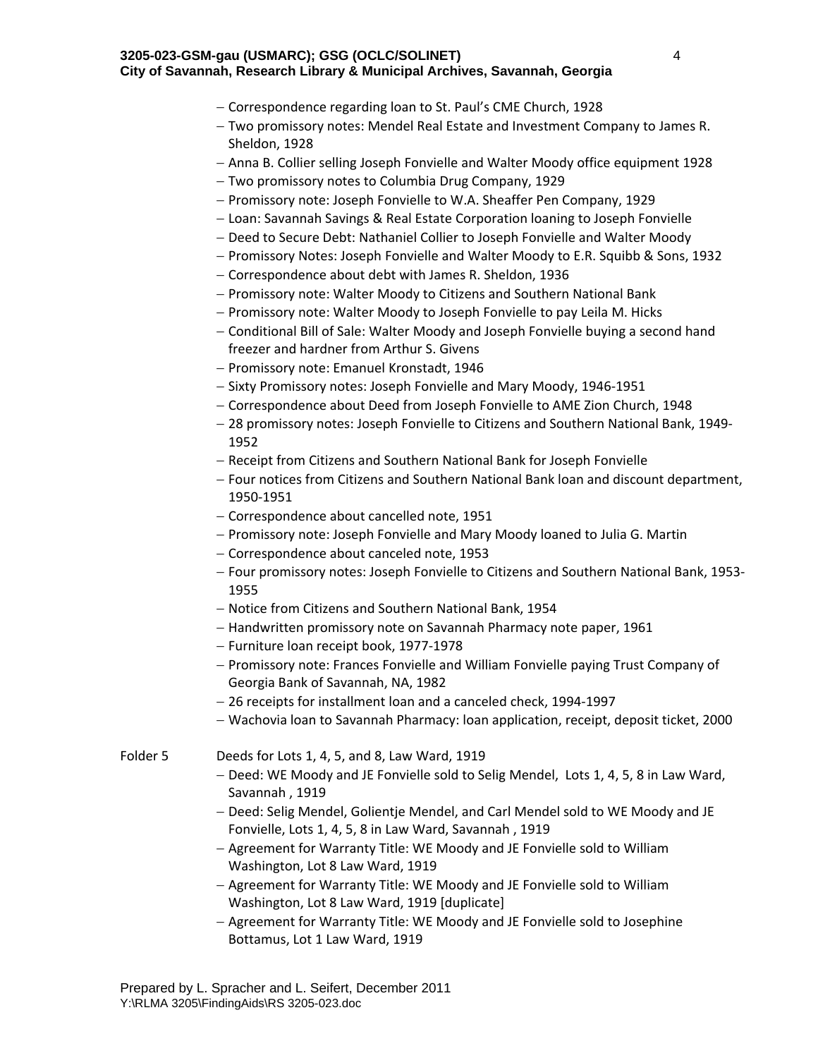- Correspondence regarding loan to St. Paul's CME Church, 1928
- Two promissory notes: Mendel Real Estate and Investment Company to James R. Sheldon, 1928
- Anna B. Collier selling Joseph Fonvielle and Walter Moody office equipment 1928
- Two promissory notes to Columbia Drug Company, 1929
- Promissory note: Joseph Fonvielle to W.A. Sheaffer Pen Company, 1929
- Loan: Savannah Savings & Real Estate Corporation loaning to Joseph Fonvielle
- Deed to Secure Debt: Nathaniel Collier to Joseph Fonvielle and Walter Moody
- Promissory Notes: Joseph Fonvielle and Walter Moody to E.R. Squibb & Sons, 1932
- Correspondence about debt with James R. Sheldon, 1936
- Promissory note: Walter Moody to Citizens and Southern National Bank
- Promissory note: Walter Moody to Joseph Fonvielle to pay Leila M. Hicks
- Conditional Bill of Sale: Walter Moody and Joseph Fonvielle buying a second hand freezer and hardner from Arthur S. Givens
- Promissory note: Emanuel Kronstadt, 1946
- Sixty Promissory notes: Joseph Fonvielle and Mary Moody, 1946-1951
- Correspondence about Deed from Joseph Fonvielle to AME Zion Church, 1948
- 28 promissory notes: Joseph Fonvielle to Citizens and Southern National Bank, 1949-1952
- Receipt from Citizens and Southern National Bank for Joseph Fonvielle
- Four notices from Citizens and Southern National Bank loan and discount department, 1950-1951
- Correspondence about cancelled note, 1951
- Promissory note: Joseph Fonvielle and Mary Moody loaned to Julia G. Martin
- Correspondence about canceled note, 1953
- Four promissory notes: Joseph Fonvielle to Citizens and Southern National Bank, 1953-1955
- Notice from Citizens and Southern National Bank, 1954
- Handwritten promissory note on Savannah Pharmacy note paper, 1961
- Furniture loan receipt book, 1977-1978
- Promissory note: Frances Fonvielle and William Fonvielle paying Trust Company of Georgia Bank of Savannah, NA, 1982
- 26 receipts for installment loan and a canceled check, 1994-1997
- Wachovia loan to Savannah Pharmacy: loan application, receipt, deposit ticket, 2000

Folder 5 Deeds for Lots 1, 4, 5, and 8, Law Ward, 1919

- Deed: WE Moody and JE Fonvielle sold to Selig Mendel, Lots 1, 4, 5, 8 in Law Ward, Savannah , 1919
- Deed: Selig Mendel, Golientje Mendel, and Carl Mendel sold to WE Moody and JE Fonvielle, Lots 1, 4, 5, 8 in Law Ward, Savannah , 1919
- Agreement for Warranty Title: WE Moody and JE Fonvielle sold to William Washington, Lot 8 Law Ward, 1919
- Agreement for Warranty Title: WE Moody and JE Fonvielle sold to William Washington, Lot 8 Law Ward, 1919 [duplicate]
- Agreement for Warranty Title: WE Moody and JE Fonvielle sold to Josephine Bottamus, Lot 1 Law Ward, 1919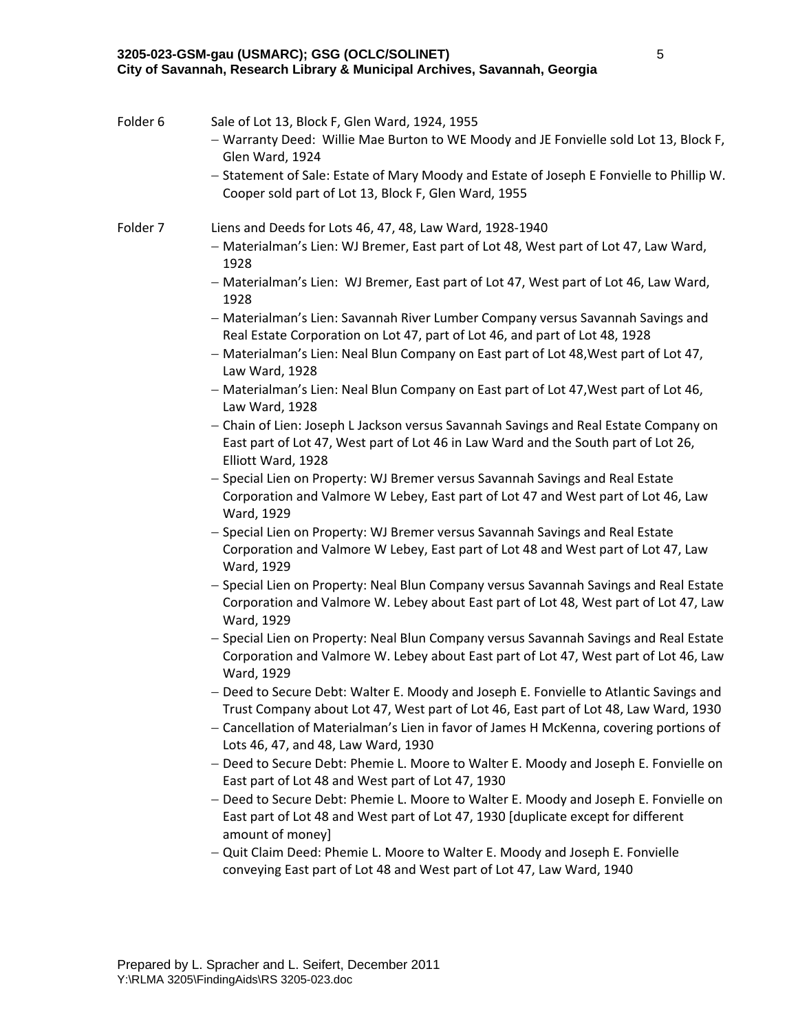Folder 6 Sale of Lot 13, Block F, Glen Ward, 1924, 1955

- Warranty Deed: Willie Mae Burton to WE Moody and JE Fonvielle sold Lot 13, Block F, Glen Ward, 1924
- Statement of Sale: Estate of Mary Moody and Estate of Joseph E Fonvielle to Phillip W. Cooper sold part of Lot 13, Block F, Glen Ward, 1955

Folder 7 Liens and Deeds for Lots 46, 47, 48, Law Ward, 1928-1940

- Materialman's Lien: WJ Bremer, East part of Lot 48, West part of Lot 47, Law Ward, 1928
- Materialman's Lien: WJ Bremer, East part of Lot 47, West part of Lot 46, Law Ward, 1928
- Materialman's Lien: Savannah River Lumber Company versus Savannah Savings and Real Estate Corporation on Lot 47, part of Lot 46, and part of Lot 48, 1928
- Materialman's Lien: Neal Blun Company on East part of Lot 48,West part of Lot 47, Law Ward, 1928
- Materialman's Lien: Neal Blun Company on East part of Lot 47,West part of Lot 46, Law Ward, 1928
- Chain of Lien: Joseph L Jackson versus Savannah Savings and Real Estate Company on East part of Lot 47, West part of Lot 46 in Law Ward and the South part of Lot 26, Elliott Ward, 1928
- Special Lien on Property: WJ Bremer versus Savannah Savings and Real Estate Corporation and Valmore W Lebey, East part of Lot 47 and West part of Lot 46, Law Ward, 1929
- Special Lien on Property: WJ Bremer versus Savannah Savings and Real Estate Corporation and Valmore W Lebey, East part of Lot 48 and West part of Lot 47, Law Ward, 1929
- Special Lien on Property: Neal Blun Company versus Savannah Savings and Real Estate Corporation and Valmore W. Lebey about East part of Lot 48, West part of Lot 47, Law Ward, 1929
- Special Lien on Property: Neal Blun Company versus Savannah Savings and Real Estate Corporation and Valmore W. Lebey about East part of Lot 47, West part of Lot 46, Law Ward, 1929
- Deed to Secure Debt: Walter E. Moody and Joseph E. Fonvielle to Atlantic Savings and Trust Company about Lot 47, West part of Lot 46, East part of Lot 48, Law Ward, 1930
- Cancellation of Materialman's Lien in favor of James H McKenna, covering portions of Lots 46, 47, and 48, Law Ward, 1930
- Deed to Secure Debt: Phemie L. Moore to Walter E. Moody and Joseph E. Fonvielle on East part of Lot 48 and West part of Lot 47, 1930
- Deed to Secure Debt: Phemie L. Moore to Walter E. Moody and Joseph E. Fonvielle on East part of Lot 48 and West part of Lot 47, 1930 [duplicate except for different amount of money]
- Quit Claim Deed: Phemie L. Moore to Walter E. Moody and Joseph E. Fonvielle conveying East part of Lot 48 and West part of Lot 47, Law Ward, 1940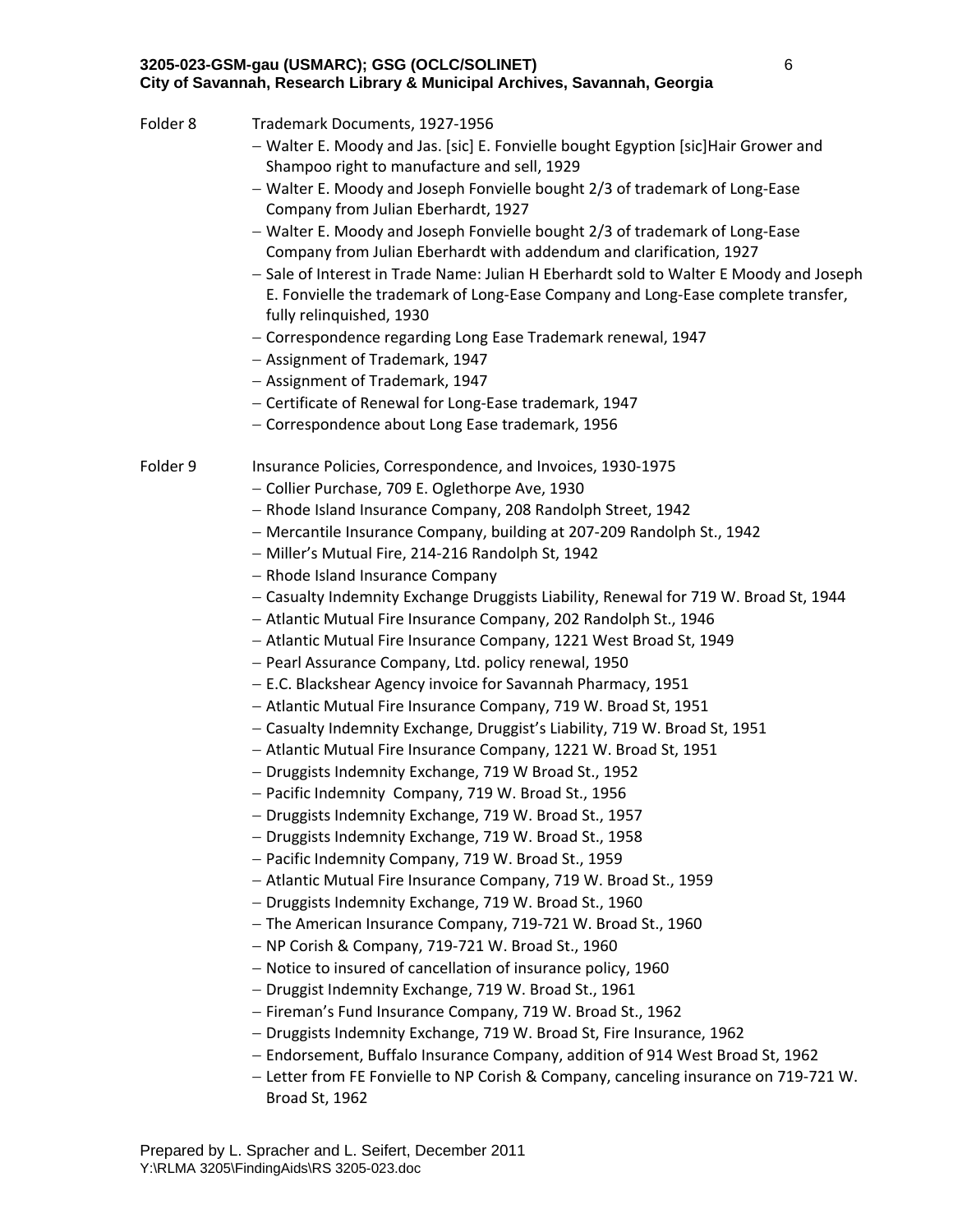Folder 8 Trademark Documents, 1927-1956

- Walter E. Moody and Jas. [sic] E. Fonvielle bought Egyption [sic]Hair Grower and Shampoo right to manufacture and sell, 1929
- Walter E. Moody and Joseph Fonvielle bought 2/3 of trademark of Long-Ease Company from Julian Eberhardt, 1927
- Walter E. Moody and Joseph Fonvielle bought 2/3 of trademark of Long-Ease Company from Julian Eberhardt with addendum and clarification, 1927
- Sale of Interest in Trade Name: Julian H Eberhardt sold to Walter E Moody and Joseph E. Fonvielle the trademark of Long-Ease Company and Long-Ease complete transfer, fully relinquished, 1930
- Correspondence regarding Long Ease Trademark renewal, 1947
- Assignment of Trademark, 1947
- Assignment of Trademark, 1947
- Certificate of Renewal for Long-Ease trademark, 1947
- Correspondence about Long Ease trademark, 1956

Folder 9 Insurance Policies, Correspondence, and Invoices, 1930-1975

- Collier Purchase, 709 E. Oglethorpe Ave, 1930
- Rhode Island Insurance Company, 208 Randolph Street, 1942
- Mercantile Insurance Company, building at 207-209 Randolph St., 1942
- Miller's Mutual Fire, 214-216 Randolph St, 1942
- Rhode Island Insurance Company
- Casualty Indemnity Exchange Druggists Liability, Renewal for 719 W. Broad St, 1944
- Atlantic Mutual Fire Insurance Company, 202 Randolph St., 1946
- Atlantic Mutual Fire Insurance Company, 1221 West Broad St, 1949
- Pearl Assurance Company, Ltd. policy renewal, 1950
- E.C. Blackshear Agency invoice for Savannah Pharmacy, 1951
- Atlantic Mutual Fire Insurance Company, 719 W. Broad St, 1951
- Casualty Indemnity Exchange, Druggist's Liability, 719 W. Broad St, 1951
- Atlantic Mutual Fire Insurance Company, 1221 W. Broad St, 1951
- Druggists Indemnity Exchange, 719 W Broad St., 1952
- Pacific Indemnity Company, 719 W. Broad St., 1956
- Druggists Indemnity Exchange, 719 W. Broad St., 1957
- Druggists Indemnity Exchange, 719 W. Broad St., 1958
- Pacific Indemnity Company, 719 W. Broad St., 1959
- Atlantic Mutual Fire Insurance Company, 719 W. Broad St., 1959
- Druggists Indemnity Exchange, 719 W. Broad St., 1960
- The American Insurance Company, 719-721 W. Broad St., 1960
- NP Corish & Company, 719-721 W. Broad St., 1960
- Notice to insured of cancellation of insurance policy, 1960
- Druggist Indemnity Exchange, 719 W. Broad St., 1961
- Fireman's Fund Insurance Company, 719 W. Broad St., 1962
- Druggists Indemnity Exchange, 719 W. Broad St, Fire Insurance, 1962
- Endorsement, Buffalo Insurance Company, addition of 914 West Broad St, 1962
- Letter from FE Fonvielle to NP Corish & Company, canceling insurance on 719-721 W. Broad St, 1962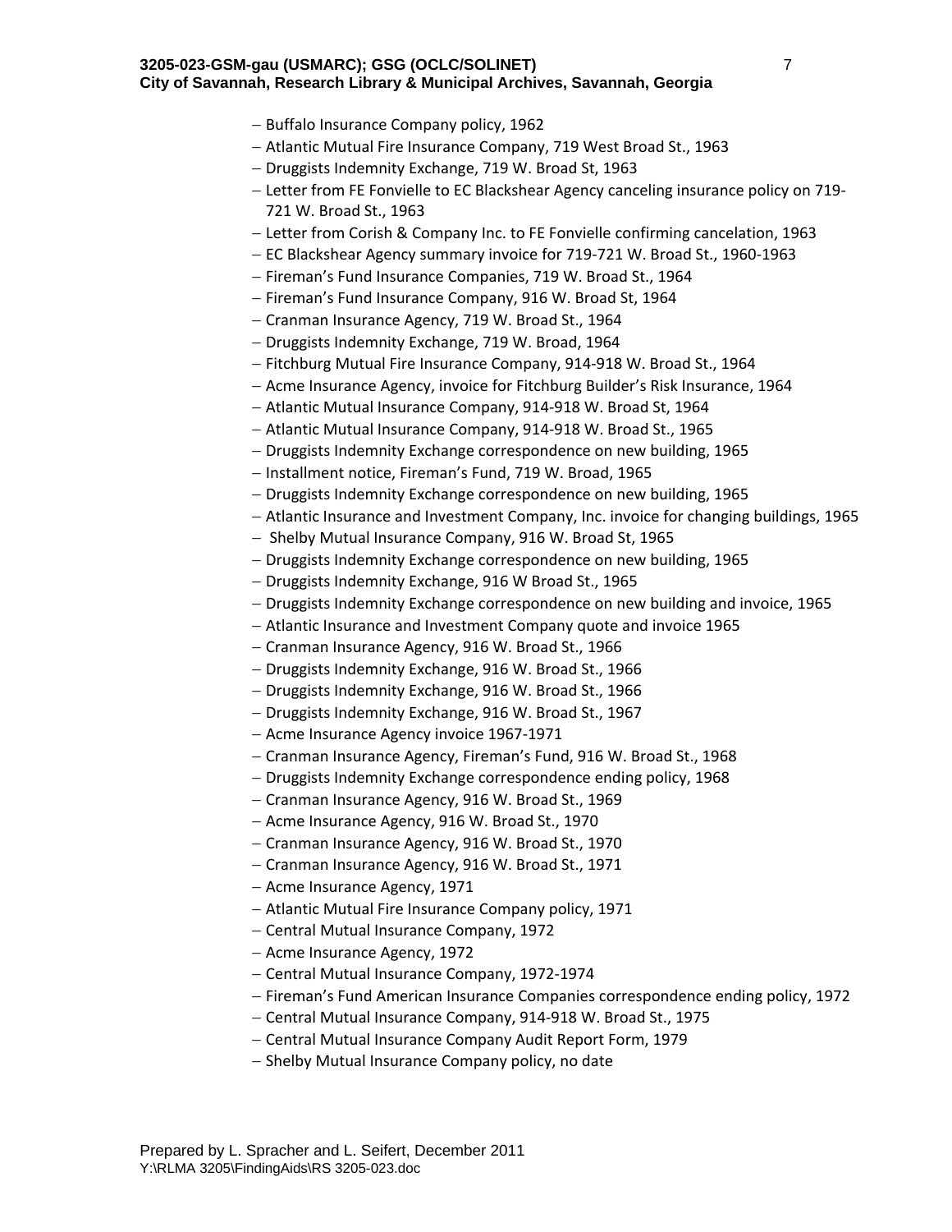- Buffalo Insurance Company policy, 1962
- Atlantic Mutual Fire Insurance Company, 719 West Broad St., 1963
- Druggists Indemnity Exchange, 719 W. Broad St, 1963
- Letter from FE Fonvielle to EC Blackshear Agency canceling insurance policy on 719-721 W. Broad St., 1963
- Letter from Corish & Company Inc. to FE Fonvielle confirming cancelation, 1963
- EC Blackshear Agency summary invoice for 719-721 W. Broad St., 1960-1963
- Fireman's Fund Insurance Companies, 719 W. Broad St., 1964
- Fireman's Fund Insurance Company, 916 W. Broad St, 1964
- Cranman Insurance Agency, 719 W. Broad St., 1964
- Druggists Indemnity Exchange, 719 W. Broad, 1964
- Fitchburg Mutual Fire Insurance Company, 914-918 W. Broad St., 1964
- Acme Insurance Agency, invoice for Fitchburg Builder's Risk Insurance, 1964
- Atlantic Mutual Insurance Company, 914-918 W. Broad St, 1964
- Atlantic Mutual Insurance Company, 914-918 W. Broad St., 1965
- Druggists Indemnity Exchange correspondence on new building, 1965
- Installment notice, Fireman's Fund, 719 W. Broad, 1965
- Druggists Indemnity Exchange correspondence on new building, 1965
- Atlantic Insurance and Investment Company, Inc. invoice for changing buildings, 1965
- Shelby Mutual Insurance Company, 916 W. Broad St, 1965
- Druggists Indemnity Exchange correspondence on new building, 1965
- Druggists Indemnity Exchange, 916 W Broad St., 1965
- Druggists Indemnity Exchange correspondence on new building and invoice, 1965
- Atlantic Insurance and Investment Company quote and invoice 1965
- Cranman Insurance Agency, 916 W. Broad St., 1966
- Druggists Indemnity Exchange, 916 W. Broad St., 1966
- Druggists Indemnity Exchange, 916 W. Broad St., 1966
- Druggists Indemnity Exchange, 916 W. Broad St., 1967
- Acme Insurance Agency invoice 1967-1971
- Cranman Insurance Agency, Fireman's Fund, 916 W. Broad St., 1968
- Druggists Indemnity Exchange correspondence ending policy, 1968
- Cranman Insurance Agency, 916 W. Broad St., 1969
- Acme Insurance Agency, 916 W. Broad St., 1970
- Cranman Insurance Agency, 916 W. Broad St., 1970
- Cranman Insurance Agency, 916 W. Broad St., 1971
- Acme Insurance Agency, 1971
- Atlantic Mutual Fire Insurance Company policy, 1971
- Central Mutual Insurance Company, 1972
- Acme Insurance Agency, 1972
- Central Mutual Insurance Company, 1972-1974
- Fireman's Fund American Insurance Companies correspondence ending policy, 1972
- Central Mutual Insurance Company, 914-918 W. Broad St., 1975
- Central Mutual Insurance Company Audit Report Form, 1979
- Shelby Mutual Insurance Company policy, no date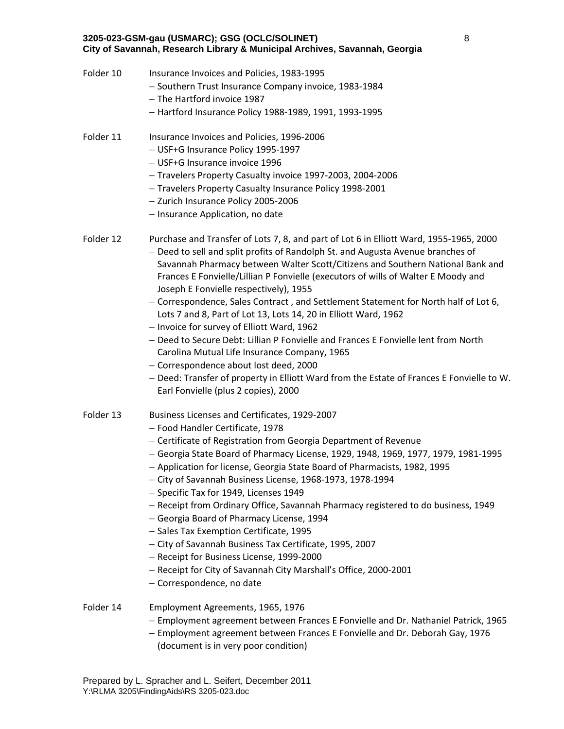Folder 10 Insurance Invoices and Policies, 1983-1995

- Southern Trust Insurance Company invoice, 1983-1984
- The Hartford invoice 1987
- Hartford Insurance Policy 1988-1989, 1991, 1993-1995

Folder 11 Insurance Invoices and Policies, 1996-2006

- USF+G Insurance Policy 1995-1997
- USF+G Insurance invoice 1996
- Travelers Property Casualty invoice 1997-2003, 2004-2006
- Travelers Property Casualty Insurance Policy 1998-2001
- Zurich Insurance Policy 2005-2006
- Insurance Application, no date

Folder 12 Purchase and Transfer of Lots 7, 8, and part of Lot 6 in Elliott Ward, 1955-1965, 2000

- Deed to sell and split profits of Randolph St. and Augusta Avenue branches of Savannah Pharmacy between Walter Scott/Citizens and Southern National Bank and Frances E Fonvielle/Lillian P Fonvielle (executors of wills of Walter E Moody and Joseph E Fonvielle respectively), 1955
- Correspondence, Sales Contract , and Settlement Statement for North half of Lot 6, Lots 7 and 8, Part of Lot 13, Lots 14, 20 in Elliott Ward, 1962
- Invoice for survey of Elliott Ward, 1962
- Deed to Secure Debt: Lillian P Fonvielle and Frances E Fonvielle lent from North Carolina Mutual Life Insurance Company, 1965
- Correspondence about lost deed, 2000
- Deed: Transfer of property in Elliott Ward from the Estate of Frances E Fonvielle to W. Earl Fonvielle (plus 2 copies), 2000

Folder 13 Business Licenses and Certificates, 1929-2007

- Food Handler Certificate, 1978
- Certificate of Registration from Georgia Department of Revenue
- Georgia State Board of Pharmacy License, 1929, 1948, 1969, 1977, 1979, 1981-1995
- Application for license, Georgia State Board of Pharmacists, 1982, 1995
- City of Savannah Business License, 1968-1973, 1978-1994
- Specific Tax for 1949, Licenses 1949
- Receipt from Ordinary Office, Savannah Pharmacy registered to do business, 1949
- Georgia Board of Pharmacy License, 1994
- Sales Tax Exemption Certificate, 1995
- City of Savannah Business Tax Certificate, 1995, 2007
- Receipt for Business License, 1999-2000
- Receipt for City of Savannah City Marshall's Office, 2000-2001
- Correspondence, no date

Folder 14 Employment Agreements, 1965, 1976

- Employment agreement between Frances E Fonvielle and Dr. Nathaniel Patrick, 1965
- Employment agreement between Frances E Fonvielle and Dr. Deborah Gay, 1976 (document is in very poor condition)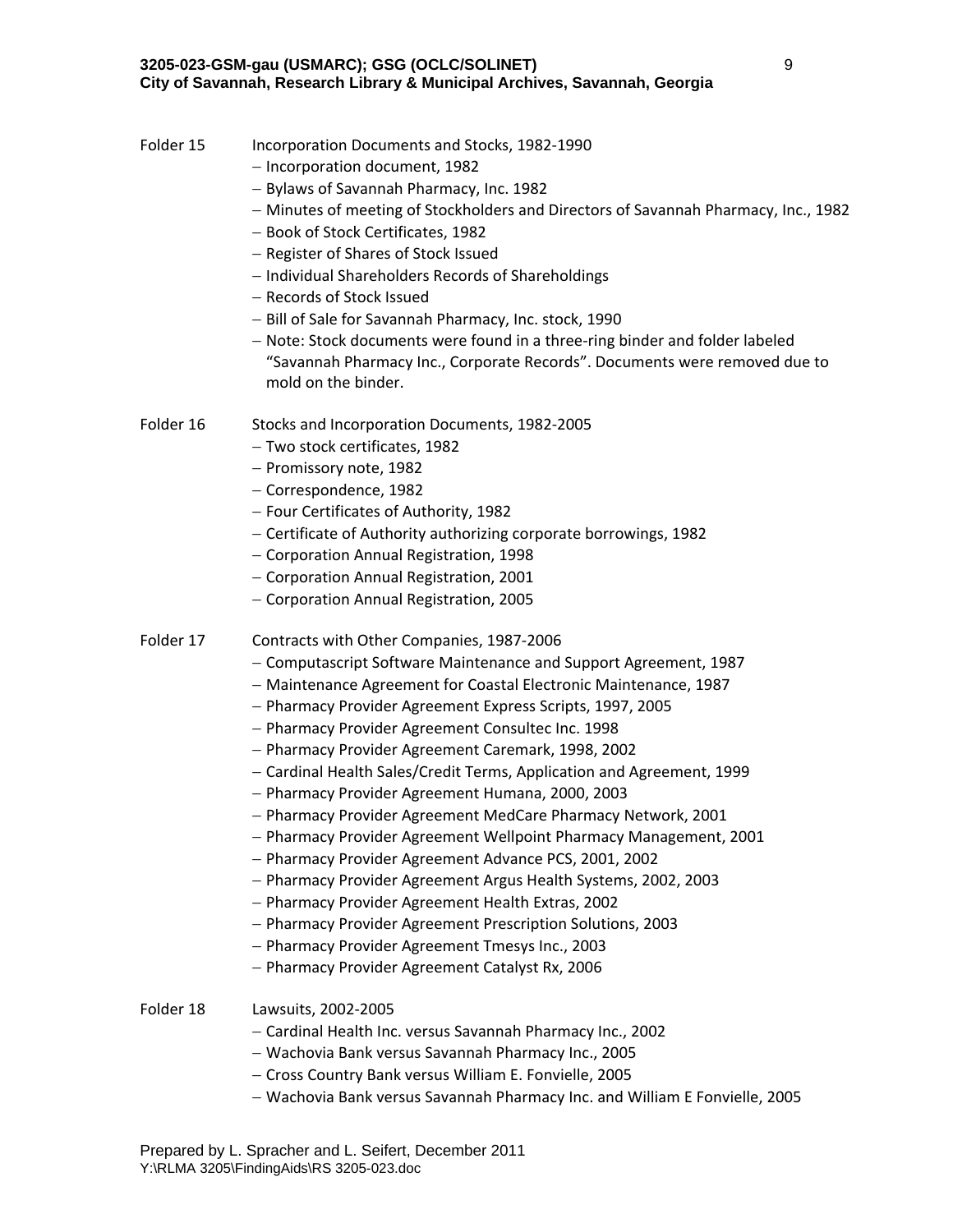Folder 15 Incorporation Documents and Stocks, 1982-1990

- Incorporation document, 1982
- Bylaws of Savannah Pharmacy, Inc. 1982
- Minutes of meeting of Stockholders and Directors of Savannah Pharmacy, Inc., 1982
- Book of Stock Certificates, 1982
- Register of Shares of Stock Issued
- Individual Shareholders Records of Shareholdings
- Records of Stock Issued
- Bill of Sale for Savannah Pharmacy, Inc. stock, 1990
- Note: Stock documents were found in a three-ring binder and folder labeled "Savannah Pharmacy Inc., Corporate Records". Documents were removed due to mold on the binder.

Folder 16 Stocks and Incorporation Documents, 1982-2005

- Two stock certificates, 1982
- Promissory note, 1982
- Correspondence, 1982
- Four Certificates of Authority, 1982
- Certificate of Authority authorizing corporate borrowings, 1982
- Corporation Annual Registration, 1998
- Corporation Annual Registration, 2001
- Corporation Annual Registration, 2005

Folder 17 Contracts with Other Companies, 1987-2006

- Computascript Software Maintenance and Support Agreement, 1987
- Maintenance Agreement for Coastal Electronic Maintenance, 1987
- Pharmacy Provider Agreement Express Scripts, 1997, 2005
- Pharmacy Provider Agreement Consultec Inc. 1998
- Pharmacy Provider Agreement Caremark, 1998, 2002
- Cardinal Health Sales/Credit Terms, Application and Agreement, 1999
- Pharmacy Provider Agreement Humana, 2000, 2003
- Pharmacy Provider Agreement MedCare Pharmacy Network, 2001
- Pharmacy Provider Agreement Wellpoint Pharmacy Management, 2001
- Pharmacy Provider Agreement Advance PCS, 2001, 2002
- Pharmacy Provider Agreement Argus Health Systems, 2002, 2003
- Pharmacy Provider Agreement Health Extras, 2002
- Pharmacy Provider Agreement Prescription Solutions, 2003
- Pharmacy Provider Agreement Tmesys Inc., 2003
- Pharmacy Provider Agreement Catalyst Rx, 2006

Folder 18 Lawsuits, 2002-2005

- Cardinal Health Inc. versus Savannah Pharmacy Inc., 2002
- Wachovia Bank versus Savannah Pharmacy Inc., 2005
- Cross Country Bank versus William E. Fonvielle, 2005
- Wachovia Bank versus Savannah Pharmacy Inc. and William E Fonvielle, 2005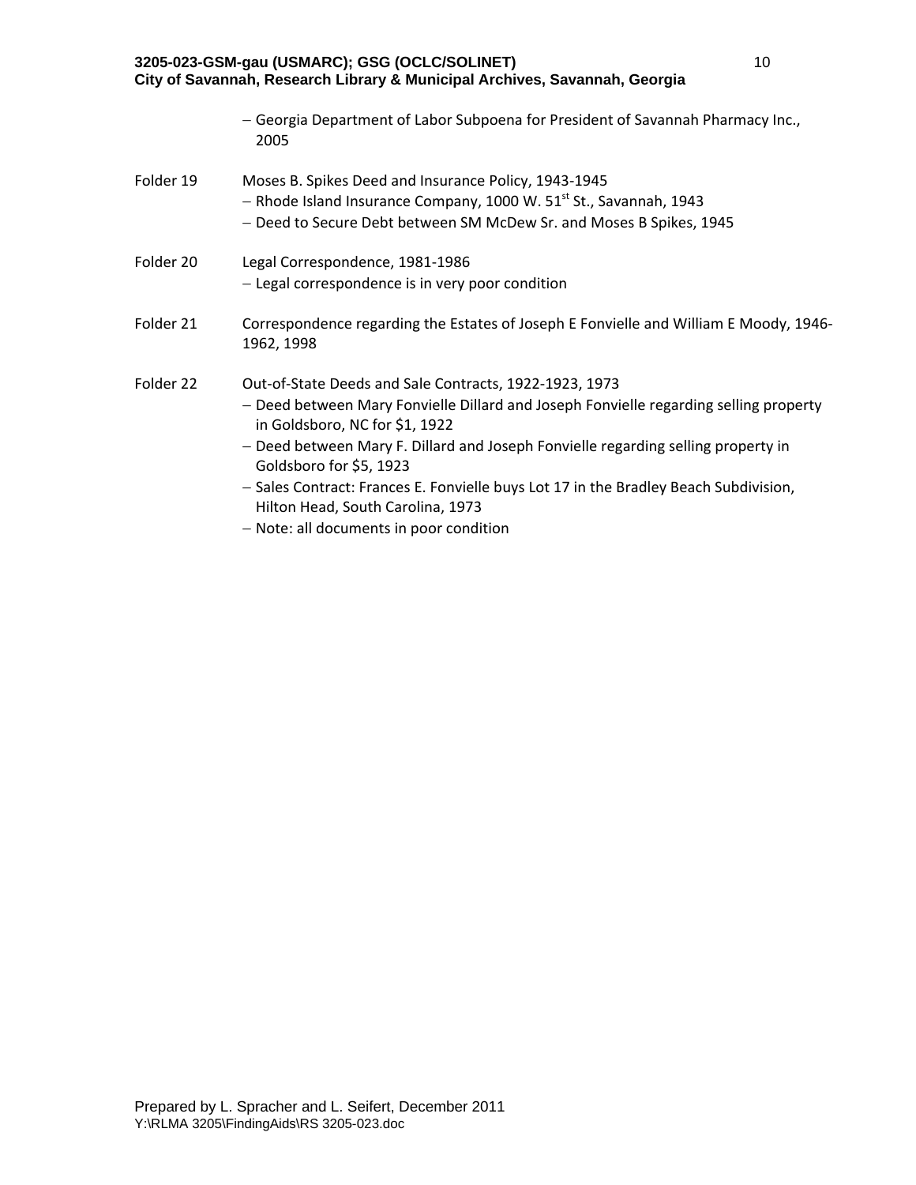- Georgia Department of Labor Subpoena for President of Savannah Pharmacy Inc., 2005

Folder 19 Moses B. Spikes Deed and Insurance Policy, 1943-1945
- Rhode Island Insurance Company, 1000 W. 51st St., Savannah, 1943
- Deed to Secure Debt between SM McDew Sr. and Moses B Spikes, 1945

Folder 20 Legal Correspondence, 1981-1986
- Legal correspondence is in very poor condition

Folder 21 Correspondence regarding the Estates of Joseph E Fonvielle and William E Moody, 1946-1962, 1998

Folder 22 Out-of-State Deeds and Sale Contracts, 1922-1923, 1973
- Deed between Mary Fonvielle Dillard and Joseph Fonvielle regarding selling property in Goldsboro, NC for $1, 1922
- Deed between Mary F. Dillard and Joseph Fonvielle regarding selling property in Goldsboro for $5, 1923
- Sales Contract: Frances E. Fonvielle buys Lot 17 in the Bradley Beach Subdivision, Hilton Head, South Carolina, 1973
- Note: all documents in poor condition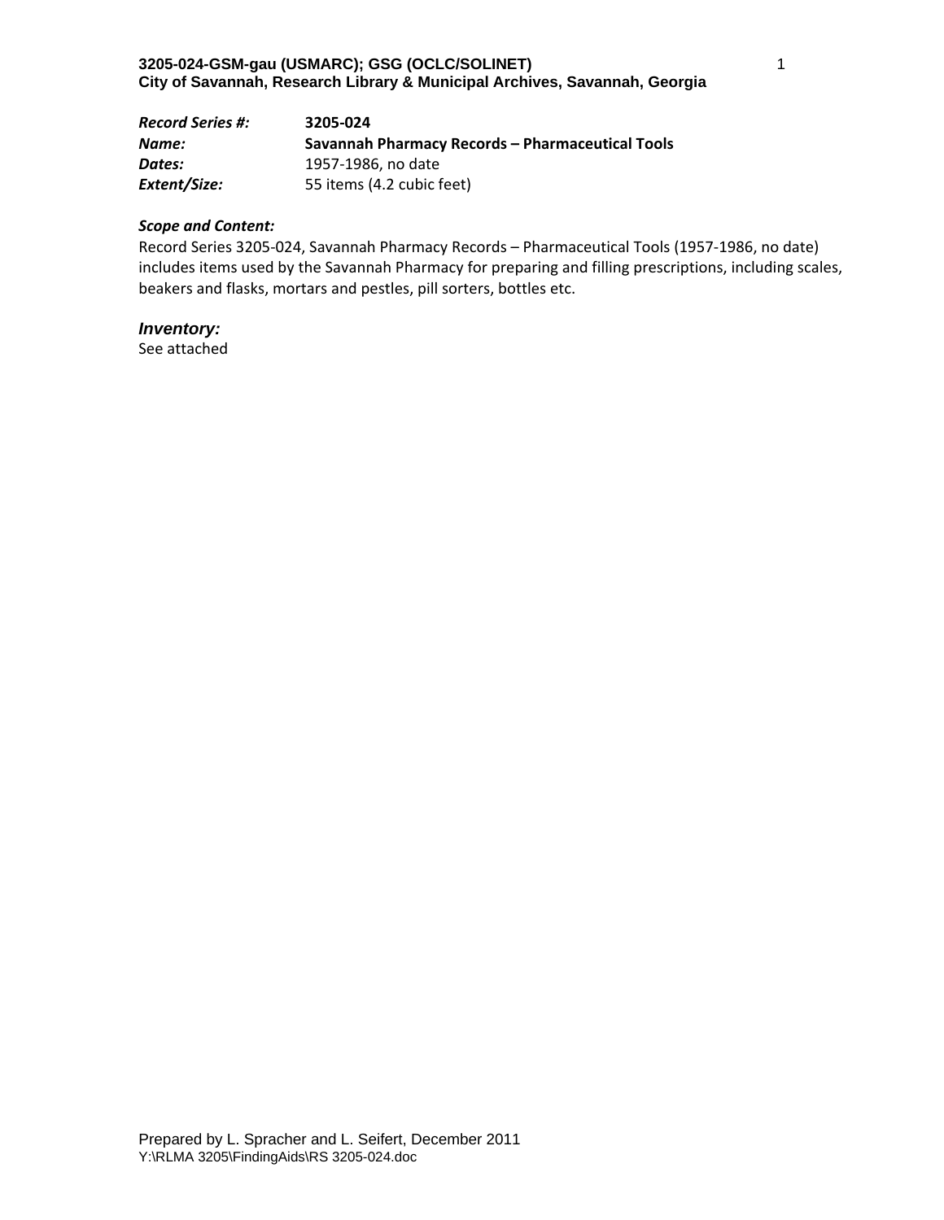**3205-024-GSM-gau (USMARC); GSG (OCLC/SOLINET)**
**City of Savannah, Research Library & Municipal Archives, Savannah, Georgia**

| | |
|---|---|
| ***Record Series #:*** | **3205-024** |
| ***Name:*** | **Savannah Pharmacy Records – Pharmaceutical Tools** |
| ***Dates:*** | 1957-1986, no date |
| ***Extent/Size:*** | 55 items (4.2 cubic feet) |

***Scope and Content:***

Record Series 3205-024, Savannah Pharmacy Records – Pharmaceutical Tools (1957-1986, no date) includes items used by the Savannah Pharmacy for preparing and filling prescriptions, including scales, beakers and flasks, mortars and pestles, pill sorters, bottles etc.

***Inventory:***

See attached

Prepared by L. Spracher and L. Seifert, December 2011
Y:\RLMA 3205\FindingAids\RS 3205-024.doc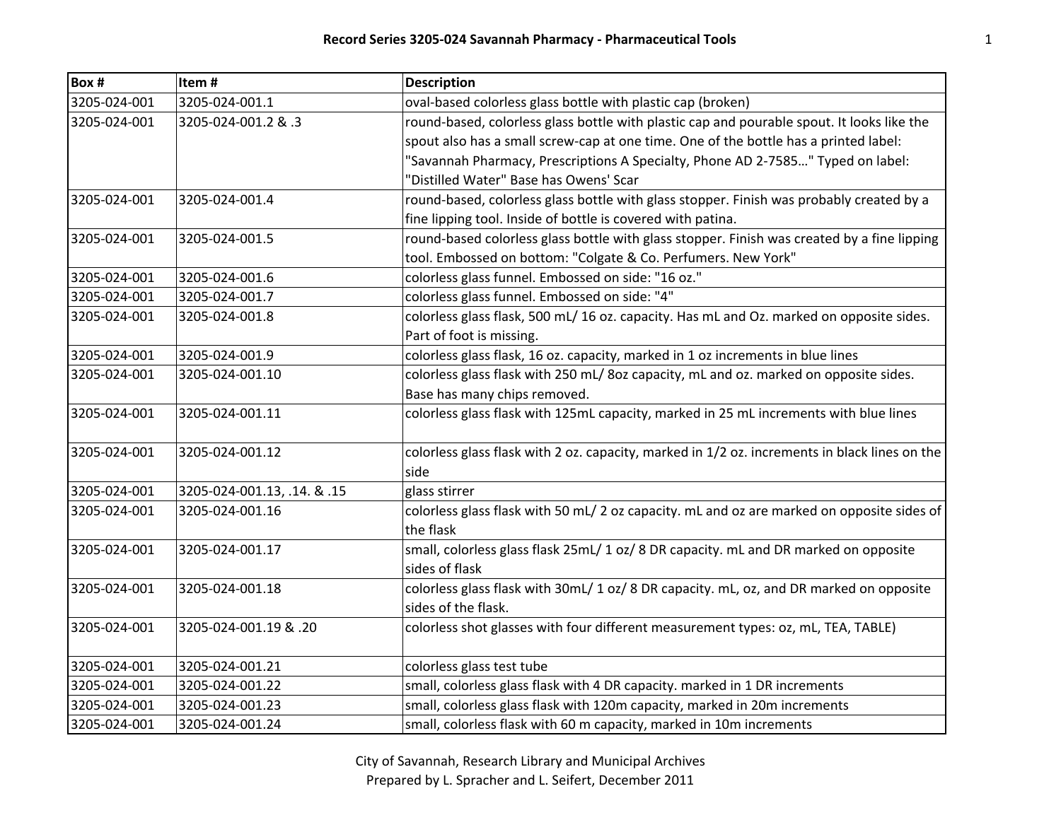**Record Series 3205-024 Savannah Pharmacy - Pharmaceutical Tools**

| Box # | Item # | Description |
|---|---|---|
| 3205-024-001 | 3205-024-001.1 | oval-based colorless glass bottle with plastic cap (broken) |
| 3205-024-001 | 3205-024-001.2 & .3 | round-based, colorless glass bottle with plastic cap and pourable spout. It looks like the spout also has a small screw-cap at one time. One of the bottle has a printed label: "Savannah Pharmacy, Prescriptions A Specialty, Phone AD 2-7585…" Typed on label: "Distilled Water" Base has Owens' Scar |
| 3205-024-001 | 3205-024-001.4 | round-based, colorless glass bottle with glass stopper. Finish was probably created by a fine lipping tool. Inside of bottle is covered with patina. |
| 3205-024-001 | 3205-024-001.5 | round-based colorless glass bottle with glass stopper. Finish was created by a fine lipping tool. Embossed on bottom: "Colgate & Co. Perfumers. New York" |
| 3205-024-001 | 3205-024-001.6 | colorless glass funnel. Embossed on side: "16 oz." |
| 3205-024-001 | 3205-024-001.7 | colorless glass funnel. Embossed on side: "4" |
| 3205-024-001 | 3205-024-001.8 | colorless glass flask, 500 mL/ 16 oz. capacity. Has mL and Oz. marked on opposite sides. Part of foot is missing. |
| 3205-024-001 | 3205-024-001.9 | colorless glass flask, 16 oz. capacity, marked in 1 oz increments in blue lines |
| 3205-024-001 | 3205-024-001.10 | colorless glass flask with 250 mL/ 8oz capacity, mL and oz. marked on opposite sides. Base has many chips removed. |
| 3205-024-001 | 3205-024-001.11 | colorless glass flask with 125mL capacity, marked in 25 mL increments with blue lines |
| 3205-024-001 | 3205-024-001.12 | colorless glass flask with 2 oz. capacity, marked in 1/2 oz. increments in black lines on the side |
| 3205-024-001 | 3205-024-001.13, .14. & .15 | glass stirrer |
| 3205-024-001 | 3205-024-001.16 | colorless glass flask with 50 mL/ 2 oz capacity. mL and oz are marked on opposite sides of the flask |
| 3205-024-001 | 3205-024-001.17 | small, colorless glass flask 25mL/ 1 oz/ 8 DR capacity. mL and DR marked on opposite sides of flask |
| 3205-024-001 | 3205-024-001.18 | colorless glass flask with 30mL/ 1 oz/ 8 DR capacity. mL, oz, and DR marked on opposite sides of the flask. |
| 3205-024-001 | 3205-024-001.19 & .20 | colorless shot glasses with four different measurement types: oz, mL, TEA, TABLE) |
| 3205-024-001 | 3205-024-001.21 | colorless glass test tube |
| 3205-024-001 | 3205-024-001.22 | small, colorless glass flask with 4 DR capacity. marked in 1 DR increments |
| 3205-024-001 | 3205-024-001.23 | small, colorless glass flask with 120m capacity, marked in 20m increments |
| 3205-024-001 | 3205-024-001.24 | small, colorless flask with 60 m capacity, marked in 10m increments |

City of Savannah, Research Library and Municipal Archives
Prepared by L. Spracher and L. Seifert, December 2011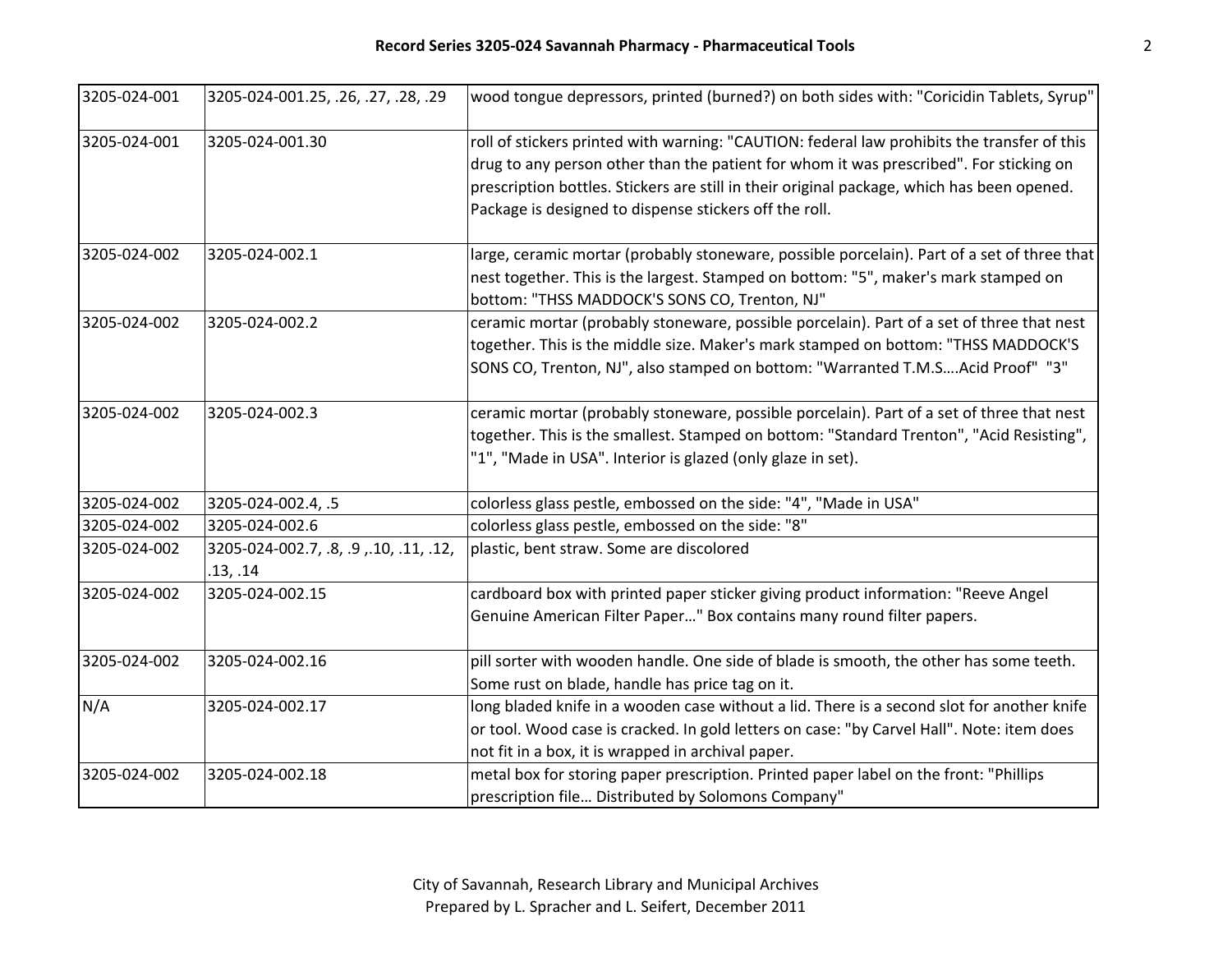| | | |
|---|---|---|
| 3205-024-001 | 3205-024-001.25, .26, .27, .28, .29 | wood tongue depressors, printed (burned?) on both sides with: "Coricidin Tablets, Syrup" |
| 3205-024-001 | 3205-024-001.30 | roll of stickers printed with warning: "CAUTION: federal law prohibits the transfer of this drug to any person other than the patient for whom it was prescribed". For sticking on prescription bottles. Stickers are still in their original package, which has been opened. Package is designed to dispense stickers off the roll. |
| 3205-024-002 | 3205-024-002.1 | large, ceramic mortar (probably stoneware, possible porcelain). Part of a set of three that nest together. This is the largest. Stamped on bottom: "5", maker's mark stamped on bottom: "THSS MADDOCK'S SONS CO, Trenton, NJ" |
| 3205-024-002 | 3205-024-002.2 | ceramic mortar (probably stoneware, possible porcelain). Part of a set of three that nest together. This is the middle size. Maker's mark stamped on bottom: "THSS MADDOCK'S SONS CO, Trenton, NJ", also stamped on bottom: "Warranted T.M.S….Acid Proof" "3" |
| 3205-024-002 | 3205-024-002.3 | ceramic mortar (probably stoneware, possible porcelain). Part of a set of three that nest together. This is the smallest. Stamped on bottom: "Standard Trenton", "Acid Resisting", "1", "Made in USA". Interior is glazed (only glaze in set). |
| 3205-024-002 | 3205-024-002.4, .5 | colorless glass pestle, embossed on the side: "4", "Made in USA" |
| 3205-024-002 | 3205-024-002.6 | colorless glass pestle, embossed on the side: "8" |
| 3205-024-002 | 3205-024-002.7, .8, .9 ,.10, .11, .12, .13, .14 | plastic, bent straw. Some are discolored |
| 3205-024-002 | 3205-024-002.15 | cardboard box with printed paper sticker giving product information: "Reeve Angel Genuine American Filter Paper…" Box contains many round filter papers. |
| 3205-024-002 | 3205-024-002.16 | pill sorter with wooden handle. One side of blade is smooth, the other has some teeth. Some rust on blade, handle has price tag on it. |
| N/A | 3205-024-002.17 | long bladed knife in a wooden case without a lid. There is a second slot for another knife or tool. Wood case is cracked. In gold letters on case: "by Carvel Hall". Note: item does not fit in a box, it is wrapped in archival paper. |
| 3205-024-002 | 3205-024-002.18 | metal box for storing paper prescription. Printed paper label on the front: "Phillips prescription file… Distributed by Solomons Company" |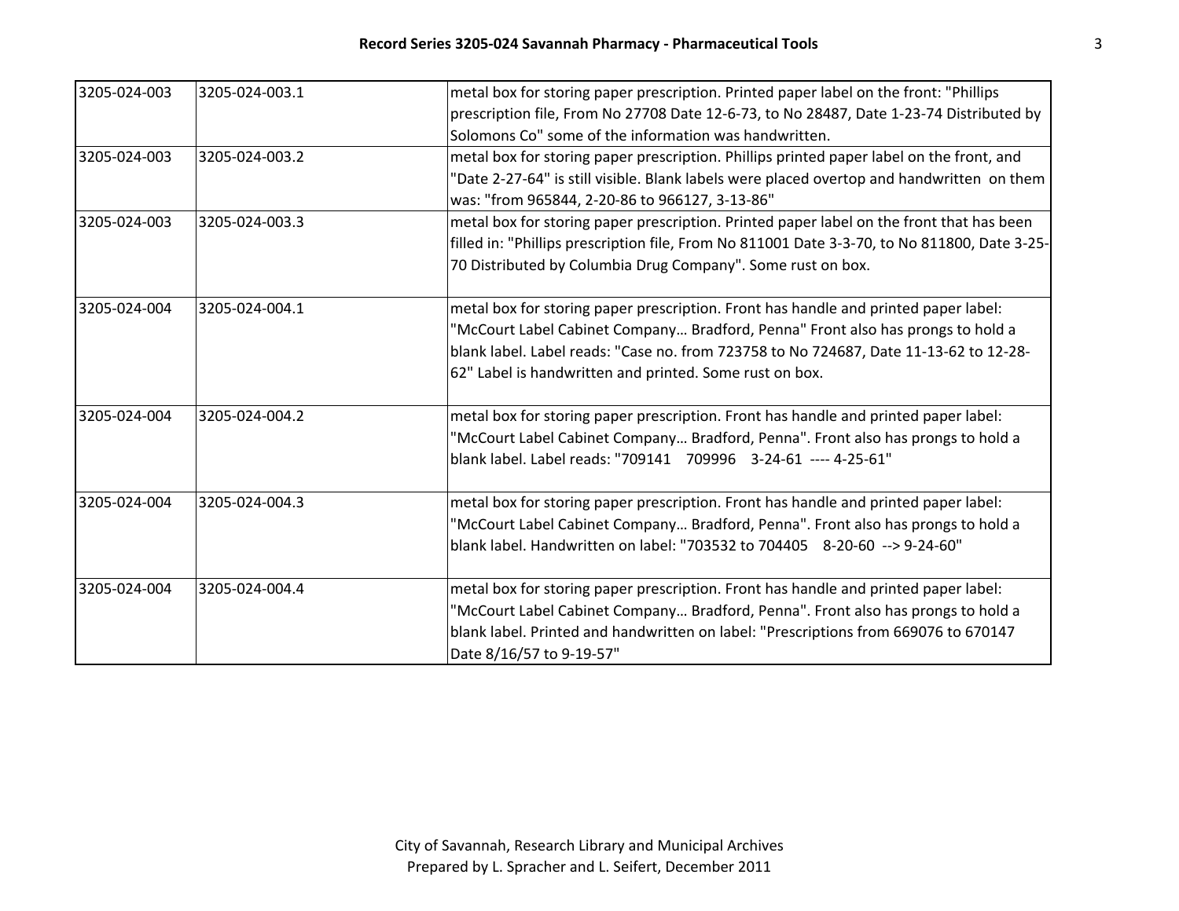| | | |
|---|---|---|
| 3205-024-003 | 3205-024-003.1 | metal box for storing paper prescription. Printed paper label on the front: "Phillips prescription file, From No 27708 Date 12-6-73, to No 28487, Date 1-23-74 Distributed by Solomons Co" some of the information was handwritten. |
| 3205-024-003 | 3205-024-003.2 | metal box for storing paper prescription. Phillips printed paper label on the front, and "Date 2-27-64" is still visible. Blank labels were placed overtop and handwritten on them was: "from 965844, 2-20-86 to 966127, 3-13-86" |
| 3205-024-003 | 3205-024-003.3 | metal box for storing paper prescription. Printed paper label on the front that has been filled in: "Phillips prescription file, From No 811001 Date 3-3-70, to No 811800, Date 3-25-70 Distributed by Columbia Drug Company". Some rust on box. |
| 3205-024-004 | 3205-024-004.1 | metal box for storing paper prescription. Front has handle and printed paper label: "McCourt Label Cabinet Company… Bradford, Penna" Front also has prongs to hold a blank label. Label reads: "Case no. from 723758 to No 724687, Date 11-13-62 to 12-28-62" Label is handwritten and printed. Some rust on box. |
| 3205-024-004 | 3205-024-004.2 | metal box for storing paper prescription. Front has handle and printed paper label: "McCourt Label Cabinet Company… Bradford, Penna". Front also has prongs to hold a blank label. Label reads: "709141 709996 3-24-61 ---- 4-25-61" |
| 3205-024-004 | 3205-024-004.3 | metal box for storing paper prescription. Front has handle and printed paper label: "McCourt Label Cabinet Company… Bradford, Penna". Front also has prongs to hold a blank label. Handwritten on label: "703532 to 704405 8-20-60 --> 9-24-60" |
| 3205-024-004 | 3205-024-004.4 | metal box for storing paper prescription. Front has handle and printed paper label: "McCourt Label Cabinet Company… Bradford, Penna". Front also has prongs to hold a blank label. Printed and handwritten on label: "Prescriptions from 669076 to 670147 Date 8/16/57 to 9-19-57" |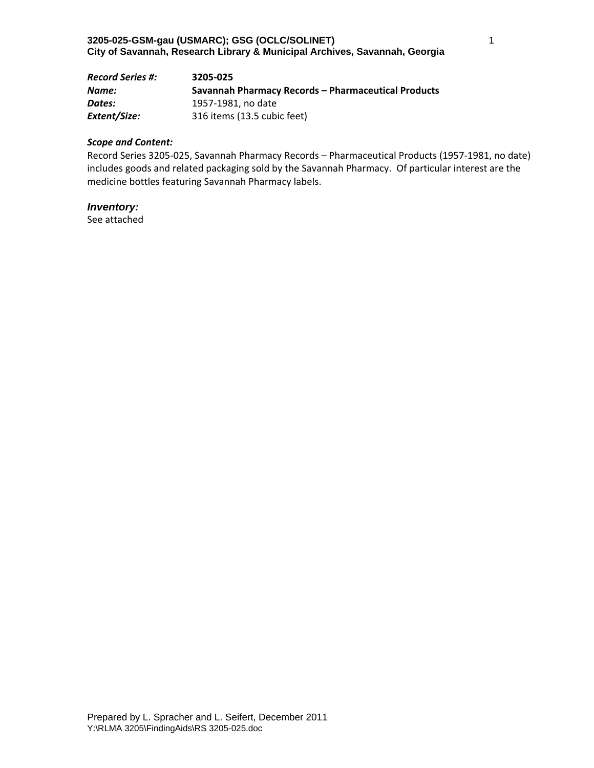**3205-025-GSM-gau (USMARC); GSG (OCLC/SOLINET)**
**City of Savannah, Research Library & Municipal Archives, Savannah, Georgia**

| | |
|---|---|
| ***Record Series #:*** | **3205-025** |
| ***Name:*** | **Savannah Pharmacy Records – Pharmaceutical Products** |
| ***Dates:*** | 1957-1981, no date |
| ***Extent/Size:*** | 316 items (13.5 cubic feet) |

***Scope and Content:***

Record Series 3205-025, Savannah Pharmacy Records – Pharmaceutical Products (1957-1981, no date) includes goods and related packaging sold by the Savannah Pharmacy. Of particular interest are the medicine bottles featuring Savannah Pharmacy labels.

***Inventory:***

See attached

Prepared by L. Spracher and L. Seifert, December 2011
Y:\RLMA 3205\FindingAids\RS 3205-025.doc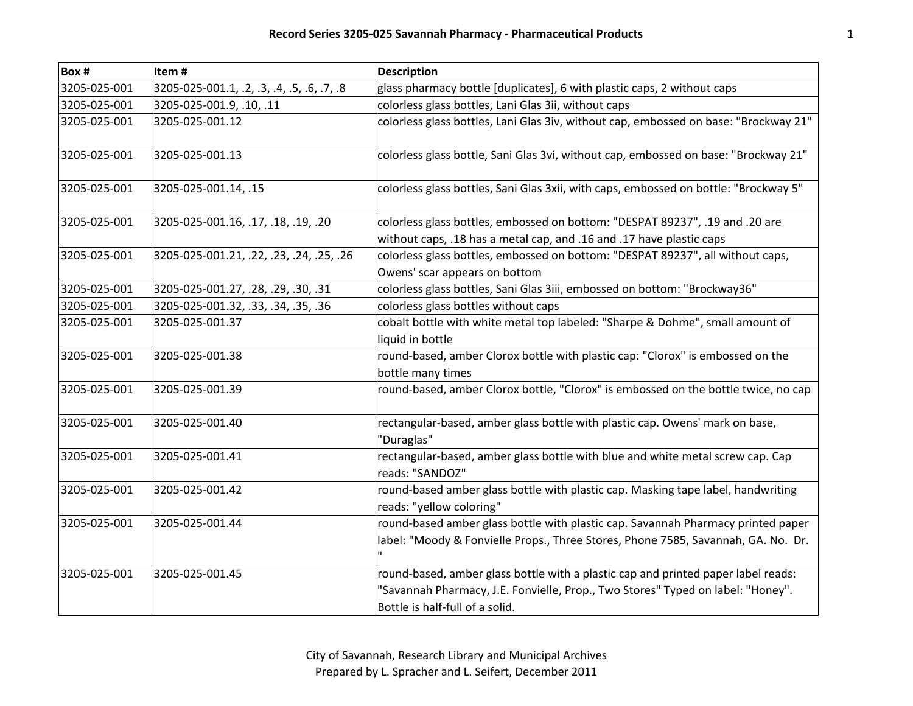# Record Series 3205-025 Savannah Pharmacy - Pharmaceutical Products

| Box # | Item # | Description |
|---|---|---|
| 3205-025-001 | 3205-025-001.1, .2, .3, .4, .5, .6, .7, .8 | glass pharmacy bottle [duplicates], 6 with plastic caps, 2 without caps |
| 3205-025-001 | 3205-025-001.9, .10, .11 | colorless glass bottles, Lani Glas 3ii, without caps |
| 3205-025-001 | 3205-025-001.12 | colorless glass bottles, Lani Glas 3iv, without cap, embossed on base: "Brockway 21" |
| 3205-025-001 | 3205-025-001.13 | colorless glass bottle, Sani Glas 3vi, without cap, embossed on base: "Brockway 21" |
| 3205-025-001 | 3205-025-001.14, .15 | colorless glass bottles, Sani Glas 3xii, with caps, embossed on bottle: "Brockway 5" |
| 3205-025-001 | 3205-025-001.16, .17, .18, .19, .20 | colorless glass bottles, embossed on bottom: "DESPAT 89237", .19 and .20 are without caps, .18 has a metal cap, and .16 and .17 have plastic caps |
| 3205-025-001 | 3205-025-001.21, .22, .23, .24, .25, .26 | colorless glass bottles, embossed on bottom: "DESPAT 89237", all without caps, Owens' scar appears on bottom |
| 3205-025-001 | 3205-025-001.27, .28, .29, .30, .31 | colorless glass bottles, Sani Glas 3iii, embossed on bottom: "Brockway36" |
| 3205-025-001 | 3205-025-001.32, .33, .34, .35, .36 | colorless glass bottles without caps |
| 3205-025-001 | 3205-025-001.37 | cobalt bottle with white metal top labeled: "Sharpe & Dohme", small amount of liquid in bottle |
| 3205-025-001 | 3205-025-001.38 | round-based, amber Clorox bottle with plastic cap: "Clorox" is embossed on the bottle many times |
| 3205-025-001 | 3205-025-001.39 | round-based, amber Clorox bottle, "Clorox" is embossed on the bottle twice, no cap |
| 3205-025-001 | 3205-025-001.40 | rectangular-based, amber glass bottle with plastic cap. Owens' mark on base, "Duraglas" |
| 3205-025-001 | 3205-025-001.41 | rectangular-based, amber glass bottle with blue and white metal screw cap. Cap reads: "SANDOZ" |
| 3205-025-001 | 3205-025-001.42 | round-based amber glass bottle with plastic cap. Masking tape label, handwriting reads: "yellow coloring" |
| 3205-025-001 | 3205-025-001.44 | round-based amber glass bottle with plastic cap. Savannah Pharmacy printed paper label: "Moody & Fonvielle Props., Three Stores, Phone 7585, Savannah, GA. No. Dr. " |
| 3205-025-001 | 3205-025-001.45 | round-based, amber glass bottle with a plastic cap and printed paper label reads: "Savannah Pharmacy, J.E. Fonvielle, Prop., Two Stores" Typed on label: "Honey". Bottle is half-full of a solid. |

City of Savannah, Research Library and Municipal Archives
Prepared by L. Spracher and L. Seifert, December 2011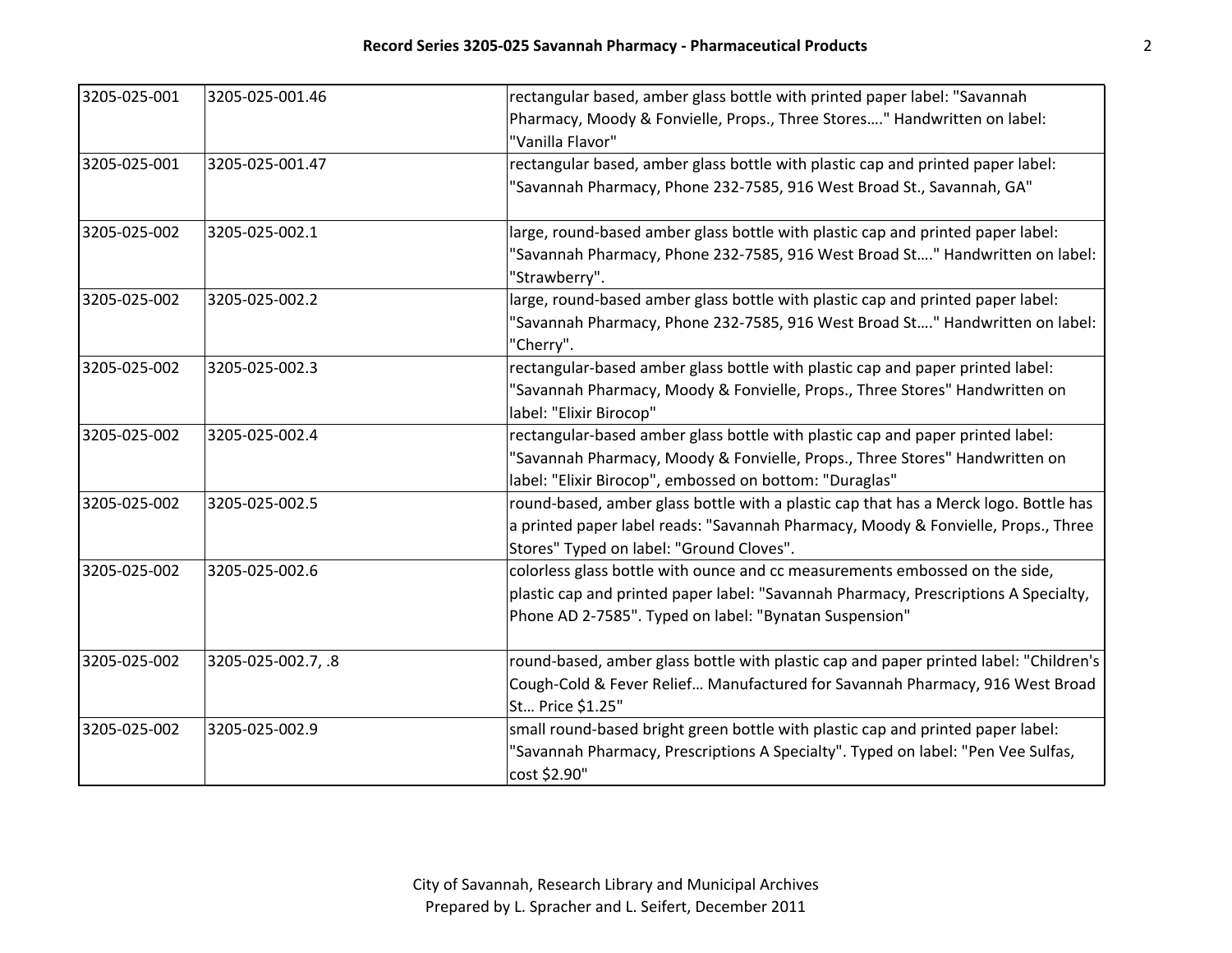| | | |
|---|---|---|
| 3205-025-001 | 3205-025-001.46 | rectangular based, amber glass bottle with printed paper label: "Savannah Pharmacy, Moody & Fonvielle, Props., Three Stores…." Handwritten on label: "Vanilla Flavor" |
| 3205-025-001 | 3205-025-001.47 | rectangular based, amber glass bottle with plastic cap and printed paper label: "Savannah Pharmacy, Phone 232-7585, 916 West Broad St., Savannah, GA" |
| 3205-025-002 | 3205-025-002.1 | large, round-based amber glass bottle with plastic cap and printed paper label: "Savannah Pharmacy, Phone 232-7585, 916 West Broad St…." Handwritten on label: "Strawberry". |
| 3205-025-002 | 3205-025-002.2 | large, round-based amber glass bottle with plastic cap and printed paper label: "Savannah Pharmacy, Phone 232-7585, 916 West Broad St…." Handwritten on label: "Cherry". |
| 3205-025-002 | 3205-025-002.3 | rectangular-based amber glass bottle with plastic cap and paper printed label: "Savannah Pharmacy, Moody & Fonvielle, Props., Three Stores" Handwritten on label: "Elixir Birocop" |
| 3205-025-002 | 3205-025-002.4 | rectangular-based amber glass bottle with plastic cap and paper printed label: "Savannah Pharmacy, Moody & Fonvielle, Props., Three Stores" Handwritten on label: "Elixir Birocop", embossed on bottom: "Duraglas" |
| 3205-025-002 | 3205-025-002.5 | round-based, amber glass bottle with a plastic cap that has a Merck logo. Bottle has a printed paper label reads: "Savannah Pharmacy, Moody & Fonvielle, Props., Three Stores" Typed on label: "Ground Cloves". |
| 3205-025-002 | 3205-025-002.6 | colorless glass bottle with ounce and cc measurements embossed on the side, plastic cap and printed paper label: "Savannah Pharmacy, Prescriptions A Specialty, Phone AD 2-7585". Typed on label: "Bynatan Suspension" |
| 3205-025-002 | 3205-025-002.7, .8 | round-based, amber glass bottle with plastic cap and paper printed label: "Children's Cough-Cold & Fever Relief… Manufactured for Savannah Pharmacy, 916 West Broad St… Price $1.25" |
| 3205-025-002 | 3205-025-002.9 | small round-based bright green bottle with plastic cap and printed paper label: "Savannah Pharmacy, Prescriptions A Specialty". Typed on label: "Pen Vee Sulfas, cost $2.90" |

City of Savannah, Research Library and Municipal Archives
Prepared by L. Spracher and L. Seifert, December 2011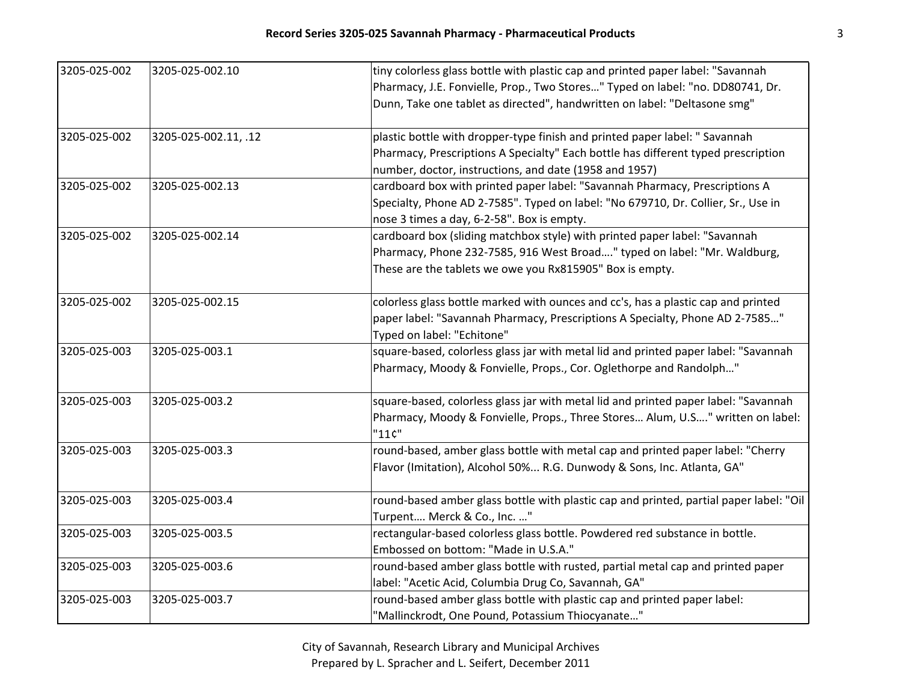| | | |
|---|---|---|
| 3205-025-002 | 3205-025-002.10 | tiny colorless glass bottle with plastic cap and printed paper label: "Savannah Pharmacy, J.E. Fonvielle, Prop., Two Stores…" Typed on label: "no. DD80741, Dr. Dunn, Take one tablet as directed", handwritten on label: "Deltasone smg" |
| 3205-025-002 | 3205-025-002.11, .12 | plastic bottle with dropper-type finish and printed paper label: " Savannah Pharmacy, Prescriptions A Specialty" Each bottle has different typed prescription number, doctor, instructions, and date (1958 and 1957) |
| 3205-025-002 | 3205-025-002.13 | cardboard box with printed paper label: "Savannah Pharmacy, Prescriptions A Specialty, Phone AD 2-7585". Typed on label: "No 679710, Dr. Collier, Sr., Use in nose 3 times a day, 6-2-58". Box is empty. |
| 3205-025-002 | 3205-025-002.14 | cardboard box (sliding matchbox style) with printed paper label: "Savannah Pharmacy, Phone 232-7585, 916 West Broad…." typed on label: "Mr. Waldburg, These are the tablets we owe you Rx815905" Box is empty. |
| 3205-025-002 | 3205-025-002.15 | colorless glass bottle marked with ounces and cc's, has a plastic cap and printed paper label: "Savannah Pharmacy, Prescriptions A Specialty, Phone AD 2-7585…" Typed on label: "Echitone" |
| 3205-025-003 | 3205-025-003.1 | square-based, colorless glass jar with metal lid and printed paper label: "Savannah Pharmacy, Moody & Fonvielle, Props., Cor. Oglethorpe and Randolph…" |
| 3205-025-003 | 3205-025-003.2 | square-based, colorless glass jar with metal lid and printed paper label: "Savannah Pharmacy, Moody & Fonvielle, Props., Three Stores… Alum, U.S…." written on label: "11¢" |
| 3205-025-003 | 3205-025-003.3 | round-based, amber glass bottle with metal cap and printed paper label: "Cherry Flavor (Imitation), Alcohol 50%... R.G. Dunwody & Sons, Inc. Atlanta, GA" |
| 3205-025-003 | 3205-025-003.4 | round-based amber glass bottle with plastic cap and printed, partial paper label: "Oil Turpent…. Merck & Co., Inc. …" |
| 3205-025-003 | 3205-025-003.5 | rectangular-based colorless glass bottle. Powdered red substance in bottle. Embossed on bottom: "Made in U.S.A." |
| 3205-025-003 | 3205-025-003.6 | round-based amber glass bottle with rusted, partial metal cap and printed paper label: "Acetic Acid, Columbia Drug Co, Savannah, GA" |
| 3205-025-003 | 3205-025-003.7 | round-based amber glass bottle with plastic cap and printed paper label: "Mallinckrodt, One Pound, Potassium Thiocyanate…" |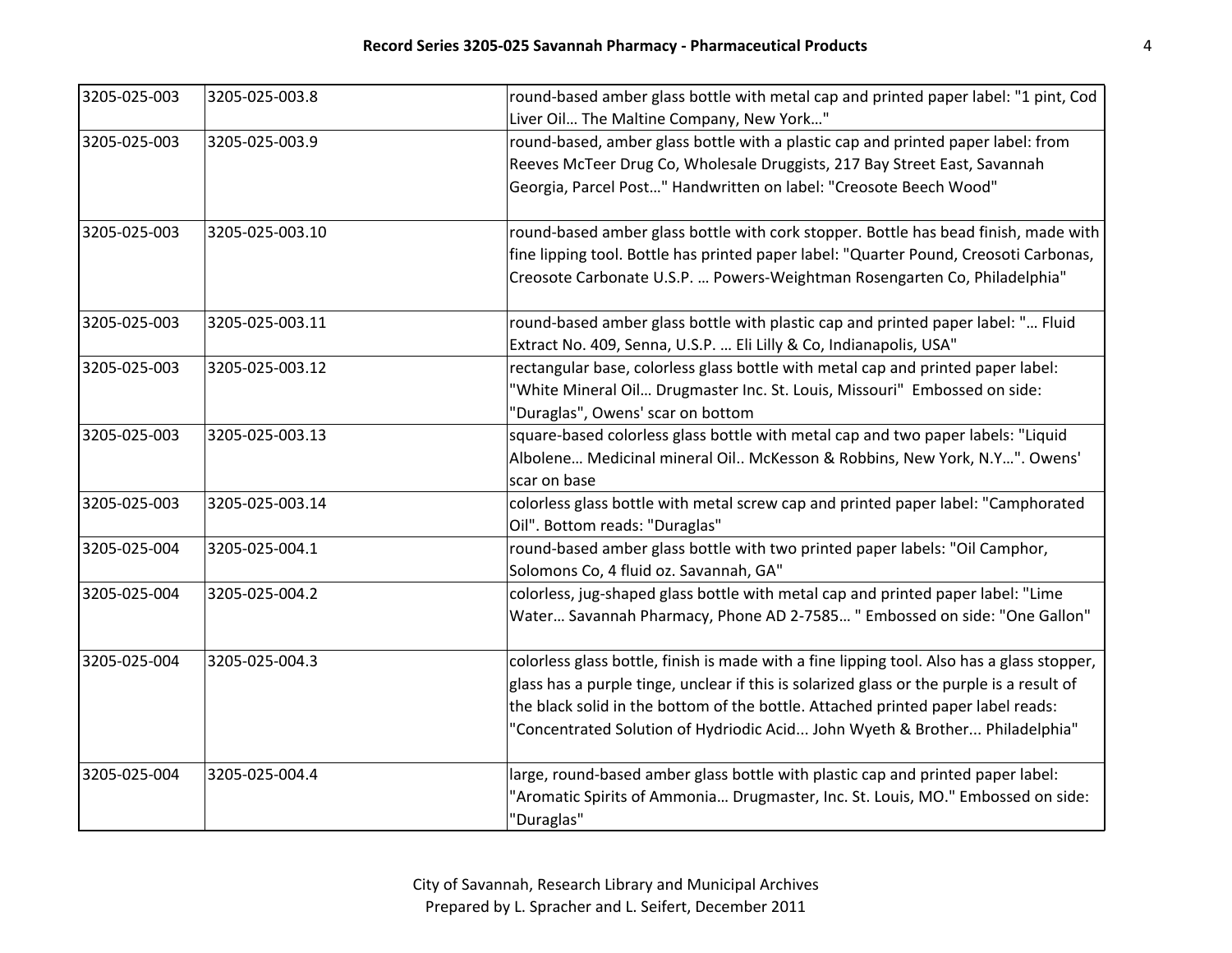| 3205-025-003 | 3205-025-003.8 | round-based amber glass bottle with metal cap and printed paper label: "1 pint, Cod Liver Oil… The Maltine Company, New York…" |
|---|---|---|
| 3205-025-003 | 3205-025-003.9 | round-based, amber glass bottle with a plastic cap and printed paper label: from Reeves McTeer Drug Co, Wholesale Druggists, 217 Bay Street East, Savannah Georgia, Parcel Post…" Handwritten on label: "Creosote Beech Wood" |
| 3205-025-003 | 3205-025-003.10 | round-based amber glass bottle with cork stopper. Bottle has bead finish, made with fine lipping tool. Bottle has printed paper label: "Quarter Pound, Creosoti Carbonas, Creosote Carbonate U.S.P. … Powers-Weightman Rosengarten Co, Philadelphia" |
| 3205-025-003 | 3205-025-003.11 | round-based amber glass bottle with plastic cap and printed paper label: "… Fluid Extract No. 409, Senna, U.S.P. … Eli Lilly & Co, Indianapolis, USA" |
| 3205-025-003 | 3205-025-003.12 | rectangular base, colorless glass bottle with metal cap and printed paper label: "White Mineral Oil… Drugmaster Inc. St. Louis, Missouri" Embossed on side: "Duraglas", Owens' scar on bottom |
| 3205-025-003 | 3205-025-003.13 | square-based colorless glass bottle with metal cap and two paper labels: "Liquid Albolene… Medicinal mineral Oil.. McKesson & Robbins, New York, N.Y…". Owens' scar on base |
| 3205-025-003 | 3205-025-003.14 | colorless glass bottle with metal screw cap and printed paper label: "Camphorated Oil". Bottom reads: "Duraglas" |
| 3205-025-004 | 3205-025-004.1 | round-based amber glass bottle with two printed paper labels: "Oil Camphor, Solomons Co, 4 fluid oz. Savannah, GA" |
| 3205-025-004 | 3205-025-004.2 | colorless, jug-shaped glass bottle with metal cap and printed paper label: "Lime Water… Savannah Pharmacy, Phone AD 2-7585… " Embossed on side: "One Gallon" |
| 3205-025-004 | 3205-025-004.3 | colorless glass bottle, finish is made with a fine lipping tool. Also has a glass stopper, glass has a purple tinge, unclear if this is solarized glass or the purple is a result of the black solid in the bottom of the bottle. Attached printed paper label reads: "Concentrated Solution of Hydriodic Acid... John Wyeth & Brother... Philadelphia" |
| 3205-025-004 | 3205-025-004.4 | large, round-based amber glass bottle with plastic cap and printed paper label: "Aromatic Spirits of Ammonia… Drugmaster, Inc. St. Louis, MO." Embossed on side: "Duraglas" |

City of Savannah, Research Library and Municipal Archives
Prepared by L. Spracher and L. Seifert, December 2011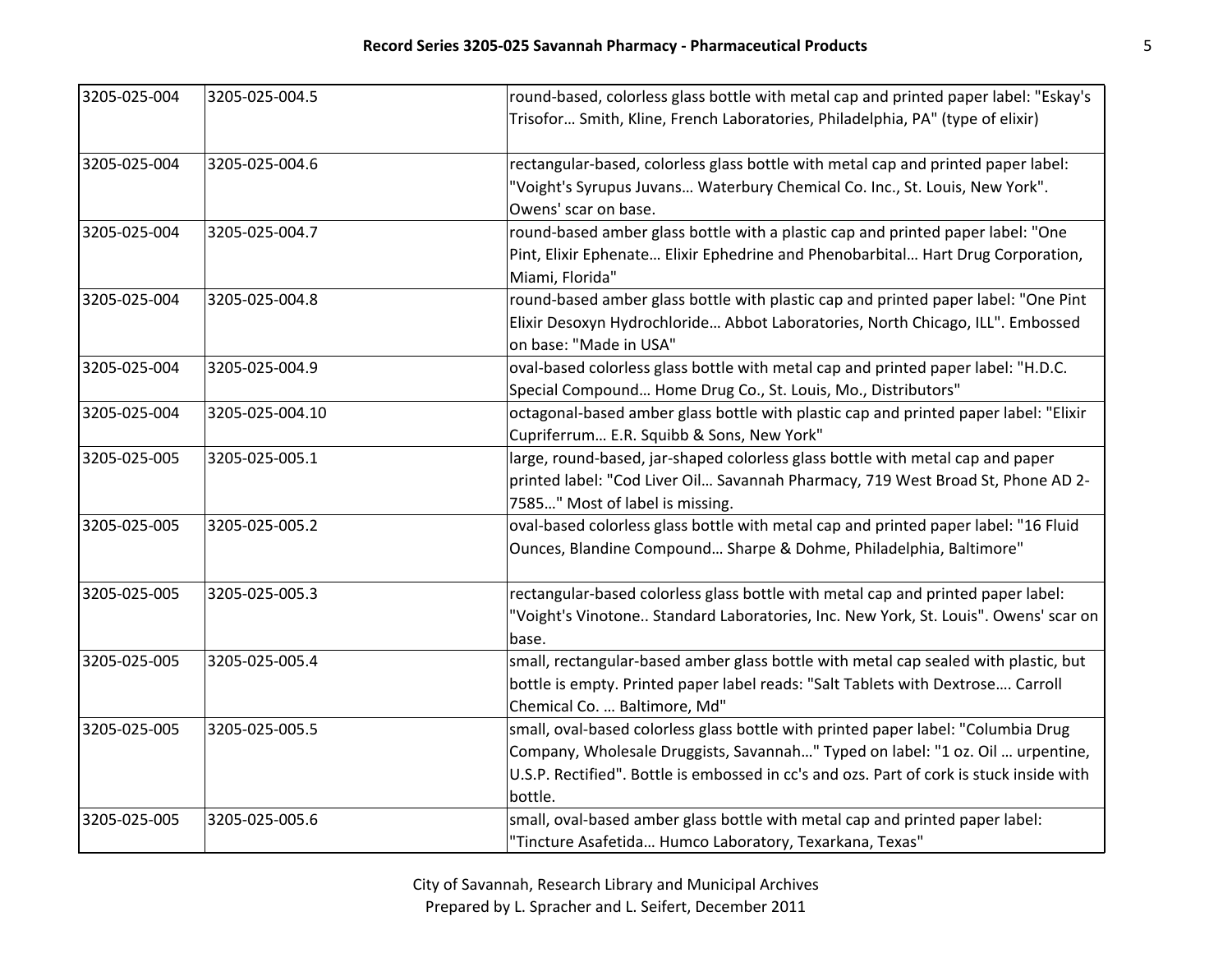| | | |
|---|---|---|
| 3205-025-004 | 3205-025-004.5 | round-based, colorless glass bottle with metal cap and printed paper label: "Eskay's Trisofor… Smith, Kline, French Laboratories, Philadelphia, PA" (type of elixir) |
| 3205-025-004 | 3205-025-004.6 | rectangular-based, colorless glass bottle with metal cap and printed paper label: "Voight's Syrupus Juvans… Waterbury Chemical Co. Inc., St. Louis, New York". Owens' scar on base. |
| 3205-025-004 | 3205-025-004.7 | round-based amber glass bottle with a plastic cap and printed paper label: "One Pint, Elixir Ephenate… Elixir Ephedrine and Phenobarbital… Hart Drug Corporation, Miami, Florida" |
| 3205-025-004 | 3205-025-004.8 | round-based amber glass bottle with plastic cap and printed paper label: "One Pint Elixir Desoxyn Hydrochloride… Abbot Laboratories, North Chicago, ILL". Embossed on base: "Made in USA" |
| 3205-025-004 | 3205-025-004.9 | oval-based colorless glass bottle with metal cap and printed paper label: "H.D.C. Special Compound… Home Drug Co., St. Louis, Mo., Distributors" |
| 3205-025-004 | 3205-025-004.10 | octagonal-based amber glass bottle with plastic cap and printed paper label: "Elixir Cupriferrum… E.R. Squibb & Sons, New York" |
| 3205-025-005 | 3205-025-005.1 | large, round-based, jar-shaped colorless glass bottle with metal cap and paper printed label: "Cod Liver Oil… Savannah Pharmacy, 719 West Broad St, Phone AD 2-7585…" Most of label is missing. |
| 3205-025-005 | 3205-025-005.2 | oval-based colorless glass bottle with metal cap and printed paper label: "16 Fluid Ounces, Blandine Compound… Sharpe & Dohme, Philadelphia, Baltimore" |
| 3205-025-005 | 3205-025-005.3 | rectangular-based colorless glass bottle with metal cap and printed paper label: "Voight's Vinotone.. Standard Laboratories, Inc. New York, St. Louis". Owens' scar on base. |
| 3205-025-005 | 3205-025-005.4 | small, rectangular-based amber glass bottle with metal cap sealed with plastic, but bottle is empty. Printed paper label reads: "Salt Tablets with Dextrose…. Carroll Chemical Co. … Baltimore, Md" |
| 3205-025-005 | 3205-025-005.5 | small, oval-based colorless glass bottle with printed paper label: "Columbia Drug Company, Wholesale Druggists, Savannah…" Typed on label: "1 oz. Oil … urpentine, U.S.P. Rectified". Bottle is embossed in cc's and ozs. Part of cork is stuck inside with bottle. |
| 3205-025-005 | 3205-025-005.6 | small, oval-based amber glass bottle with metal cap and printed paper label: "Tincture Asafetida… Humco Laboratory, Texarkana, Texas" |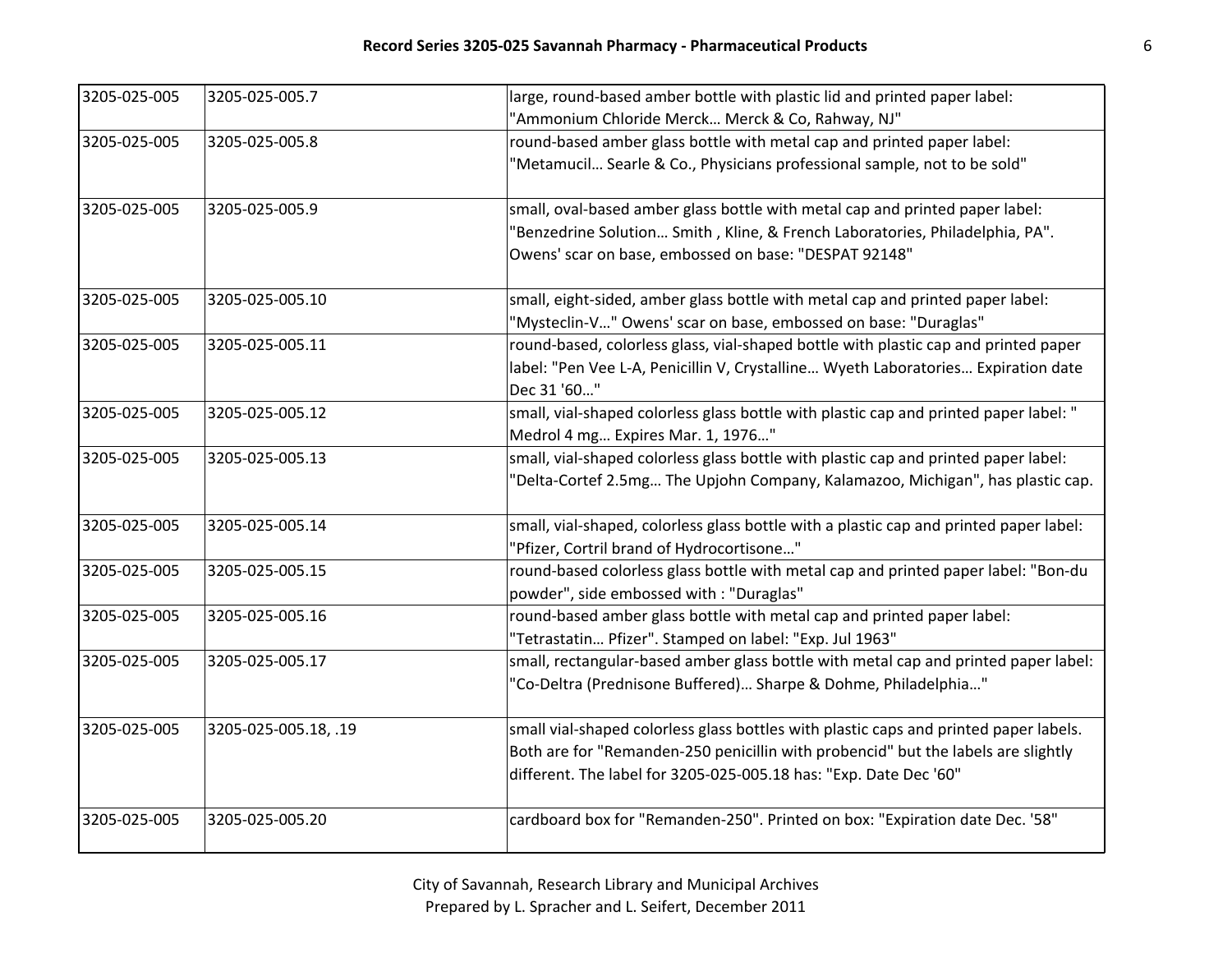| | | |
|---|---|---|
| 3205-025-005 | 3205-025-005.7 | large, round-based amber bottle with plastic lid and printed paper label: "Ammonium Chloride Merck… Merck & Co, Rahway, NJ" |
| 3205-025-005 | 3205-025-005.8 | round-based amber glass bottle with metal cap and printed paper label: "Metamucil… Searle & Co., Physicians professional sample, not to be sold" |
| 3205-025-005 | 3205-025-005.9 | small, oval-based amber glass bottle with metal cap and printed paper label: "Benzedrine Solution… Smith , Kline, & French Laboratories, Philadelphia, PA". Owens' scar on base, embossed on base: "DESPAT 92148" |
| 3205-025-005 | 3205-025-005.10 | small, eight-sided, amber glass bottle with metal cap and printed paper label: "Mysteclin-V…" Owens' scar on base, embossed on base: "Duraglas" |
| 3205-025-005 | 3205-025-005.11 | round-based, colorless glass, vial-shaped bottle with plastic cap and printed paper label: "Pen Vee L-A, Penicillin V, Crystalline… Wyeth Laboratories… Expiration date Dec 31 '60…" |
| 3205-025-005 | 3205-025-005.12 | small, vial-shaped colorless glass bottle with plastic cap and printed paper label: " Medrol 4 mg… Expires Mar. 1, 1976…" |
| 3205-025-005 | 3205-025-005.13 | small, vial-shaped colorless glass bottle with plastic cap and printed paper label: "Delta-Cortef 2.5mg… The Upjohn Company, Kalamazoo, Michigan", has plastic cap. |
| 3205-025-005 | 3205-025-005.14 | small, vial-shaped, colorless glass bottle with a plastic cap and printed paper label: "Pfizer, Cortril brand of Hydrocortisone…" |
| 3205-025-005 | 3205-025-005.15 | round-based colorless glass bottle with metal cap and printed paper label: "Bon-du powder", side embossed with : "Duraglas" |
| 3205-025-005 | 3205-025-005.16 | round-based amber glass bottle with metal cap and printed paper label: "Tetrastatin… Pfizer". Stamped on label: "Exp. Jul 1963" |
| 3205-025-005 | 3205-025-005.17 | small, rectangular-based amber glass bottle with metal cap and printed paper label: "Co-Deltra (Prednisone Buffered)… Sharpe & Dohme, Philadelphia…" |
| 3205-025-005 | 3205-025-005.18, .19 | small vial-shaped colorless glass bottles with plastic caps and printed paper labels. Both are for "Remanden-250 penicillin with probencid" but the labels are slightly different. The label for 3205-025-005.18 has: "Exp. Date Dec '60" |
| 3205-025-005 | 3205-025-005.20 | cardboard box for "Remanden-250". Printed on box: "Expiration date Dec. '58" |

City of Savannah, Research Library and Municipal Archives
Prepared by L. Spracher and L. Seifert, December 2011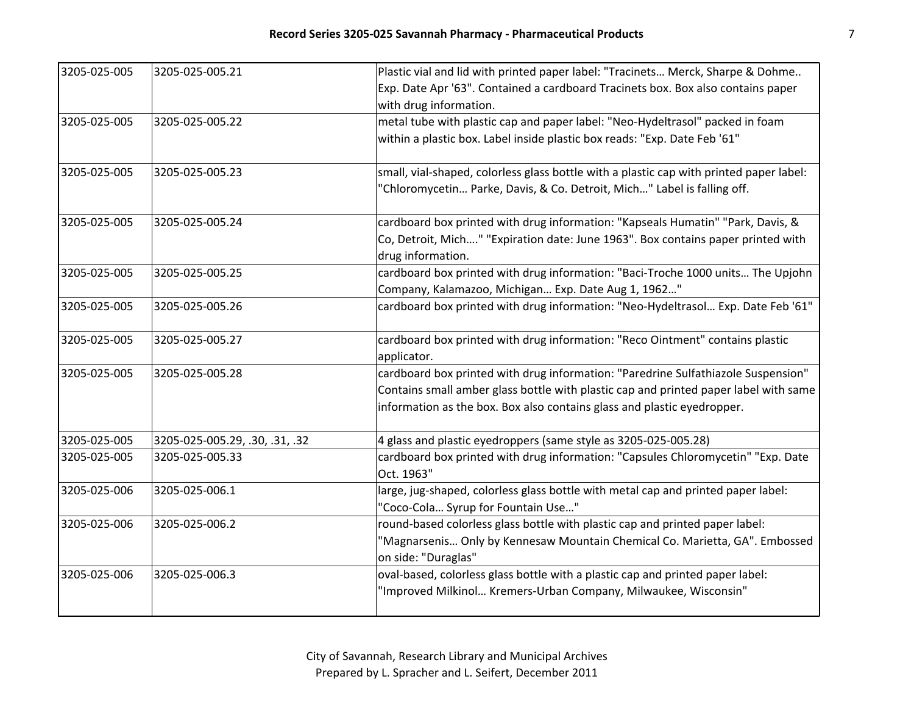| | | |
|---|---|---|
| 3205-025-005 | 3205-025-005.21 | Plastic vial and lid with printed paper label: "Tracinets… Merck, Sharpe & Dohme.. Exp. Date Apr '63". Contained a cardboard Tracinets box. Box also contains paper with drug information. |
| 3205-025-005 | 3205-025-005.22 | metal tube with plastic cap and paper label: "Neo-Hydeltrasol" packed in foam within a plastic box. Label inside plastic box reads: "Exp. Date Feb '61" |
| 3205-025-005 | 3205-025-005.23 | small, vial-shaped, colorless glass bottle with a plastic cap with printed paper label: "Chloromycetin… Parke, Davis, & Co. Detroit, Mich…" Label is falling off. |
| 3205-025-005 | 3205-025-005.24 | cardboard box printed with drug information: "Kapseals Humatin" "Park, Davis, & Co, Detroit, Mich…." "Expiration date: June 1963". Box contains paper printed with drug information. |
| 3205-025-005 | 3205-025-005.25 | cardboard box printed with drug information: "Baci-Troche 1000 units… The Upjohn Company, Kalamazoo, Michigan… Exp. Date Aug 1, 1962…" |
| 3205-025-005 | 3205-025-005.26 | cardboard box printed with drug information: "Neo-Hydeltrasol… Exp. Date Feb '61" |
| 3205-025-005 | 3205-025-005.27 | cardboard box printed with drug information: "Reco Ointment" contains plastic applicator. |
| 3205-025-005 | 3205-025-005.28 | cardboard box printed with drug information: "Paredrine Sulfathiazole Suspension" Contains small amber glass bottle with plastic cap and printed paper label with same information as the box. Box also contains glass and plastic eyedropper. |
| 3205-025-005 | 3205-025-005.29, .30, .31, .32 | 4 glass and plastic eyedroppers (same style as 3205-025-005.28) |
| 3205-025-005 | 3205-025-005.33 | cardboard box printed with drug information: "Capsules Chloromycetin" "Exp. Date Oct. 1963" |
| 3205-025-006 | 3205-025-006.1 | large, jug-shaped, colorless glass bottle with metal cap and printed paper label: "Coco-Cola… Syrup for Fountain Use…" |
| 3205-025-006 | 3205-025-006.2 | round-based colorless glass bottle with plastic cap and printed paper label: "Magnarsenis… Only by Kennesaw Mountain Chemical Co. Marietta, GA". Embossed on side: "Duraglas" |
| 3205-025-006 | 3205-025-006.3 | oval-based, colorless glass bottle with a plastic cap and printed paper label: "Improved Milkinol… Kremers-Urban Company, Milwaukee, Wisconsin" |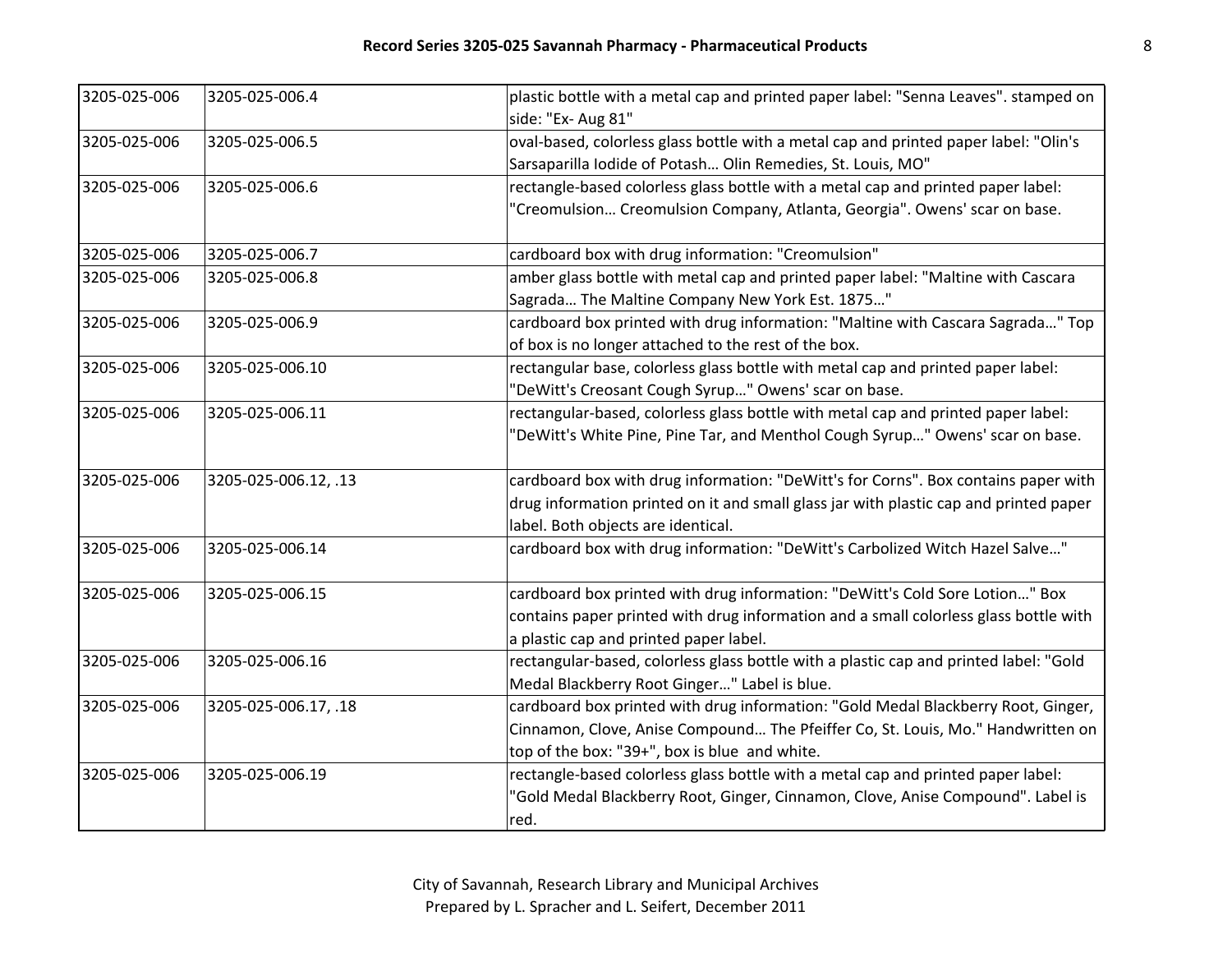| | | |
|---|---|---|
| 3205-025-006 | 3205-025-006.4 | plastic bottle with a metal cap and printed paper label: "Senna Leaves". stamped on side: "Ex- Aug 81" |
| 3205-025-006 | 3205-025-006.5 | oval-based, colorless glass bottle with a metal cap and printed paper label: "Olin's Sarsaparilla Iodide of Potash… Olin Remedies, St. Louis, MO" |
| 3205-025-006 | 3205-025-006.6 | rectangle-based colorless glass bottle with a metal cap and printed paper label: "Creomulsion… Creomulsion Company, Atlanta, Georgia". Owens' scar on base. |
| 3205-025-006 | 3205-025-006.7 | cardboard box with drug information: "Creomulsion" |
| 3205-025-006 | 3205-025-006.8 | amber glass bottle with metal cap and printed paper label: "Maltine with Cascara Sagrada… The Maltine Company New York Est. 1875…" |
| 3205-025-006 | 3205-025-006.9 | cardboard box printed with drug information: "Maltine with Cascara Sagrada…" Top of box is no longer attached to the rest of the box. |
| 3205-025-006 | 3205-025-006.10 | rectangular base, colorless glass bottle with metal cap and printed paper label: "DeWitt's Creosant Cough Syrup…" Owens' scar on base. |
| 3205-025-006 | 3205-025-006.11 | rectangular-based, colorless glass bottle with metal cap and printed paper label: "DeWitt's White Pine, Pine Tar, and Menthol Cough Syrup…" Owens' scar on base. |
| 3205-025-006 | 3205-025-006.12, .13 | cardboard box with drug information: "DeWitt's for Corns". Box contains paper with drug information printed on it and small glass jar with plastic cap and printed paper label. Both objects are identical. |
| 3205-025-006 | 3205-025-006.14 | cardboard box with drug information: "DeWitt's Carbolized Witch Hazel Salve…" |
| 3205-025-006 | 3205-025-006.15 | cardboard box printed with drug information: "DeWitt's Cold Sore Lotion…" Box contains paper printed with drug information and a small colorless glass bottle with a plastic cap and printed paper label. |
| 3205-025-006 | 3205-025-006.16 | rectangular-based, colorless glass bottle with a plastic cap and printed label: "Gold Medal Blackberry Root Ginger…" Label is blue. |
| 3205-025-006 | 3205-025-006.17, .18 | cardboard box printed with drug information: "Gold Medal Blackberry Root, Ginger, Cinnamon, Clove, Anise Compound… The Pfeiffer Co, St. Louis, Mo." Handwritten on top of the box: "39+", box is blue and white. |
| 3205-025-006 | 3205-025-006.19 | rectangle-based colorless glass bottle with a metal cap and printed paper label: "Gold Medal Blackberry Root, Ginger, Cinnamon, Clove, Anise Compound". Label is red. |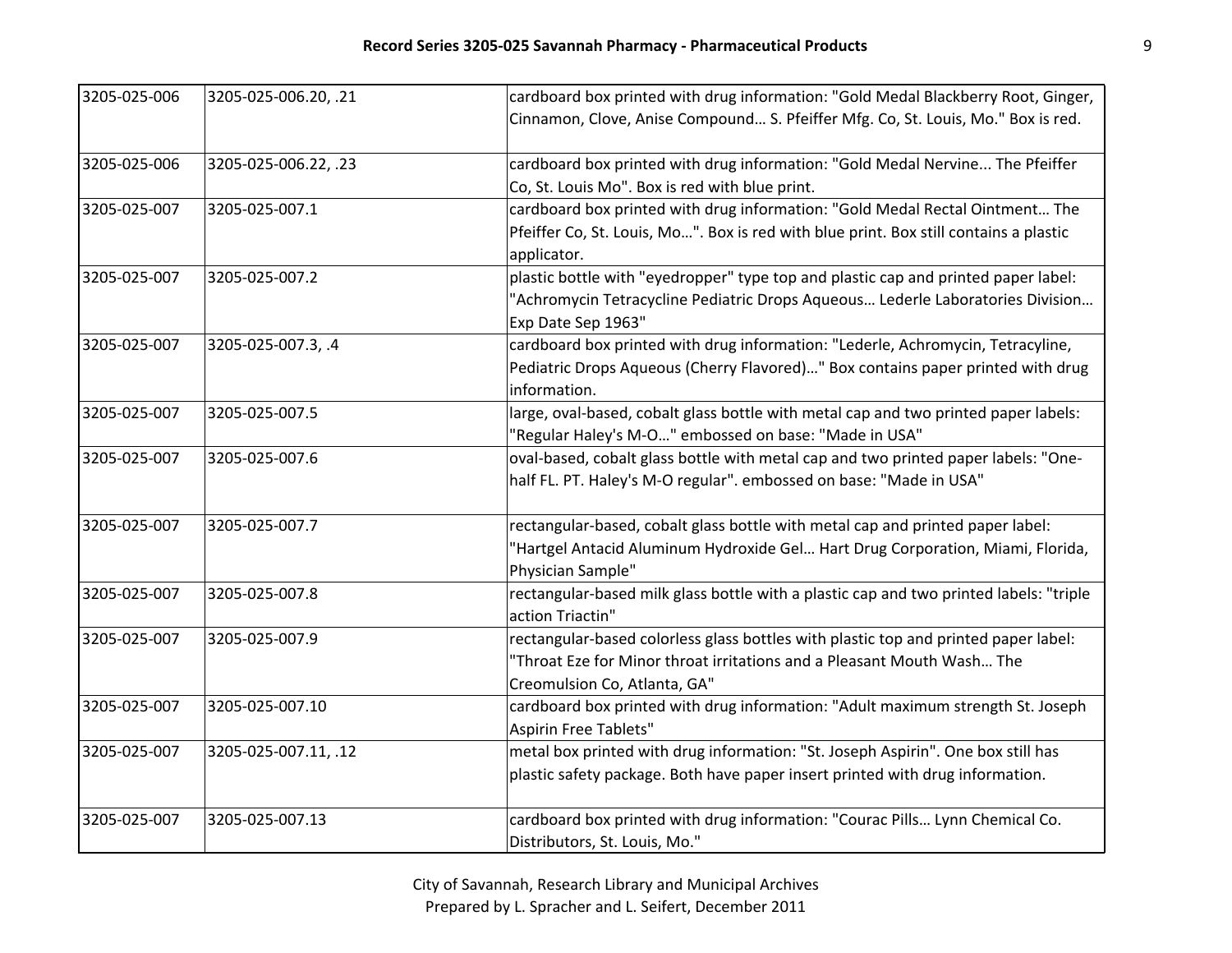| | | |
|---|---|---|
| 3205-025-006 | 3205-025-006.20, .21 | cardboard box printed with drug information: "Gold Medal Blackberry Root, Ginger, Cinnamon, Clove, Anise Compound… S. Pfeiffer Mfg. Co, St. Louis, Mo." Box is red. |
| 3205-025-006 | 3205-025-006.22, .23 | cardboard box printed with drug information: "Gold Medal Nervine... The Pfeiffer Co, St. Louis Mo". Box is red with blue print. |
| 3205-025-007 | 3205-025-007.1 | cardboard box printed with drug information: "Gold Medal Rectal Ointment… The Pfeiffer Co, St. Louis, Mo…". Box is red with blue print. Box still contains a plastic applicator. |
| 3205-025-007 | 3205-025-007.2 | plastic bottle with "eyedropper" type top and plastic cap and printed paper label: "Achromycin Tetracycline Pediatric Drops Aqueous… Lederle Laboratories Division… Exp Date Sep 1963" |
| 3205-025-007 | 3205-025-007.3, .4 | cardboard box printed with drug information: "Lederle, Achromycin, Tetracyline, Pediatric Drops Aqueous (Cherry Flavored)…" Box contains paper printed with drug information. |
| 3205-025-007 | 3205-025-007.5 | large, oval-based, cobalt glass bottle with metal cap and two printed paper labels: "Regular Haley's M-O…" embossed on base: "Made in USA" |
| 3205-025-007 | 3205-025-007.6 | oval-based, cobalt glass bottle with metal cap and two printed paper labels: "One-half FL. PT. Haley's M-O regular". embossed on base: "Made in USA" |
| 3205-025-007 | 3205-025-007.7 | rectangular-based, cobalt glass bottle with metal cap and printed paper label: "Hartgel Antacid Aluminum Hydroxide Gel… Hart Drug Corporation, Miami, Florida, Physician Sample" |
| 3205-025-007 | 3205-025-007.8 | rectangular-based milk glass bottle with a plastic cap and two printed labels: "triple action Triactin" |
| 3205-025-007 | 3205-025-007.9 | rectangular-based colorless glass bottles with plastic top and printed paper label: "Throat Eze for Minor throat irritations and a Pleasant Mouth Wash… The Creomulsion Co, Atlanta, GA" |
| 3205-025-007 | 3205-025-007.10 | cardboard box printed with drug information: "Adult maximum strength St. Joseph Aspirin Free Tablets" |
| 3205-025-007 | 3205-025-007.11, .12 | metal box printed with drug information: "St. Joseph Aspirin". One box still has plastic safety package. Both have paper insert printed with drug information. |
| 3205-025-007 | 3205-025-007.13 | cardboard box printed with drug information: "Courac Pills… Lynn Chemical Co. Distributors, St. Louis, Mo." |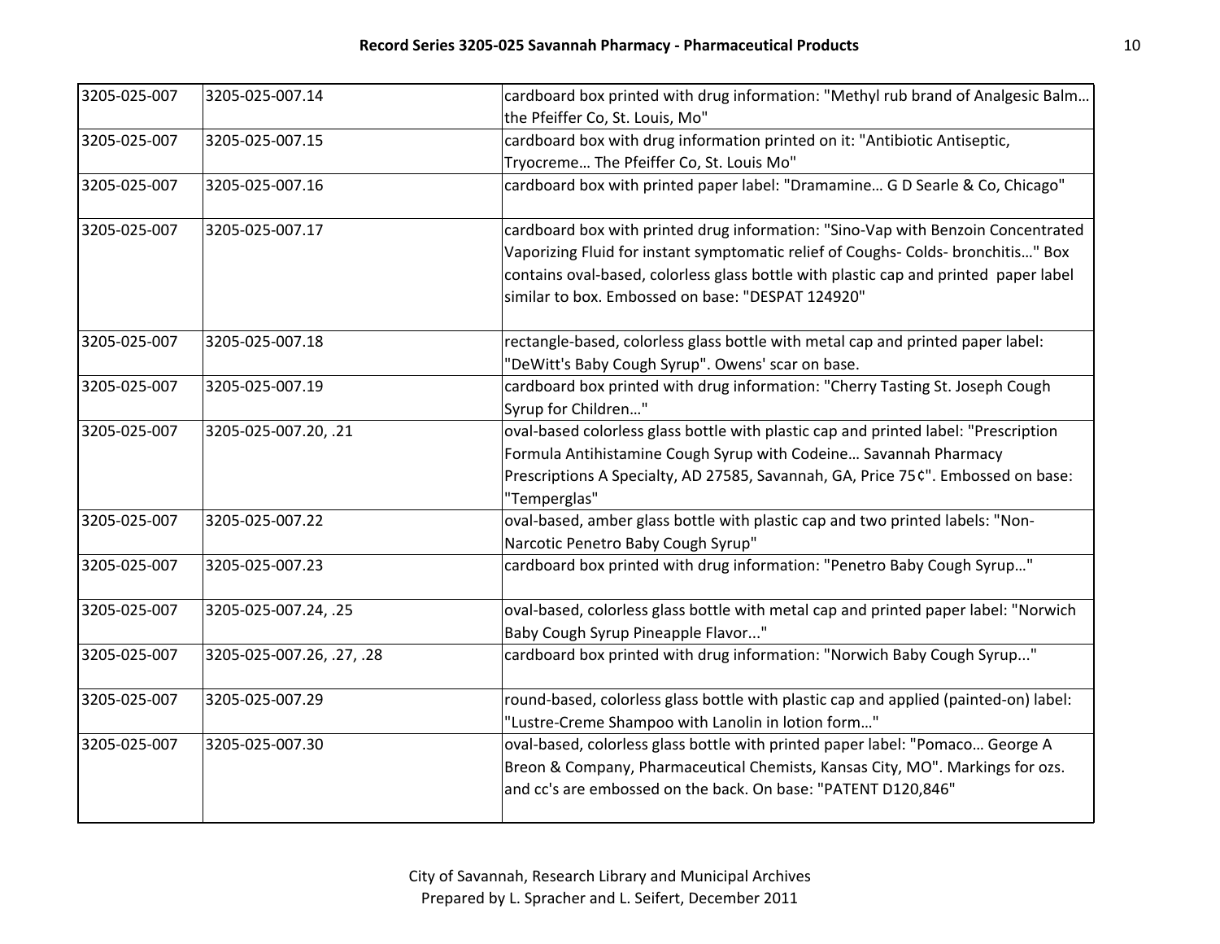| | | |
|---|---|---|
| 3205-025-007 | 3205-025-007.14 | cardboard box printed with drug information: "Methyl rub brand of Analgesic Balm… the Pfeiffer Co, St. Louis, Mo" |
| 3205-025-007 | 3205-025-007.15 | cardboard box with drug information printed on it: "Antibiotic Antiseptic, Tryocreme… The Pfeiffer Co, St. Louis Mo" |
| 3205-025-007 | 3205-025-007.16 | cardboard box with printed paper label: "Dramamine… G D Searle & Co, Chicago" |
| 3205-025-007 | 3205-025-007.17 | cardboard box with printed drug information: "Sino-Vap with Benzoin Concentrated Vaporizing Fluid for instant symptomatic relief of Coughs- Colds- bronchitis…" Box contains oval-based, colorless glass bottle with plastic cap and printed paper label similar to box. Embossed on base: "DESPAT 124920" |
| 3205-025-007 | 3205-025-007.18 | rectangle-based, colorless glass bottle with metal cap and printed paper label: "DeWitt's Baby Cough Syrup". Owens' scar on base. |
| 3205-025-007 | 3205-025-007.19 | cardboard box printed with drug information: "Cherry Tasting St. Joseph Cough Syrup for Children…" |
| 3205-025-007 | 3205-025-007.20, .21 | oval-based colorless glass bottle with plastic cap and printed label: "Prescription Formula Antihistamine Cough Syrup with Codeine… Savannah Pharmacy Prescriptions A Specialty, AD 27585, Savannah, GA, Price 75¢". Embossed on base: "Temperglas" |
| 3205-025-007 | 3205-025-007.22 | oval-based, amber glass bottle with plastic cap and two printed labels: "Non-Narcotic Penetro Baby Cough Syrup" |
| 3205-025-007 | 3205-025-007.23 | cardboard box printed with drug information: "Penetro Baby Cough Syrup…" |
| 3205-025-007 | 3205-025-007.24, .25 | oval-based, colorless glass bottle with metal cap and printed paper label: "Norwich Baby Cough Syrup Pineapple Flavor..." |
| 3205-025-007 | 3205-025-007.26, .27, .28 | cardboard box printed with drug information: "Norwich Baby Cough Syrup..." |
| 3205-025-007 | 3205-025-007.29 | round-based, colorless glass bottle with plastic cap and applied (painted-on) label: "Lustre-Creme Shampoo with Lanolin in lotion form…" |
| 3205-025-007 | 3205-025-007.30 | oval-based, colorless glass bottle with printed paper label: "Pomaco… George A Breon & Company, Pharmaceutical Chemists, Kansas City, MO". Markings for ozs. and cc's are embossed on the back. On base: "PATENT D120,846" |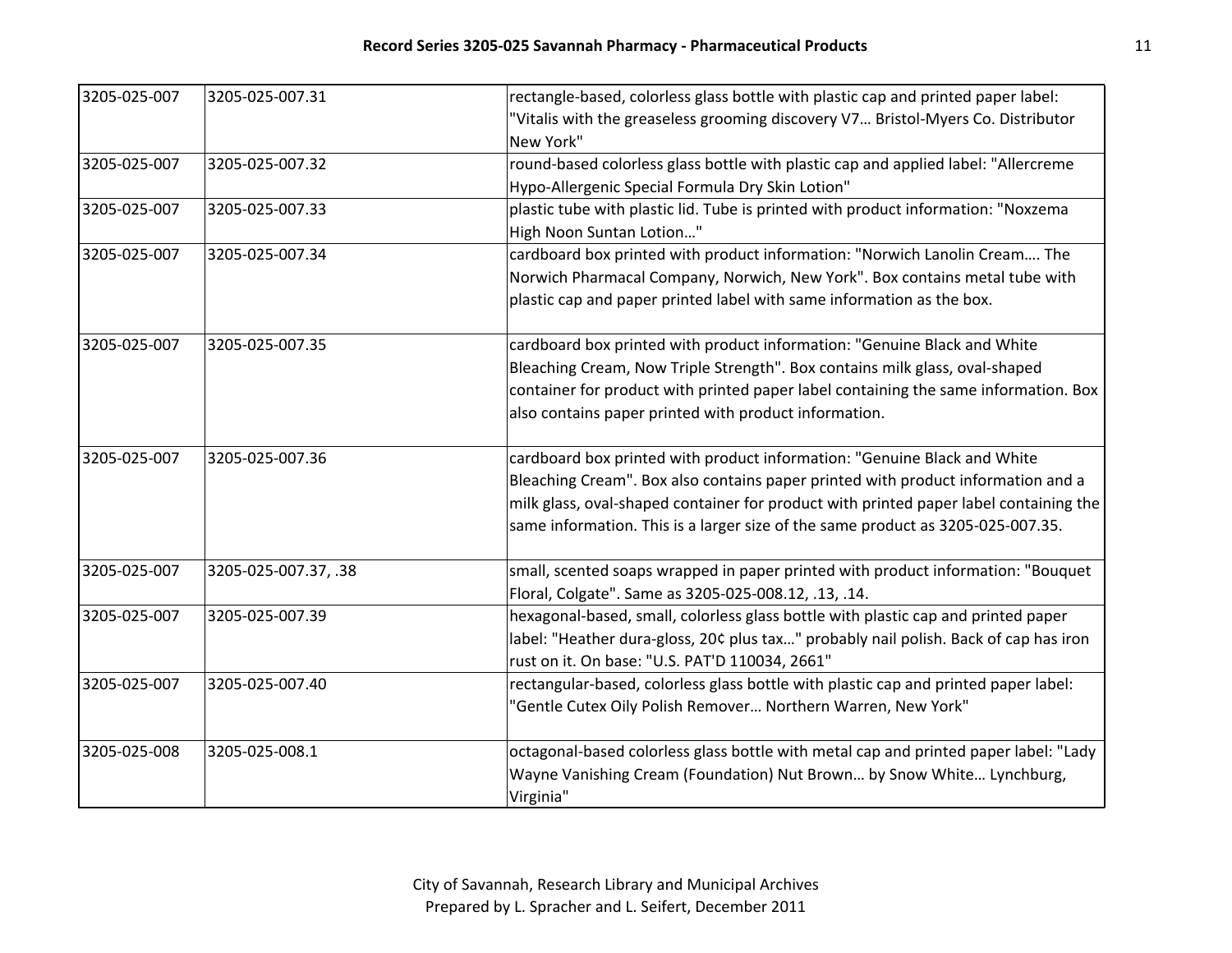| 3205-025-007 | 3205-025-007.31 | rectangle-based, colorless glass bottle with plastic cap and printed paper label: "Vitalis with the greaseless grooming discovery V7… Bristol-Myers Co. Distributor New York" |
|---|---|---|
| 3205-025-007 | 3205-025-007.32 | round-based colorless glass bottle with plastic cap and applied label: "Allercreme Hypo-Allergenic Special Formula Dry Skin Lotion" |
| 3205-025-007 | 3205-025-007.33 | plastic tube with plastic lid. Tube is printed with product information: "Noxzema High Noon Suntan Lotion…" |
| 3205-025-007 | 3205-025-007.34 | cardboard box printed with product information: "Norwich Lanolin Cream…. The Norwich Pharmacal Company, Norwich, New York". Box contains metal tube with plastic cap and paper printed label with same information as the box. |
| 3205-025-007 | 3205-025-007.35 | cardboard box printed with product information: "Genuine Black and White Bleaching Cream, Now Triple Strength". Box contains milk glass, oval-shaped container for product with printed paper label containing the same information. Box also contains paper printed with product information. |
| 3205-025-007 | 3205-025-007.36 | cardboard box printed with product information: "Genuine Black and White Bleaching Cream". Box also contains paper printed with product information and a milk glass, oval-shaped container for product with printed paper label containing the same information. This is a larger size of the same product as 3205-025-007.35. |
| 3205-025-007 | 3205-025-007.37, .38 | small, scented soaps wrapped in paper printed with product information: "Bouquet Floral, Colgate". Same as 3205-025-008.12, .13, .14. |
| 3205-025-007 | 3205-025-007.39 | hexagonal-based, small, colorless glass bottle with plastic cap and printed paper label: "Heather dura-gloss, 20¢ plus tax…" probably nail polish. Back of cap has iron rust on it. On base: "U.S. PAT'D 110034, 2661" |
| 3205-025-007 | 3205-025-007.40 | rectangular-based, colorless glass bottle with plastic cap and printed paper label: "Gentle Cutex Oily Polish Remover… Northern Warren, New York" |
| 3205-025-008 | 3205-025-008.1 | octagonal-based colorless glass bottle with metal cap and printed paper label: "Lady Wayne Vanishing Cream (Foundation) Nut Brown… by Snow White… Lynchburg, Virginia" |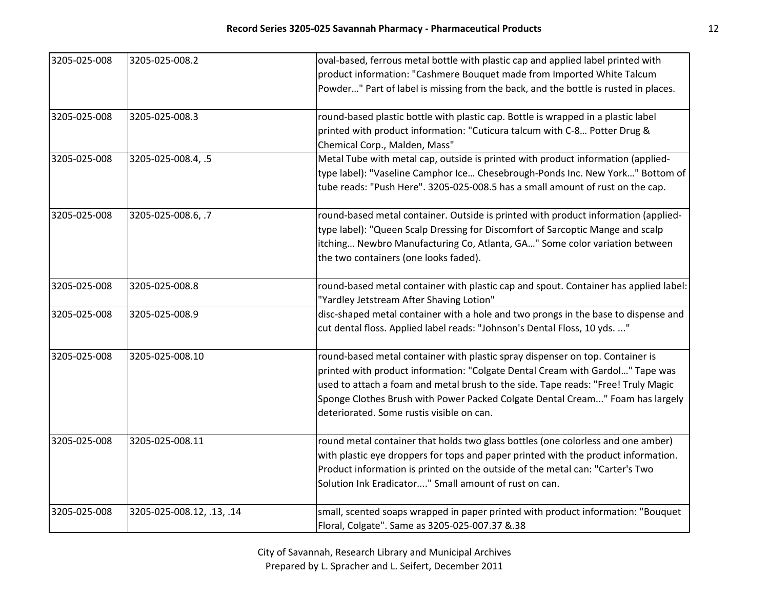| | | |
|---|---|---|
| 3205-025-008 | 3205-025-008.2 | oval-based, ferrous metal bottle with plastic cap and applied label printed with product information: "Cashmere Bouquet made from Imported White Talcum Powder…" Part of label is missing from the back, and the bottle is rusted in places. |
| 3205-025-008 | 3205-025-008.3 | round-based plastic bottle with plastic cap. Bottle is wrapped in a plastic label printed with product information: "Cuticura talcum with C-8… Potter Drug & Chemical Corp., Malden, Mass" |
| 3205-025-008 | 3205-025-008.4, .5 | Metal Tube with metal cap, outside is printed with product information (applied-type label): "Vaseline Camphor Ice… Chesebrough-Ponds Inc. New York…" Bottom of tube reads: "Push Here". 3205-025-008.5 has a small amount of rust on the cap. |
| 3205-025-008 | 3205-025-008.6, .7 | round-based metal container. Outside is printed with product information (applied-type label): "Queen Scalp Dressing for Discomfort of Sarcoptic Mange and scalp itching… Newbro Manufacturing Co, Atlanta, GA…" Some color variation between the two containers (one looks faded). |
| 3205-025-008 | 3205-025-008.8 | round-based metal container with plastic cap and spout. Container has applied label: "Yardley Jetstream After Shaving Lotion" |
| 3205-025-008 | 3205-025-008.9 | disc-shaped metal container with a hole and two prongs in the base to dispense and cut dental floss. Applied label reads: "Johnson's Dental Floss, 10 yds. ..." |
| 3205-025-008 | 3205-025-008.10 | round-based metal container with plastic spray dispenser on top. Container is printed with product information: "Colgate Dental Cream with Gardol…" Tape was used to attach a foam and metal brush to the side. Tape reads: "Free! Truly Magic Sponge Clothes Brush with Power Packed Colgate Dental Cream..." Foam has largely deteriorated. Some rustis visible on can. |
| 3205-025-008 | 3205-025-008.11 | round metal container that holds two glass bottles (one colorless and one amber) with plastic eye droppers for tops and paper printed with the product information. Product information is printed on the outside of the metal can: "Carter's Two Solution Ink Eradicator...." Small amount of rust on can. |
| 3205-025-008 | 3205-025-008.12, .13, .14 | small, scented soaps wrapped in paper printed with product information: "Bouquet Floral, Colgate". Same as 3205-025-007.37 &.38 |

City of Savannah, Research Library and Municipal Archives
Prepared by L. Spracher and L. Seifert, December 2011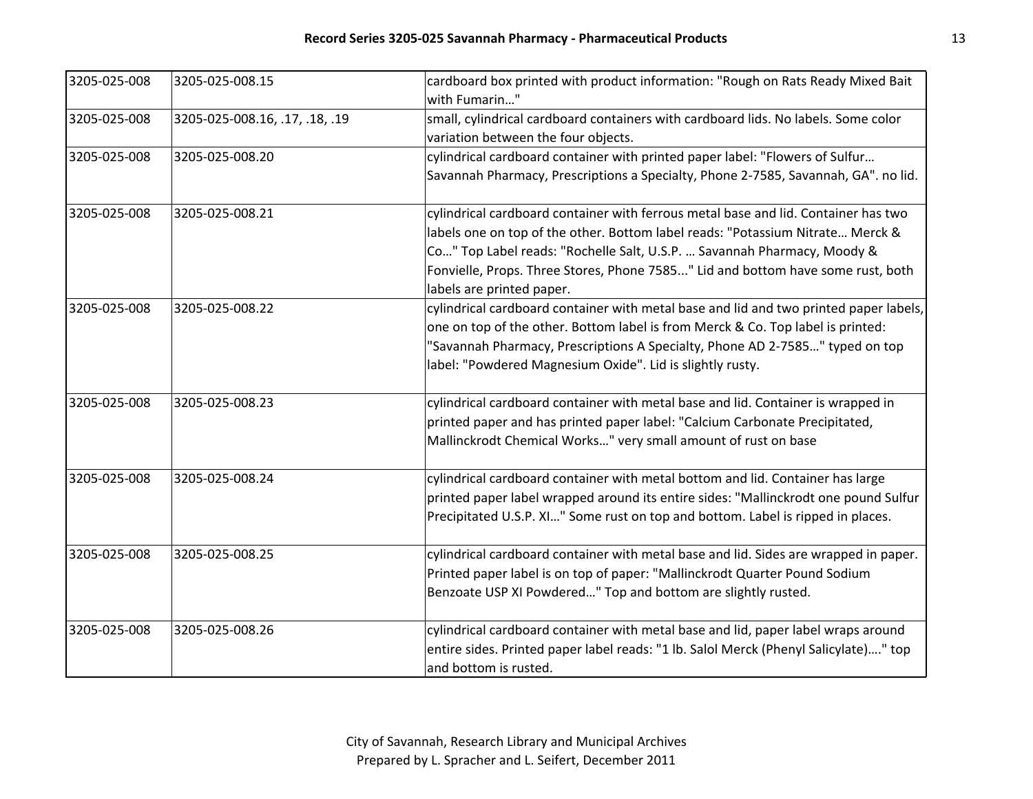| | | |
|---|---|---|
| 3205-025-008 | 3205-025-008.15 | cardboard box printed with product information: "Rough on Rats Ready Mixed Bait with Fumarin…" |
| 3205-025-008 | 3205-025-008.16, .17, .18, .19 | small, cylindrical cardboard containers with cardboard lids. No labels. Some color variation between the four objects. |
| 3205-025-008 | 3205-025-008.20 | cylindrical cardboard container with printed paper label: "Flowers of Sulfur… Savannah Pharmacy, Prescriptions a Specialty, Phone 2-7585, Savannah, GA". no lid. |
| 3205-025-008 | 3205-025-008.21 | cylindrical cardboard container with ferrous metal base and lid. Container has two labels one on top of the other. Bottom label reads: "Potassium Nitrate… Merck & Co…" Top Label reads: "Rochelle Salt, U.S.P. … Savannah Pharmacy, Moody & Fonvielle, Props. Three Stores, Phone 7585..." Lid and bottom have some rust, both labels are printed paper. |
| 3205-025-008 | 3205-025-008.22 | cylindrical cardboard container with metal base and lid and two printed paper labels, one on top of the other. Bottom label is from Merck & Co. Top label is printed: "Savannah Pharmacy, Prescriptions A Specialty, Phone AD 2-7585…" typed on top label: "Powdered Magnesium Oxide". Lid is slightly rusty. |
| 3205-025-008 | 3205-025-008.23 | cylindrical cardboard container with metal base and lid. Container is wrapped in printed paper and has printed paper label: "Calcium Carbonate Precipitated, Mallinckrodt Chemical Works…" very small amount of rust on base |
| 3205-025-008 | 3205-025-008.24 | cylindrical cardboard container with metal bottom and lid. Container has large printed paper label wrapped around its entire sides: "Mallinckrodt one pound Sulfur Precipitated U.S.P. XI…" Some rust on top and bottom. Label is ripped in places. |
| 3205-025-008 | 3205-025-008.25 | cylindrical cardboard container with metal base and lid. Sides are wrapped in paper. Printed paper label is on top of paper: "Mallinckrodt Quarter Pound Sodium Benzoate USP XI Powdered…" Top and bottom are slightly rusted. |
| 3205-025-008 | 3205-025-008.26 | cylindrical cardboard container with metal base and lid, paper label wraps around entire sides. Printed paper label reads: "1 lb. Salol Merck (Phenyl Salicylate)…." top and bottom is rusted. |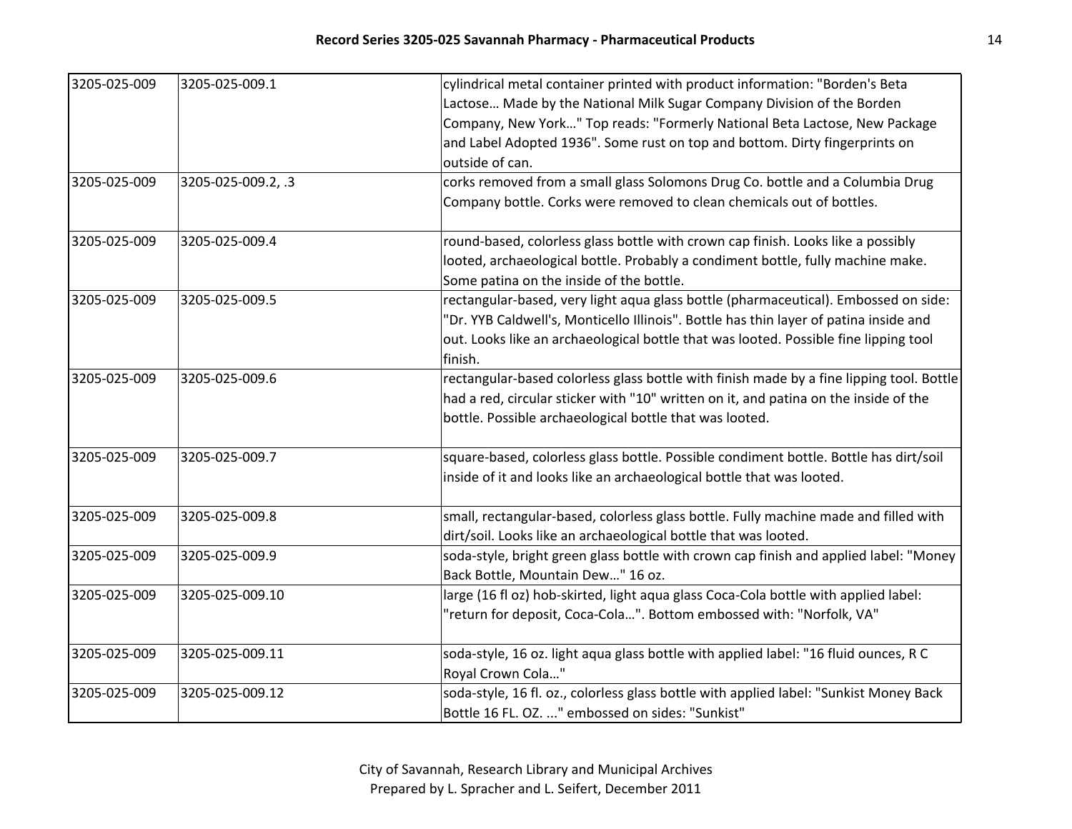| | | |
|---|---|---|
| 3205-025-009 | 3205-025-009.1 | cylindrical metal container printed with product information: "Borden's Beta Lactose… Made by the National Milk Sugar Company Division of the Borden Company, New York…" Top reads: "Formerly National Beta Lactose, New Package and Label Adopted 1936". Some rust on top and bottom. Dirty fingerprints on outside of can. |
| 3205-025-009 | 3205-025-009.2, .3 | corks removed from a small glass Solomons Drug Co. bottle and a Columbia Drug Company bottle. Corks were removed to clean chemicals out of bottles. |
| 3205-025-009 | 3205-025-009.4 | round-based, colorless glass bottle with crown cap finish. Looks like a possibly looted, archaeological bottle. Probably a condiment bottle, fully machine make. Some patina on the inside of the bottle. |
| 3205-025-009 | 3205-025-009.5 | rectangular-based, very light aqua glass bottle (pharmaceutical). Embossed on side: "Dr. YYB Caldwell's, Monticello Illinois". Bottle has thin layer of patina inside and out. Looks like an archaeological bottle that was looted. Possible fine lipping tool finish. |
| 3205-025-009 | 3205-025-009.6 | rectangular-based colorless glass bottle with finish made by a fine lipping tool. Bottle had a red, circular sticker with "10" written on it, and patina on the inside of the bottle. Possible archaeological bottle that was looted. |
| 3205-025-009 | 3205-025-009.7 | square-based, colorless glass bottle. Possible condiment bottle. Bottle has dirt/soil inside of it and looks like an archaeological bottle that was looted. |
| 3205-025-009 | 3205-025-009.8 | small, rectangular-based, colorless glass bottle. Fully machine made and filled with dirt/soil. Looks like an archaeological bottle that was looted. |
| 3205-025-009 | 3205-025-009.9 | soda-style, bright green glass bottle with crown cap finish and applied label: "Money Back Bottle, Mountain Dew…" 16 oz. |
| 3205-025-009 | 3205-025-009.10 | large (16 fl oz) hob-skirted, light aqua glass Coca-Cola bottle with applied label: "return for deposit, Coca-Cola…". Bottom embossed with: "Norfolk, VA" |
| 3205-025-009 | 3205-025-009.11 | soda-style, 16 oz. light aqua glass bottle with applied label: "16 fluid ounces, R C Royal Crown Cola…" |
| 3205-025-009 | 3205-025-009.12 | soda-style, 16 fl. oz., colorless glass bottle with applied label: "Sunkist Money Back Bottle 16 FL. OZ. ..." embossed on sides: "Sunkist" |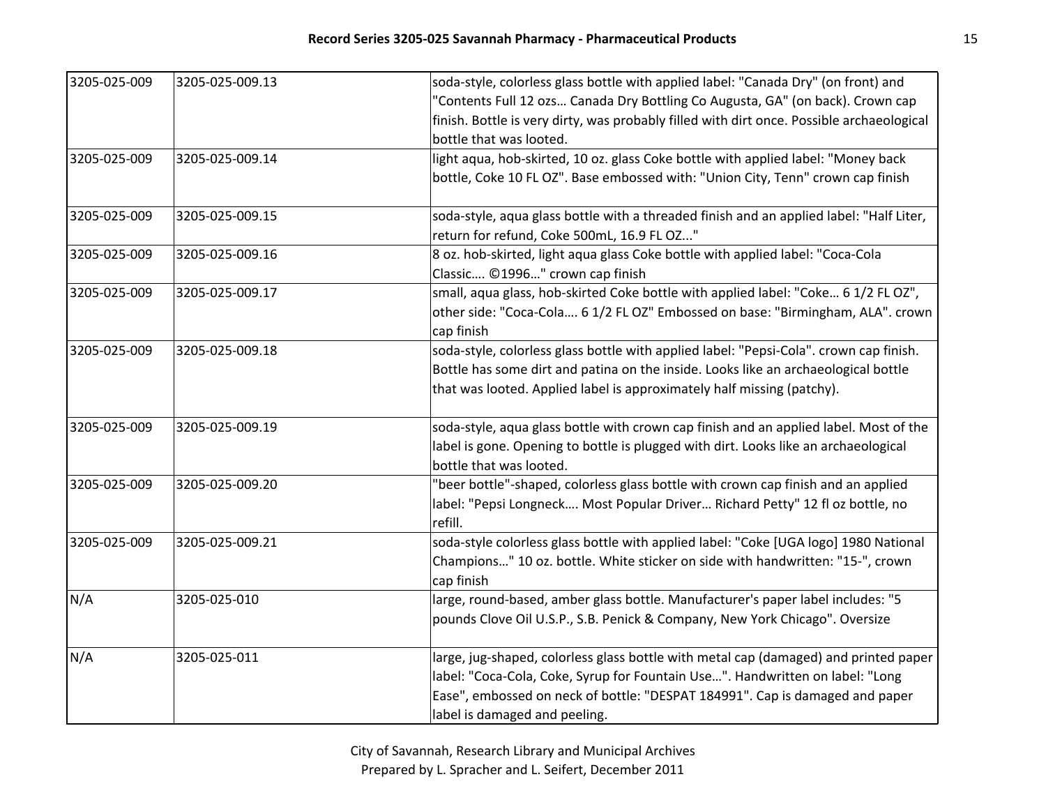| 3205-025-009 | 3205-025-009.13 | soda-style, colorless glass bottle with applied label: "Canada Dry" (on front) and "Contents Full 12 ozs… Canada Dry Bottling Co Augusta, GA" (on back). Crown cap finish. Bottle is very dirty, was probably filled with dirt once. Possible archaeological bottle that was looted. |
|---|---|---|
| 3205-025-009 | 3205-025-009.14 | light aqua, hob-skirted, 10 oz. glass Coke bottle with applied label: "Money back bottle, Coke 10 FL OZ". Base embossed with: "Union City, Tenn" crown cap finish |
| 3205-025-009 | 3205-025-009.15 | soda-style, aqua glass bottle with a threaded finish and an applied label: "Half Liter, return for refund, Coke 500mL, 16.9 FL OZ..." |
| 3205-025-009 | 3205-025-009.16 | 8 oz. hob-skirted, light aqua glass Coke bottle with applied label: "Coca-Cola Classic…. ©1996…" crown cap finish |
| 3205-025-009 | 3205-025-009.17 | small, aqua glass, hob-skirted Coke bottle with applied label: "Coke… 6 1/2 FL OZ", other side: "Coca-Cola…. 6 1/2 FL OZ" Embossed on base: "Birmingham, ALA". crown cap finish |
| 3205-025-009 | 3205-025-009.18 | soda-style, colorless glass bottle with applied label: "Pepsi-Cola". crown cap finish. Bottle has some dirt and patina on the inside. Looks like an archaeological bottle that was looted. Applied label is approximately half missing (patchy). |
| 3205-025-009 | 3205-025-009.19 | soda-style, aqua glass bottle with crown cap finish and an applied label. Most of the label is gone. Opening to bottle is plugged with dirt. Looks like an archaeological bottle that was looted. |
| 3205-025-009 | 3205-025-009.20 | "beer bottle"-shaped, colorless glass bottle with crown cap finish and an applied label: "Pepsi Longneck…. Most Popular Driver… Richard Petty" 12 fl oz bottle, no refill. |
| 3205-025-009 | 3205-025-009.21 | soda-style colorless glass bottle with applied label: "Coke [UGA logo] 1980 National Champions…" 10 oz. bottle. White sticker on side with handwritten: "15-", crown cap finish |
| N/A | 3205-025-010 | large, round-based, amber glass bottle. Manufacturer's paper label includes: "5 pounds Clove Oil U.S.P., S.B. Penick & Company, New York Chicago". Oversize |
| N/A | 3205-025-011 | large, jug-shaped, colorless glass bottle with metal cap (damaged) and printed paper label: "Coca-Cola, Coke, Syrup for Fountain Use…". Handwritten on label: "Long Ease", embossed on neck of bottle: "DESPAT 184991". Cap is damaged and paper label is damaged and peeling. |

City of Savannah, Research Library and Municipal Archives
Prepared by L. Spracher and L. Seifert, December 2011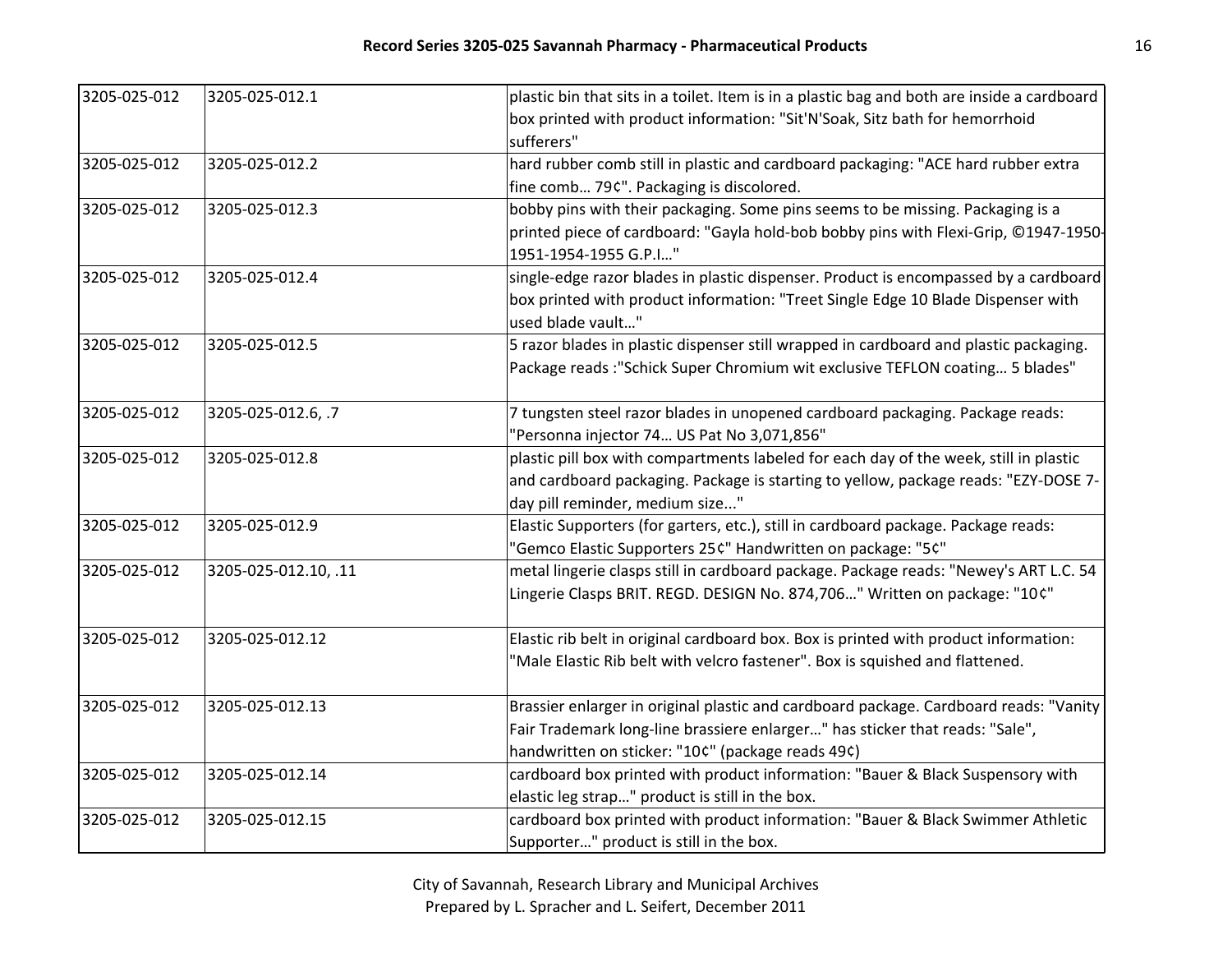| | | |
|---|---|---|
| 3205-025-012 | 3205-025-012.1 | plastic bin that sits in a toilet. Item is in a plastic bag and both are inside a cardboard box printed with product information: "Sit'N'Soak, Sitz bath for hemorrhoid sufferers" |
| 3205-025-012 | 3205-025-012.2 | hard rubber comb still in plastic and cardboard packaging: "ACE hard rubber extra fine comb… 79¢". Packaging is discolored. |
| 3205-025-012 | 3205-025-012.3 | bobby pins with their packaging. Some pins seems to be missing. Packaging is a printed piece of cardboard: "Gayla hold-bob bobby pins with Flexi-Grip, ©1947-1950-1951-1954-1955 G.P.I…" |
| 3205-025-012 | 3205-025-012.4 | single-edge razor blades in plastic dispenser. Product is encompassed by a cardboard box printed with product information: "Treet Single Edge 10 Blade Dispenser with used blade vault…" |
| 3205-025-012 | 3205-025-012.5 | 5 razor blades in plastic dispenser still wrapped in cardboard and plastic packaging. Package reads :"Schick Super Chromium wit exclusive TEFLON coating… 5 blades" |
| 3205-025-012 | 3205-025-012.6, .7 | 7 tungsten steel razor blades in unopened cardboard packaging. Package reads: "Personna injector 74… US Pat No 3,071,856" |
| 3205-025-012 | 3205-025-012.8 | plastic pill box with compartments labeled for each day of the week, still in plastic and cardboard packaging. Package is starting to yellow, package reads: "EZY-DOSE 7-day pill reminder, medium size..." |
| 3205-025-012 | 3205-025-012.9 | Elastic Supporters (for garters, etc.), still in cardboard package. Package reads: "Gemco Elastic Supporters 25¢" Handwritten on package: "5¢" |
| 3205-025-012 | 3205-025-012.10, .11 | metal lingerie clasps still in cardboard package. Package reads: "Newey's ART L.C. 54 Lingerie Clasps BRIT. REGD. DESIGN No. 874,706…" Written on package: "10¢" |
| 3205-025-012 | 3205-025-012.12 | Elastic rib belt in original cardboard box. Box is printed with product information: "Male Elastic Rib belt with velcro fastener". Box is squished and flattened. |
| 3205-025-012 | 3205-025-012.13 | Brassier enlarger in original plastic and cardboard package. Cardboard reads: "Vanity Fair Trademark long-line brassiere enlarger…" has sticker that reads: "Sale", handwritten on sticker: "10¢" (package reads 49¢) |
| 3205-025-012 | 3205-025-012.14 | cardboard box printed with product information: "Bauer & Black Suspensory with elastic leg strap…" product is still in the box. |
| 3205-025-012 | 3205-025-012.15 | cardboard box printed with product information: "Bauer & Black Swimmer Athletic Supporter…" product is still in the box. |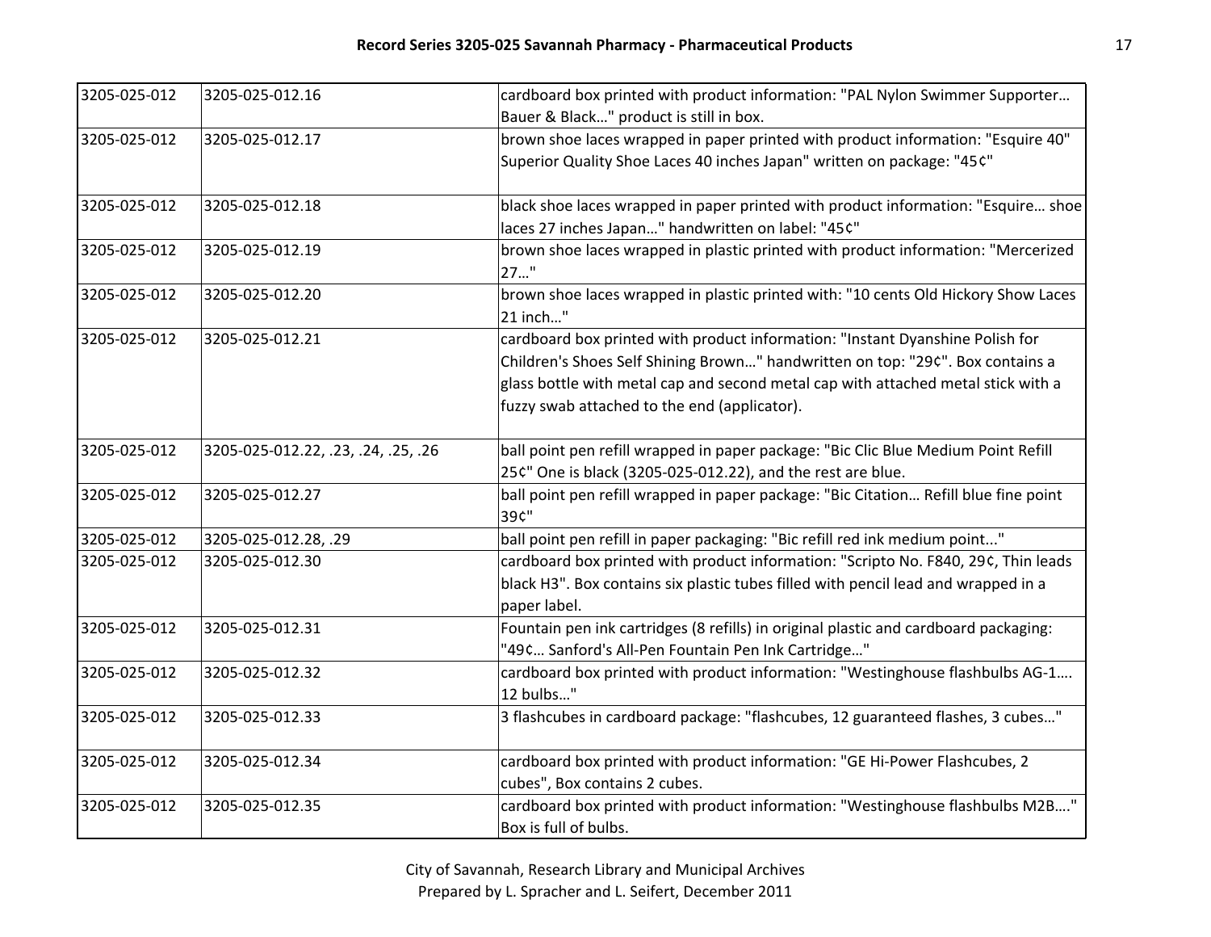| 3205-025-012 | 3205-025-012.16 | cardboard box printed with product information: "PAL Nylon Swimmer Supporter… Bauer & Black…" product is still in box. |
|---|---|---|
| 3205-025-012 | 3205-025-012.17 | brown shoe laces wrapped in paper printed with product information: "Esquire 40" Superior Quality Shoe Laces 40 inches Japan" written on package: "45¢" |
| 3205-025-012 | 3205-025-012.18 | black shoe laces wrapped in paper printed with product information: "Esquire… shoe laces 27 inches Japan…" handwritten on label: "45¢" |
| 3205-025-012 | 3205-025-012.19 | brown shoe laces wrapped in plastic printed with product information: "Mercerized 27…" |
| 3205-025-012 | 3205-025-012.20 | brown shoe laces wrapped in plastic printed with: "10 cents Old Hickory Show Laces 21 inch…" |
| 3205-025-012 | 3205-025-012.21 | cardboard box printed with product information: "Instant Dyanshine Polish for Children's Shoes Self Shining Brown…" handwritten on top: "29¢". Box contains a glass bottle with metal cap and second metal cap with attached metal stick with a fuzzy swab attached to the end (applicator). |
| 3205-025-012 | 3205-025-012.22, .23, .24, .25, .26 | ball point pen refill wrapped in paper package: "Bic Clic Blue Medium Point Refill 25¢" One is black (3205-025-012.22), and the rest are blue. |
| 3205-025-012 | 3205-025-012.27 | ball point pen refill wrapped in paper package: "Bic Citation… Refill blue fine point 39¢" |
| 3205-025-012 | 3205-025-012.28, .29 | ball point pen refill in paper packaging: "Bic refill red ink medium point..." |
| 3205-025-012 | 3205-025-012.30 | cardboard box printed with product information: "Scripto No. F840, 29¢, Thin leads black H3". Box contains six plastic tubes filled with pencil lead and wrapped in a paper label. |
| 3205-025-012 | 3205-025-012.31 | Fountain pen ink cartridges (8 refills) in original plastic and cardboard packaging: "49¢… Sanford's All-Pen Fountain Pen Ink Cartridge…" |
| 3205-025-012 | 3205-025-012.32 | cardboard box printed with product information: "Westinghouse flashbulbs AG-1…. 12 bulbs…" |
| 3205-025-012 | 3205-025-012.33 | 3 flashcubes in cardboard package: "flashcubes, 12 guaranteed flashes, 3 cubes…" |
| 3205-025-012 | 3205-025-012.34 | cardboard box printed with product information: "GE Hi-Power Flashcubes, 2 cubes", Box contains 2 cubes. |
| 3205-025-012 | 3205-025-012.35 | cardboard box printed with product information: "Westinghouse flashbulbs M2B…." Box is full of bulbs. |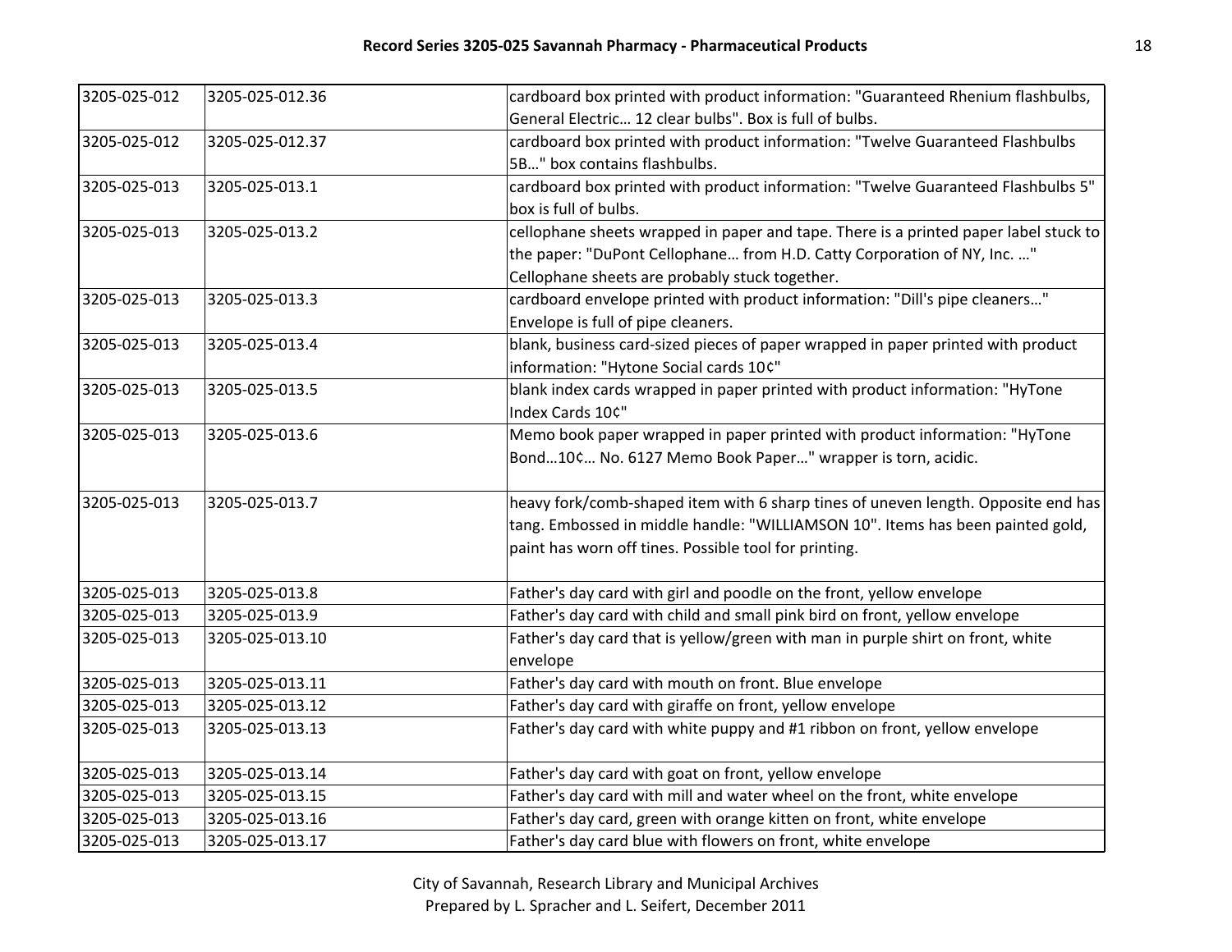| | | |
|---|---|---|
| 3205-025-012 | 3205-025-012.36 | cardboard box printed with product information: "Guaranteed Rhenium flashbulbs, General Electric… 12 clear bulbs". Box is full of bulbs. |
| 3205-025-012 | 3205-025-012.37 | cardboard box printed with product information: "Twelve Guaranteed Flashbulbs 5B…" box contains flashbulbs. |
| 3205-025-013 | 3205-025-013.1 | cardboard box printed with product information: "Twelve Guaranteed Flashbulbs 5" box is full of bulbs. |
| 3205-025-013 | 3205-025-013.2 | cellophane sheets wrapped in paper and tape. There is a printed paper label stuck to the paper: "DuPont Cellophane… from H.D. Catty Corporation of NY, Inc. …" Cellophane sheets are probably stuck together. |
| 3205-025-013 | 3205-025-013.3 | cardboard envelope printed with product information: "Dill's pipe cleaners…" Envelope is full of pipe cleaners. |
| 3205-025-013 | 3205-025-013.4 | blank, business card-sized pieces of paper wrapped in paper printed with product information: "Hytone Social cards 10¢" |
| 3205-025-013 | 3205-025-013.5 | blank index cards wrapped in paper printed with product information: "HyTone Index Cards 10¢" |
| 3205-025-013 | 3205-025-013.6 | Memo book paper wrapped in paper printed with product information: "HyTone Bond…10¢… No. 6127 Memo Book Paper…" wrapper is torn, acidic. |
| 3205-025-013 | 3205-025-013.7 | heavy fork/comb-shaped item with 6 sharp tines of uneven length. Opposite end has tang. Embossed in middle handle: "WILLIAMSON 10". Items has been painted gold, paint has worn off tines. Possible tool for printing. |
| 3205-025-013 | 3205-025-013.8 | Father's day card with girl and poodle on the front, yellow envelope |
| 3205-025-013 | 3205-025-013.9 | Father's day card with child and small pink bird on front, yellow envelope |
| 3205-025-013 | 3205-025-013.10 | Father's day card that is yellow/green with man in purple shirt on front, white envelope |
| 3205-025-013 | 3205-025-013.11 | Father's day card with mouth on front. Blue envelope |
| 3205-025-013 | 3205-025-013.12 | Father's day card with giraffe on front, yellow envelope |
| 3205-025-013 | 3205-025-013.13 | Father's day card with white puppy and #1 ribbon on front, yellow envelope |
| 3205-025-013 | 3205-025-013.14 | Father's day card with goat on front, yellow envelope |
| 3205-025-013 | 3205-025-013.15 | Father's day card with mill and water wheel on the front, white envelope |
| 3205-025-013 | 3205-025-013.16 | Father's day card, green with orange kitten on front, white envelope |
| 3205-025-013 | 3205-025-013.17 | Father's day card blue with flowers on front, white envelope |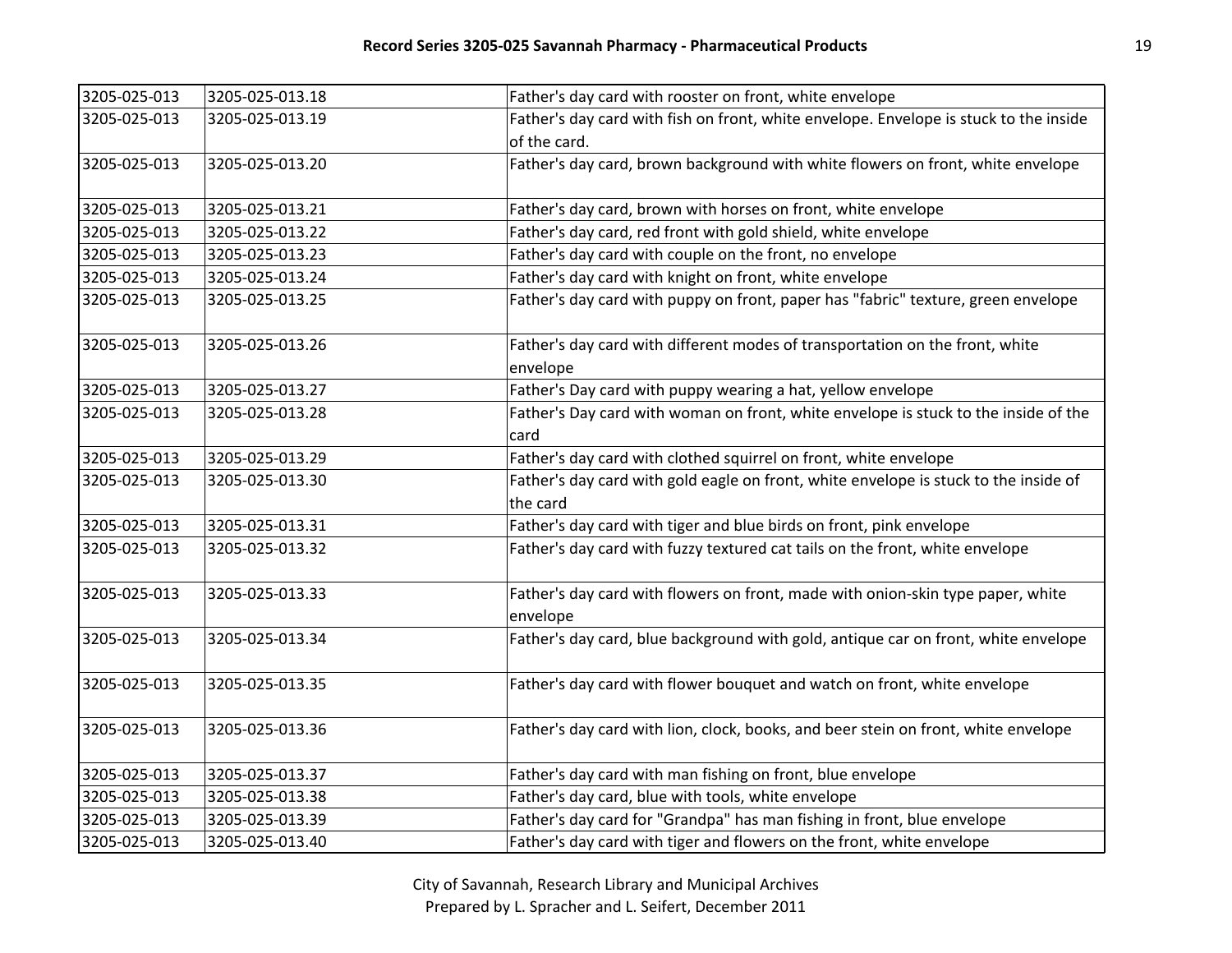| 3205-025-013 | 3205-025-013.18 | Father's day card with rooster on front, white envelope |
|---|---|---|
| 3205-025-013 | 3205-025-013.19 | Father's day card with fish on front, white envelope. Envelope is stuck to the inside of the card. |
| 3205-025-013 | 3205-025-013.20 | Father's day card, brown background with white flowers on front, white envelope |
| 3205-025-013 | 3205-025-013.21 | Father's day card, brown with horses on front, white envelope |
| 3205-025-013 | 3205-025-013.22 | Father's day card, red front with gold shield, white envelope |
| 3205-025-013 | 3205-025-013.23 | Father's day card with couple on the front, no envelope |
| 3205-025-013 | 3205-025-013.24 | Father's day card with knight on front, white envelope |
| 3205-025-013 | 3205-025-013.25 | Father's day card with puppy on front, paper has "fabric" texture, green envelope |
| 3205-025-013 | 3205-025-013.26 | Father's day card with different modes of transportation on the front, white envelope |
| 3205-025-013 | 3205-025-013.27 | Father's Day card with puppy wearing a hat, yellow envelope |
| 3205-025-013 | 3205-025-013.28 | Father's Day card with woman on front, white envelope is stuck to the inside of the card |
| 3205-025-013 | 3205-025-013.29 | Father's day card with clothed squirrel on front, white envelope |
| 3205-025-013 | 3205-025-013.30 | Father's day card with gold eagle on front, white envelope is stuck to the inside of the card |
| 3205-025-013 | 3205-025-013.31 | Father's day card with tiger and blue birds on front, pink envelope |
| 3205-025-013 | 3205-025-013.32 | Father's day card with fuzzy textured cat tails on the front, white envelope |
| 3205-025-013 | 3205-025-013.33 | Father's day card with flowers on front, made with onion-skin type paper, white envelope |
| 3205-025-013 | 3205-025-013.34 | Father's day card, blue background with gold, antique car on front, white envelope |
| 3205-025-013 | 3205-025-013.35 | Father's day card with flower bouquet and watch on front, white envelope |
| 3205-025-013 | 3205-025-013.36 | Father's day card with lion, clock, books, and beer stein on front, white envelope |
| 3205-025-013 | 3205-025-013.37 | Father's day card with man fishing on front, blue envelope |
| 3205-025-013 | 3205-025-013.38 | Father's day card, blue with tools, white envelope |
| 3205-025-013 | 3205-025-013.39 | Father's day card for "Grandpa" has man fishing in front, blue envelope |
| 3205-025-013 | 3205-025-013.40 | Father's day card with tiger and flowers on the front, white envelope |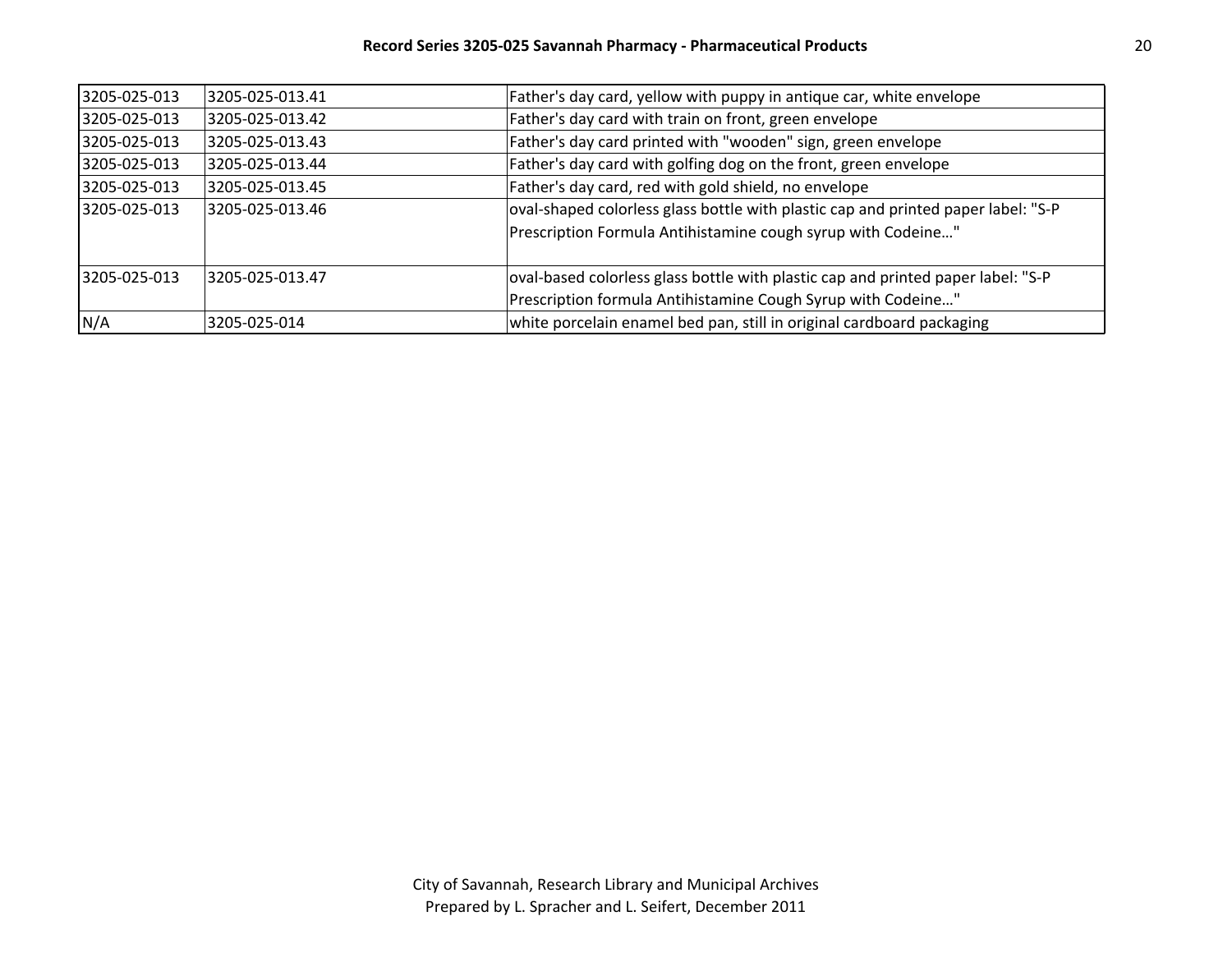| | | |
|---|---|---|
| 3205-025-013 | 3205-025-013.41 | Father's day card, yellow with puppy in antique car, white envelope |
| 3205-025-013 | 3205-025-013.42 | Father's day card with train on front, green envelope |
| 3205-025-013 | 3205-025-013.43 | Father's day card printed with "wooden" sign, green envelope |
| 3205-025-013 | 3205-025-013.44 | Father's day card with golfing dog on the front, green envelope |
| 3205-025-013 | 3205-025-013.45 | Father's day card, red with gold shield, no envelope |
| 3205-025-013 | 3205-025-013.46 | oval-shaped colorless glass bottle with plastic cap and printed paper label: "S-P Prescription Formula Antihistamine cough syrup with Codeine…" |
| 3205-025-013 | 3205-025-013.47 | oval-based colorless glass bottle with plastic cap and printed paper label: "S-P Prescription formula Antihistamine Cough Syrup with Codeine…" |
| N/A | 3205-025-014 | white porcelain enamel bed pan, still in original cardboard packaging |

City of Savannah, Research Library and Municipal Archives
Prepared by L. Spracher and L. Seifert, December 2011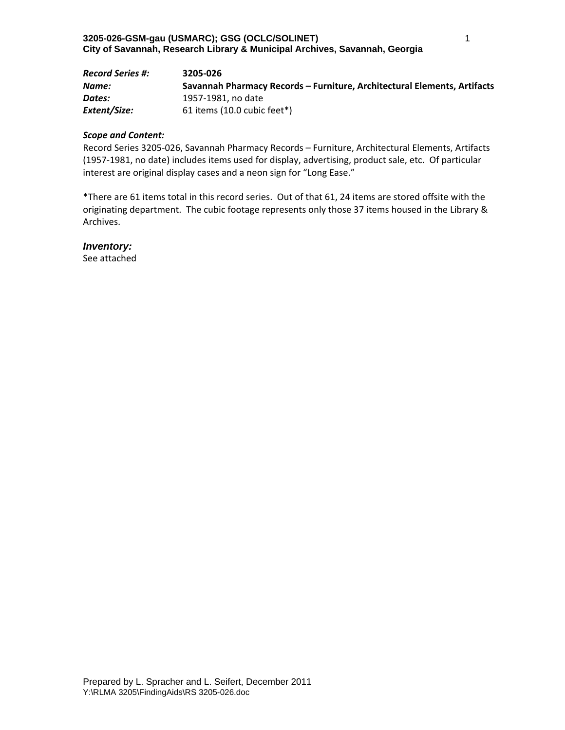**Record Series #:** **3205-026**
***Name:*** **Savannah Pharmacy Records – Furniture, Architectural Elements, Artifacts**
***Dates:*** 1957-1981, no date
***Extent/Size:*** 61 items (10.0 cubic feet*)

***Scope and Content:***
Record Series 3205-026, Savannah Pharmacy Records – Furniture, Architectural Elements, Artifacts (1957-1981, no date) includes items used for display, advertising, product sale, etc. Of particular interest are original display cases and a neon sign for "Long Ease."

*There are 61 items total in this record series. Out of that 61, 24 items are stored offsite with the originating department. The cubic footage represents only those 37 items housed in the Library & Archives.

***Inventory:***
See attached

Prepared by L. Spracher and L. Seifert, December 2011
Y:\RLMA 3205\FindingAids\RS 3205-026.doc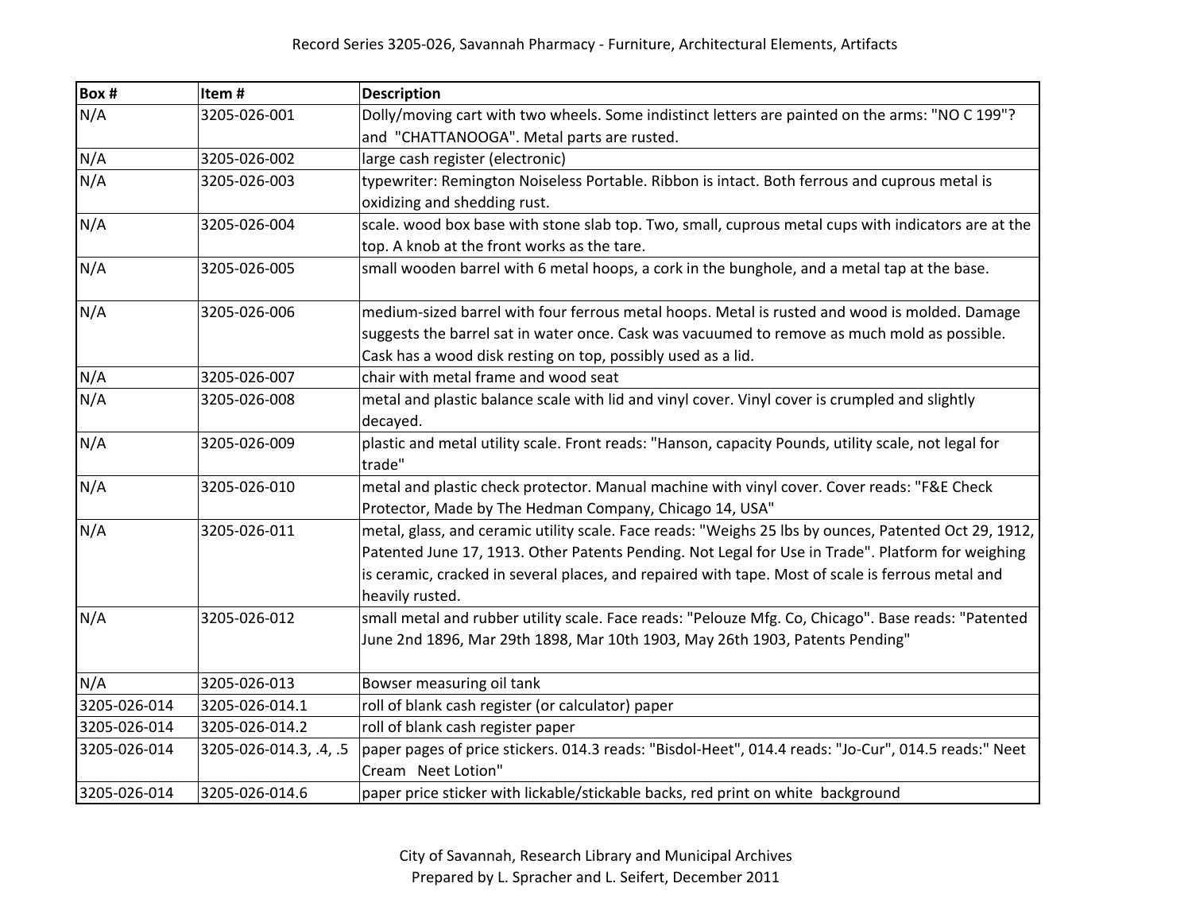Record Series 3205-026, Savannah Pharmacy - Furniture, Architectural Elements, Artifacts

| Box # | Item # | Description |
|---|---|---|
| N/A | 3205-026-001 | Dolly/moving cart with two wheels. Some indistinct letters are painted on the arms: "NO C 199"? and "CHATTANOOGA". Metal parts are rusted. |
| N/A | 3205-026-002 | large cash register (electronic) |
| N/A | 3205-026-003 | typewriter: Remington Noiseless Portable. Ribbon is intact. Both ferrous and cuprous metal is oxidizing and shedding rust. |
| N/A | 3205-026-004 | scale. wood box base with stone slab top. Two, small, cuprous metal cups with indicators are at the top. A knob at the front works as the tare. |
| N/A | 3205-026-005 | small wooden barrel with 6 metal hoops, a cork in the bunghole, and a metal tap at the base. |
| N/A | 3205-026-006 | medium-sized barrel with four ferrous metal hoops. Metal is rusted and wood is molded. Damage suggests the barrel sat in water once. Cask was vacuumed to remove as much mold as possible. Cask has a wood disk resting on top, possibly used as a lid. |
| N/A | 3205-026-007 | chair with metal frame and wood seat |
| N/A | 3205-026-008 | metal and plastic balance scale with lid and vinyl cover. Vinyl cover is crumpled and slightly decayed. |
| N/A | 3205-026-009 | plastic and metal utility scale. Front reads: "Hanson, capacity Pounds, utility scale, not legal for trade" |
| N/A | 3205-026-010 | metal and plastic check protector. Manual machine with vinyl cover. Cover reads: "F&E Check Protector, Made by The Hedman Company, Chicago 14, USA" |
| N/A | 3205-026-011 | metal, glass, and ceramic utility scale. Face reads: "Weighs 25 lbs by ounces, Patented Oct 29, 1912, Patented June 17, 1913. Other Patents Pending. Not Legal for Use in Trade". Platform for weighing is ceramic, cracked in several places, and repaired with tape. Most of scale is ferrous metal and heavily rusted. |
| N/A | 3205-026-012 | small metal and rubber utility scale. Face reads: "Pelouze Mfg. Co, Chicago". Base reads: "Patented June 2nd 1896, Mar 29th 1898, Mar 10th 1903, May 26th 1903, Patents Pending" |
| N/A | 3205-026-013 | Bowser measuring oil tank |
| 3205-026-014 | 3205-026-014.1 | roll of blank cash register (or calculator) paper |
| 3205-026-014 | 3205-026-014.2 | roll of blank cash register paper |
| 3205-026-014 | 3205-026-014.3, .4, .5 | paper pages of price stickers. 014.3 reads: "Bisdol-Heet", 014.4 reads: "Jo-Cur", 014.5 reads:" Neet Cream Neet Lotion" |
| 3205-026-014 | 3205-026-014.6 | paper price sticker with lickable/stickable backs, red print on white background |

City of Savannah, Research Library and Municipal Archives
Prepared by L. Spracher and L. Seifert, December 2011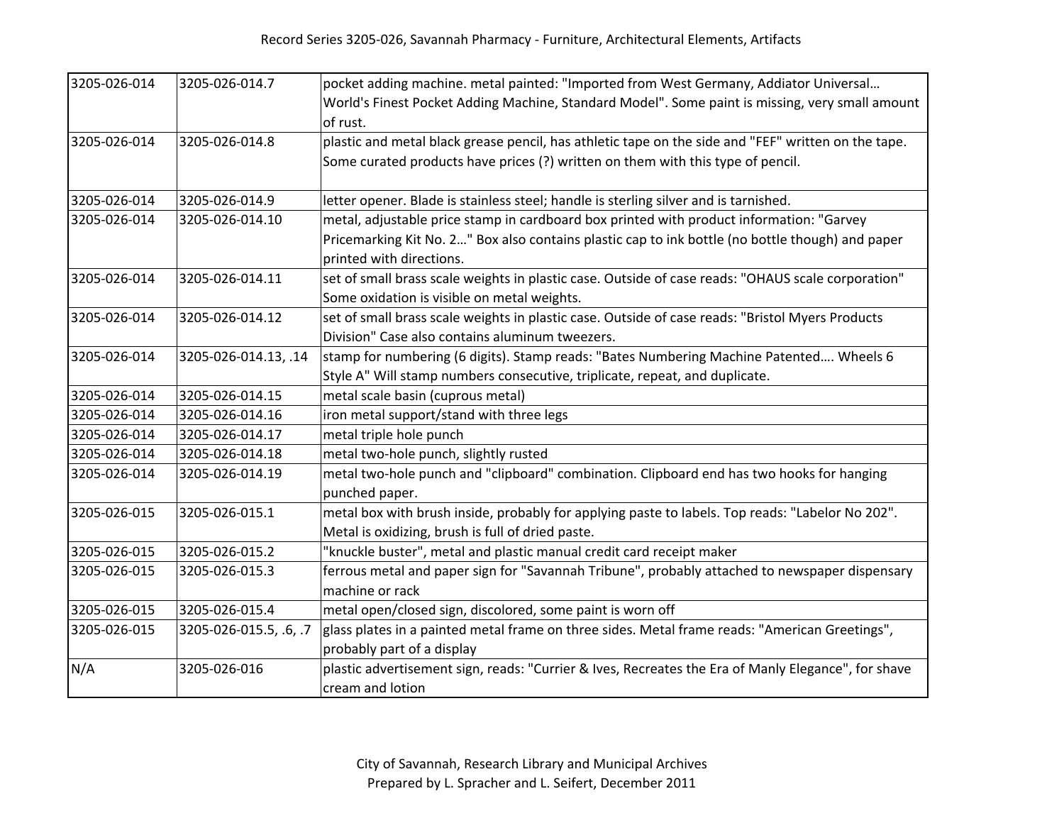| 3205-026-014 | 3205-026-014.7 | pocket adding machine. metal painted: "Imported from West Germany, Addiator Universal… World's Finest Pocket Adding Machine, Standard Model". Some paint is missing, very small amount of rust. |
|---|---|---|
| 3205-026-014 | 3205-026-014.8 | plastic and metal black grease pencil, has athletic tape on the side and "FEF" written on the tape. Some curated products have prices (?) written on them with this type of pencil. |
| 3205-026-014 | 3205-026-014.9 | letter opener. Blade is stainless steel; handle is sterling silver and is tarnished. |
| 3205-026-014 | 3205-026-014.10 | metal, adjustable price stamp in cardboard box printed with product information: "Garvey Pricemarking Kit No. 2…" Box also contains plastic cap to ink bottle (no bottle though) and paper printed with directions. |
| 3205-026-014 | 3205-026-014.11 | set of small brass scale weights in plastic case. Outside of case reads: "OHAUS scale corporation" Some oxidation is visible on metal weights. |
| 3205-026-014 | 3205-026-014.12 | set of small brass scale weights in plastic case. Outside of case reads: "Bristol Myers Products Division" Case also contains aluminum tweezers. |
| 3205-026-014 | 3205-026-014.13, .14 | stamp for numbering (6 digits). Stamp reads: "Bates Numbering Machine Patented…. Wheels 6 Style A" Will stamp numbers consecutive, triplicate, repeat, and duplicate. |
| 3205-026-014 | 3205-026-014.15 | metal scale basin (cuprous metal) |
| 3205-026-014 | 3205-026-014.16 | iron metal support/stand with three legs |
| 3205-026-014 | 3205-026-014.17 | metal triple hole punch |
| 3205-026-014 | 3205-026-014.18 | metal two-hole punch, slightly rusted |
| 3205-026-014 | 3205-026-014.19 | metal two-hole punch and "clipboard" combination. Clipboard end has two hooks for hanging punched paper. |
| 3205-026-015 | 3205-026-015.1 | metal box with brush inside, probably for applying paste to labels. Top reads: "Labelor No 202". Metal is oxidizing, brush is full of dried paste. |
| 3205-026-015 | 3205-026-015.2 | "knuckle buster", metal and plastic manual credit card receipt maker |
| 3205-026-015 | 3205-026-015.3 | ferrous metal and paper sign for "Savannah Tribune", probably attached to newspaper dispensary machine or rack |
| 3205-026-015 | 3205-026-015.4 | metal open/closed sign, discolored, some paint is worn off |
| 3205-026-015 | 3205-026-015.5, .6, .7 | glass plates in a painted metal frame on three sides. Metal frame reads: "American Greetings", probably part of a display |
| N/A | 3205-026-016 | plastic advertisement sign, reads: "Currier & Ives, Recreates the Era of Manly Elegance", for shave cream and lotion |

City of Savannah, Research Library and Municipal Archives
Prepared by L. Spracher and L. Seifert, December 2011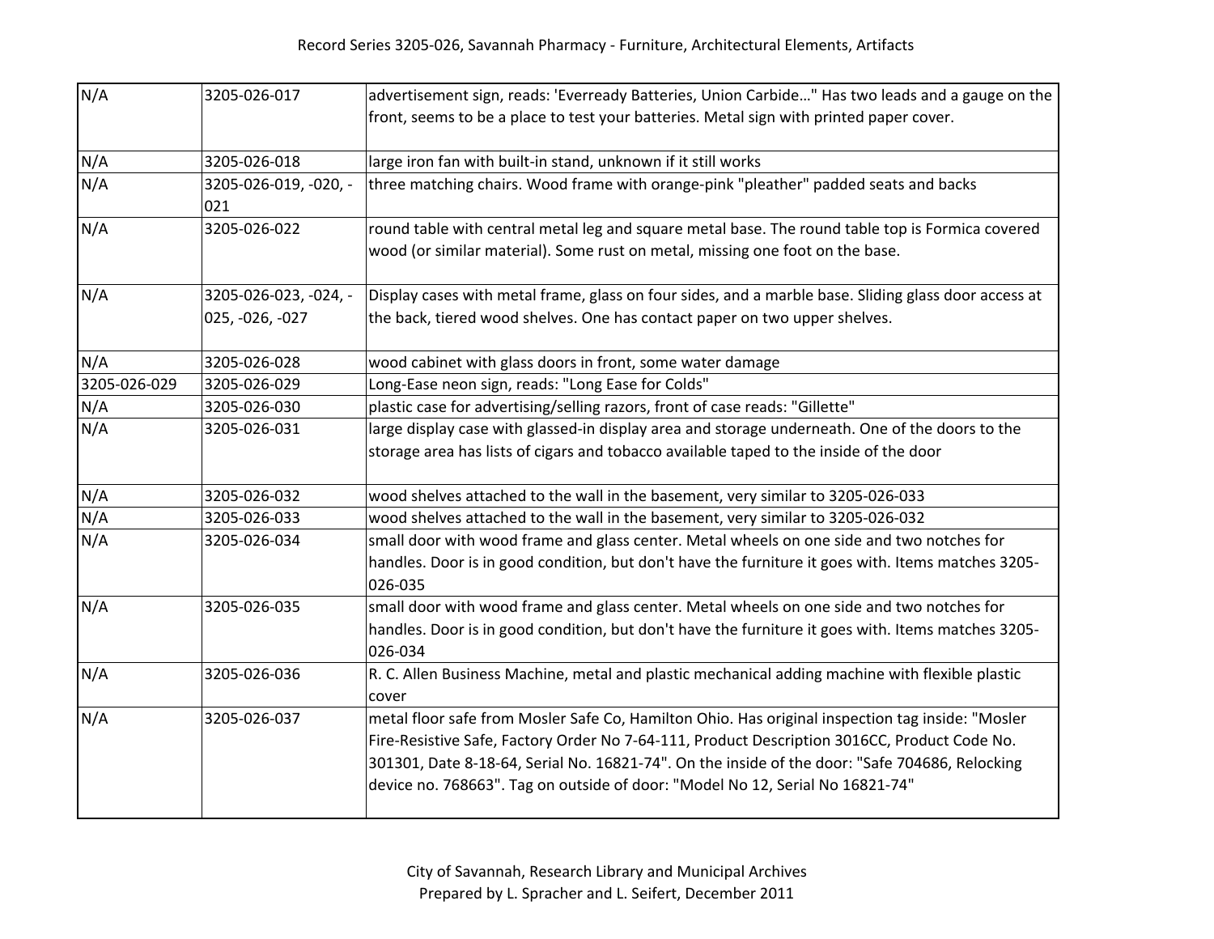| N/A | 3205-026-017 | advertisement sign, reads: 'Everready Batteries, Union Carbide…" Has two leads and a gauge on the front, seems to be a place to test your batteries. Metal sign with printed paper cover. |
|---|---|---|
| N/A | 3205-026-018 | large iron fan with built-in stand, unknown if it still works |
| N/A | 3205-026-019, -020, -021 | three matching chairs. Wood frame with orange-pink "pleather" padded seats and backs |
| N/A | 3205-026-022 | round table with central metal leg and square metal base. The round table top is Formica covered wood (or similar material). Some rust on metal, missing one foot on the base. |
| N/A | 3205-026-023, -024, -025, -026, -027 | Display cases with metal frame, glass on four sides, and a marble base. Sliding glass door access at the back, tiered wood shelves. One has contact paper on two upper shelves. |
| N/A | 3205-026-028 | wood cabinet with glass doors in front, some water damage |
| 3205-026-029 | 3205-026-029 | Long-Ease neon sign, reads: "Long Ease for Colds" |
| N/A | 3205-026-030 | plastic case for advertising/selling razors, front of case reads: "Gillette" |
| N/A | 3205-026-031 | large display case with glassed-in display area and storage underneath. One of the doors to the storage area has lists of cigars and tobacco available taped to the inside of the door |
| N/A | 3205-026-032 | wood shelves attached to the wall in the basement, very similar to 3205-026-033 |
| N/A | 3205-026-033 | wood shelves attached to the wall in the basement, very similar to 3205-026-032 |
| N/A | 3205-026-034 | small door with wood frame and glass center. Metal wheels on one side and two notches for handles. Door is in good condition, but don't have the furniture it goes with. Items matches 3205-026-035 |
| N/A | 3205-026-035 | small door with wood frame and glass center. Metal wheels on one side and two notches for handles. Door is in good condition, but don't have the furniture it goes with. Items matches 3205-026-034 |
| N/A | 3205-026-036 | R. C. Allen Business Machine, metal and plastic mechanical adding machine with flexible plastic cover |
| N/A | 3205-026-037 | metal floor safe from Mosler Safe Co, Hamilton Ohio. Has original inspection tag inside: "Mosler Fire-Resistive Safe, Factory Order No 7-64-111, Product Description 3016CC, Product Code No. 301301, Date 8-18-64, Serial No. 16821-74". On the inside of the door: "Safe 704686, Relocking device no. 768663". Tag on outside of door: "Model No 12, Serial No 16821-74" |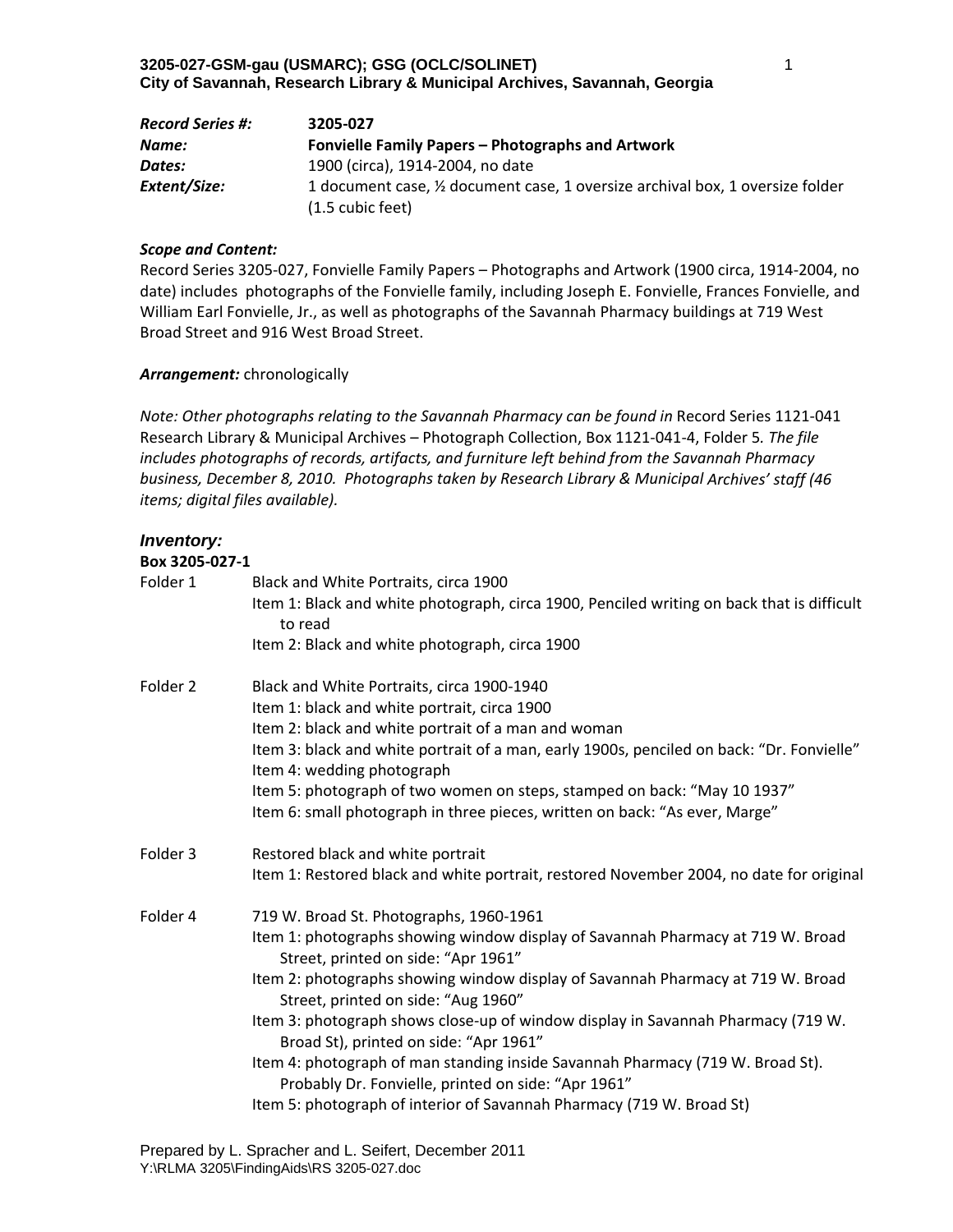**3205-027-GSM-gau (USMARC); GSG (OCLC/SOLINET)**
**City of Savannah, Research Library & Municipal Archives, Savannah, Georgia**

| | |
|---|---|
| ***Record Series #:*** | **3205-027** |
| ***Name:*** | **Fonvielle Family Papers – Photographs and Artwork** |
| ***Dates:*** | 1900 (circa), 1914-2004, no date |
| ***Extent/Size:*** | 1 document case, ½ document case, 1 oversize archival box, 1 oversize folder (1.5 cubic feet) |

***Scope and Content:***
Record Series 3205-027, Fonvielle Family Papers – Photographs and Artwork (1900 circa, 1914-2004, no date) includes photographs of the Fonvielle family, including Joseph E. Fonvielle, Frances Fonvielle, and William Earl Fonvielle, Jr., as well as photographs of the Savannah Pharmacy buildings at 719 West Broad Street and 916 West Broad Street.

***Arrangement:*** chronologically

*Note: Other photographs relating to the Savannah Pharmacy can be found in* Record Series 1121-041 Research Library & Municipal Archives – Photograph Collection, Box 1121-041-4, Folder 5*. The file includes photographs of records, artifacts, and furniture left behind from the Savannah Pharmacy business, December 8, 2010. Photographs taken by Research Library & Municipal Archives' staff (46 items; digital files available).*

## *Inventory:*

**Box 3205-027-1**

Folder 1 — Black and White Portraits, circa 1900
- Item 1: Black and white photograph, circa 1900, Penciled writing on back that is difficult to read
- Item 2: Black and white photograph, circa 1900

Folder 2 — Black and White Portraits, circa 1900-1940
- Item 1: black and white portrait, circa 1900
- Item 2: black and white portrait of a man and woman
- Item 3: black and white portrait of a man, early 1900s, penciled on back: "Dr. Fonvielle"
- Item 4: wedding photograph
- Item 5: photograph of two women on steps, stamped on back: "May 10 1937"
- Item 6: small photograph in three pieces, written on back: "As ever, Marge"

Folder 3 — Restored black and white portrait
- Item 1: Restored black and white portrait, restored November 2004, no date for original

Folder 4 — 719 W. Broad St. Photographs, 1960-1961
- Item 1: photographs showing window display of Savannah Pharmacy at 719 W. Broad Street, printed on side: "Apr 1961"
- Item 2: photographs showing window display of Savannah Pharmacy at 719 W. Broad Street, printed on side: "Aug 1960"
- Item 3: photograph shows close-up of window display in Savannah Pharmacy (719 W. Broad St), printed on side: "Apr 1961"
- Item 4: photograph of man standing inside Savannah Pharmacy (719 W. Broad St). Probably Dr. Fonvielle, printed on side: "Apr 1961"
- Item 5: photograph of interior of Savannah Pharmacy (719 W. Broad St)

Prepared by L. Spracher and L. Seifert, December 2011
Y:\RLMA 3205\FindingAids\RS 3205-027.doc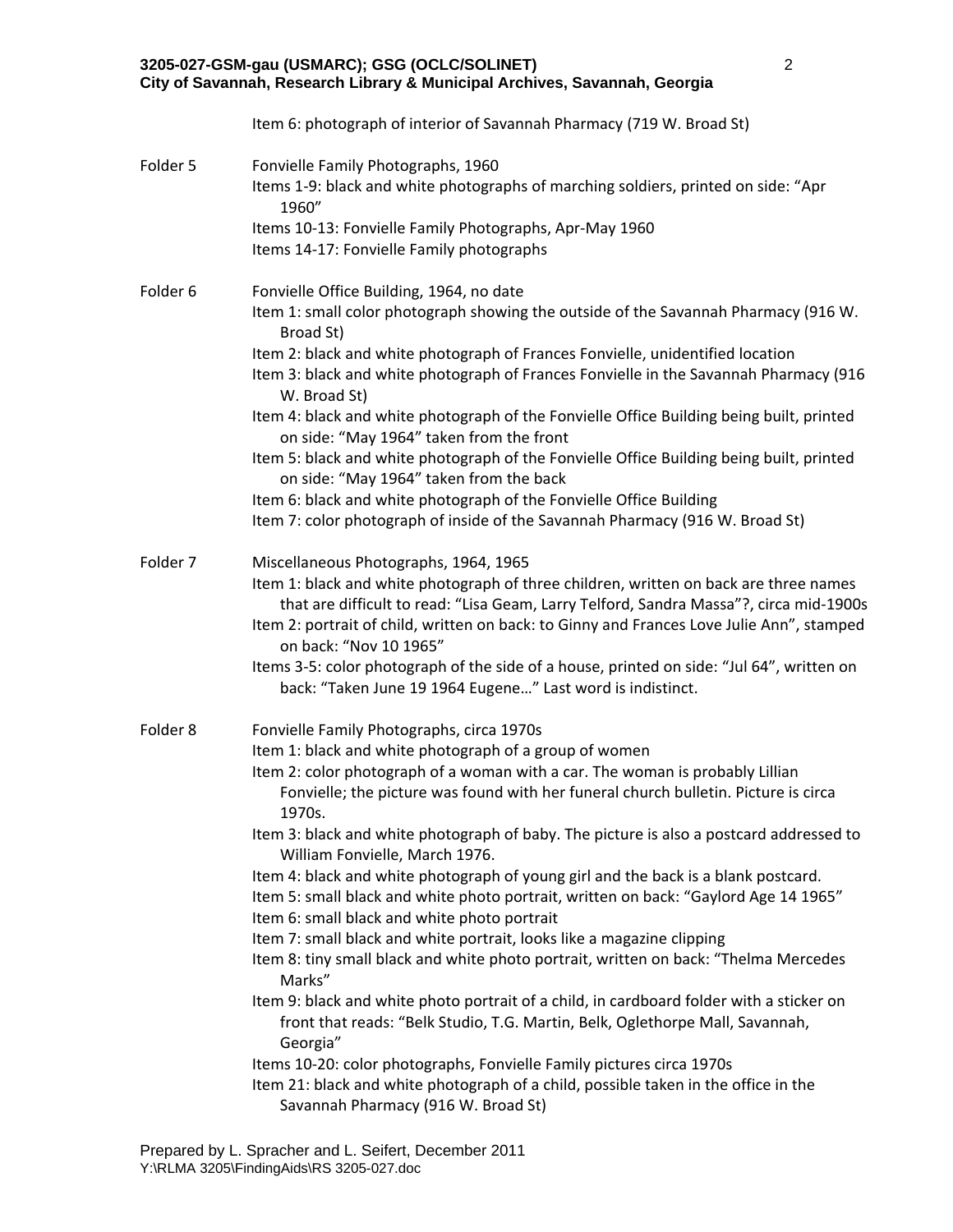Item 6: photograph of interior of Savannah Pharmacy (719 W. Broad St)

Folder 5 — Fonvielle Family Photographs, 1960

- Items 1-9: black and white photographs of marching soldiers, printed on side: "Apr 1960"
- Items 10-13: Fonvielle Family Photographs, Apr-May 1960
- Items 14-17: Fonvielle Family photographs

Folder 6 — Fonvielle Office Building, 1964, no date

- Item 1: small color photograph showing the outside of the Savannah Pharmacy (916 W. Broad St)
- Item 2: black and white photograph of Frances Fonvielle, unidentified location
- Item 3: black and white photograph of Frances Fonvielle in the Savannah Pharmacy (916 W. Broad St)
- Item 4: black and white photograph of the Fonvielle Office Building being built, printed on side: "May 1964" taken from the front
- Item 5: black and white photograph of the Fonvielle Office Building being built, printed on side: "May 1964" taken from the back
- Item 6: black and white photograph of the Fonvielle Office Building
- Item 7: color photograph of inside of the Savannah Pharmacy (916 W. Broad St)

Folder 7 — Miscellaneous Photographs, 1964, 1965

- Item 1: black and white photograph of three children, written on back are three names that are difficult to read: "Lisa Geam, Larry Telford, Sandra Massa"?, circa mid-1900s
- Item 2: portrait of child, written on back: to Ginny and Frances Love Julie Ann", stamped on back: "Nov 10 1965"
- Items 3-5: color photograph of the side of a house, printed on side: "Jul 64", written on back: "Taken June 19 1964 Eugene…" Last word is indistinct.

Folder 8 — Fonvielle Family Photographs, circa 1970s

- Item 1: black and white photograph of a group of women
- Item 2: color photograph of a woman with a car. The woman is probably Lillian Fonvielle; the picture was found with her funeral church bulletin. Picture is circa 1970s.
- Item 3: black and white photograph of baby. The picture is also a postcard addressed to William Fonvielle, March 1976.
- Item 4: black and white photograph of young girl and the back is a blank postcard.
- Item 5: small black and white photo portrait, written on back: "Gaylord Age 14 1965"
- Item 6: small black and white photo portrait
- Item 7: small black and white portrait, looks like a magazine clipping
- Item 8: tiny small black and white photo portrait, written on back: "Thelma Mercedes Marks"
- Item 9: black and white photo portrait of a child, in cardboard folder with a sticker on front that reads: "Belk Studio, T.G. Martin, Belk, Oglethorpe Mall, Savannah, Georgia"
- Items 10-20: color photographs, Fonvielle Family pictures circa 1970s
- Item 21: black and white photograph of a child, possible taken in the office in the Savannah Pharmacy (916 W. Broad St)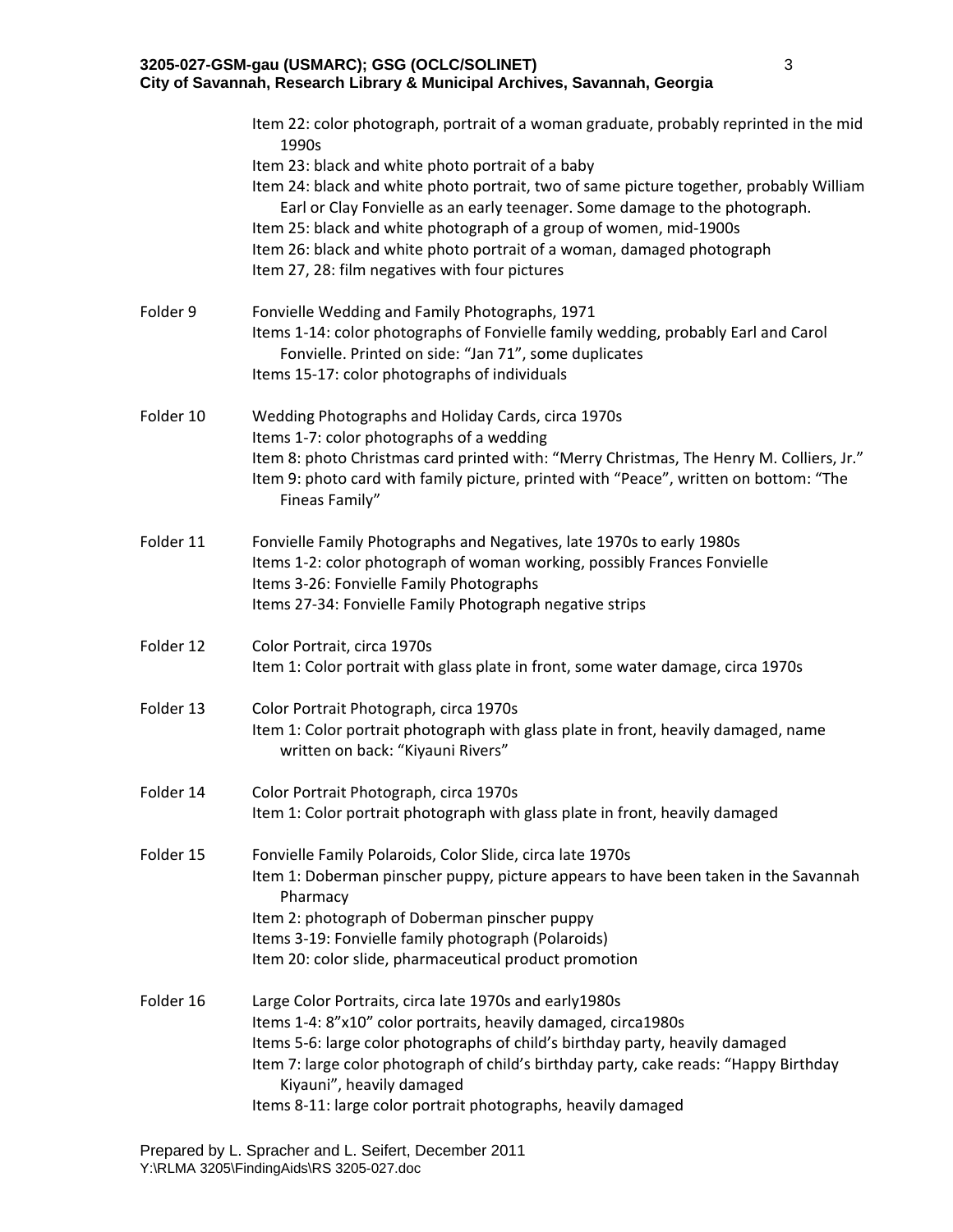Item 22: color photograph, portrait of a woman graduate, probably reprinted in the mid 1990s
Item 23: black and white photo portrait of a baby
Item 24: black and white photo portrait, two of same picture together, probably William Earl or Clay Fonvielle as an early teenager. Some damage to the photograph.
Item 25: black and white photograph of a group of women, mid-1900s
Item 26: black and white photo portrait of a woman, damaged photograph
Item 27, 28: film negatives with four pictures

Folder 9 — Fonvielle Wedding and Family Photographs, 1971
Items 1-14: color photographs of Fonvielle family wedding, probably Earl and Carol Fonvielle. Printed on side: "Jan 71", some duplicates
Items 15-17: color photographs of individuals

Folder 10 — Wedding Photographs and Holiday Cards, circa 1970s
Items 1-7: color photographs of a wedding
Item 8: photo Christmas card printed with: "Merry Christmas, The Henry M. Colliers, Jr."
Item 9: photo card with family picture, printed with "Peace", written on bottom: "The Fineas Family"

Folder 11 — Fonvielle Family Photographs and Negatives, late 1970s to early 1980s
Items 1-2: color photograph of woman working, possibly Frances Fonvielle
Items 3-26: Fonvielle Family Photographs
Items 27-34: Fonvielle Family Photograph negative strips

Folder 12 — Color Portrait, circa 1970s
Item 1: Color portrait with glass plate in front, some water damage, circa 1970s

Folder 13 — Color Portrait Photograph, circa 1970s
Item 1: Color portrait photograph with glass plate in front, heavily damaged, name written on back: "Kiyauni Rivers"

Folder 14 — Color Portrait Photograph, circa 1970s
Item 1: Color portrait photograph with glass plate in front, heavily damaged

Folder 15 — Fonvielle Family Polaroids, Color Slide, circa late 1970s
Item 1: Doberman pinscher puppy, picture appears to have been taken in the Savannah Pharmacy
Item 2: photograph of Doberman pinscher puppy
Items 3-19: Fonvielle family photograph (Polaroids)
Item 20: color slide, pharmaceutical product promotion

Folder 16 — Large Color Portraits, circa late 1970s and early1980s
Items 1-4: 8"x10" color portraits, heavily damaged, circa1980s
Items 5-6: large color photographs of child's birthday party, heavily damaged
Item 7: large color photograph of child's birthday party, cake reads: "Happy Birthday Kiyauni", heavily damaged
Items 8-11: large color portrait photographs, heavily damaged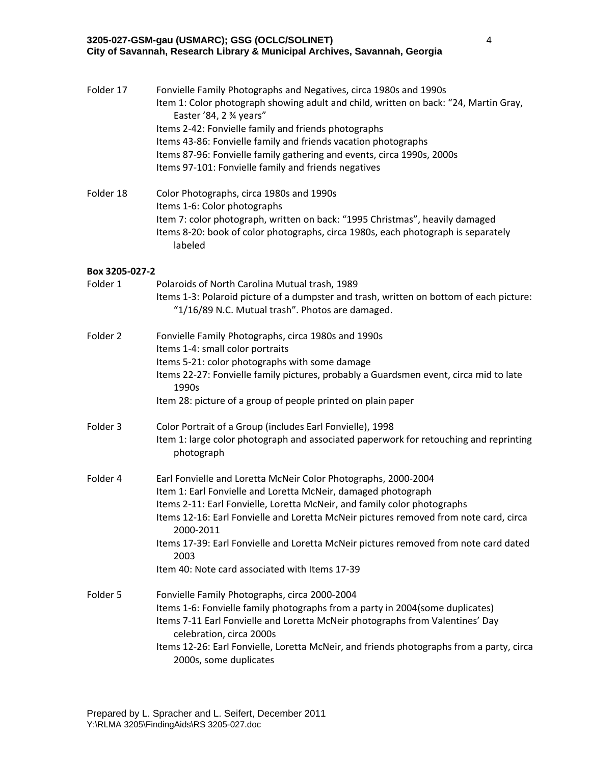Folder 17 Fonvielle Family Photographs and Negatives, circa 1980s and 1990s

Item 1: Color photograph showing adult and child, written on back: "24, Martin Gray, Easter '84, 2 ¾ years"

Items 2-42: Fonvielle family and friends photographs

Items 43-86: Fonvielle family and friends vacation photographs

Items 87-96: Fonvielle family gathering and events, circa 1990s, 2000s

Items 97-101: Fonvielle family and friends negatives

Folder 18 Color Photographs, circa 1980s and 1990s

Items 1-6: Color photographs

Item 7: color photograph, written on back: "1995 Christmas", heavily damaged

Items 8-20: book of color photographs, circa 1980s, each photograph is separately labeled

**Box 3205-027-2**

Folder 1 Polaroids of North Carolina Mutual trash, 1989

Items 1-3: Polaroid picture of a dumpster and trash, written on bottom of each picture: "1/16/89 N.C. Mutual trash". Photos are damaged.

Folder 2 Fonvielle Family Photographs, circa 1980s and 1990s

Items 1-4: small color portraits

Items 5-21: color photographs with some damage

Items 22-27: Fonvielle family pictures, probably a Guardsmen event, circa mid to late 1990s

Item 28: picture of a group of people printed on plain paper

Folder 3 Color Portrait of a Group (includes Earl Fonvielle), 1998

Item 1: large color photograph and associated paperwork for retouching and reprinting photograph

Folder 4 Earl Fonvielle and Loretta McNeir Color Photographs, 2000-2004

Item 1: Earl Fonvielle and Loretta McNeir, damaged photograph

Items 2-11: Earl Fonvielle, Loretta McNeir, and family color photographs

Items 12-16: Earl Fonvielle and Loretta McNeir pictures removed from note card, circa 2000-2011

Items 17-39: Earl Fonvielle and Loretta McNeir pictures removed from note card dated 2003

Item 40: Note card associated with Items 17-39

Folder 5 Fonvielle Family Photographs, circa 2000-2004

Items 1-6: Fonvielle family photographs from a party in 2004(some duplicates)

Items 7-11 Earl Fonvielle and Loretta McNeir photographs from Valentines' Day celebration, circa 2000s

Items 12-26: Earl Fonvielle, Loretta McNeir, and friends photographs from a party, circa 2000s, some duplicates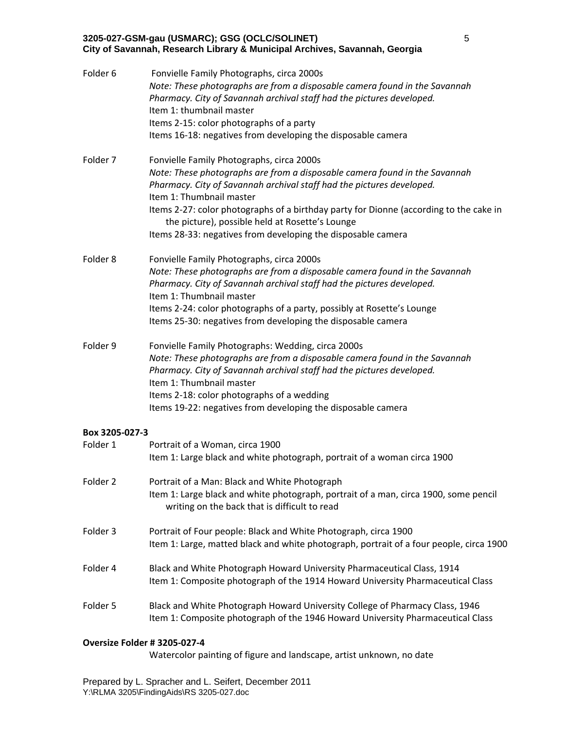Folder 6 Fonvielle Family Photographs, circa 2000s
*Note: These photographs are from a disposable camera found in the Savannah Pharmacy. City of Savannah archival staff had the pictures developed.*
Item 1: thumbnail master
Items 2-15: color photographs of a party
Items 16-18: negatives from developing the disposable camera

Folder 7 Fonvielle Family Photographs, circa 2000s
*Note: These photographs are from a disposable camera found in the Savannah Pharmacy. City of Savannah archival staff had the pictures developed.*
Item 1: Thumbnail master
Items 2-27: color photographs of a birthday party for Dionne (according to the cake in the picture), possible held at Rosette's Lounge
Items 28-33: negatives from developing the disposable camera

Folder 8 Fonvielle Family Photographs, circa 2000s
*Note: These photographs are from a disposable camera found in the Savannah Pharmacy. City of Savannah archival staff had the pictures developed.*
Item 1: Thumbnail master
Items 2-24: color photographs of a party, possibly at Rosette's Lounge
Items 25-30: negatives from developing the disposable camera

Folder 9 Fonvielle Family Photographs: Wedding, circa 2000s
*Note: These photographs are from a disposable camera found in the Savannah Pharmacy. City of Savannah archival staff had the pictures developed.*
Item 1: Thumbnail master
Items 2-18: color photographs of a wedding
Items 19-22: negatives from developing the disposable camera

**Box 3205-027-3**

Folder 1 Portrait of a Woman, circa 1900
Item 1: Large black and white photograph, portrait of a woman circa 1900

Folder 2 Portrait of a Man: Black and White Photograph
Item 1: Large black and white photograph, portrait of a man, circa 1900, some pencil writing on the back that is difficult to read

Folder 3 Portrait of Four people: Black and White Photograph, circa 1900
Item 1: Large, matted black and white photograph, portrait of a four people, circa 1900

Folder 4 Black and White Photograph Howard University Pharmaceutical Class, 1914
Item 1: Composite photograph of the 1914 Howard University Pharmaceutical Class

Folder 5 Black and White Photograph Howard University College of Pharmacy Class, 1946
Item 1: Composite photograph of the 1946 Howard University Pharmaceutical Class

**Oversize Folder # 3205-027-4**

Watercolor painting of figure and landscape, artist unknown, no date

Prepared by L. Spracher and L. Seifert, December 2011
Y:\RLMA 3205\FindingAids\RS 3205-027.doc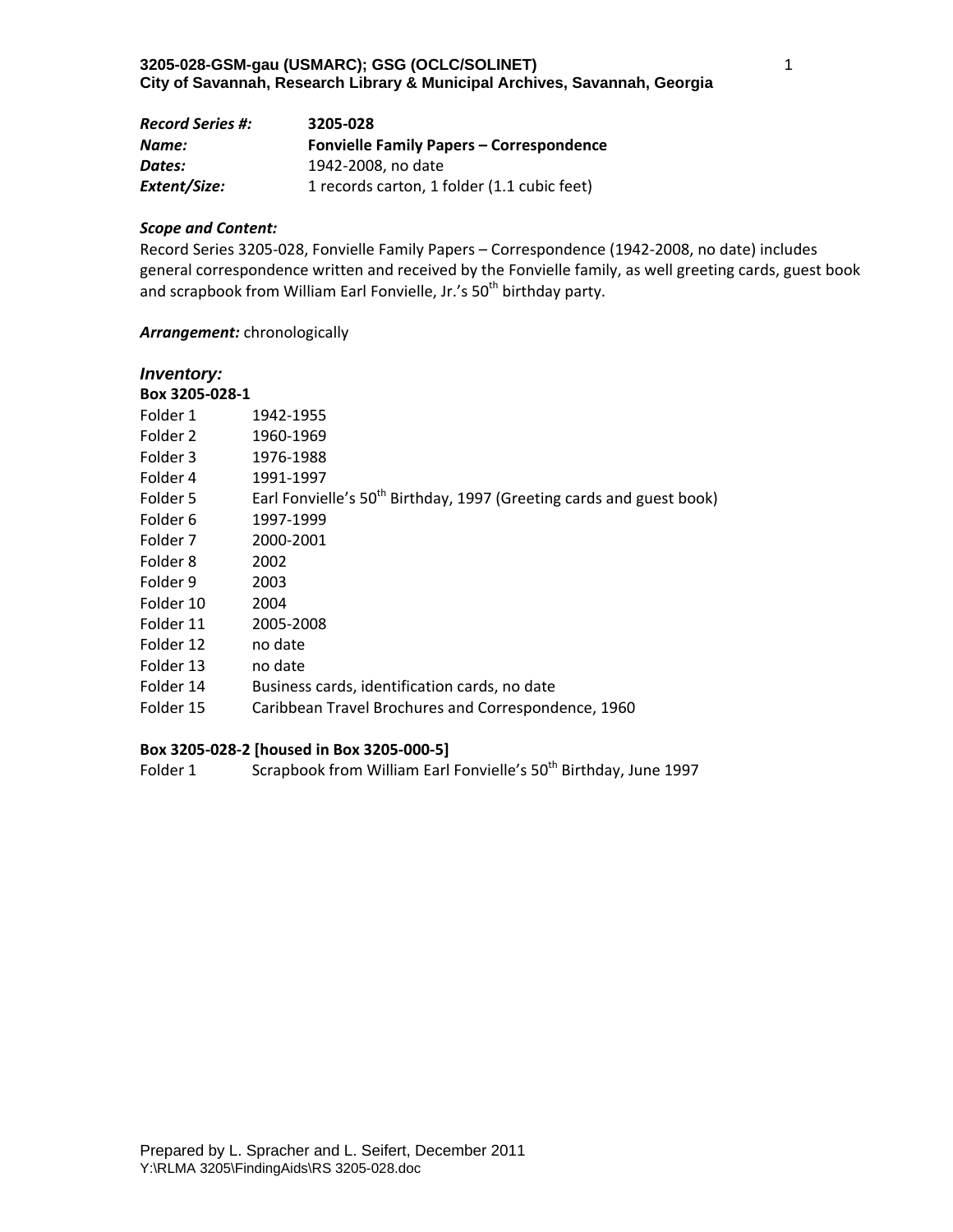**3205-028-GSM-gau (USMARC); GSG (OCLC/SOLINET)**
**City of Savannah, Research Library & Municipal Archives, Savannah, Georgia**

| | |
|---|---|
| ***Record Series #:*** | **3205-028** |
| ***Name:*** | **Fonvielle Family Papers – Correspondence** |
| ***Dates:*** | 1942-2008, no date |
| ***Extent/Size:*** | 1 records carton, 1 folder (1.1 cubic feet) |

***Scope and Content:***

Record Series 3205-028, Fonvielle Family Papers – Correspondence (1942-2008, no date) includes general correspondence written and received by the Fonvielle family, as well greeting cards, guest book and scrapbook from William Earl Fonvielle, Jr.'s 50th birthday party.

***Arrangement:*** chronologically

## *Inventory:*

**Box 3205-028-1**

| | |
|---|---|
| Folder 1 | 1942-1955 |
| Folder 2 | 1960-1969 |
| Folder 3 | 1976-1988 |
| Folder 4 | 1991-1997 |
| Folder 5 | Earl Fonvielle's 50th Birthday, 1997 (Greeting cards and guest book) |
| Folder 6 | 1997-1999 |
| Folder 7 | 2000-2001 |
| Folder 8 | 2002 |
| Folder 9 | 2003 |
| Folder 10 | 2004 |
| Folder 11 | 2005-2008 |
| Folder 12 | no date |
| Folder 13 | no date |
| Folder 14 | Business cards, identification cards, no date |
| Folder 15 | Caribbean Travel Brochures and Correspondence, 1960 |

**Box 3205-028-2 [housed in Box 3205-000-5]**

| | |
|---|---|
| Folder 1 | Scrapbook from William Earl Fonvielle's 50th Birthday, June 1997 |

Prepared by L. Spracher and L. Seifert, December 2011
Y:\RLMA 3205\FindingAids\RS 3205-028.doc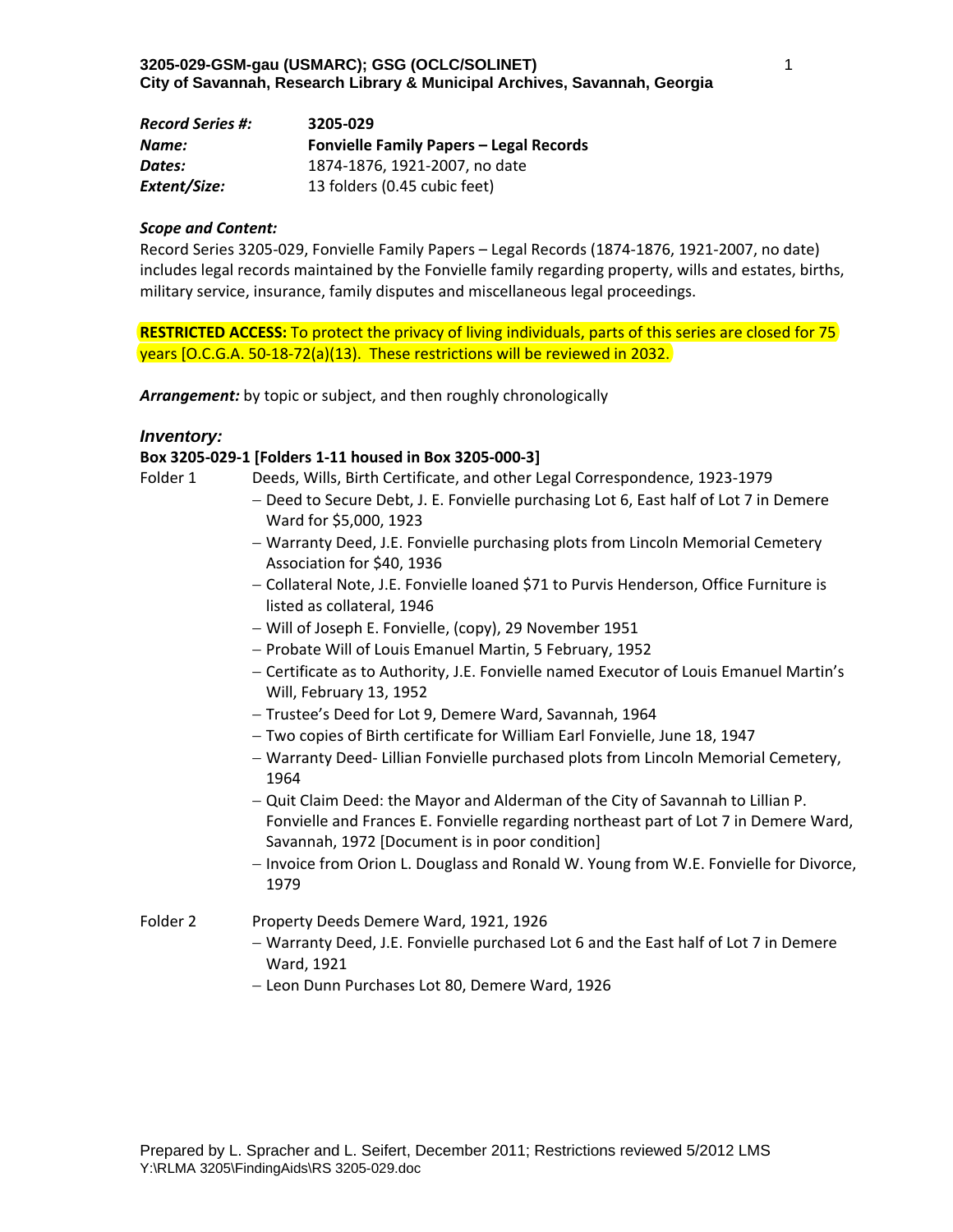3205-029-GSM-gau (USMARC); GSG (OCLC/SOLINET)
City of Savannah, Research Library & Municipal Archives, Savannah, Georgia

| | |
|---|---|
| ***Record Series #:*** | **3205-029** |
| ***Name:*** | **Fonvielle Family Papers – Legal Records** |
| ***Dates:*** | 1874-1876, 1921-2007, no date |
| ***Extent/Size:*** | 13 folders (0.45 cubic feet) |

***Scope and Content:***

Record Series 3205-029, Fonvielle Family Papers – Legal Records (1874-1876, 1921-2007, no date) includes legal records maintained by the Fonvielle family regarding property, wills and estates, births, military service, insurance, family disputes and miscellaneous legal proceedings.

**RESTRICTED ACCESS:** To protect the privacy of living individuals, parts of this series are closed for 75 years [O.C.G.A. 50-18-72(a)(13). These restrictions will be reviewed in 2032.

***Arrangement:*** by topic or subject, and then roughly chronologically

### *Inventory:*

**Box 3205-029-1 [Folders 1-11 housed in Box 3205-000-3]**

Folder 1 — Deeds, Wills, Birth Certificate, and other Legal Correspondence, 1923-1979

- Deed to Secure Debt, J. E. Fonvielle purchasing Lot 6, East half of Lot 7 in Demere Ward for $5,000, 1923
- Warranty Deed, J.E. Fonvielle purchasing plots from Lincoln Memorial Cemetery Association for $40, 1936
- Collateral Note, J.E. Fonvielle loaned $71 to Purvis Henderson, Office Furniture is listed as collateral, 1946
- Will of Joseph E. Fonvielle, (copy), 29 November 1951
- Probate Will of Louis Emanuel Martin, 5 February, 1952
- Certificate as to Authority, J.E. Fonvielle named Executor of Louis Emanuel Martin's Will, February 13, 1952
- Trustee's Deed for Lot 9, Demere Ward, Savannah, 1964
- Two copies of Birth certificate for William Earl Fonvielle, June 18, 1947
- Warranty Deed- Lillian Fonvielle purchased plots from Lincoln Memorial Cemetery, 1964
- Quit Claim Deed: the Mayor and Alderman of the City of Savannah to Lillian P. Fonvielle and Frances E. Fonvielle regarding northeast part of Lot 7 in Demere Ward, Savannah, 1972 [Document is in poor condition]
- Invoice from Orion L. Douglass and Ronald W. Young from W.E. Fonvielle for Divorce, 1979

Folder 2 — Property Deeds Demere Ward, 1921, 1926

- Warranty Deed, J.E. Fonvielle purchased Lot 6 and the East half of Lot 7 in Demere Ward, 1921
- Leon Dunn Purchases Lot 80, Demere Ward, 1926

Prepared by L. Spracher and L. Seifert, December 2011; Restrictions reviewed 5/2012 LMS
Y:\RLMA 3205\FindingAids\RS 3205-029.doc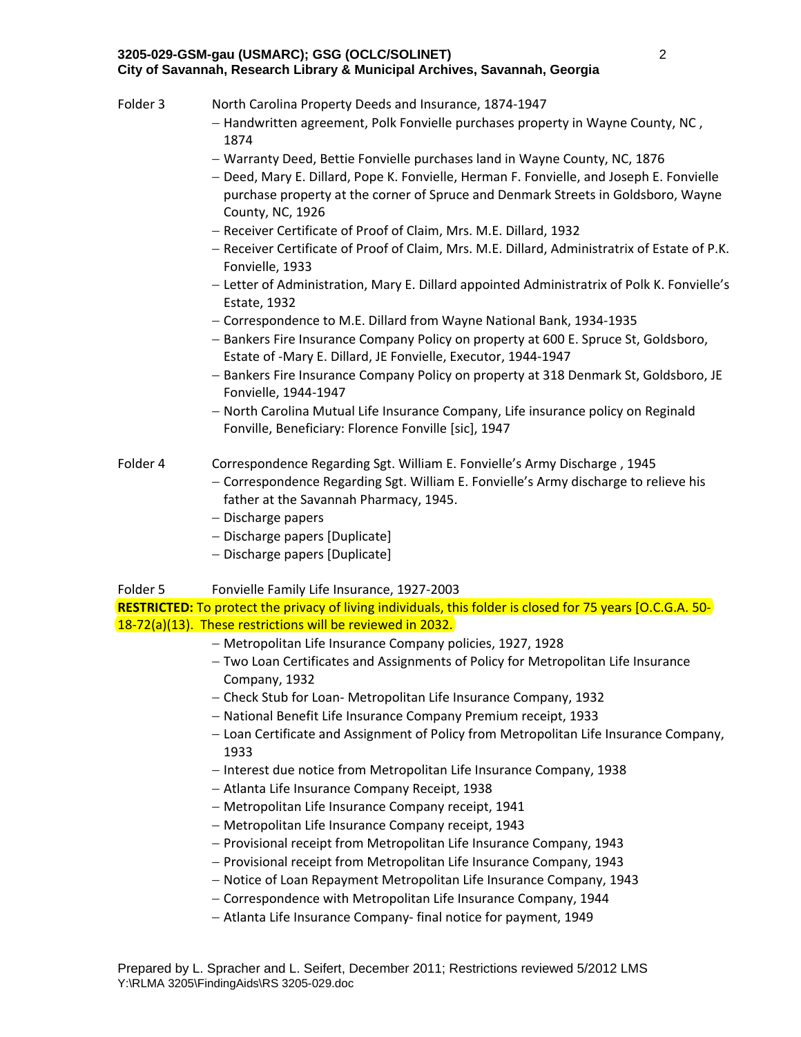Folder 3 North Carolina Property Deeds and Insurance, 1874-1947

- Handwritten agreement, Polk Fonvielle purchases property in Wayne County, NC , 1874
- Warranty Deed, Bettie Fonvielle purchases land in Wayne County, NC, 1876
- Deed, Mary E. Dillard, Pope K. Fonvielle, Herman F. Fonvielle, and Joseph E. Fonvielle purchase property at the corner of Spruce and Denmark Streets in Goldsboro, Wayne County, NC, 1926
- Receiver Certificate of Proof of Claim, Mrs. M.E. Dillard, 1932
- Receiver Certificate of Proof of Claim, Mrs. M.E. Dillard, Administratrix of Estate of P.K. Fonvielle, 1933
- Letter of Administration, Mary E. Dillard appointed Administratrix of Polk K. Fonvielle's Estate, 1932
- Correspondence to M.E. Dillard from Wayne National Bank, 1934-1935
- Bankers Fire Insurance Company Policy on property at 600 E. Spruce St, Goldsboro, Estate of -Mary E. Dillard, JE Fonvielle, Executor, 1944-1947
- Bankers Fire Insurance Company Policy on property at 318 Denmark St, Goldsboro, JE Fonvielle, 1944-1947
- North Carolina Mutual Life Insurance Company, Life insurance policy on Reginald Fonville, Beneficiary: Florence Fonville [sic], 1947

Folder 4 Correspondence Regarding Sgt. William E. Fonvielle's Army Discharge , 1945

- Correspondence Regarding Sgt. William E. Fonvielle's Army discharge to relieve his father at the Savannah Pharmacy, 1945.
- Discharge papers
- Discharge papers [Duplicate]
- Discharge papers [Duplicate]

Folder 5 Fonvielle Family Life Insurance, 1927-2003

**RESTRICTED:** To protect the privacy of living individuals, this folder is closed for 75 years [O.C.G.A. 50-18-72(a)(13). These restrictions will be reviewed in 2032.

- Metropolitan Life Insurance Company policies, 1927, 1928
- Two Loan Certificates and Assignments of Policy for Metropolitan Life Insurance Company, 1932
- Check Stub for Loan- Metropolitan Life Insurance Company, 1932
- National Benefit Life Insurance Company Premium receipt, 1933
- Loan Certificate and Assignment of Policy from Metropolitan Life Insurance Company, 1933
- Interest due notice from Metropolitan Life Insurance Company, 1938
- Atlanta Life Insurance Company Receipt, 1938
- Metropolitan Life Insurance Company receipt, 1941
- Metropolitan Life Insurance Company receipt, 1943
- Provisional receipt from Metropolitan Life Insurance Company, 1943
- Provisional receipt from Metropolitan Life Insurance Company, 1943
- Notice of Loan Repayment Metropolitan Life Insurance Company, 1943
- Correspondence with Metropolitan Life Insurance Company, 1944
- Atlanta Life Insurance Company- final notice for payment, 1949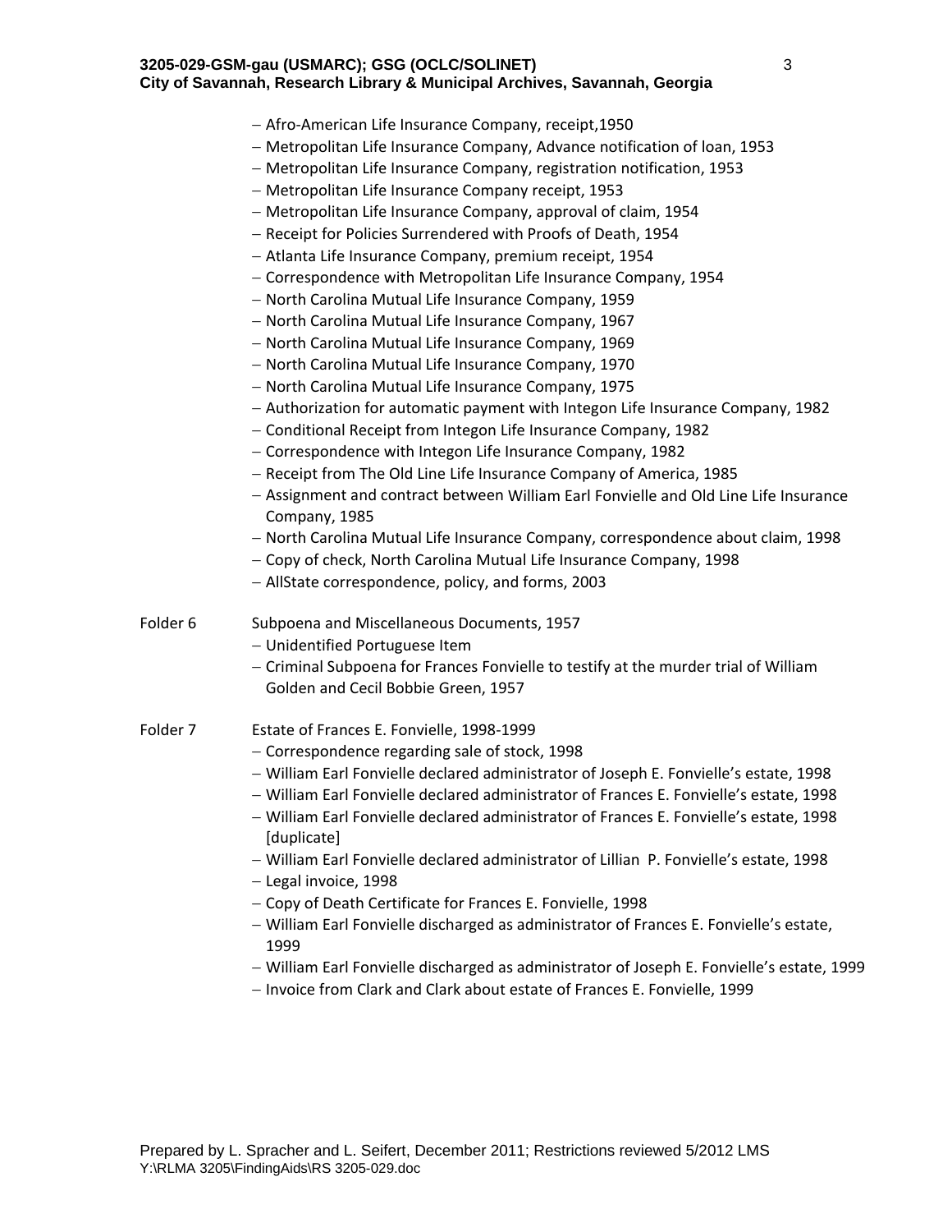- Afro-American Life Insurance Company, receipt,1950
- Metropolitan Life Insurance Company, Advance notification of loan, 1953
- Metropolitan Life Insurance Company, registration notification, 1953
- Metropolitan Life Insurance Company receipt, 1953
- Metropolitan Life Insurance Company, approval of claim, 1954
- Receipt for Policies Surrendered with Proofs of Death, 1954
- Atlanta Life Insurance Company, premium receipt, 1954
- Correspondence with Metropolitan Life Insurance Company, 1954
- North Carolina Mutual Life Insurance Company, 1959
- North Carolina Mutual Life Insurance Company, 1967
- North Carolina Mutual Life Insurance Company, 1969
- North Carolina Mutual Life Insurance Company, 1970
- North Carolina Mutual Life Insurance Company, 1975
- Authorization for automatic payment with Integon Life Insurance Company, 1982
- Conditional Receipt from Integon Life Insurance Company, 1982
- Correspondence with Integon Life Insurance Company, 1982
- Receipt from The Old Line Life Insurance Company of America, 1985
- Assignment and contract between William Earl Fonvielle and Old Line Life Insurance Company, 1985
- North Carolina Mutual Life Insurance Company, correspondence about claim, 1998
- Copy of check, North Carolina Mutual Life Insurance Company, 1998
- AllState correspondence, policy, and forms, 2003

Folder 6 Subpoena and Miscellaneous Documents, 1957

- Unidentified Portuguese Item
- Criminal Subpoena for Frances Fonvielle to testify at the murder trial of William Golden and Cecil Bobbie Green, 1957

Folder 7 Estate of Frances E. Fonvielle, 1998-1999

- Correspondence regarding sale of stock, 1998
- William Earl Fonvielle declared administrator of Joseph E. Fonvielle's estate, 1998
- William Earl Fonvielle declared administrator of Frances E. Fonvielle's estate, 1998
- William Earl Fonvielle declared administrator of Frances E. Fonvielle's estate, 1998 [duplicate]
- William Earl Fonvielle declared administrator of Lillian P. Fonvielle's estate, 1998
- Legal invoice, 1998
- Copy of Death Certificate for Frances E. Fonvielle, 1998
- William Earl Fonvielle discharged as administrator of Frances E. Fonvielle's estate, 1999
- William Earl Fonvielle discharged as administrator of Joseph E. Fonvielle's estate, 1999
- Invoice from Clark and Clark about estate of Frances E. Fonvielle, 1999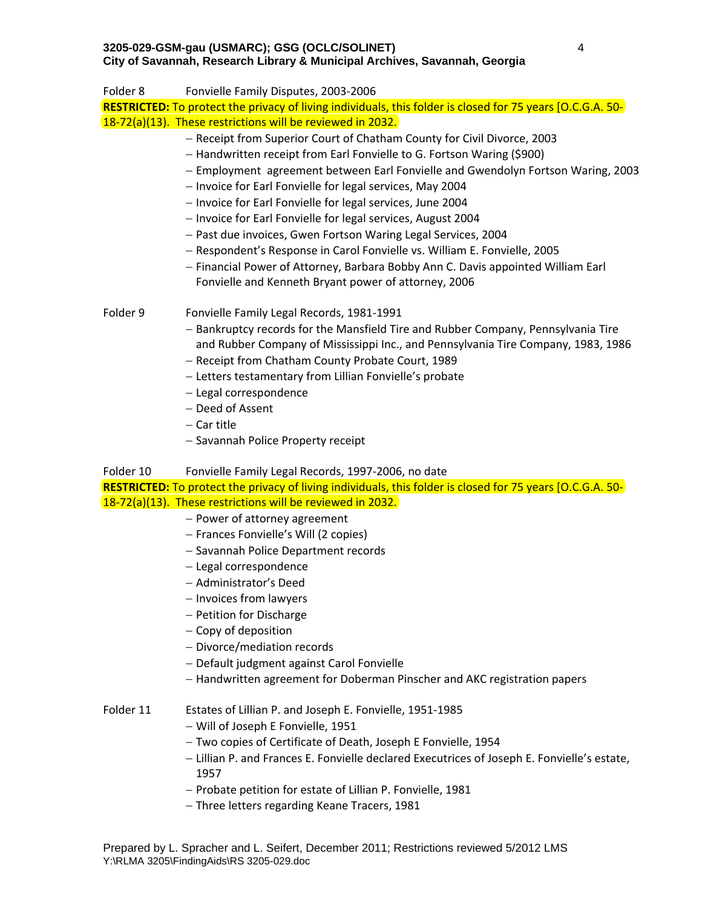Folder 8 Fonvielle Family Disputes, 2003-2006

**RESTRICTED:** To protect the privacy of living individuals, this folder is closed for 75 years [O.C.G.A. 50-18-72(a)(13). These restrictions will be reviewed in 2032.

- Receipt from Superior Court of Chatham County for Civil Divorce, 2003
- Handwritten receipt from Earl Fonvielle to G. Fortson Waring ($900)
- Employment agreement between Earl Fonvielle and Gwendolyn Fortson Waring, 2003
- Invoice for Earl Fonvielle for legal services, May 2004
- Invoice for Earl Fonvielle for legal services, June 2004
- Invoice for Earl Fonvielle for legal services, August 2004
- Past due invoices, Gwen Fortson Waring Legal Services, 2004
- Respondent's Response in Carol Fonvielle vs. William E. Fonvielle, 2005
- Financial Power of Attorney, Barbara Bobby Ann C. Davis appointed William Earl Fonvielle and Kenneth Bryant power of attorney, 2006

Folder 9 Fonvielle Family Legal Records, 1981-1991

- Bankruptcy records for the Mansfield Tire and Rubber Company, Pennsylvania Tire and Rubber Company of Mississippi Inc., and Pennsylvania Tire Company, 1983, 1986
- Receipt from Chatham County Probate Court, 1989
- Letters testamentary from Lillian Fonvielle's probate
- Legal correspondence
- Deed of Assent
- Car title
- Savannah Police Property receipt

Folder 10 Fonvielle Family Legal Records, 1997-2006, no date

**RESTRICTED:** To protect the privacy of living individuals, this folder is closed for 75 years [O.C.G.A. 50-18-72(a)(13). These restrictions will be reviewed in 2032.

- Power of attorney agreement
- Frances Fonvielle's Will (2 copies)
- Savannah Police Department records
- Legal correspondence
- Administrator's Deed
- Invoices from lawyers
- Petition for Discharge
- Copy of deposition
- Divorce/mediation records
- Default judgment against Carol Fonvielle
- Handwritten agreement for Doberman Pinscher and AKC registration papers

Folder 11 Estates of Lillian P. and Joseph E. Fonvielle, 1951-1985

- Will of Joseph E Fonvielle, 1951
- Two copies of Certificate of Death, Joseph E Fonvielle, 1954
- Lillian P. and Frances E. Fonvielle declared Executrices of Joseph E. Fonvielle's estate, 1957
- Probate petition for estate of Lillian P. Fonvielle, 1981
- Three letters regarding Keane Tracers, 1981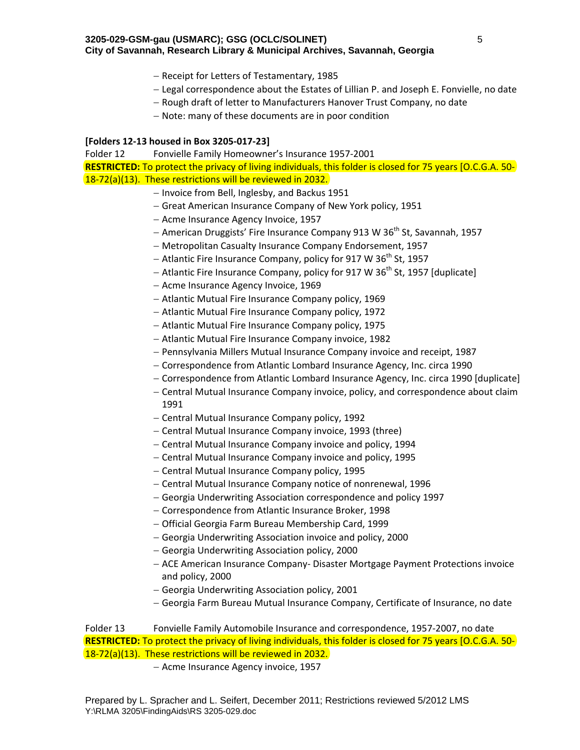- Receipt for Letters of Testamentary, 1985
- Legal correspondence about the Estates of Lillian P. and Joseph E. Fonvielle, no date
- Rough draft of letter to Manufacturers Hanover Trust Company, no date
- Note: many of these documents are in poor condition

**[Folders 12-13 housed in Box 3205-017-23]**

Folder 12 Fonvielle Family Homeowner's Insurance 1957-2001

**RESTRICTED:** To protect the privacy of living individuals, this folder is closed for 75 years [O.C.G.A. 50-18-72(a)(13). These restrictions will be reviewed in 2032.

- Invoice from Bell, Inglesby, and Backus 1951
- Great American Insurance Company of New York policy, 1951
- Acme Insurance Agency Invoice, 1957
- American Druggists' Fire Insurance Company 913 W 36th St, Savannah, 1957
- Metropolitan Casualty Insurance Company Endorsement, 1957
- Atlantic Fire Insurance Company, policy for 917 W 36th St, 1957
- Atlantic Fire Insurance Company, policy for 917 W 36th St, 1957 [duplicate]
- Acme Insurance Agency Invoice, 1969
- Atlantic Mutual Fire Insurance Company policy, 1969
- Atlantic Mutual Fire Insurance Company policy, 1972
- Atlantic Mutual Fire Insurance Company policy, 1975
- Atlantic Mutual Fire Insurance Company invoice, 1982
- Pennsylvania Millers Mutual Insurance Company invoice and receipt, 1987
- Correspondence from Atlantic Lombard Insurance Agency, Inc. circa 1990
- Correspondence from Atlantic Lombard Insurance Agency, Inc. circa 1990 [duplicate]
- Central Mutual Insurance Company invoice, policy, and correspondence about claim 1991
- Central Mutual Insurance Company policy, 1992
- Central Mutual Insurance Company invoice, 1993 (three)
- Central Mutual Insurance Company invoice and policy, 1994
- Central Mutual Insurance Company invoice and policy, 1995
- Central Mutual Insurance Company policy, 1995
- Central Mutual Insurance Company notice of nonrenewal, 1996
- Georgia Underwriting Association correspondence and policy 1997
- Correspondence from Atlantic Insurance Broker, 1998
- Official Georgia Farm Bureau Membership Card, 1999
- Georgia Underwriting Association invoice and policy, 2000
- Georgia Underwriting Association policy, 2000
- ACE American Insurance Company- Disaster Mortgage Payment Protections invoice and policy, 2000
- Georgia Underwriting Association policy, 2001
- Georgia Farm Bureau Mutual Insurance Company, Certificate of Insurance, no date

Folder 13 Fonvielle Family Automobile Insurance and correspondence, 1957-2007, no date

**RESTRICTED:** To protect the privacy of living individuals, this folder is closed for 75 years [O.C.G.A. 50-18-72(a)(13). These restrictions will be reviewed in 2032.

- Acme Insurance Agency invoice, 1957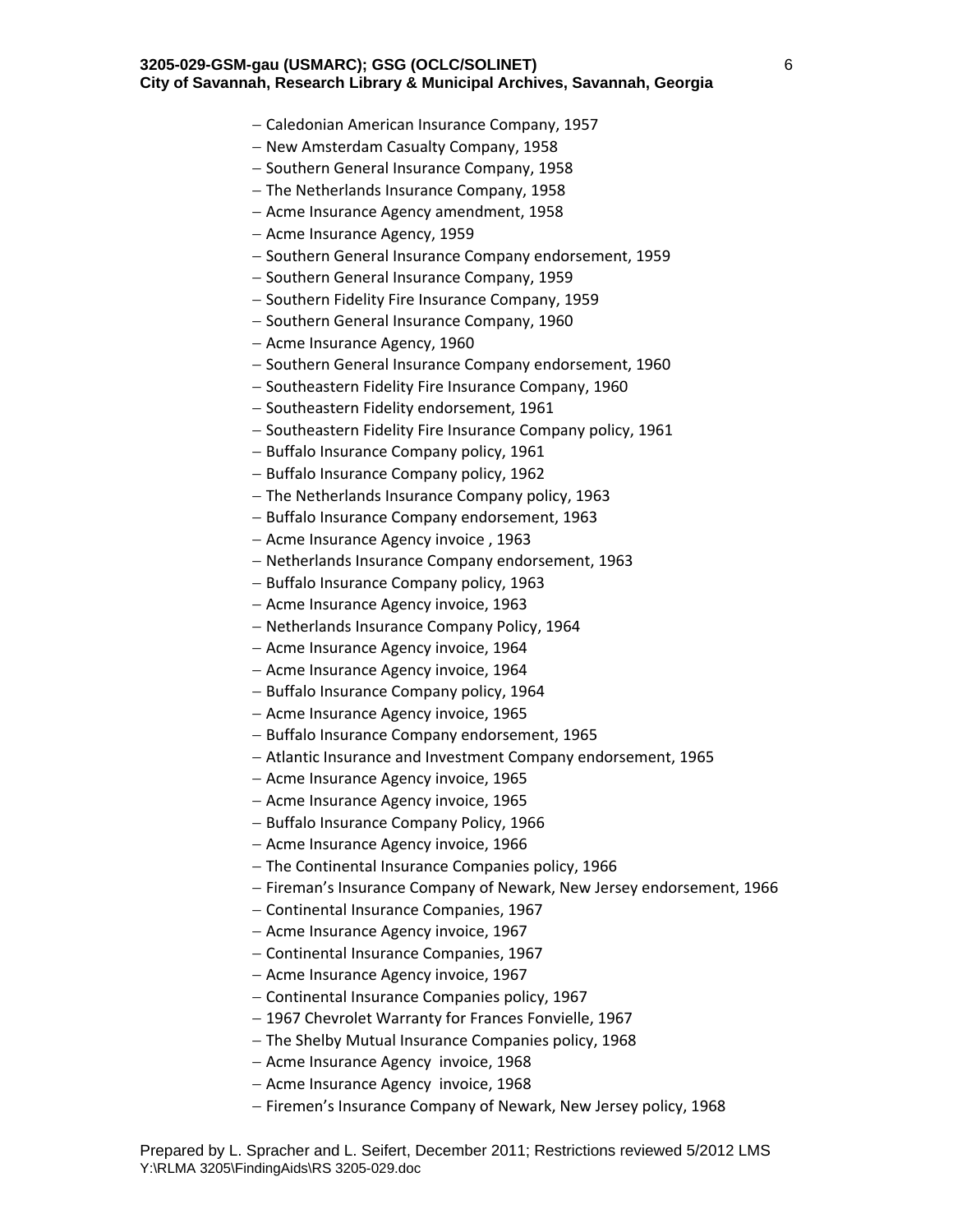- Caledonian American Insurance Company, 1957
- New Amsterdam Casualty Company, 1958
- Southern General Insurance Company, 1958
- The Netherlands Insurance Company, 1958
- Acme Insurance Agency amendment, 1958
- Acme Insurance Agency, 1959
- Southern General Insurance Company endorsement, 1959
- Southern General Insurance Company, 1959
- Southern Fidelity Fire Insurance Company, 1959
- Southern General Insurance Company, 1960
- Acme Insurance Agency, 1960
- Southern General Insurance Company endorsement, 1960
- Southeastern Fidelity Fire Insurance Company, 1960
- Southeastern Fidelity endorsement, 1961
- Southeastern Fidelity Fire Insurance Company policy, 1961
- Buffalo Insurance Company policy, 1961
- Buffalo Insurance Company policy, 1962
- The Netherlands Insurance Company policy, 1963
- Buffalo Insurance Company endorsement, 1963
- Acme Insurance Agency invoice , 1963
- Netherlands Insurance Company endorsement, 1963
- Buffalo Insurance Company policy, 1963
- Acme Insurance Agency invoice, 1963
- Netherlands Insurance Company Policy, 1964
- Acme Insurance Agency invoice, 1964
- Acme Insurance Agency invoice, 1964
- Buffalo Insurance Company policy, 1964
- Acme Insurance Agency invoice, 1965
- Buffalo Insurance Company endorsement, 1965
- Atlantic Insurance and Investment Company endorsement, 1965
- Acme Insurance Agency invoice, 1965
- Acme Insurance Agency invoice, 1965
- Buffalo Insurance Company Policy, 1966
- Acme Insurance Agency invoice, 1966
- The Continental Insurance Companies policy, 1966
- Fireman's Insurance Company of Newark, New Jersey endorsement, 1966
- Continental Insurance Companies, 1967
- Acme Insurance Agency invoice, 1967
- Continental Insurance Companies, 1967
- Acme Insurance Agency invoice, 1967
- Continental Insurance Companies policy, 1967
- 1967 Chevrolet Warranty for Frances Fonvielle, 1967
- The Shelby Mutual Insurance Companies policy, 1968
- Acme Insurance Agency invoice, 1968
- Acme Insurance Agency invoice, 1968
- Firemen's Insurance Company of Newark, New Jersey policy, 1968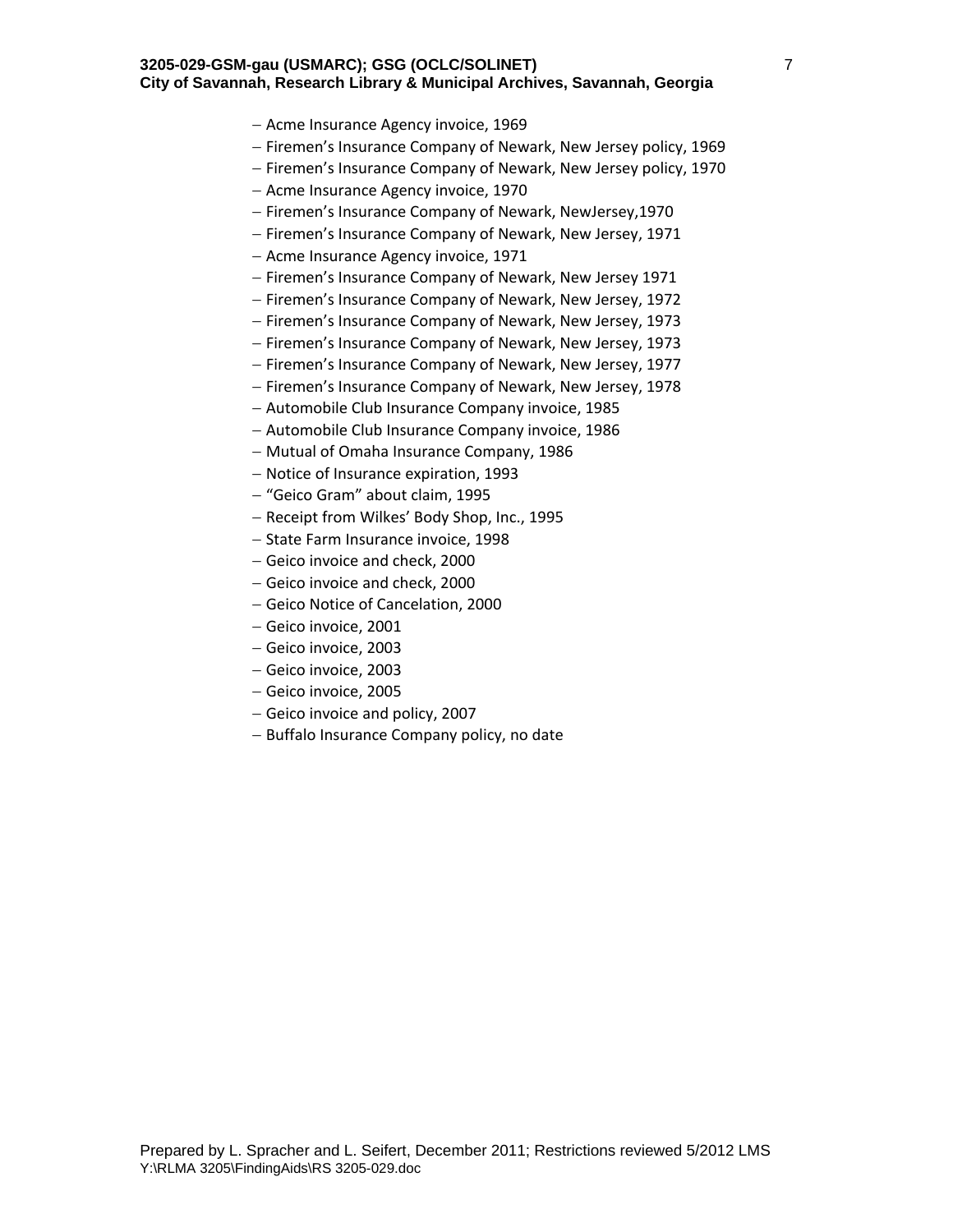- Acme Insurance Agency invoice, 1969
- Firemen's Insurance Company of Newark, New Jersey policy, 1969
- Firemen's Insurance Company of Newark, New Jersey policy, 1970
- Acme Insurance Agency invoice, 1970
- Firemen's Insurance Company of Newark, NewJersey,1970
- Firemen's Insurance Company of Newark, New Jersey, 1971
- Acme Insurance Agency invoice, 1971
- Firemen's Insurance Company of Newark, New Jersey 1971
- Firemen's Insurance Company of Newark, New Jersey, 1972
- Firemen's Insurance Company of Newark, New Jersey, 1973
- Firemen's Insurance Company of Newark, New Jersey, 1973
- Firemen's Insurance Company of Newark, New Jersey, 1977
- Firemen's Insurance Company of Newark, New Jersey, 1978
- Automobile Club Insurance Company invoice, 1985
- Automobile Club Insurance Company invoice, 1986
- Mutual of Omaha Insurance Company, 1986
- Notice of Insurance expiration, 1993
- "Geico Gram" about claim, 1995
- Receipt from Wilkes' Body Shop, Inc., 1995
- State Farm Insurance invoice, 1998
- Geico invoice and check, 2000
- Geico invoice and check, 2000
- Geico Notice of Cancelation, 2000
- Geico invoice, 2001
- Geico invoice, 2003
- Geico invoice, 2003
- Geico invoice, 2005
- Geico invoice and policy, 2007
- Buffalo Insurance Company policy, no date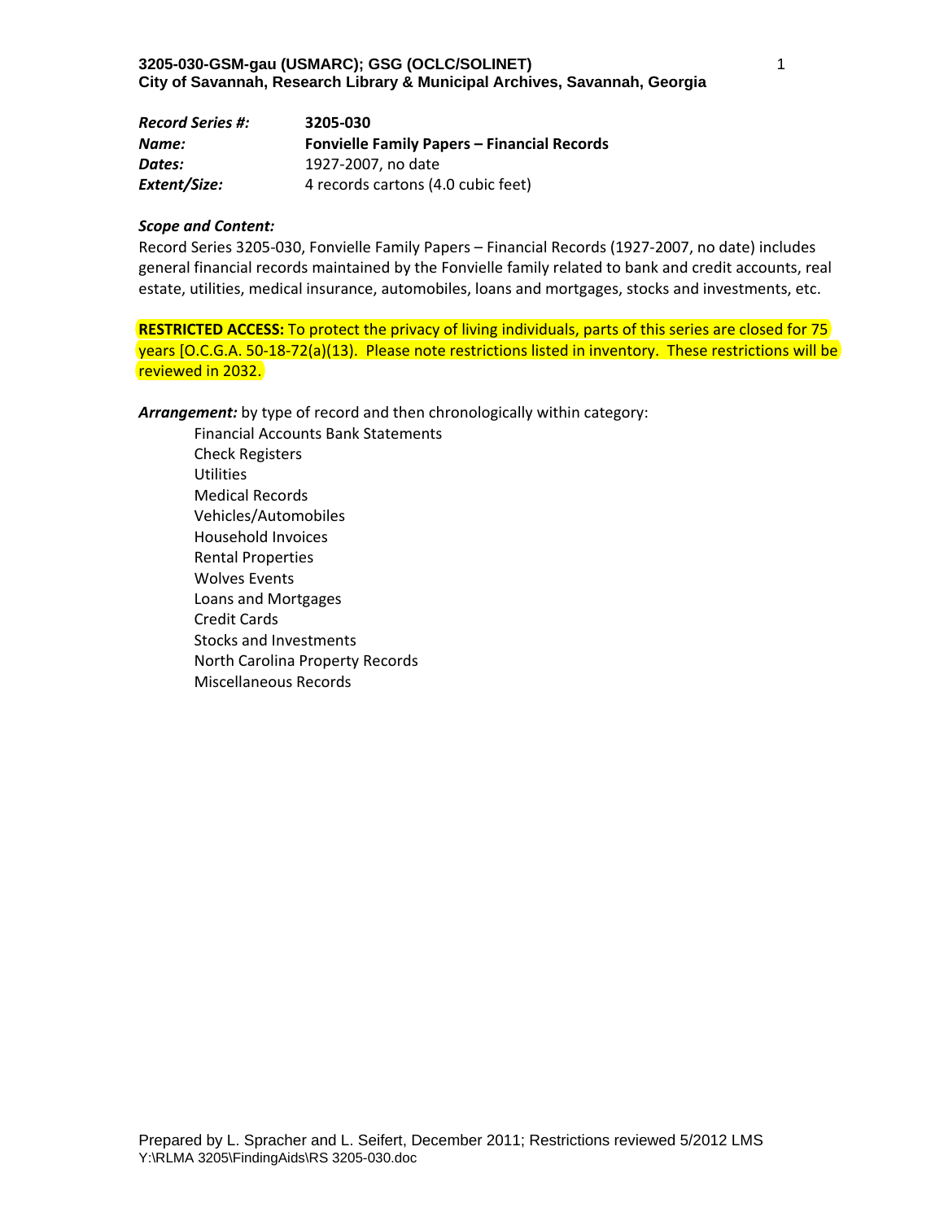**3205-030-GSM-gau (USMARC); GSG (OCLC/SOLINET)**
**City of Savannah, Research Library & Municipal Archives, Savannah, Georgia**

| | |
|---|---|
| ***Record Series #:*** | **3205-030** |
| ***Name:*** | **Fonvielle Family Papers – Financial Records** |
| ***Dates:*** | 1927-2007, no date |
| ***Extent/Size:*** | 4 records cartons (4.0 cubic feet) |

***Scope and Content:***
Record Series 3205-030, Fonvielle Family Papers – Financial Records (1927-2007, no date) includes general financial records maintained by the Fonvielle family related to bank and credit accounts, real estate, utilities, medical insurance, automobiles, loans and mortgages, stocks and investments, etc.

**RESTRICTED ACCESS:** To protect the privacy of living individuals, parts of this series are closed for 75 years [O.C.G.A. 50-18-72(a)(13). Please note restrictions listed in inventory. These restrictions will be reviewed in 2032.

***Arrangement:*** by type of record and then chronologically within category:

- Financial Accounts Bank Statements
- Check Registers
- Utilities
- Medical Records
- Vehicles/Automobiles
- Household Invoices
- Rental Properties
- Wolves Events
- Loans and Mortgages
- Credit Cards
- Stocks and Investments
- North Carolina Property Records
- Miscellaneous Records

Prepared by L. Spracher and L. Seifert, December 2011; Restrictions reviewed 5/2012 LMS
Y:\RLMA 3205\FindingAids\RS 3205-030.doc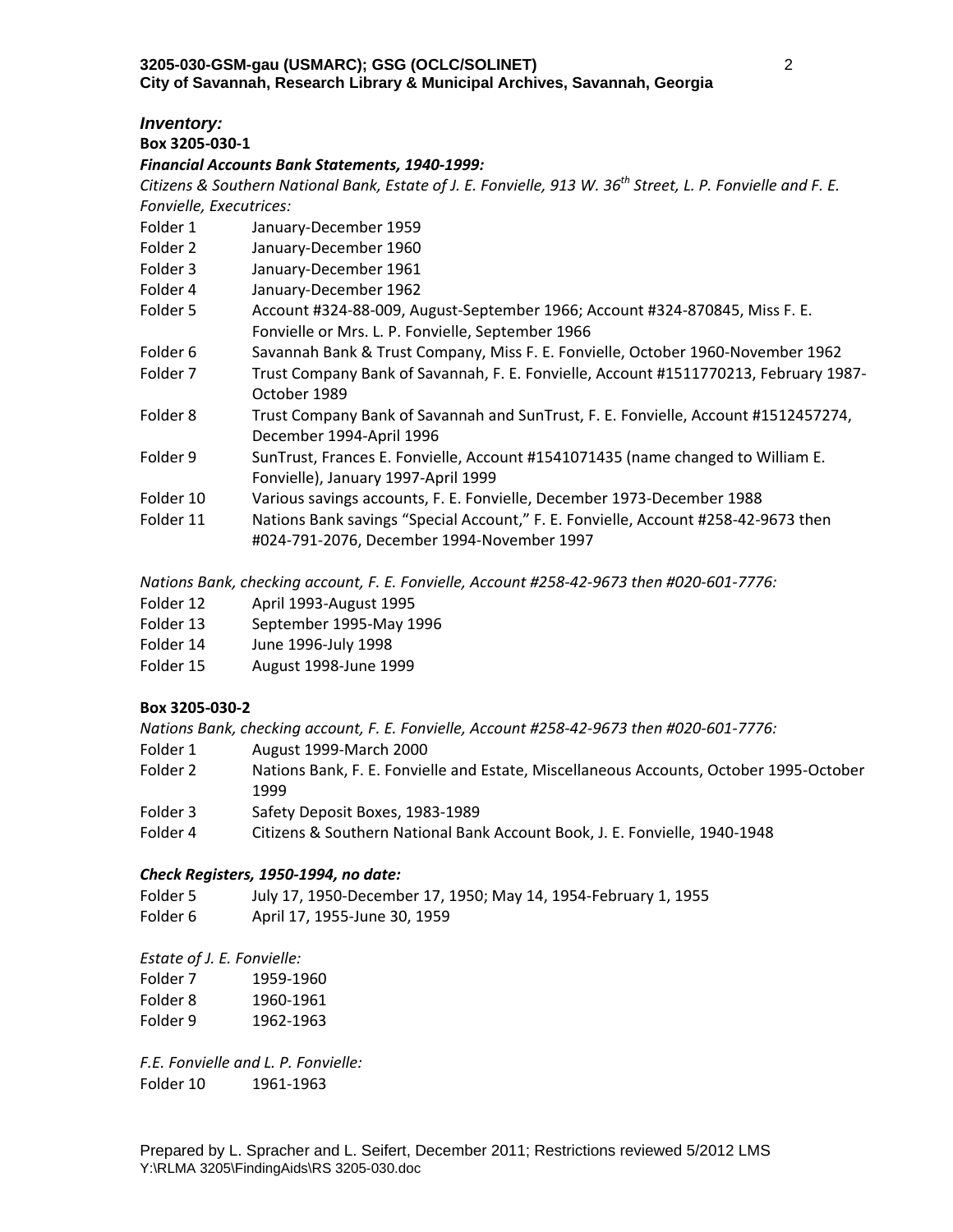## *Inventory:*

**Box 3205-030-1**

***Financial Accounts Bank Statements, 1940-1999:***

*Citizens & Southern National Bank, Estate of J. E. Fonvielle, 913 W. 36th Street, L. P. Fonvielle and F. E. Fonvielle, Executrices:*

| | |
|---|---|
| Folder 1 | January-December 1959 |
| Folder 2 | January-December 1960 |
| Folder 3 | January-December 1961 |
| Folder 4 | January-December 1962 |
| Folder 5 | Account #324-88-009, August-September 1966; Account #324-870845, Miss F. E. Fonvielle or Mrs. L. P. Fonvielle, September 1966 |
| Folder 6 | Savannah Bank & Trust Company, Miss F. E. Fonvielle, October 1960-November 1962 |
| Folder 7 | Trust Company Bank of Savannah, F. E. Fonvielle, Account #1511770213, February 1987-October 1989 |
| Folder 8 | Trust Company Bank of Savannah and SunTrust, F. E. Fonvielle, Account #1512457274, December 1994-April 1996 |
| Folder 9 | SunTrust, Frances E. Fonvielle, Account #1541071435 (name changed to William E. Fonvielle), January 1997-April 1999 |
| Folder 10 | Various savings accounts, F. E. Fonvielle, December 1973-December 1988 |
| Folder 11 | Nations Bank savings "Special Account," F. E. Fonvielle, Account #258-42-9673 then #024-791-2076, December 1994-November 1997 |

*Nations Bank, checking account, F. E. Fonvielle, Account #258-42-9673 then #020-601-7776:*

| | |
|---|---|
| Folder 12 | April 1993-August 1995 |
| Folder 13 | September 1995-May 1996 |
| Folder 14 | June 1996-July 1998 |
| Folder 15 | August 1998-June 1999 |

**Box 3205-030-2**

*Nations Bank, checking account, F. E. Fonvielle, Account #258-42-9673 then #020-601-7776:*

| | |
|---|---|
| Folder 1 | August 1999-March 2000 |
| Folder 2 | Nations Bank, F. E. Fonvielle and Estate, Miscellaneous Accounts, October 1995-October 1999 |
| Folder 3 | Safety Deposit Boxes, 1983-1989 |
| Folder 4 | Citizens & Southern National Bank Account Book, J. E. Fonvielle, 1940-1948 |

***Check Registers, 1950-1994, no date:***

| | |
|---|---|
| Folder 5 | July 17, 1950-December 17, 1950; May 14, 1954-February 1, 1955 |
| Folder 6 | April 17, 1955-June 30, 1959 |

*Estate of J. E. Fonvielle:*

| | |
|---|---|
| Folder 7 | 1959-1960 |
| Folder 8 | 1960-1961 |
| Folder 9 | 1962-1963 |

*F.E. Fonvielle and L. P. Fonvielle:*

| | |
|---|---|
| Folder 10 | 1961-1963 |

Prepared by L. Spracher and L. Seifert, December 2011; Restrictions reviewed 5/2012 LMS
Y:\RLMA 3205\FindingAids\RS 3205-030.doc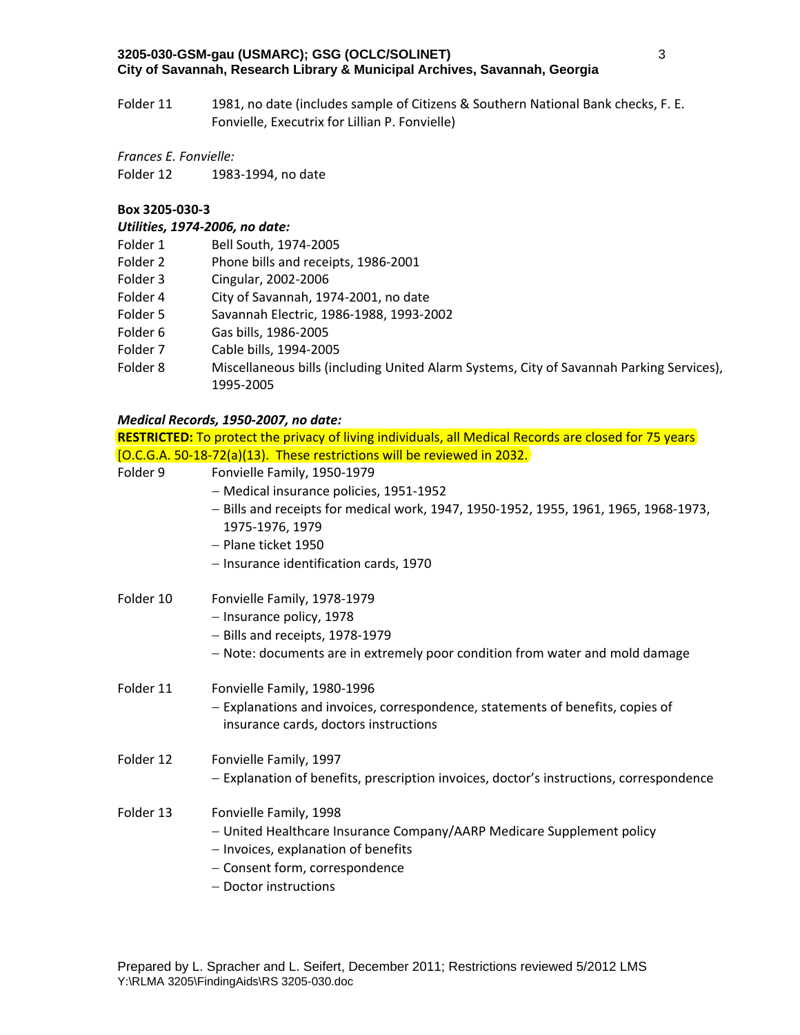Folder 11 1981, no date (includes sample of Citizens & Southern National Bank checks, F. E. Fonvielle, Executrix for Lillian P. Fonvielle)

*Frances E. Fonvielle:*

Folder 12 1983-1994, no date

**Box 3205-030-3**

***Utilities, 1974-2006, no date:***

Folder 1 Bell South, 1974-2005
Folder 2 Phone bills and receipts, 1986-2001
Folder 3 Cingular, 2002-2006
Folder 4 City of Savannah, 1974-2001, no date
Folder 5 Savannah Electric, 1986-1988, 1993-2002
Folder 6 Gas bills, 1986-2005
Folder 7 Cable bills, 1994-2005
Folder 8 Miscellaneous bills (including United Alarm Systems, City of Savannah Parking Services), 1995-2005

***Medical Records, 1950-2007, no date:***

**RESTRICTED:** To protect the privacy of living individuals, all Medical Records are closed for 75 years [O.C.G.A. 50-18-72(a)(13). These restrictions will be reviewed in 2032.

Folder 9 Fonvielle Family, 1950-1979
- Medical insurance policies, 1951-1952
- Bills and receipts for medical work, 1947, 1950-1952, 1955, 1961, 1965, 1968-1973, 1975-1976, 1979
- Plane ticket 1950
- Insurance identification cards, 1970

Folder 10 Fonvielle Family, 1978-1979
- Insurance policy, 1978
- Bills and receipts, 1978-1979
- Note: documents are in extremely poor condition from water and mold damage

Folder 11 Fonvielle Family, 1980-1996
- Explanations and invoices, correspondence, statements of benefits, copies of insurance cards, doctors instructions

Folder 12 Fonvielle Family, 1997
- Explanation of benefits, prescription invoices, doctor's instructions, correspondence

Folder 13 Fonvielle Family, 1998
- United Healthcare Insurance Company/AARP Medicare Supplement policy
- Invoices, explanation of benefits
- Consent form, correspondence
- Doctor instructions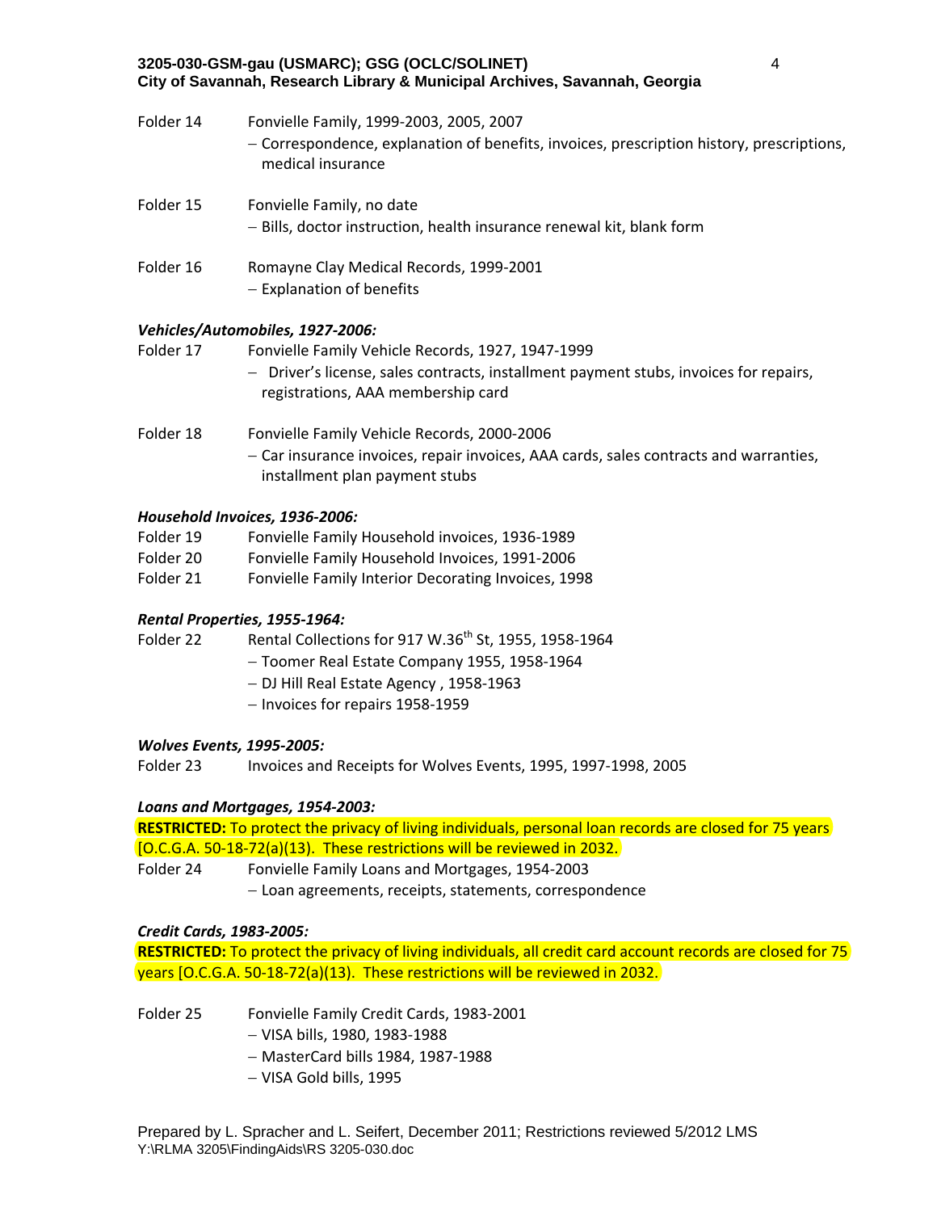Folder 14 Fonvielle Family, 1999-2003, 2005, 2007

- Correspondence, explanation of benefits, invoices, prescription history, prescriptions, medical insurance

Folder 15 Fonvielle Family, no date

- Bills, doctor instruction, health insurance renewal kit, blank form

Folder 16 Romayne Clay Medical Records, 1999-2001

- Explanation of benefits

***Vehicles/Automobiles, 1927-2006:***

Folder 17 Fonvielle Family Vehicle Records, 1927, 1947-1999

- Driver's license, sales contracts, installment payment stubs, invoices for repairs, registrations, AAA membership card

Folder 18 Fonvielle Family Vehicle Records, 2000-2006

- Car insurance invoices, repair invoices, AAA cards, sales contracts and warranties, installment plan payment stubs

***Household Invoices, 1936-2006:***

Folder 19 Fonvielle Family Household invoices, 1936-1989

Folder 20 Fonvielle Family Household Invoices, 1991-2006

Folder 21 Fonvielle Family Interior Decorating Invoices, 1998

***Rental Properties, 1955-1964:***

Folder 22 Rental Collections for 917 W.36th St, 1955, 1958-1964

- Toomer Real Estate Company 1955, 1958-1964
- DJ Hill Real Estate Agency , 1958-1963
- Invoices for repairs 1958-1959

***Wolves Events, 1995-2005:***

Folder 23 Invoices and Receipts for Wolves Events, 1995, 1997-1998, 2005

***Loans and Mortgages, 1954-2003:***

**RESTRICTED:** To protect the privacy of living individuals, personal loan records are closed for 75 years [O.C.G.A. 50-18-72(a)(13). These restrictions will be reviewed in 2032.

Folder 24 Fonvielle Family Loans and Mortgages, 1954-2003

- Loan agreements, receipts, statements, correspondence

***Credit Cards, 1983-2005:***

**RESTRICTED:** To protect the privacy of living individuals, all credit card account records are closed for 75 years [O.C.G.A. 50-18-72(a)(13). These restrictions will be reviewed in 2032.

Folder 25 Fonvielle Family Credit Cards, 1983-2001

- VISA bills, 1980, 1983-1988
- MasterCard bills 1984, 1987-1988
- VISA Gold bills, 1995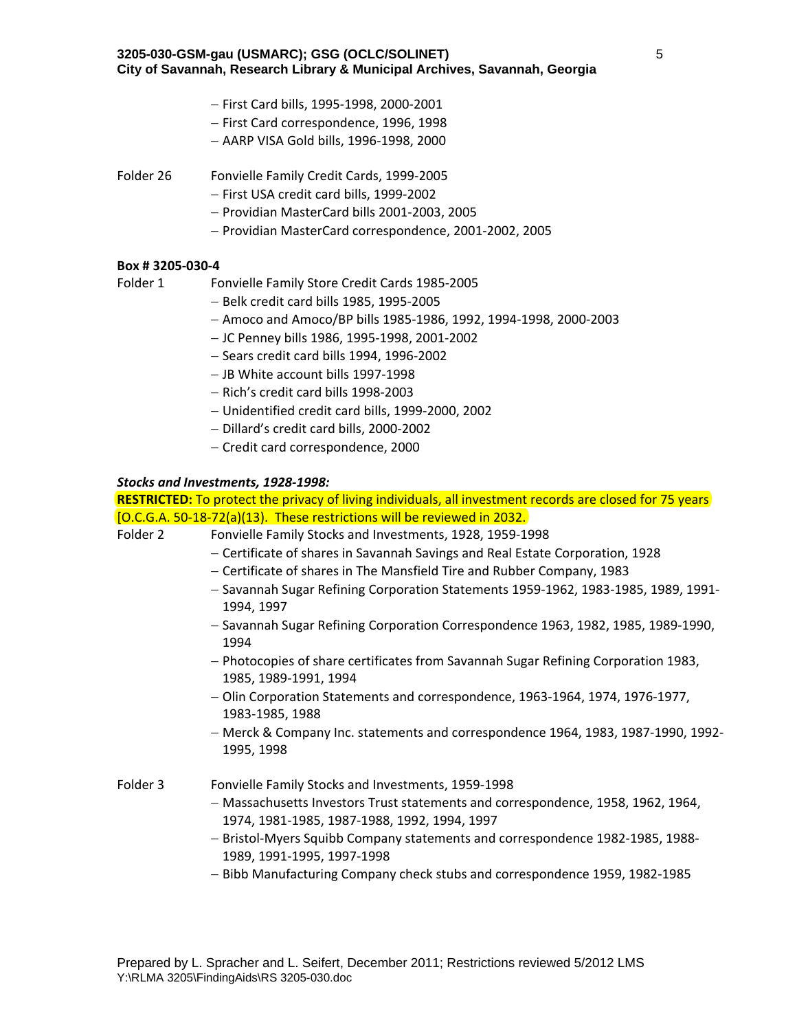- First Card bills, 1995-1998, 2000-2001
- First Card correspondence, 1996, 1998
- AARP VISA Gold bills, 1996-1998, 2000

Folder 26 Fonvielle Family Credit Cards, 1999-2005

- First USA credit card bills, 1999-2002
- Providian MasterCard bills 2001-2003, 2005
- Providian MasterCard correspondence, 2001-2002, 2005

**Box # 3205-030-4**

Folder 1 Fonvielle Family Store Credit Cards 1985-2005

- Belk credit card bills 1985, 1995-2005
- Amoco and Amoco/BP bills 1985-1986, 1992, 1994-1998, 2000-2003
- JC Penney bills 1986, 1995-1998, 2001-2002
- Sears credit card bills 1994, 1996-2002
- JB White account bills 1997-1998
- Rich's credit card bills 1998-2003
- Unidentified credit card bills, 1999-2000, 2002
- Dillard's credit card bills, 2000-2002
- Credit card correspondence, 2000

***Stocks and Investments, 1928-1998:***

**RESTRICTED:** To protect the privacy of living individuals, all investment records are closed for 75 years [O.C.G.A. 50-18-72(a)(13). These restrictions will be reviewed in 2032.

Folder 2 Fonvielle Family Stocks and Investments, 1928, 1959-1998

- Certificate of shares in Savannah Savings and Real Estate Corporation, 1928
- Certificate of shares in The Mansfield Tire and Rubber Company, 1983
- Savannah Sugar Refining Corporation Statements 1959-1962, 1983-1985, 1989, 1991-1994, 1997
- Savannah Sugar Refining Corporation Correspondence 1963, 1982, 1985, 1989-1990, 1994
- Photocopies of share certificates from Savannah Sugar Refining Corporation 1983, 1985, 1989-1991, 1994
- Olin Corporation Statements and correspondence, 1963-1964, 1974, 1976-1977, 1983-1985, 1988
- Merck & Company Inc. statements and correspondence 1964, 1983, 1987-1990, 1992-1995, 1998

Folder 3 Fonvielle Family Stocks and Investments, 1959-1998

- Massachusetts Investors Trust statements and correspondence, 1958, 1962, 1964, 1974, 1981-1985, 1987-1988, 1992, 1994, 1997
- Bristol-Myers Squibb Company statements and correspondence 1982-1985, 1988-1989, 1991-1995, 1997-1998
- Bibb Manufacturing Company check stubs and correspondence 1959, 1982-1985

Prepared by L. Spracher and L. Seifert, December 2011; Restrictions reviewed 5/2012 LMS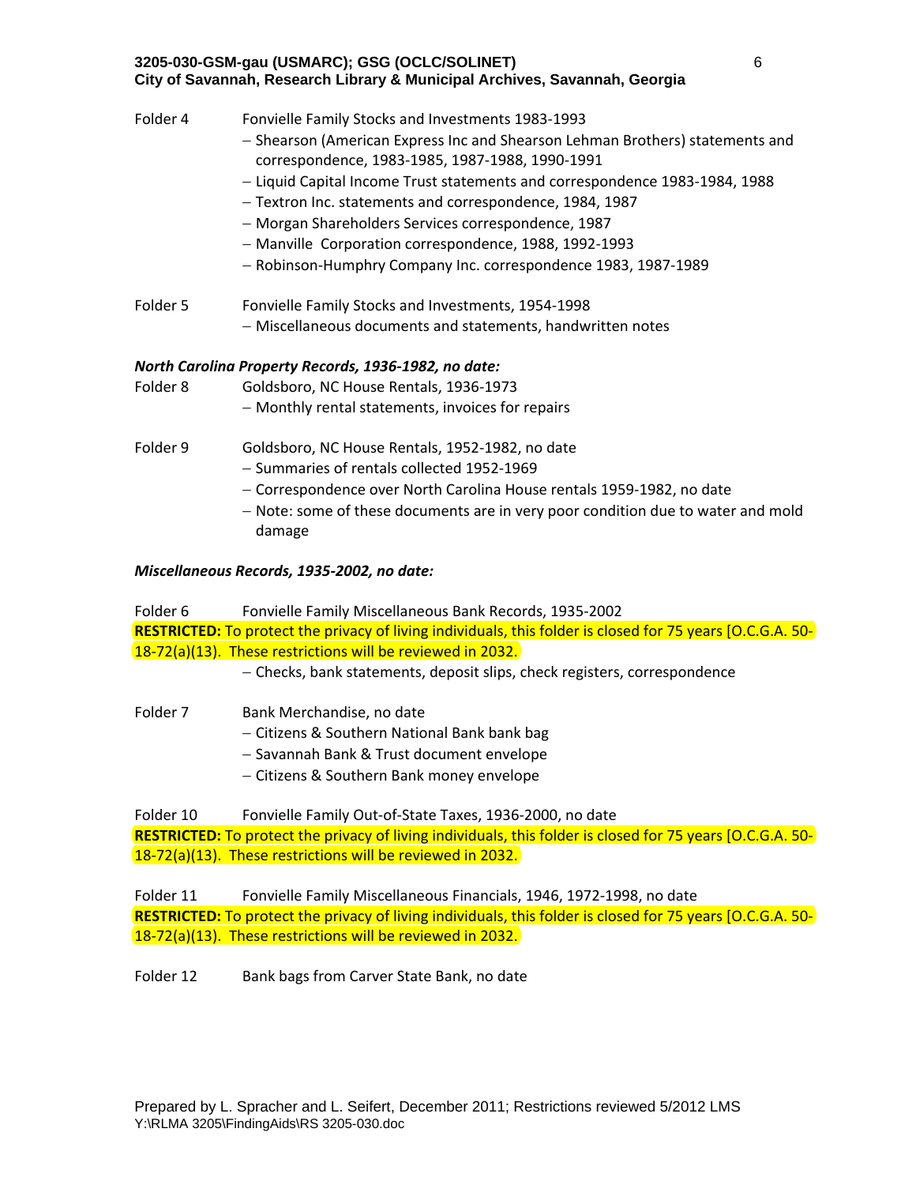Folder 4 Fonvielle Family Stocks and Investments 1983-1993

- Shearson (American Express Inc and Shearson Lehman Brothers) statements and correspondence, 1983-1985, 1987-1988, 1990-1991
- Liquid Capital Income Trust statements and correspondence 1983-1984, 1988
- Textron Inc. statements and correspondence, 1984, 1987
- Morgan Shareholders Services correspondence, 1987
- Manville Corporation correspondence, 1988, 1992-1993
- Robinson-Humphry Company Inc. correspondence 1983, 1987-1989

Folder 5 Fonvielle Family Stocks and Investments, 1954-1998

- Miscellaneous documents and statements, handwritten notes

***North Carolina Property Records, 1936-1982, no date:***

Folder 8 Goldsboro, NC House Rentals, 1936-1973

- Monthly rental statements, invoices for repairs

Folder 9 Goldsboro, NC House Rentals, 1952-1982, no date

- Summaries of rentals collected 1952-1969
- Correspondence over North Carolina House rentals 1959-1982, no date
- Note: some of these documents are in very poor condition due to water and mold damage

***Miscellaneous Records, 1935-2002, no date:***

Folder 6 Fonvielle Family Miscellaneous Bank Records, 1935-2002

**RESTRICTED:** To protect the privacy of living individuals, this folder is closed for 75 years [O.C.G.A. 50-18-72(a)(13). These restrictions will be reviewed in 2032.

- Checks, bank statements, deposit slips, check registers, correspondence

Folder 7 Bank Merchandise, no date

- Citizens & Southern National Bank bank bag
- Savannah Bank & Trust document envelope
- Citizens & Southern Bank money envelope

Folder 10 Fonvielle Family Out-of-State Taxes, 1936-2000, no date

**RESTRICTED:** To protect the privacy of living individuals, this folder is closed for 75 years [O.C.G.A. 50-18-72(a)(13). These restrictions will be reviewed in 2032.

Folder 11 Fonvielle Family Miscellaneous Financials, 1946, 1972-1998, no date

**RESTRICTED:** To protect the privacy of living individuals, this folder is closed for 75 years [O.C.G.A. 50-18-72(a)(13). These restrictions will be reviewed in 2032.

Folder 12 Bank bags from Carver State Bank, no date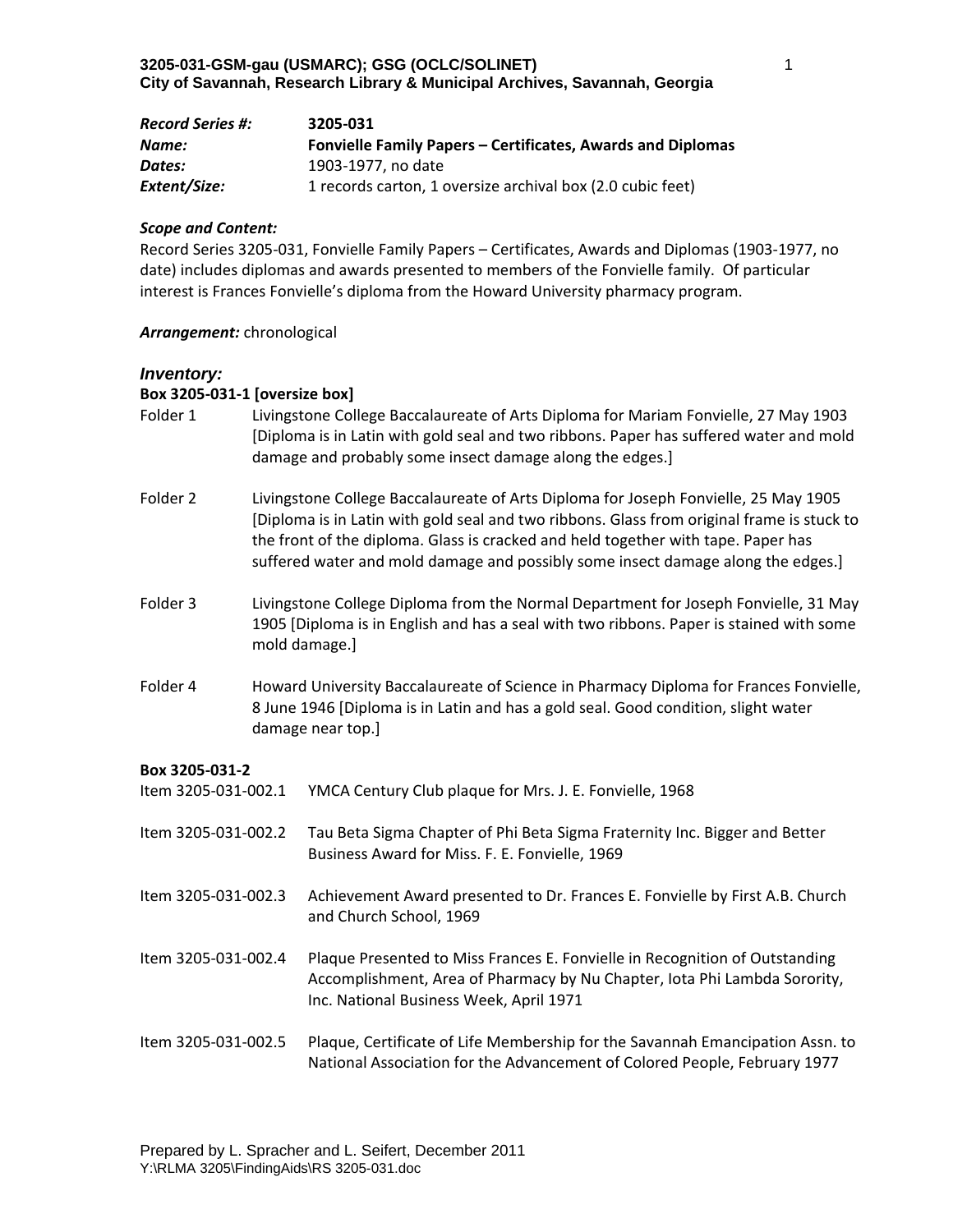**3205-031-GSM-gau (USMARC); GSG (OCLC/SOLINET)**
**City of Savannah, Research Library & Municipal Archives, Savannah, Georgia**

| | |
|---|---|
| ***Record Series #:*** | **3205-031** |
| ***Name:*** | **Fonvielle Family Papers – Certificates, Awards and Diplomas** |
| ***Dates:*** | 1903-1977, no date |
| ***Extent/Size:*** | 1 records carton, 1 oversize archival box (2.0 cubic feet) |

***Scope and Content:***
Record Series 3205-031, Fonvielle Family Papers – Certificates, Awards and Diplomas (1903-1977, no date) includes diplomas and awards presented to members of the Fonvielle family. Of particular interest is Frances Fonvielle's diploma from the Howard University pharmacy program.

***Arrangement:*** chronological

### *Inventory:*

**Box 3205-031-1 [oversize box]**

Folder 1 Livingstone College Baccalaureate of Arts Diploma for Mariam Fonvielle, 27 May 1903 [Diploma is in Latin with gold seal and two ribbons. Paper has suffered water and mold damage and probably some insect damage along the edges.]

Folder 2 Livingstone College Baccalaureate of Arts Diploma for Joseph Fonvielle, 25 May 1905 [Diploma is in Latin with gold seal and two ribbons. Glass from original frame is stuck to the front of the diploma. Glass is cracked and held together with tape. Paper has suffered water and mold damage and possibly some insect damage along the edges.]

Folder 3 Livingstone College Diploma from the Normal Department for Joseph Fonvielle, 31 May 1905 [Diploma is in English and has a seal with two ribbons. Paper is stained with some mold damage.]

Folder 4 Howard University Baccalaureate of Science in Pharmacy Diploma for Frances Fonvielle, 8 June 1946 [Diploma is in Latin and has a gold seal. Good condition, slight water damage near top.]

**Box 3205-031-2**

Item 3205-031-002.1 YMCA Century Club plaque for Mrs. J. E. Fonvielle, 1968

Item 3205-031-002.2 Tau Beta Sigma Chapter of Phi Beta Sigma Fraternity Inc. Bigger and Better Business Award for Miss. F. E. Fonvielle, 1969

Item 3205-031-002.3 Achievement Award presented to Dr. Frances E. Fonvielle by First A.B. Church and Church School, 1969

Item 3205-031-002.4 Plaque Presented to Miss Frances E. Fonvielle in Recognition of Outstanding Accomplishment, Area of Pharmacy by Nu Chapter, Iota Phi Lambda Sorority, Inc. National Business Week, April 1971

Item 3205-031-002.5 Plaque, Certificate of Life Membership for the Savannah Emancipation Assn. to National Association for the Advancement of Colored People, February 1977

Prepared by L. Spracher and L. Seifert, December 2011
Y:\RLMA 3205\FindingAids\RS 3205-031.doc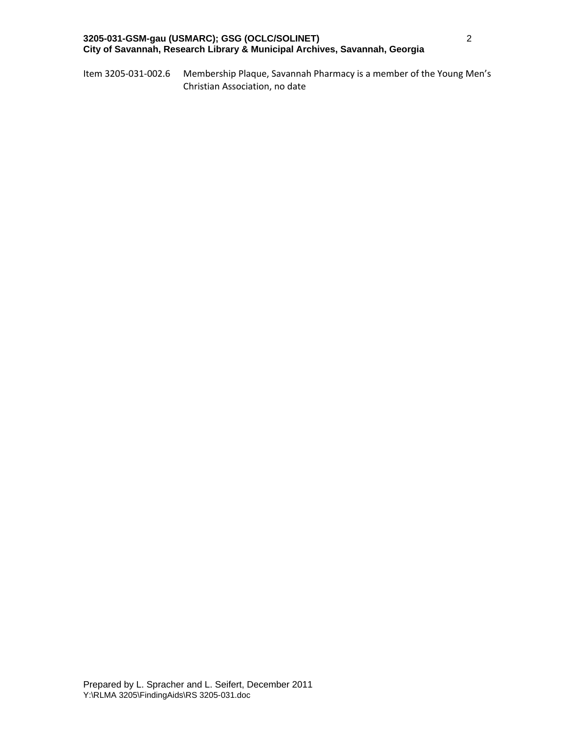Item 3205-031-002.6 Membership Plaque, Savannah Pharmacy is a member of the Young Men's Christian Association, no date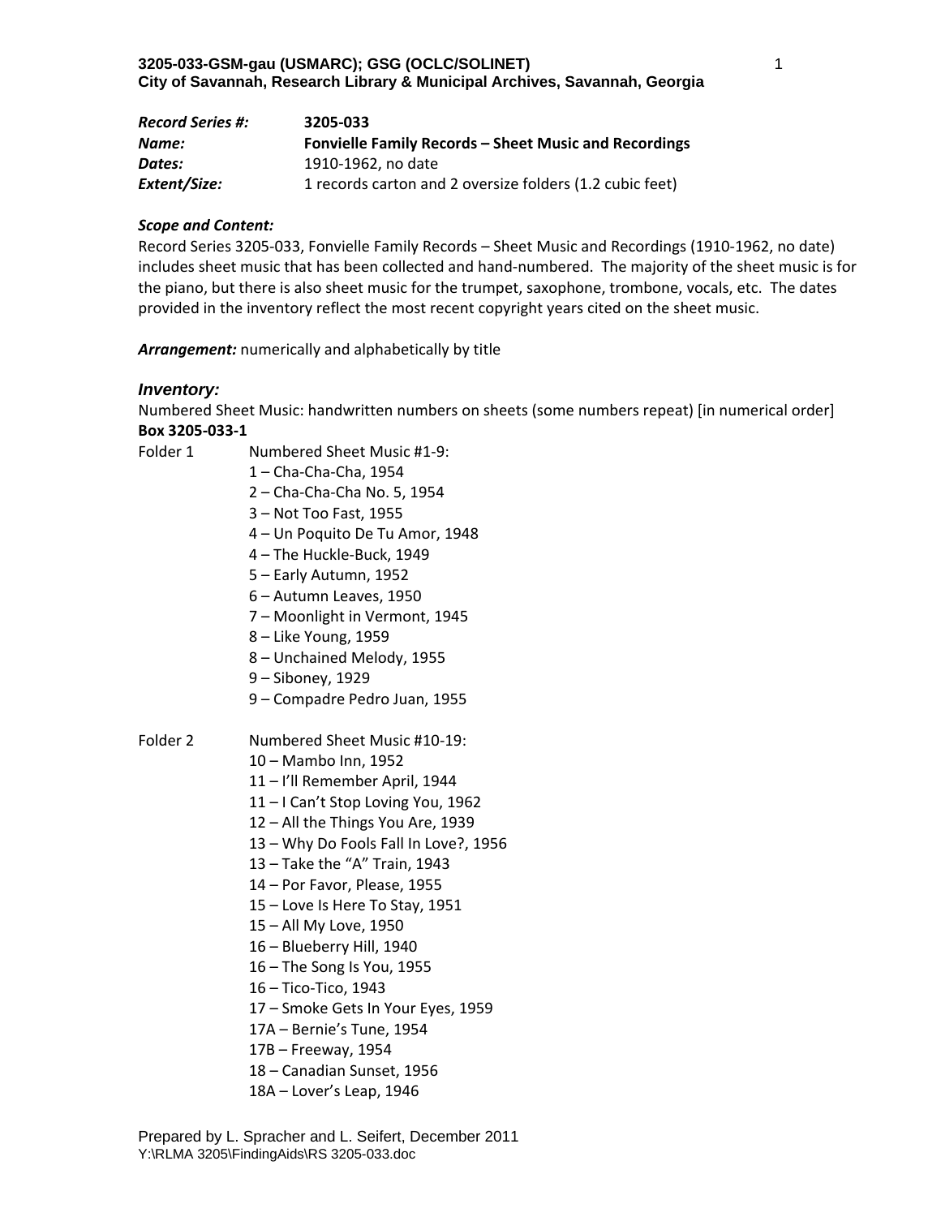**Record Series #:** **3205-033**
**Name:** **Fonvielle Family Records – Sheet Music and Recordings**
**Dates:** 1910-1962, no date
**Extent/Size:** 1 records carton and 2 oversize folders (1.2 cubic feet)

***Scope and Content:***
Record Series 3205-033, Fonvielle Family Records – Sheet Music and Recordings (1910-1962, no date) includes sheet music that has been collected and hand-numbered. The majority of the sheet music is for the piano, but there is also sheet music for the trumpet, saxophone, trombone, vocals, etc. The dates provided in the inventory reflect the most recent copyright years cited on the sheet music.

***Arrangement:*** numerically and alphabetically by title

### *Inventory:*

Numbered Sheet Music: handwritten numbers on sheets (some numbers repeat) [in numerical order]
**Box 3205-033-1**

Folder 1 Numbered Sheet Music #1-9:
- 1 – Cha-Cha-Cha, 1954
- 2 – Cha-Cha-Cha No. 5, 1954
- 3 – Not Too Fast, 1955
- 4 – Un Poquito De Tu Amor, 1948
- 4 – The Huckle-Buck, 1949
- 5 – Early Autumn, 1952
- 6 – Autumn Leaves, 1950
- 7 – Moonlight in Vermont, 1945
- 8 – Like Young, 1959
- 8 – Unchained Melody, 1955
- 9 – Siboney, 1929
- 9 – Compadre Pedro Juan, 1955

Folder 2 Numbered Sheet Music #10-19:
- 10 – Mambo Inn, 1952
- 11 – I'll Remember April, 1944
- 11 – I Can't Stop Loving You, 1962
- 12 – All the Things You Are, 1939
- 13 – Why Do Fools Fall In Love?, 1956
- 13 – Take the "A" Train, 1943
- 14 – Por Favor, Please, 1955
- 15 – Love Is Here To Stay, 1951
- 15 – All My Love, 1950
- 16 – Blueberry Hill, 1940
- 16 – The Song Is You, 1955
- 16 – Tico-Tico, 1943
- 17 – Smoke Gets In Your Eyes, 1959
- 17A – Bernie's Tune, 1954
- 17B – Freeway, 1954
- 18 – Canadian Sunset, 1956
- 18A – Lover's Leap, 1946

Prepared by L. Spracher and L. Seifert, December 2011
Y:\RLMA 3205\FindingAids\RS 3205-033.doc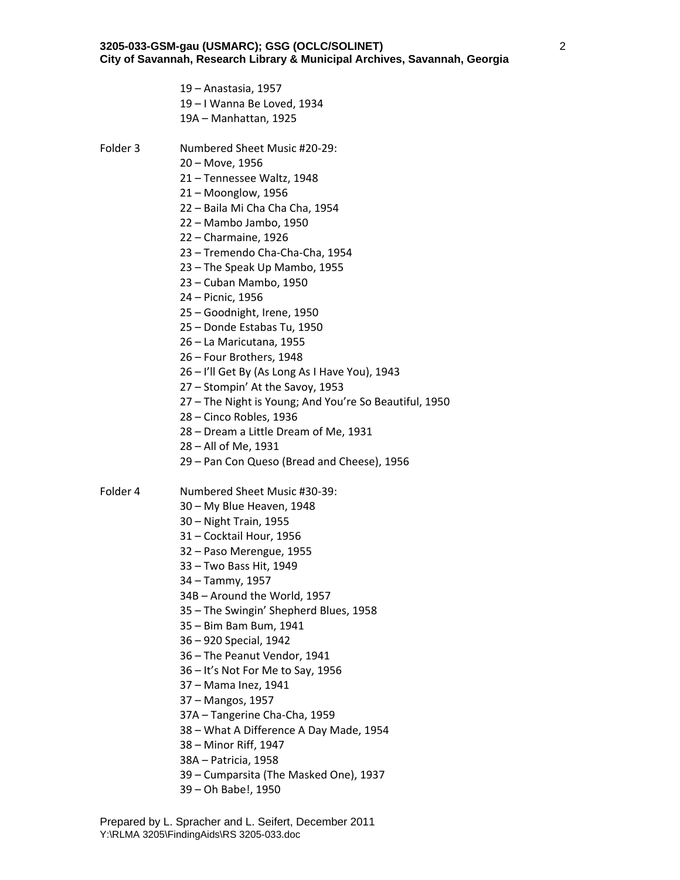19 – Anastasia, 1957
19 – I Wanna Be Loved, 1934
19A – Manhattan, 1925

Folder 3 Numbered Sheet Music #20-29:
20 – Move, 1956
21 – Tennessee Waltz, 1948
21 – Moonglow, 1956
22 – Baila Mi Cha Cha Cha, 1954
22 – Mambo Jambo, 1950
22 – Charmaine, 1926
23 – Tremendo Cha-Cha-Cha, 1954
23 – The Speak Up Mambo, 1955
23 – Cuban Mambo, 1950
24 – Picnic, 1956
25 – Goodnight, Irene, 1950
25 – Donde Estabas Tu, 1950
26 – La Maricutana, 1955
26 – Four Brothers, 1948
26 – I'll Get By (As Long As I Have You), 1943
27 – Stompin' At the Savoy, 1953
27 – The Night is Young; And You're So Beautiful, 1950
28 – Cinco Robles, 1936
28 – Dream a Little Dream of Me, 1931
28 – All of Me, 1931
29 – Pan Con Queso (Bread and Cheese), 1956

Folder 4 Numbered Sheet Music #30-39:
30 – My Blue Heaven, 1948
30 – Night Train, 1955
31 – Cocktail Hour, 1956
32 – Paso Merengue, 1955
33 – Two Bass Hit, 1949
34 – Tammy, 1957
34B – Around the World, 1957
35 – The Swingin' Shepherd Blues, 1958
35 – Bim Bam Bum, 1941
36 – 920 Special, 1942
36 – The Peanut Vendor, 1941
36 – It's Not For Me to Say, 1956
37 – Mama Inez, 1941
37 – Mangos, 1957
37A – Tangerine Cha-Cha, 1959
38 – What A Difference A Day Made, 1954
38 – Minor Riff, 1947
38A – Patricia, 1958
39 – Cumparsita (The Masked One), 1937
39 – Oh Babe!, 1950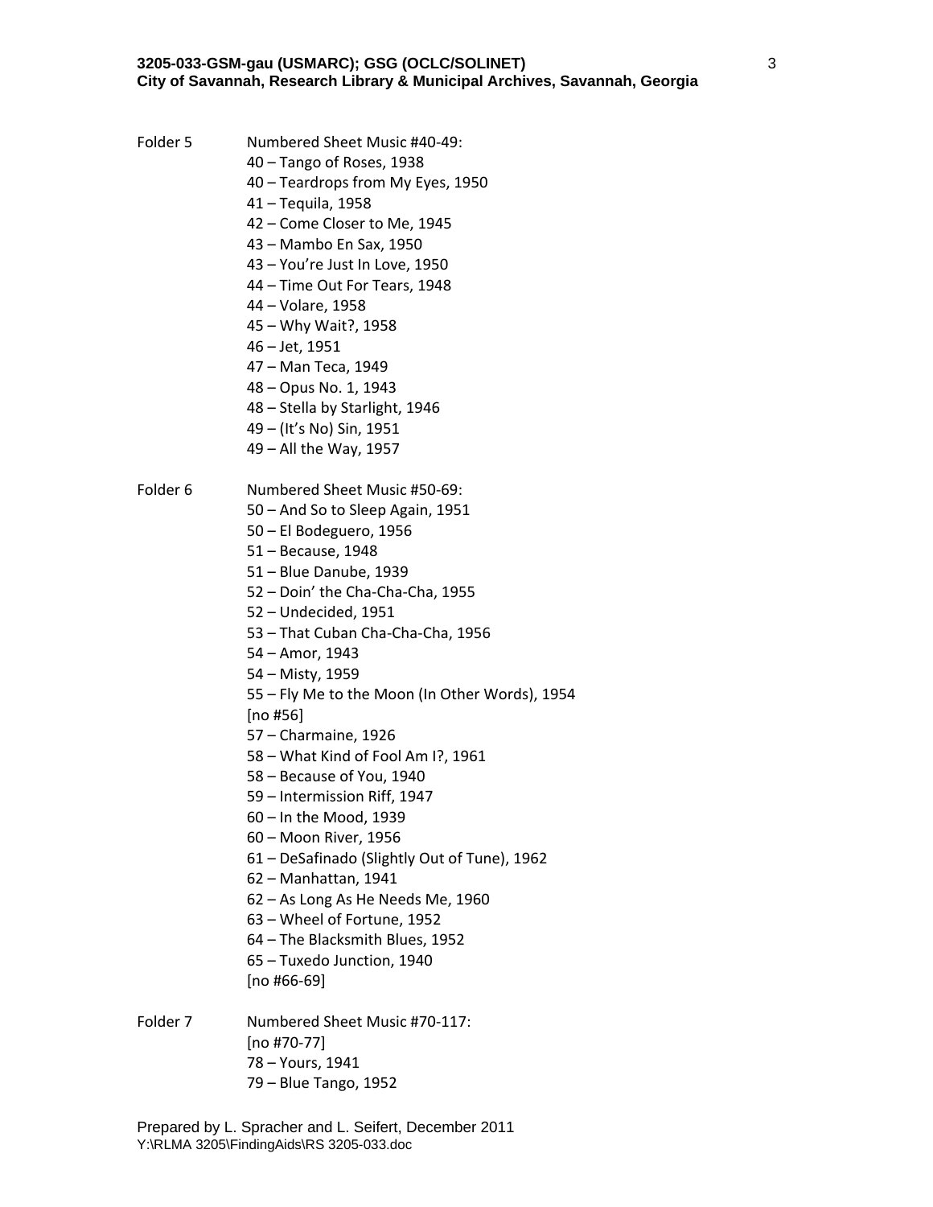Folder 5 Numbered Sheet Music #40-49:

40 – Tango of Roses, 1938
40 – Teardrops from My Eyes, 1950
41 – Tequila, 1958
42 – Come Closer to Me, 1945
43 – Mambo En Sax, 1950
43 – You're Just In Love, 1950
44 – Time Out For Tears, 1948
44 – Volare, 1958
45 – Why Wait?, 1958
46 – Jet, 1951
47 – Man Teca, 1949
48 – Opus No. 1, 1943
48 – Stella by Starlight, 1946
49 – (It's No) Sin, 1951
49 – All the Way, 1957

Folder 6 Numbered Sheet Music #50-69:

50 – And So to Sleep Again, 1951
50 – El Bodeguero, 1956
51 – Because, 1948
51 – Blue Danube, 1939
52 – Doin' the Cha-Cha-Cha, 1955
52 – Undecided, 1951
53 – That Cuban Cha-Cha-Cha, 1956
54 – Amor, 1943
54 – Misty, 1959
55 – Fly Me to the Moon (In Other Words), 1954
[no #56]
57 – Charmaine, 1926
58 – What Kind of Fool Am I?, 1961
58 – Because of You, 1940
59 – Intermission Riff, 1947
60 – In the Mood, 1939
60 – Moon River, 1956
61 – DeSafinado (Slightly Out of Tune), 1962
62 – Manhattan, 1941
62 – As Long As He Needs Me, 1960
63 – Wheel of Fortune, 1952
64 – The Blacksmith Blues, 1952
65 – Tuxedo Junction, 1940
[no #66-69]

Folder 7 Numbered Sheet Music #70-117:

[no #70-77]
78 – Yours, 1941
79 – Blue Tango, 1952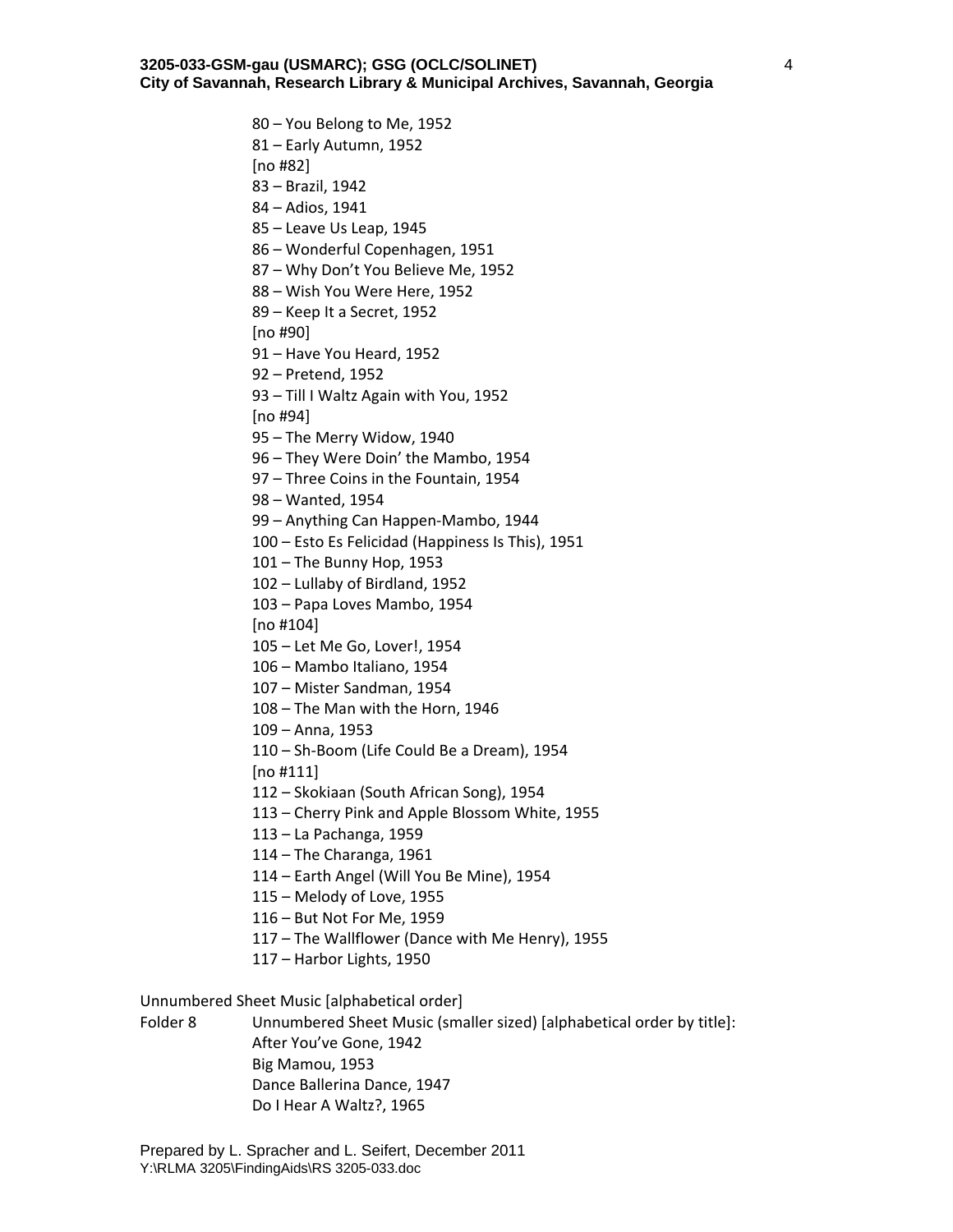80 – You Belong to Me, 1952
81 – Early Autumn, 1952
[no #82]
83 – Brazil, 1942
84 – Adios, 1941
85 – Leave Us Leap, 1945
86 – Wonderful Copenhagen, 1951
87 – Why Don't You Believe Me, 1952
88 – Wish You Were Here, 1952
89 – Keep It a Secret, 1952
[no #90]
91 – Have You Heard, 1952
92 – Pretend, 1952
93 – Till I Waltz Again with You, 1952
[no #94]
95 – The Merry Widow, 1940
96 – They Were Doin' the Mambo, 1954
97 – Three Coins in the Fountain, 1954
98 – Wanted, 1954
99 – Anything Can Happen-Mambo, 1944
100 – Esto Es Felicidad (Happiness Is This), 1951
101 – The Bunny Hop, 1953
102 – Lullaby of Birdland, 1952
103 – Papa Loves Mambo, 1954
[no #104]
105 – Let Me Go, Lover!, 1954
106 – Mambo Italiano, 1954
107 – Mister Sandman, 1954
108 – The Man with the Horn, 1946
109 – Anna, 1953
110 – Sh-Boom (Life Could Be a Dream), 1954
[no #111]
112 – Skokiaan (South African Song), 1954
113 – Cherry Pink and Apple Blossom White, 1955
113 – La Pachanga, 1959
114 – The Charanga, 1961
114 – Earth Angel (Will You Be Mine), 1954
115 – Melody of Love, 1955
116 – But Not For Me, 1959
117 – The Wallflower (Dance with Me Henry), 1955
117 – Harbor Lights, 1950

Unnumbered Sheet Music [alphabetical order]

Folder 8 Unnumbered Sheet Music (smaller sized) [alphabetical order by title]:
After You've Gone, 1942
Big Mamou, 1953
Dance Ballerina Dance, 1947
Do I Hear A Waltz?, 1965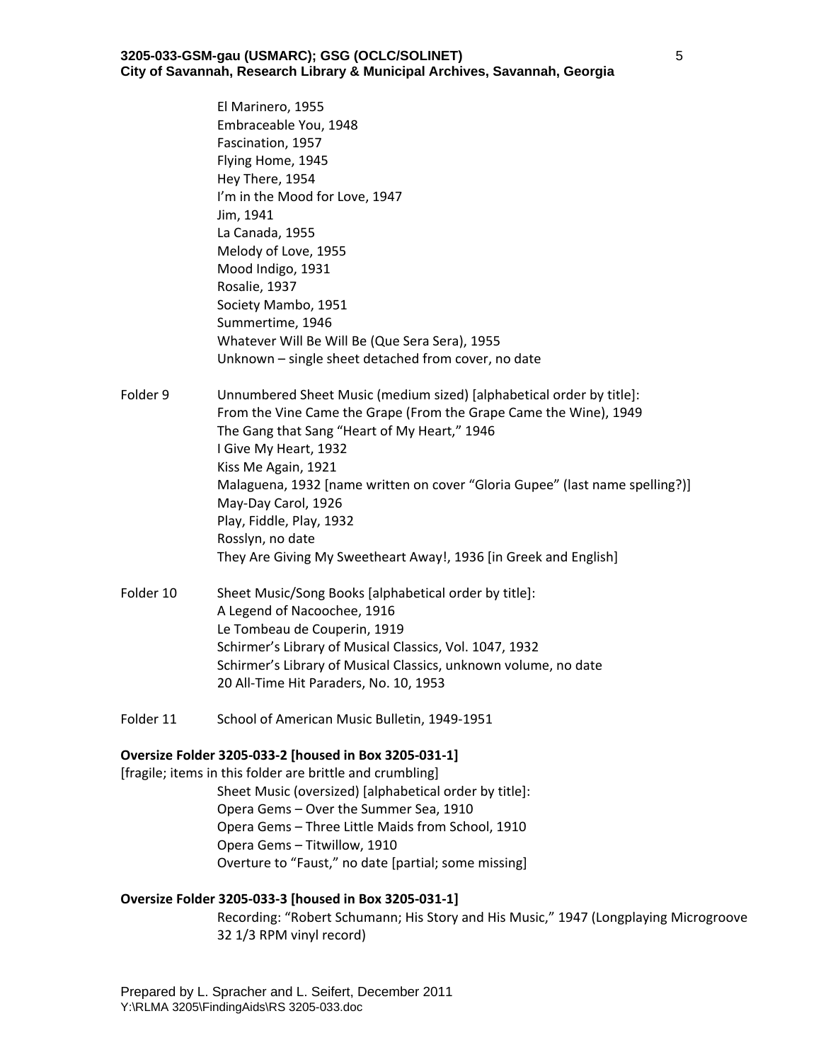El Marinero, 1955
Embraceable You, 1948
Fascination, 1957
Flying Home, 1945
Hey There, 1954
I'm in the Mood for Love, 1947
Jim, 1941
La Canada, 1955
Melody of Love, 1955
Mood Indigo, 1931
Rosalie, 1937
Society Mambo, 1951
Summertime, 1946
Whatever Will Be Will Be (Que Sera Sera), 1955
Unknown – single sheet detached from cover, no date

Folder 9 Unnumbered Sheet Music (medium sized) [alphabetical order by title]:
From the Vine Came the Grape (From the Grape Came the Wine), 1949
The Gang that Sang "Heart of My Heart," 1946
I Give My Heart, 1932
Kiss Me Again, 1921
Malaguena, 1932 [name written on cover "Gloria Gupee" (last name spelling?)]
May-Day Carol, 1926
Play, Fiddle, Play, 1932
Rosslyn, no date
They Are Giving My Sweetheart Away!, 1936 [in Greek and English]

Folder 10 Sheet Music/Song Books [alphabetical order by title]:
A Legend of Nacoochee, 1916
Le Tombeau de Couperin, 1919
Schirmer's Library of Musical Classics, Vol. 1047, 1932
Schirmer's Library of Musical Classics, unknown volume, no date
20 All-Time Hit Paraders, No. 10, 1953

Folder 11 School of American Music Bulletin, 1949-1951

**Oversize Folder 3205-033-2 [housed in Box 3205-031-1]**

[fragile; items in this folder are brittle and crumbling]

Sheet Music (oversized) [alphabetical order by title]:
Opera Gems – Over the Summer Sea, 1910
Opera Gems – Three Little Maids from School, 1910
Opera Gems – Titwillow, 1910
Overture to "Faust," no date [partial; some missing]

**Oversize Folder 3205-033-3 [housed in Box 3205-031-1]**

Recording: "Robert Schumann; His Story and His Music," 1947 (Longplaying Microgroove 32 1/3 RPM vinyl record)

Prepared by L. Spracher and L. Seifert, December 2011
Y:\RLMA 3205\FindingAids\RS 3205-033.doc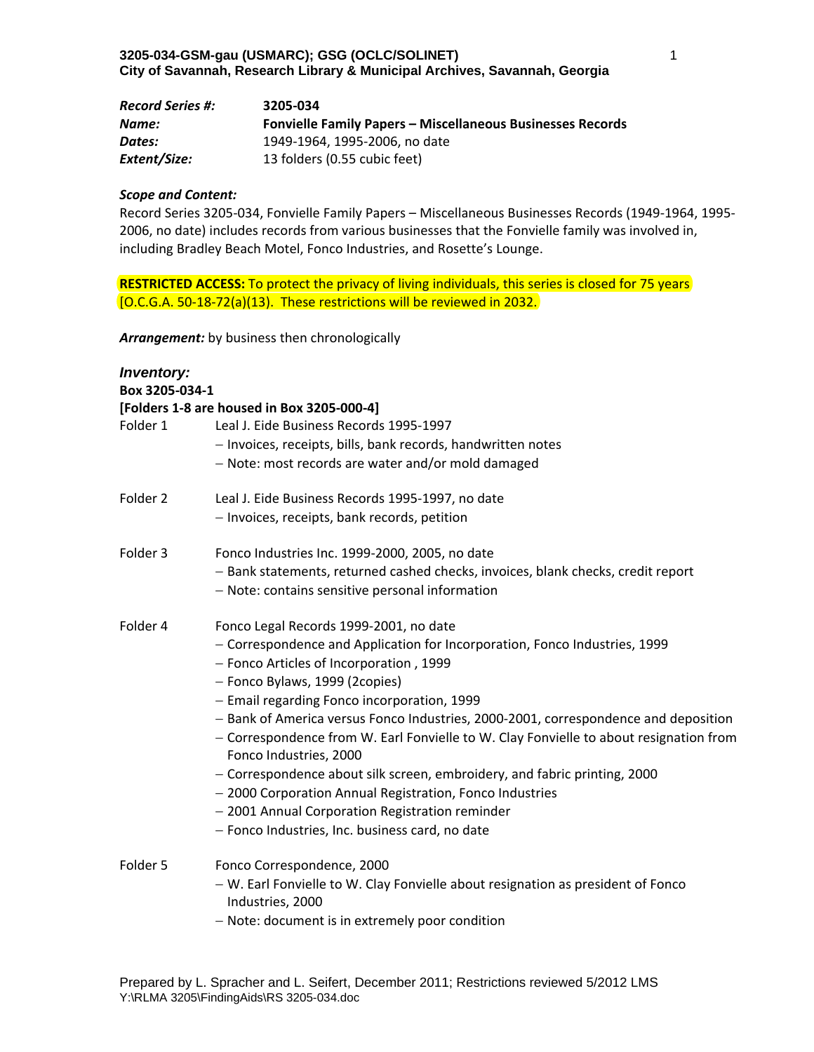**Record Series #:** **3205-034**
**Name:** **Fonvielle Family Papers – Miscellaneous Businesses Records**
**Dates:** 1949-1964, 1995-2006, no date
**Extent/Size:** 13 folders (0.55 cubic feet)

***Scope and Content:***

Record Series 3205-034, Fonvielle Family Papers – Miscellaneous Businesses Records (1949-1964, 1995-2006, no date) includes records from various businesses that the Fonvielle family was involved in, including Bradley Beach Motel, Fonco Industries, and Rosette's Lounge.

**RESTRICTED ACCESS:** To protect the privacy of living individuals, this series is closed for 75 years [O.C.G.A. 50-18-72(a)(13). These restrictions will be reviewed in 2032.

***Arrangement:*** by business then chronologically

***Inventory:***

**Box 3205-034-1**

**[Folders 1-8 are housed in Box 3205-000-4]**

Folder 1 — Leal J. Eide Business Records 1995-1997
- Invoices, receipts, bills, bank records, handwritten notes
- Note: most records are water and/or mold damaged

Folder 2 — Leal J. Eide Business Records 1995-1997, no date
- Invoices, receipts, bank records, petition

Folder 3 — Fonco Industries Inc. 1999-2000, 2005, no date
- Bank statements, returned cashed checks, invoices, blank checks, credit report
- Note: contains sensitive personal information

Folder 4 — Fonco Legal Records 1999-2001, no date
- Correspondence and Application for Incorporation, Fonco Industries, 1999
- Fonco Articles of Incorporation , 1999
- Fonco Bylaws, 1999 (2copies)
- Email regarding Fonco incorporation, 1999
- Bank of America versus Fonco Industries, 2000-2001, correspondence and deposition
- Correspondence from W. Earl Fonvielle to W. Clay Fonvielle to about resignation from Fonco Industries, 2000
- Correspondence about silk screen, embroidery, and fabric printing, 2000
- 2000 Corporation Annual Registration, Fonco Industries
- 2001 Annual Corporation Registration reminder
- Fonco Industries, Inc. business card, no date

Folder 5 — Fonco Correspondence, 2000
- W. Earl Fonvielle to W. Clay Fonvielle about resignation as president of Fonco Industries, 2000
- Note: document is in extremely poor condition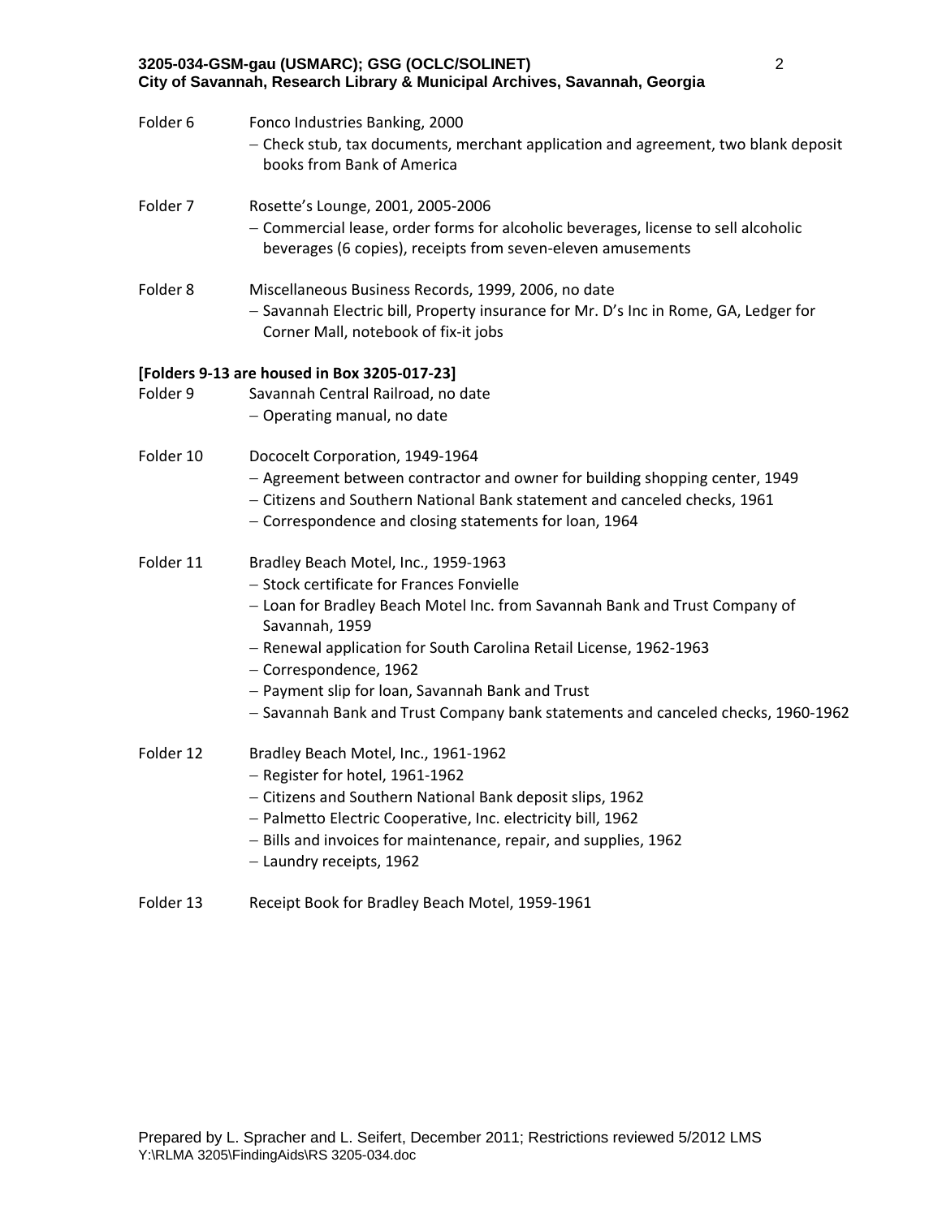Folder 6 Fonco Industries Banking, 2000

- Check stub, tax documents, merchant application and agreement, two blank deposit books from Bank of America

Folder 7 Rosette's Lounge, 2001, 2005-2006

- Commercial lease, order forms for alcoholic beverages, license to sell alcoholic beverages (6 copies), receipts from seven-eleven amusements

Folder 8 Miscellaneous Business Records, 1999, 2006, no date

- Savannah Electric bill, Property insurance for Mr. D's Inc in Rome, GA, Ledger for Corner Mall, notebook of fix-it jobs

**[Folders 9-13 are housed in Box 3205-017-23]**

Folder 9 Savannah Central Railroad, no date

- Operating manual, no date

Folder 10 Dococelt Corporation, 1949-1964

- Agreement between contractor and owner for building shopping center, 1949
- Citizens and Southern National Bank statement and canceled checks, 1961
- Correspondence and closing statements for loan, 1964

Folder 11 Bradley Beach Motel, Inc., 1959-1963

- Stock certificate for Frances Fonvielle
- Loan for Bradley Beach Motel Inc. from Savannah Bank and Trust Company of Savannah, 1959
- Renewal application for South Carolina Retail License, 1962-1963
- Correspondence, 1962
- Payment slip for loan, Savannah Bank and Trust
- Savannah Bank and Trust Company bank statements and canceled checks, 1960-1962

Folder 12 Bradley Beach Motel, Inc., 1961-1962

- Register for hotel, 1961-1962
- Citizens and Southern National Bank deposit slips, 1962
- Palmetto Electric Cooperative, Inc. electricity bill, 1962
- Bills and invoices for maintenance, repair, and supplies, 1962
- Laundry receipts, 1962

Folder 13 Receipt Book for Bradley Beach Motel, 1959-1961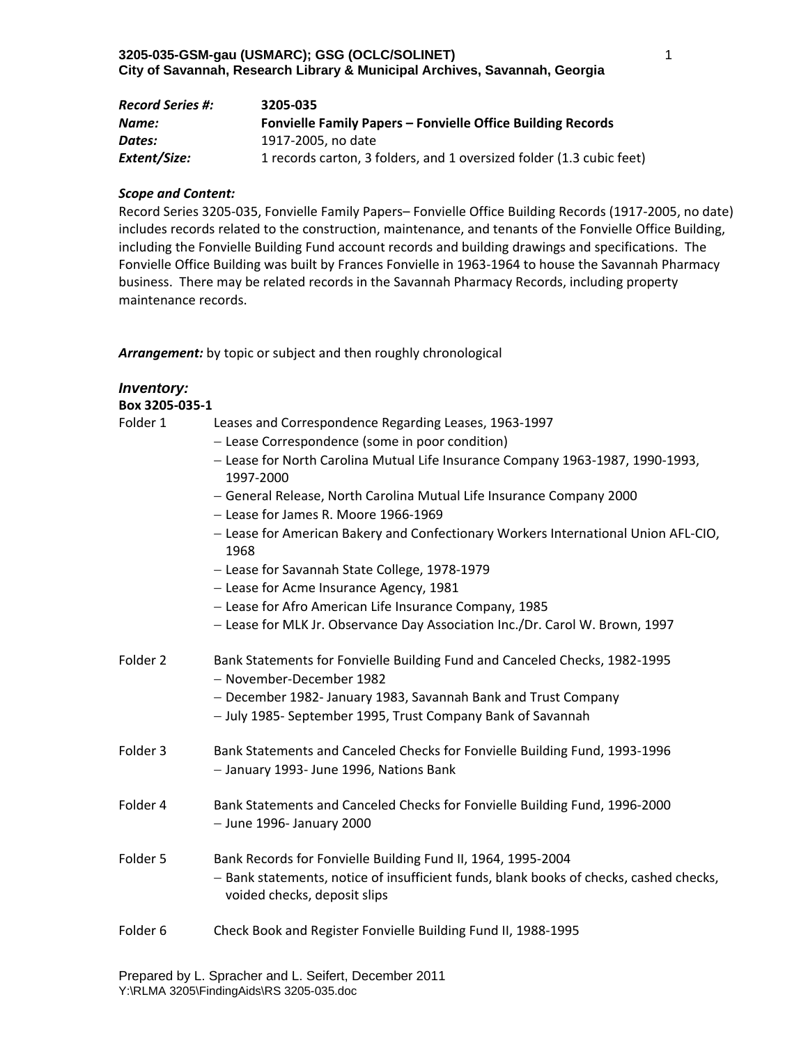**3205-035-GSM-gau (USMARC); GSG (OCLC/SOLINET)**
**City of Savannah, Research Library & Municipal Archives, Savannah, Georgia**

| | |
|---|---|
| ***Record Series #:*** | **3205-035** |
| ***Name:*** | **Fonvielle Family Papers – Fonvielle Office Building Records** |
| ***Dates:*** | 1917-2005, no date |
| ***Extent/Size:*** | 1 records carton, 3 folders, and 1 oversized folder (1.3 cubic feet) |

***Scope and Content:***

Record Series 3205-035, Fonvielle Family Papers– Fonvielle Office Building Records (1917-2005, no date) includes records related to the construction, maintenance, and tenants of the Fonvielle Office Building, including the Fonvielle Building Fund account records and building drawings and specifications. The Fonvielle Office Building was built by Frances Fonvielle in 1963-1964 to house the Savannah Pharmacy business. There may be related records in the Savannah Pharmacy Records, including property maintenance records.

***Arrangement:*** by topic or subject and then roughly chronological

## *Inventory:*

**Box 3205-035-1**

Folder 1 — Leases and Correspondence Regarding Leases, 1963-1997
- Lease Correspondence (some in poor condition)
- Lease for North Carolina Mutual Life Insurance Company 1963-1987, 1990-1993, 1997-2000
- General Release, North Carolina Mutual Life Insurance Company 2000
- Lease for James R. Moore 1966-1969
- Lease for American Bakery and Confectionary Workers International Union AFL-CIO, 1968
- Lease for Savannah State College, 1978-1979
- Lease for Acme Insurance Agency, 1981
- Lease for Afro American Life Insurance Company, 1985
- Lease for MLK Jr. Observance Day Association Inc./Dr. Carol W. Brown, 1997

Folder 2 — Bank Statements for Fonvielle Building Fund and Canceled Checks, 1982-1995
- November-December 1982
- December 1982- January 1983, Savannah Bank and Trust Company
- July 1985- September 1995, Trust Company Bank of Savannah

Folder 3 — Bank Statements and Canceled Checks for Fonvielle Building Fund, 1993-1996
- January 1993- June 1996, Nations Bank

Folder 4 — Bank Statements and Canceled Checks for Fonvielle Building Fund, 1996-2000
- June 1996- January 2000

Folder 5 — Bank Records for Fonvielle Building Fund II, 1964, 1995-2004
- Bank statements, notice of insufficient funds, blank books of checks, cashed checks, voided checks, deposit slips

Folder 6 — Check Book and Register Fonvielle Building Fund II, 1988-1995

Prepared by L. Spracher and L. Seifert, December 2011
Y:\RLMA 3205\FindingAids\RS 3205-035.doc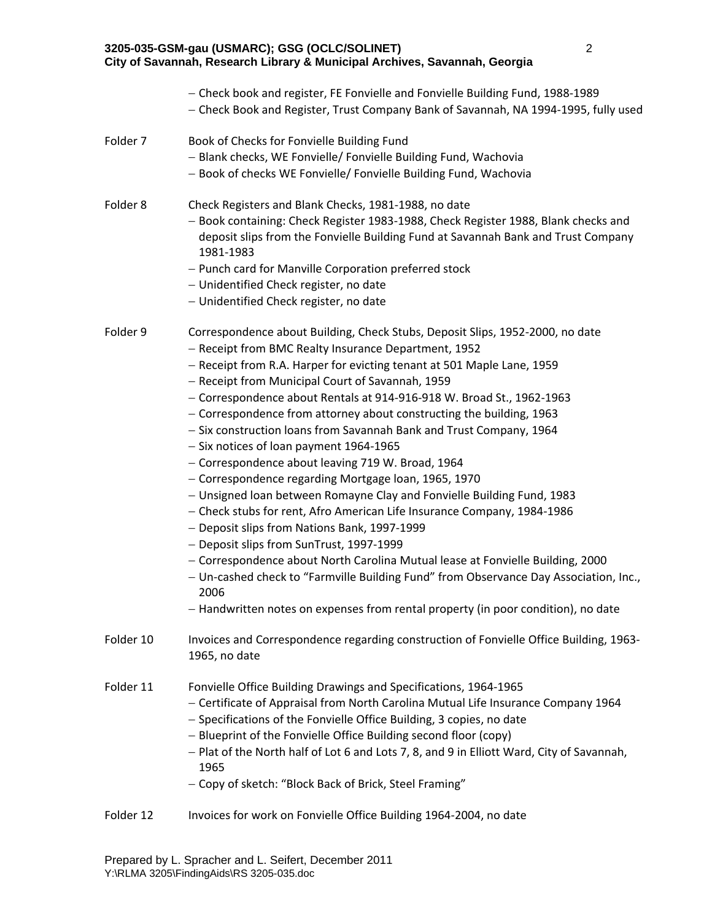- Check book and register, FE Fonvielle and Fonvielle Building Fund, 1988-1989
- Check Book and Register, Trust Company Bank of Savannah, NA 1994-1995, fully used

Folder 7 Book of Checks for Fonvielle Building Fund
- Blank checks, WE Fonvielle/ Fonvielle Building Fund, Wachovia
- Book of checks WE Fonvielle/ Fonvielle Building Fund, Wachovia

Folder 8 Check Registers and Blank Checks, 1981-1988, no date
- Book containing: Check Register 1983-1988, Check Register 1988, Blank checks and deposit slips from the Fonvielle Building Fund at Savannah Bank and Trust Company 1981-1983
- Punch card for Manville Corporation preferred stock
- Unidentified Check register, no date
- Unidentified Check register, no date

Folder 9 Correspondence about Building, Check Stubs, Deposit Slips, 1952-2000, no date
- Receipt from BMC Realty Insurance Department, 1952
- Receipt from R.A. Harper for evicting tenant at 501 Maple Lane, 1959
- Receipt from Municipal Court of Savannah, 1959
- Correspondence about Rentals at 914-916-918 W. Broad St., 1962-1963
- Correspondence from attorney about constructing the building, 1963
- Six construction loans from Savannah Bank and Trust Company, 1964
- Six notices of loan payment 1964-1965
- Correspondence about leaving 719 W. Broad, 1964
- Correspondence regarding Mortgage loan, 1965, 1970
- Unsigned loan between Romayne Clay and Fonvielle Building Fund, 1983
- Check stubs for rent, Afro American Life Insurance Company, 1984-1986
- Deposit slips from Nations Bank, 1997-1999
- Deposit slips from SunTrust, 1997-1999
- Correspondence about North Carolina Mutual lease at Fonvielle Building, 2000
- Un-cashed check to "Farmville Building Fund" from Observance Day Association, Inc., 2006
- Handwritten notes on expenses from rental property (in poor condition), no date

Folder 10 Invoices and Correspondence regarding construction of Fonvielle Office Building, 1963-1965, no date

Folder 11 Fonvielle Office Building Drawings and Specifications, 1964-1965
- Certificate of Appraisal from North Carolina Mutual Life Insurance Company 1964
- Specifications of the Fonvielle Office Building, 3 copies, no date
- Blueprint of the Fonvielle Office Building second floor (copy)
- Plat of the North half of Lot 6 and Lots 7, 8, and 9 in Elliott Ward, City of Savannah, 1965
- Copy of sketch: "Block Back of Brick, Steel Framing"

Folder 12 Invoices for work on Fonvielle Office Building 1964-2004, no date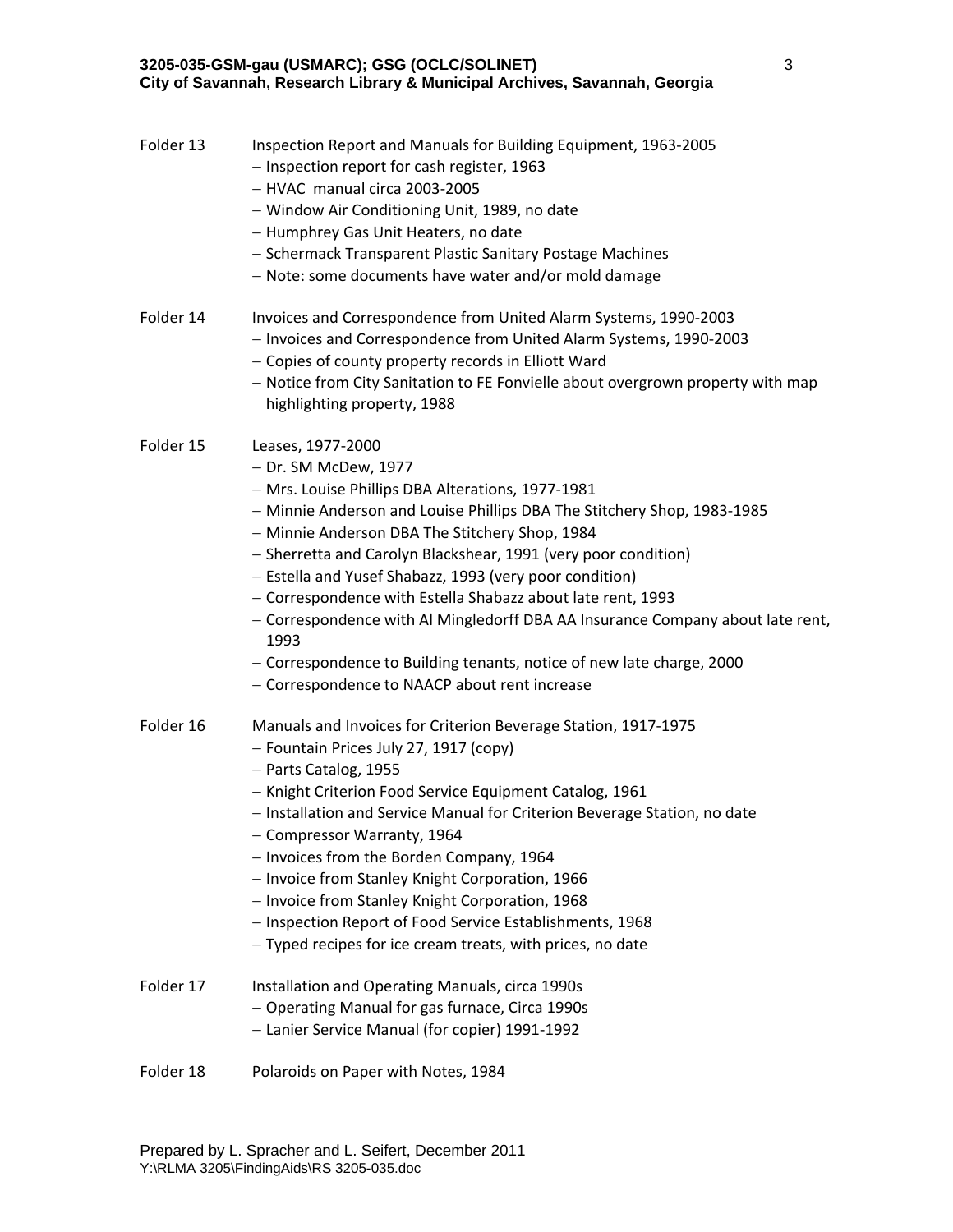Folder 13 Inspection Report and Manuals for Building Equipment, 1963-2005

- Inspection report for cash register, 1963
- HVAC manual circa 2003-2005
- Window Air Conditioning Unit, 1989, no date
- Humphrey Gas Unit Heaters, no date
- Schermack Transparent Plastic Sanitary Postage Machines
- Note: some documents have water and/or mold damage

Folder 14 Invoices and Correspondence from United Alarm Systems, 1990-2003

- Invoices and Correspondence from United Alarm Systems, 1990-2003
- Copies of county property records in Elliott Ward
- Notice from City Sanitation to FE Fonvielle about overgrown property with map highlighting property, 1988

Folder 15 Leases, 1977-2000

- Dr. SM McDew, 1977
- Mrs. Louise Phillips DBA Alterations, 1977-1981
- Minnie Anderson and Louise Phillips DBA The Stitchery Shop, 1983-1985
- Minnie Anderson DBA The Stitchery Shop, 1984
- Sherretta and Carolyn Blackshear, 1991 (very poor condition)
- Estella and Yusef Shabazz, 1993 (very poor condition)
- Correspondence with Estella Shabazz about late rent, 1993
- Correspondence with Al Mingledorff DBA AA Insurance Company about late rent, 1993
- Correspondence to Building tenants, notice of new late charge, 2000
- Correspondence to NAACP about rent increase

Folder 16 Manuals and Invoices for Criterion Beverage Station, 1917-1975

- Fountain Prices July 27, 1917 (copy)
- Parts Catalog, 1955
- Knight Criterion Food Service Equipment Catalog, 1961
- Installation and Service Manual for Criterion Beverage Station, no date
- Compressor Warranty, 1964
- Invoices from the Borden Company, 1964
- Invoice from Stanley Knight Corporation, 1966
- Invoice from Stanley Knight Corporation, 1968
- Inspection Report of Food Service Establishments, 1968
- Typed recipes for ice cream treats, with prices, no date

Folder 17 Installation and Operating Manuals, circa 1990s

- Operating Manual for gas furnace, Circa 1990s
- Lanier Service Manual (for copier) 1991-1992

Folder 18 Polaroids on Paper with Notes, 1984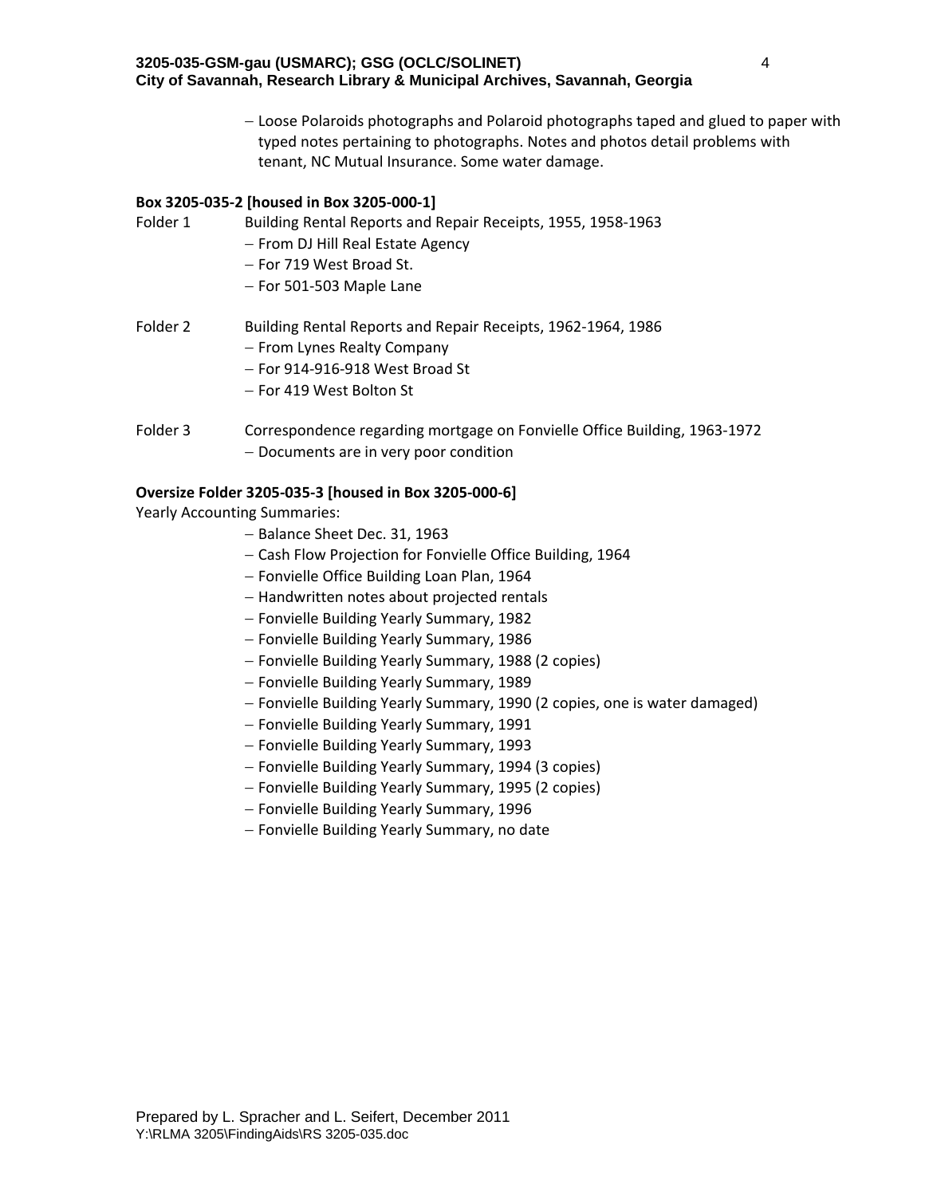- Loose Polaroids photographs and Polaroid photographs taped and glued to paper with typed notes pertaining to photographs. Notes and photos detail problems with tenant, NC Mutual Insurance. Some water damage.

**Box 3205-035-2 [housed in Box 3205-000-1]**

Folder 1 Building Rental Reports and Repair Receipts, 1955, 1958-1963
- From DJ Hill Real Estate Agency
- For 719 West Broad St.
- For 501-503 Maple Lane

Folder 2 Building Rental Reports and Repair Receipts, 1962-1964, 1986
- From Lynes Realty Company
- For 914-916-918 West Broad St
- For 419 West Bolton St

Folder 3 Correspondence regarding mortgage on Fonvielle Office Building, 1963-1972
- Documents are in very poor condition

**Oversize Folder 3205-035-3 [housed in Box 3205-000-6]**

Yearly Accounting Summaries:
- Balance Sheet Dec. 31, 1963
- Cash Flow Projection for Fonvielle Office Building, 1964
- Fonvielle Office Building Loan Plan, 1964
- Handwritten notes about projected rentals
- Fonvielle Building Yearly Summary, 1982
- Fonvielle Building Yearly Summary, 1986
- Fonvielle Building Yearly Summary, 1988 (2 copies)
- Fonvielle Building Yearly Summary, 1989
- Fonvielle Building Yearly Summary, 1990 (2 copies, one is water damaged)
- Fonvielle Building Yearly Summary, 1991
- Fonvielle Building Yearly Summary, 1993
- Fonvielle Building Yearly Summary, 1994 (3 copies)
- Fonvielle Building Yearly Summary, 1995 (2 copies)
- Fonvielle Building Yearly Summary, 1996
- Fonvielle Building Yearly Summary, no date

Prepared by L. Spracher and L. Seifert, December 2011
Y:\RLMA 3205\FindingAids\RS 3205-035.doc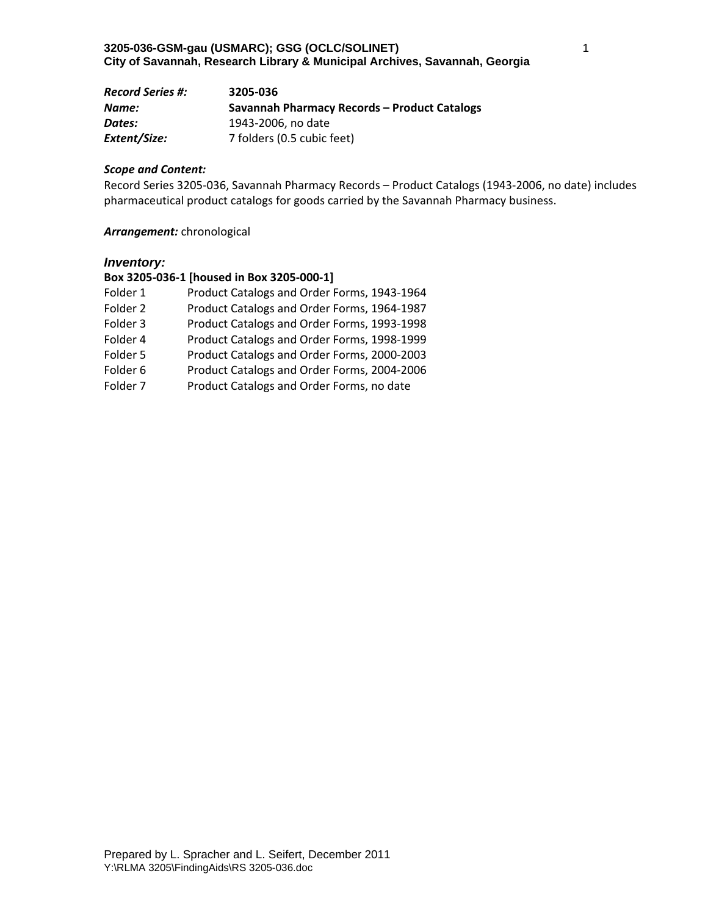**3205-036-GSM-gau (USMARC); GSG (OCLC/SOLINET)**
**City of Savannah, Research Library & Municipal Archives, Savannah, Georgia**

| | |
|---|---|
| ***Record Series #:*** | **3205-036** |
| ***Name:*** | **Savannah Pharmacy Records – Product Catalogs** |
| ***Dates:*** | 1943-2006, no date |
| ***Extent/Size:*** | 7 folders (0.5 cubic feet) |

***Scope and Content:***
Record Series 3205-036, Savannah Pharmacy Records – Product Catalogs (1943-2006, no date) includes pharmaceutical product catalogs for goods carried by the Savannah Pharmacy business.

***Arrangement:*** chronological

### *Inventory:*

**Box 3205-036-1 [housed in Box 3205-000-1]**

| | |
|---|---|
| Folder 1 | Product Catalogs and Order Forms, 1943-1964 |
| Folder 2 | Product Catalogs and Order Forms, 1964-1987 |
| Folder 3 | Product Catalogs and Order Forms, 1993-1998 |
| Folder 4 | Product Catalogs and Order Forms, 1998-1999 |
| Folder 5 | Product Catalogs and Order Forms, 2000-2003 |
| Folder 6 | Product Catalogs and Order Forms, 2004-2006 |
| Folder 7 | Product Catalogs and Order Forms, no date |

Prepared by L. Spracher and L. Seifert, December 2011
Y:\RLMA 3205\FindingAids\RS 3205-036.doc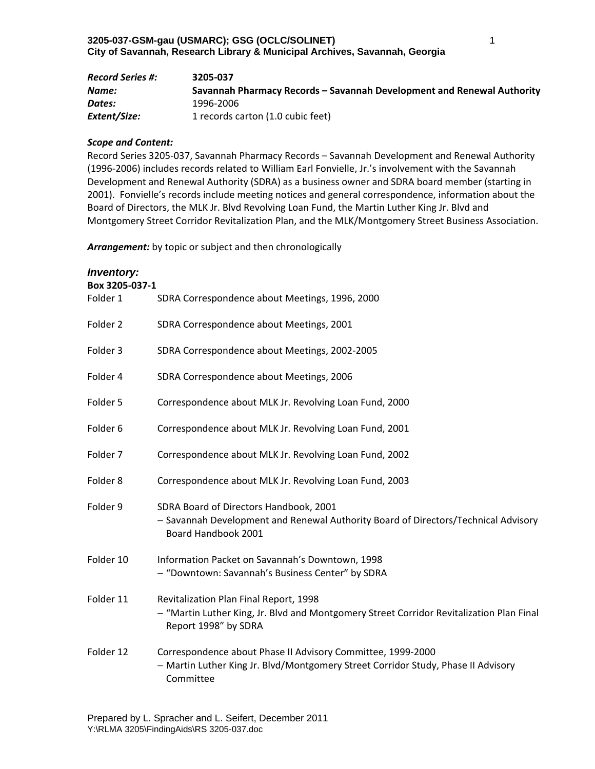**3205-037-GSM-gau (USMARC); GSG (OCLC/SOLINET)**
**City of Savannah, Research Library & Municipal Archives, Savannah, Georgia**

| | |
|---|---|
| ***Record Series #:*** | **3205-037** |
| ***Name:*** | **Savannah Pharmacy Records – Savannah Development and Renewal Authority** |
| ***Dates:*** | 1996-2006 |
| ***Extent/Size:*** | 1 records carton (1.0 cubic feet) |

***Scope and Content:***
Record Series 3205-037, Savannah Pharmacy Records – Savannah Development and Renewal Authority (1996-2006) includes records related to William Earl Fonvielle, Jr.'s involvement with the Savannah Development and Renewal Authority (SDRA) as a business owner and SDRA board member (starting in 2001). Fonvielle's records include meeting notices and general correspondence, information about the Board of Directors, the MLK Jr. Blvd Revolving Loan Fund, the Martin Luther King Jr. Blvd and Montgomery Street Corridor Revitalization Plan, and the MLK/Montgomery Street Business Association.

***Arrangement:*** by topic or subject and then chronologically

## *Inventory:*

**Box 3205-037-1**

Folder 1 SDRA Correspondence about Meetings, 1996, 2000

Folder 2 SDRA Correspondence about Meetings, 2001

Folder 3 SDRA Correspondence about Meetings, 2002-2005

Folder 4 SDRA Correspondence about Meetings, 2006

Folder 5 Correspondence about MLK Jr. Revolving Loan Fund, 2000

Folder 6 Correspondence about MLK Jr. Revolving Loan Fund, 2001

Folder 7 Correspondence about MLK Jr. Revolving Loan Fund, 2002

Folder 8 Correspondence about MLK Jr. Revolving Loan Fund, 2003

Folder 9 SDRA Board of Directors Handbook, 2001
- Savannah Development and Renewal Authority Board of Directors/Technical Advisory Board Handbook 2001

Folder 10 Information Packet on Savannah's Downtown, 1998
- "Downtown: Savannah's Business Center" by SDRA

Folder 11 Revitalization Plan Final Report, 1998
- "Martin Luther King, Jr. Blvd and Montgomery Street Corridor Revitalization Plan Final Report 1998" by SDRA

Folder 12 Correspondence about Phase II Advisory Committee, 1999-2000
- Martin Luther King Jr. Blvd/Montgomery Street Corridor Study, Phase II Advisory Committee

Prepared by L. Spracher and L. Seifert, December 2011
Y:\RLMA 3205\FindingAids\RS 3205-037.doc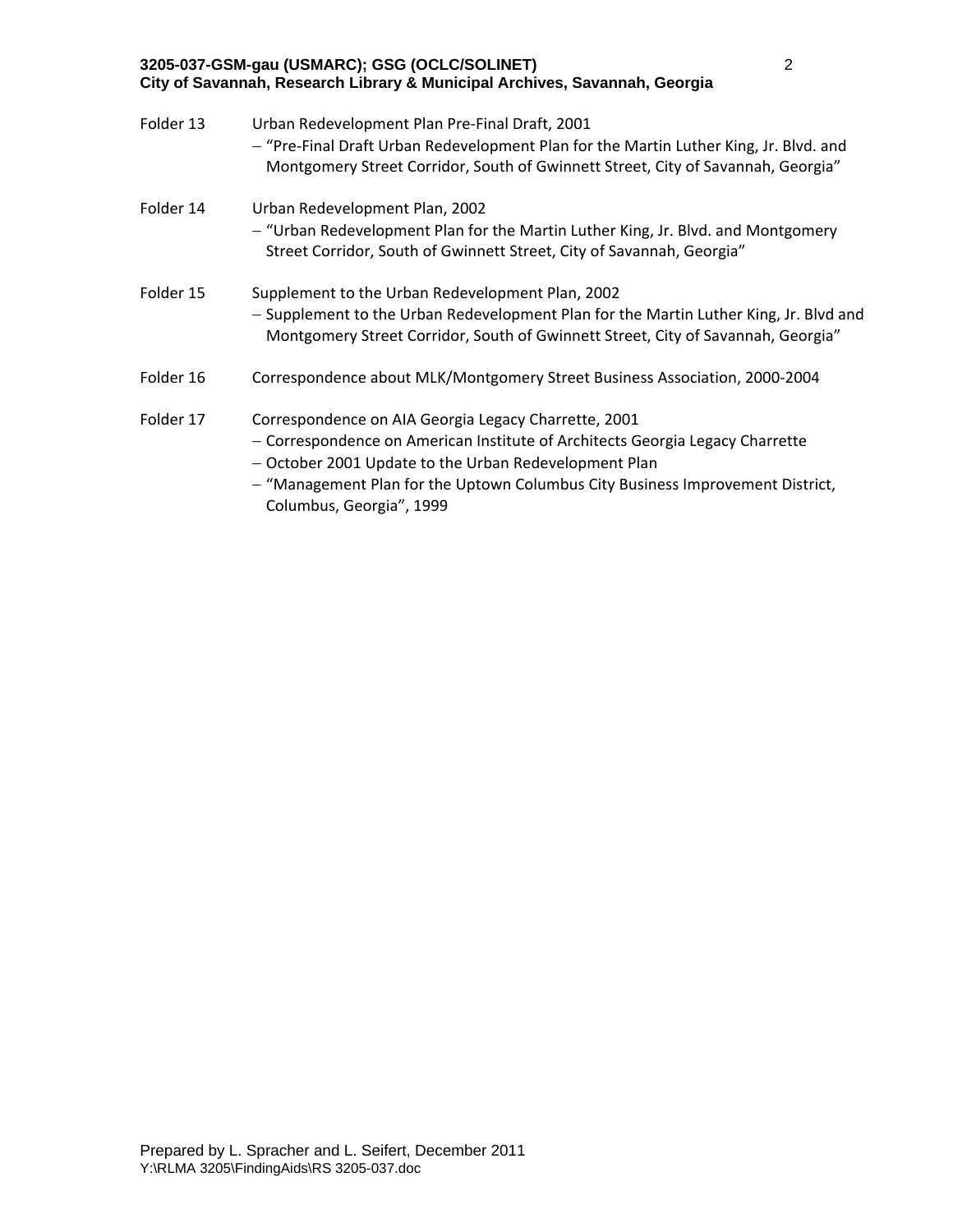Folder 13 Urban Redevelopment Plan Pre-Final Draft, 2001
- "Pre-Final Draft Urban Redevelopment Plan for the Martin Luther King, Jr. Blvd. and Montgomery Street Corridor, South of Gwinnett Street, City of Savannah, Georgia"

Folder 14 Urban Redevelopment Plan, 2002
- "Urban Redevelopment Plan for the Martin Luther King, Jr. Blvd. and Montgomery Street Corridor, South of Gwinnett Street, City of Savannah, Georgia"

Folder 15 Supplement to the Urban Redevelopment Plan, 2002
- Supplement to the Urban Redevelopment Plan for the Martin Luther King, Jr. Blvd and Montgomery Street Corridor, South of Gwinnett Street, City of Savannah, Georgia"

Folder 16 Correspondence about MLK/Montgomery Street Business Association, 2000-2004

Folder 17 Correspondence on AIA Georgia Legacy Charrette, 2001
- Correspondence on American Institute of Architects Georgia Legacy Charrette
- October 2001 Update to the Urban Redevelopment Plan
- "Management Plan for the Uptown Columbus City Business Improvement District, Columbus, Georgia", 1999

Prepared by L. Spracher and L. Seifert, December 2011
Y:\RLMA 3205\FindingAids\RS 3205-037.doc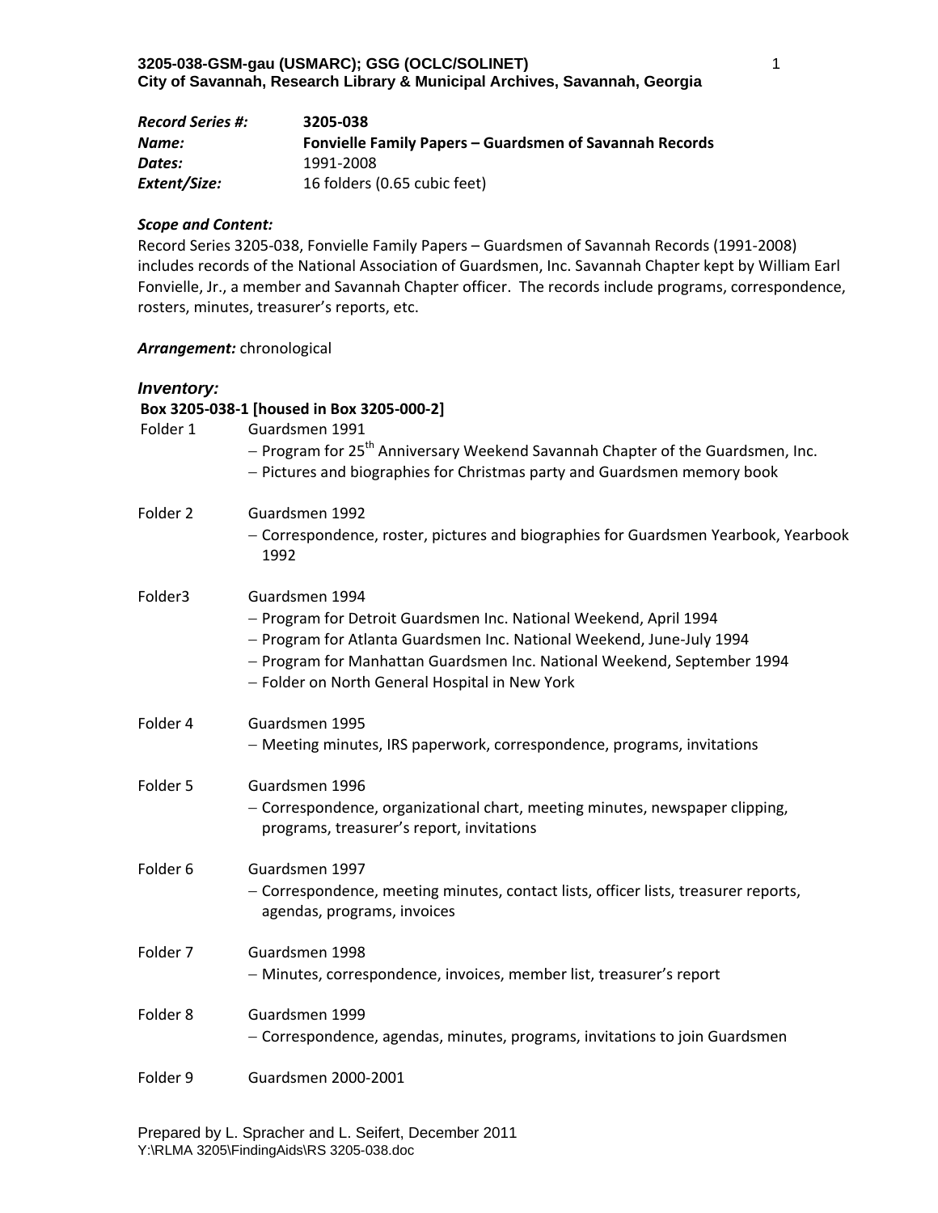**3205-038-GSM-gau (USMARC); GSG (OCLC/SOLINET)**
**City of Savannah, Research Library & Municipal Archives, Savannah, Georgia**

| | |
|---|---|
| ***Record Series #:*** | **3205-038** |
| ***Name:*** | **Fonvielle Family Papers – Guardsmen of Savannah Records** |
| ***Dates:*** | 1991-2008 |
| ***Extent/Size:*** | 16 folders (0.65 cubic feet) |

***Scope and Content:***
Record Series 3205-038, Fonvielle Family Papers – Guardsmen of Savannah Records (1991-2008) includes records of the National Association of Guardsmen, Inc. Savannah Chapter kept by William Earl Fonvielle, Jr., a member and Savannah Chapter officer. The records include programs, correspondence, rosters, minutes, treasurer's reports, etc.

***Arrangement:*** chronological

***Inventory:***

**Box 3205-038-1 [housed in Box 3205-000-2]**

Folder 1 Guardsmen 1991
- Program for 25th Anniversary Weekend Savannah Chapter of the Guardsmen, Inc.
- Pictures and biographies for Christmas party and Guardsmen memory book

Folder 2 Guardsmen 1992
- Correspondence, roster, pictures and biographies for Guardsmen Yearbook, Yearbook 1992

Folder3 Guardsmen 1994
- Program for Detroit Guardsmen Inc. National Weekend, April 1994
- Program for Atlanta Guardsmen Inc. National Weekend, June-July 1994
- Program for Manhattan Guardsmen Inc. National Weekend, September 1994
- Folder on North General Hospital in New York

Folder 4 Guardsmen 1995
- Meeting minutes, IRS paperwork, correspondence, programs, invitations

Folder 5 Guardsmen 1996
- Correspondence, organizational chart, meeting minutes, newspaper clipping, programs, treasurer's report, invitations

Folder 6 Guardsmen 1997
- Correspondence, meeting minutes, contact lists, officer lists, treasurer reports, agendas, programs, invoices

Folder 7 Guardsmen 1998
- Minutes, correspondence, invoices, member list, treasurer's report

Folder 8 Guardsmen 1999
- Correspondence, agendas, minutes, programs, invitations to join Guardsmen

Folder 9 Guardsmen 2000-2001

Prepared by L. Spracher and L. Seifert, December 2011
Y:\RLMA 3205\FindingAids\RS 3205-038.doc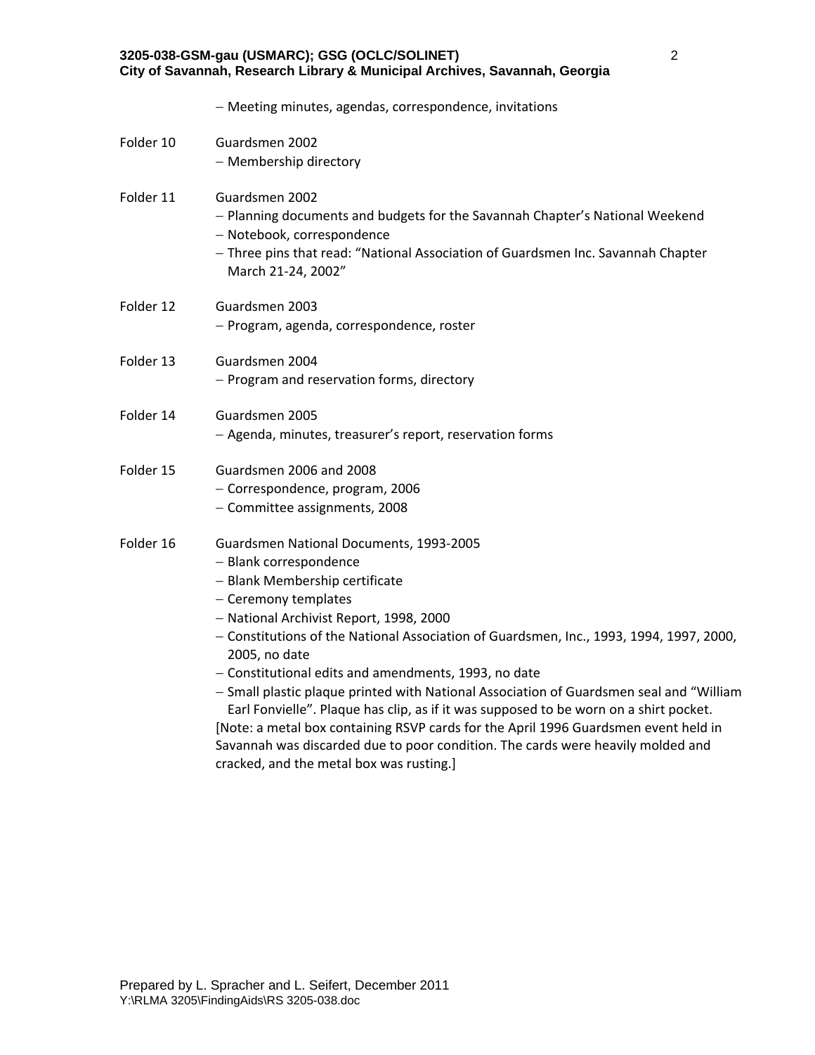– Meeting minutes, agendas, correspondence, invitations

Folder 10 Guardsmen 2002
- – Membership directory

Folder 11 Guardsmen 2002
- – Planning documents and budgets for the Savannah Chapter's National Weekend
- – Notebook, correspondence
- – Three pins that read: "National Association of Guardsmen Inc. Savannah Chapter March 21-24, 2002"

Folder 12 Guardsmen 2003
- – Program, agenda, correspondence, roster

Folder 13 Guardsmen 2004
- – Program and reservation forms, directory

Folder 14 Guardsmen 2005
- – Agenda, minutes, treasurer's report, reservation forms

Folder 15 Guardsmen 2006 and 2008
- – Correspondence, program, 2006
- – Committee assignments, 2008

Folder 16 Guardsmen National Documents, 1993-2005
- – Blank correspondence
- – Blank Membership certificate
- – Ceremony templates
- – National Archivist Report, 1998, 2000
- – Constitutions of the National Association of Guardsmen, Inc., 1993, 1994, 1997, 2000, 2005, no date
- – Constitutional edits and amendments, 1993, no date
- – Small plastic plaque printed with National Association of Guardsmen seal and "William Earl Fonvielle". Plaque has clip, as if it was supposed to be worn on a shirt pocket.

[Note: a metal box containing RSVP cards for the April 1996 Guardsmen event held in Savannah was discarded due to poor condition. The cards were heavily molded and cracked, and the metal box was rusting.]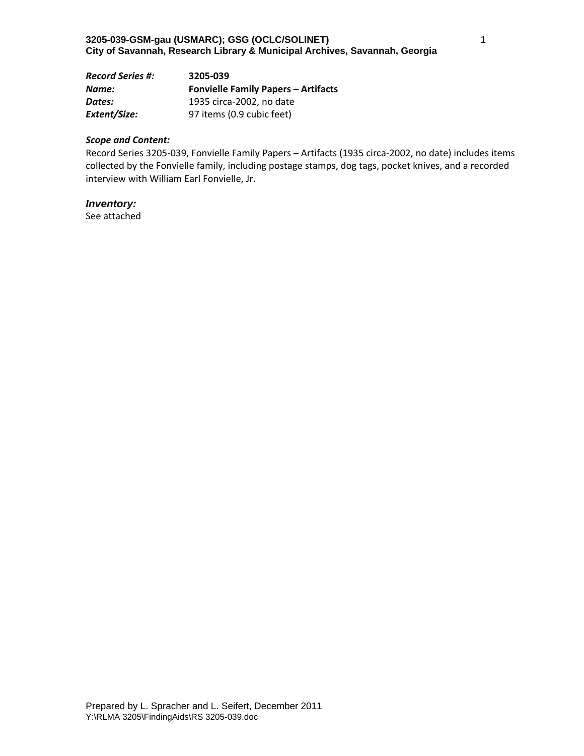**3205-039-GSM-gau (USMARC); GSG (OCLC/SOLINET)**
**City of Savannah, Research Library & Municipal Archives, Savannah, Georgia**

| | |
|---|---|
| ***Record Series #:*** | **3205-039** |
| ***Name:*** | **Fonvielle Family Papers – Artifacts** |
| ***Dates:*** | 1935 circa-2002, no date |
| ***Extent/Size:*** | 97 items (0.9 cubic feet) |

***Scope and Content:***
Record Series 3205-039, Fonvielle Family Papers – Artifacts (1935 circa-2002, no date) includes items collected by the Fonvielle family, including postage stamps, dog tags, pocket knives, and a recorded interview with William Earl Fonvielle, Jr.

***Inventory:***
See attached

Prepared by L. Spracher and L. Seifert, December 2011
Y:\RLMA 3205\FindingAids\RS 3205-039.doc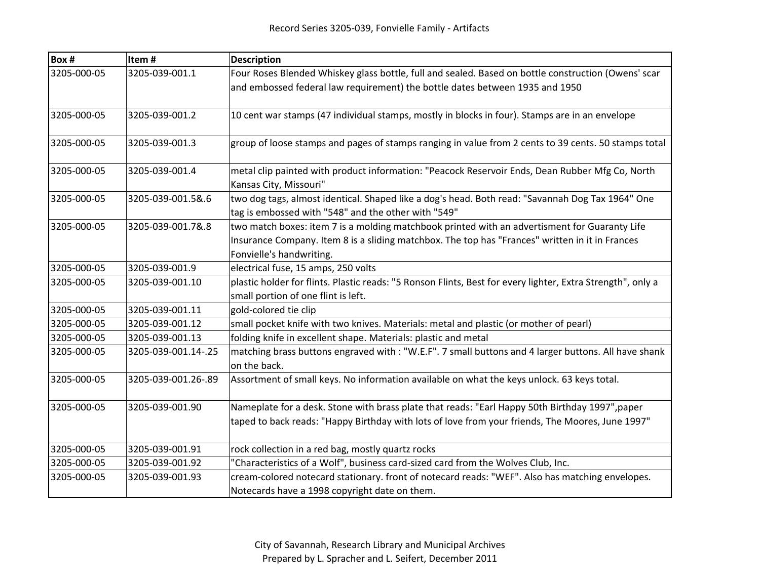Record Series 3205-039, Fonvielle Family - Artifacts

| Box # | Item # | Description |
|---|---|---|
| 3205-000-05 | 3205-039-001.1 | Four Roses Blended Whiskey glass bottle, full and sealed. Based on bottle construction (Owens' scar and embossed federal law requirement) the bottle dates between 1935 and 1950 |
| 3205-000-05 | 3205-039-001.2 | 10 cent war stamps (47 individual stamps, mostly in blocks in four). Stamps are in an envelope |
| 3205-000-05 | 3205-039-001.3 | group of loose stamps and pages of stamps ranging in value from 2 cents to 39 cents. 50 stamps total |
| 3205-000-05 | 3205-039-001.4 | metal clip painted with product information: "Peacock Reservoir Ends, Dean Rubber Mfg Co, North Kansas City, Missouri" |
| 3205-000-05 | 3205-039-001.5&.6 | two dog tags, almost identical. Shaped like a dog's head. Both read: "Savannah Dog Tax 1964" One tag is embossed with "548" and the other with "549" |
| 3205-000-05 | 3205-039-001.7&.8 | two match boxes: item 7 is a molding matchbook printed with an advertisment for Guaranty Life Insurance Company. Item 8 is a sliding matchbox. The top has "Frances" written in it in Frances Fonvielle's handwriting. |
| 3205-000-05 | 3205-039-001.9 | electrical fuse, 15 amps, 250 volts |
| 3205-000-05 | 3205-039-001.10 | plastic holder for flints. Plastic reads: "5 Ronson Flints, Best for every lighter, Extra Strength", only a small portion of one flint is left. |
| 3205-000-05 | 3205-039-001.11 | gold-colored tie clip |
| 3205-000-05 | 3205-039-001.12 | small pocket knife with two knives. Materials: metal and plastic (or mother of pearl) |
| 3205-000-05 | 3205-039-001.13 | folding knife in excellent shape. Materials: plastic and metal |
| 3205-000-05 | 3205-039-001.14-.25 | matching brass buttons engraved with : "W.E.F". 7 small buttons and 4 larger buttons. All have shank on the back. |
| 3205-000-05 | 3205-039-001.26-.89 | Assortment of small keys. No information available on what the keys unlock. 63 keys total. |
| 3205-000-05 | 3205-039-001.90 | Nameplate for a desk. Stone with brass plate that reads: "Earl Happy 50th Birthday 1997",paper taped to back reads: "Happy Birthday with lots of love from your friends, The Moores, June 1997" |
| 3205-000-05 | 3205-039-001.91 | rock collection in a red bag, mostly quartz rocks |
| 3205-000-05 | 3205-039-001.92 | "Characteristics of a Wolf", business card-sized card from the Wolves Club, Inc. |
| 3205-000-05 | 3205-039-001.93 | cream-colored notecard stationary. front of notecard reads: "WEF". Also has matching envelopes. Notecards have a 1998 copyright date on them. |

City of Savannah, Research Library and Municipal Archives
Prepared by L. Spracher and L. Seifert, December 2011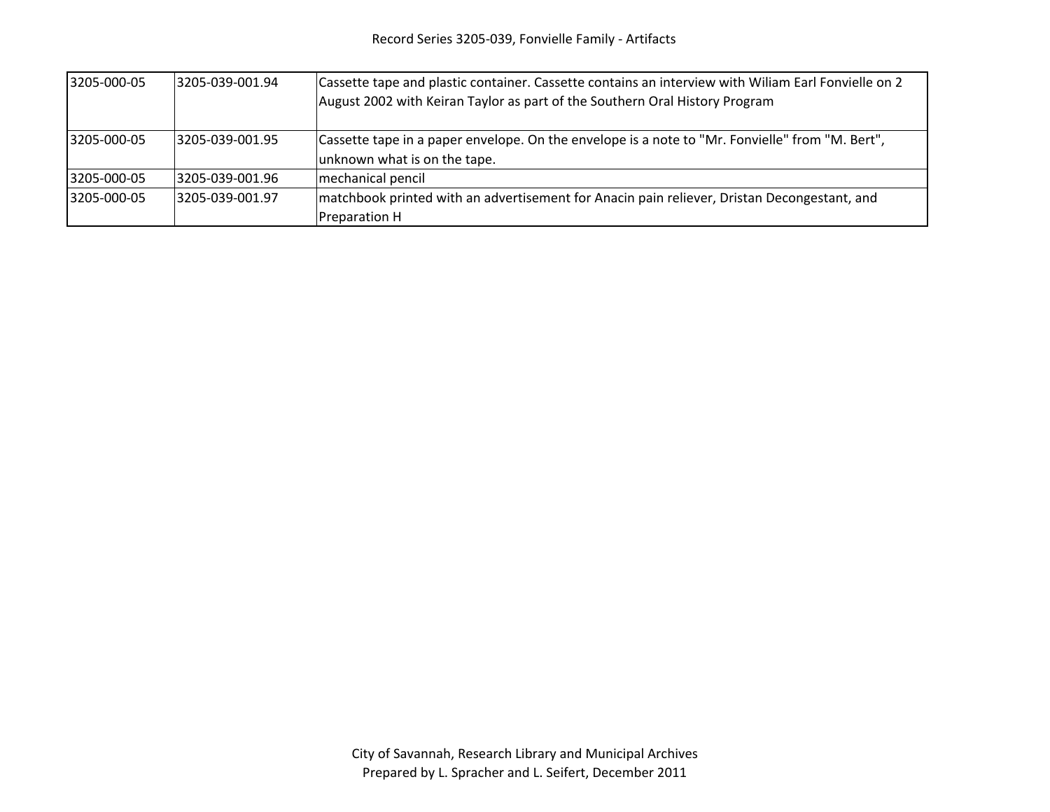| | | |
|---|---|---|
| 3205-000-05 | 3205-039-001.94 | Cassette tape and plastic container. Cassette contains an interview with Wiliam Earl Fonvielle on 2 August 2002 with Keiran Taylor as part of the Southern Oral History Program |
| 3205-000-05 | 3205-039-001.95 | Cassette tape in a paper envelope. On the envelope is a note to "Mr. Fonvielle" from "M. Bert", unknown what is on the tape. |
| 3205-000-05 | 3205-039-001.96 | mechanical pencil |
| 3205-000-05 | 3205-039-001.97 | matchbook printed with an advertisement for Anacin pain reliever, Dristan Decongestant, and Preparation H |